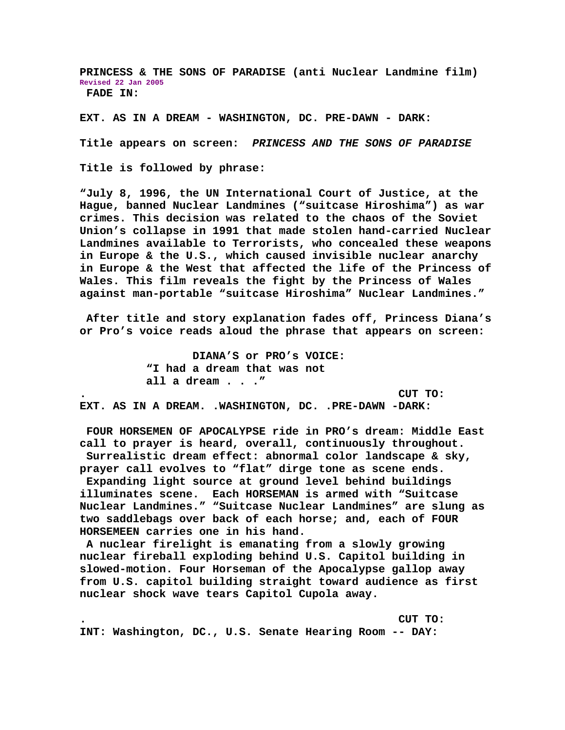**PRINCESS & THE SONS OF PARADISE (anti Nuclear Landmine film)**
**Revised 22 Jan 2005**
**FADE IN:**

**EXT. AS IN A DREAM - WASHINGTON, DC. PRE-DAWN - DARK:**

**Title appears on screen:** ***PRINCESS AND THE SONS OF PARADISE***

**Title is followed by phrase:**

**"July 8, 1996, the UN International Court of Justice, at the Hague, banned Nuclear Landmines ("suitcase Hiroshima") as war crimes. This decision was related to the chaos of the Soviet Union's collapse in 1991 that made stolen hand-carried Nuclear Landmines available to Terrorists, who concealed these weapons in Europe & the U.S., which caused invisible nuclear anarchy in Europe & the West that affected the life of the Princess of Wales. This film reveals the fight by the Princess of Wales against man-portable "suitcase Hiroshima" Nuclear Landmines."**

**After title and story explanation fades off, Princess Diana's or Pro's voice reads aloud the phrase that appears on screen:**

**DIANA'S or PRO's VOICE:**
**"I had a dream that was not all a dream . . ."**

**. CUT TO:**

**EXT. AS IN A DREAM. .WASHINGTON, DC. .PRE-DAWN -DARK:**

**FOUR HORSEMEN OF APOCALYPSE ride in PRO's dream: Middle East call to prayer is heard, overall, continuously throughout.**
**Surrealistic dream effect: abnormal color landscape & sky, prayer call evolves to "flat" dirge tone as scene ends.**
**Expanding light source at ground level behind buildings illuminates scene. Each HORSEMAN is armed with "Suitcase Nuclear Landmines." "Suitcase Nuclear Landmines" are slung as two saddlebags over back of each horse; and, each of FOUR HORSEMEEN carries one in his hand.**
**A nuclear firelight is emanating from a slowly growing nuclear fireball exploding behind U.S. Capitol building in slowed-motion. Four Horseman of the Apocalypse gallop away from U.S. capitol building straight toward audience as first nuclear shock wave tears Capitol Cupola away.**

**. CUT TO:**

**INT: Washington, DC., U.S. Senate Hearing Room -- DAY:**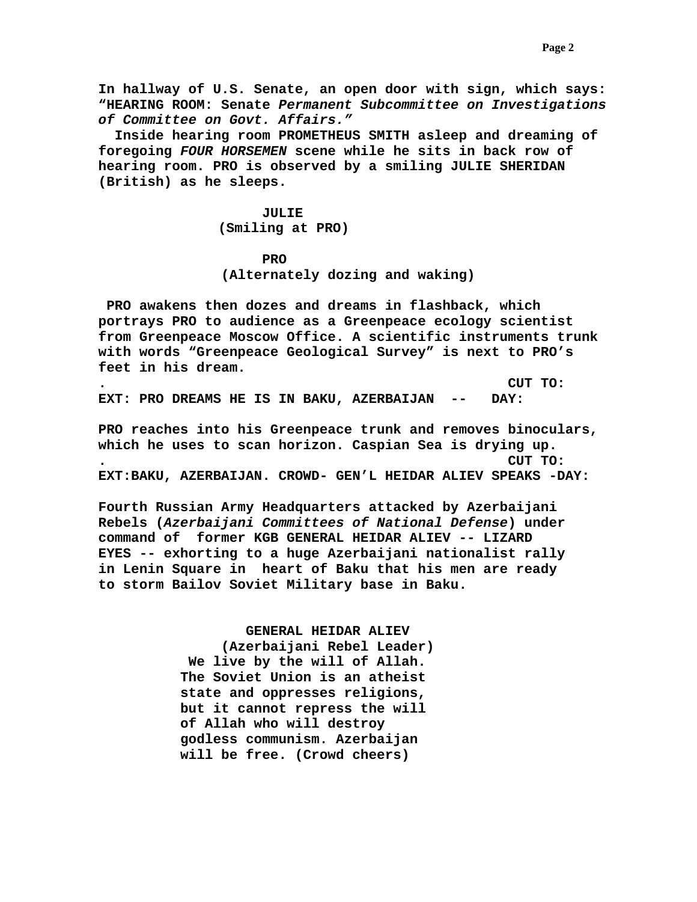**In hallway of U.S. Senate, an open door with sign, which says: "HEARING ROOM: Senate *Permanent Subcommittee on Investigations of Committee on Govt. Affairs."***

**Inside hearing room PROMETHEUS SMITH asleep and dreaming of foregoing *FOUR HORSEMEN* scene while he sits in back row of hearing room. PRO is observed by a smiling JULIE SHERIDAN (British) as he sleeps.**

**JULIE**
**(Smiling at PRO)**

**PRO**
**(Alternately dozing and waking)**

**PRO awakens then dozes and dreams in flashback, which portrays PRO to audience as a Greenpeace ecology scientist from Greenpeace Moscow Office. A scientific instruments trunk with words "Greenpeace Geological Survey" is next to PRO's feet in his dream.**

**. CUT TO:**

**EXT: PRO DREAMS HE IS IN BAKU, AZERBAIJAN -- DAY:**

**PRO reaches into his Greenpeace trunk and removes binoculars, which he uses to scan horizon. Caspian Sea is drying up.**

**. CUT TO:**

**EXT:BAKU, AZERBAIJAN. CROWD- GEN'L HEIDAR ALIEV SPEAKS -DAY:**

**Fourth Russian Army Headquarters attacked by Azerbaijani Rebels (*Azerbaijani Committees of National Defense*) under command of former KGB GENERAL HEIDAR ALIEV -- LIZARD EYES -- exhorting to a huge Azerbaijani nationalist rally in Lenin Square in heart of Baku that his men are ready to storm Bailov Soviet Military base in Baku.**

**GENERAL HEIDAR ALIEV**
**(Azerbaijani Rebel Leader)**
**We live by the will of Allah. The Soviet Union is an atheist state and oppresses religions, but it cannot repress the will of Allah who will destroy godless communism. Azerbaijan will be free. (Crowd cheers)**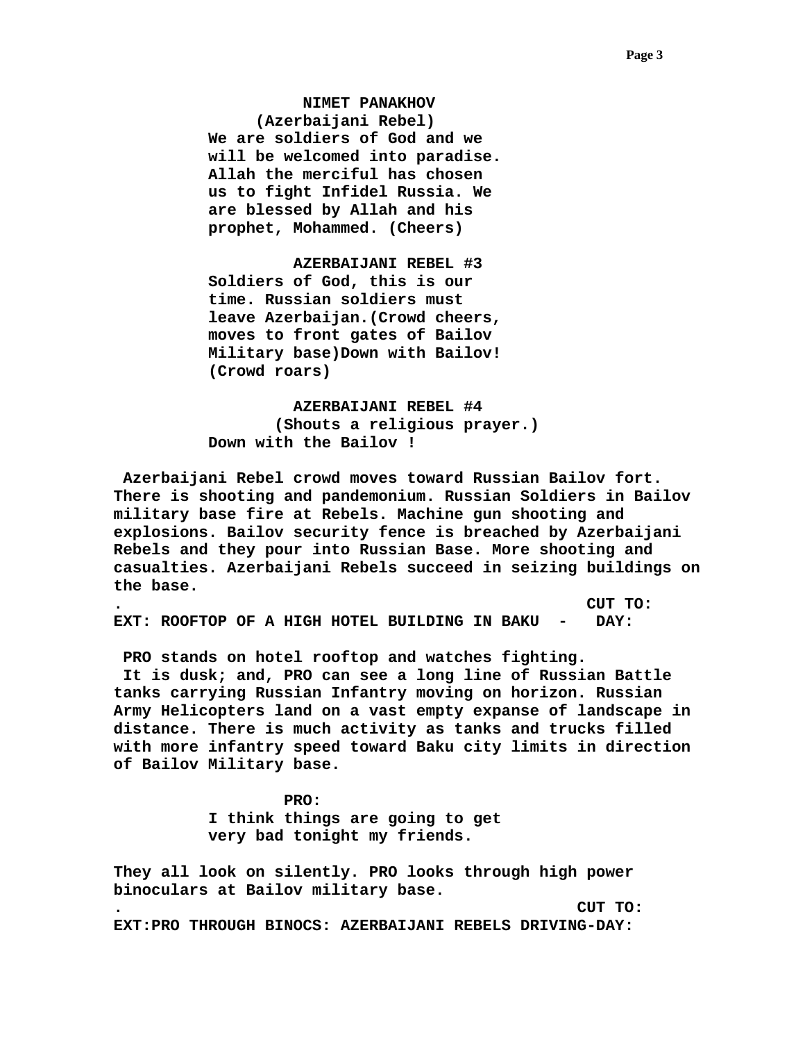**NIMET PANAKHOV**
**(Azerbaijani Rebel)**
**We are soldiers of God and we will be welcomed into paradise. Allah the merciful has chosen us to fight Infidel Russia. We are blessed by Allah and his prophet, Mohammed. (Cheers)**

**AZERBAIJANI REBEL #3**
**Soldiers of God, this is our time. Russian soldiers must leave Azerbaijan.(Crowd cheers, moves to front gates of Bailov Military base)Down with Bailov! (Crowd roars)**

**AZERBAIJANI REBEL #4**
**(Shouts a religious prayer.)**
**Down with the Bailov !**

**Azerbaijani Rebel crowd moves toward Russian Bailov fort. There is shooting and pandemonium. Russian Soldiers in Bailov military base fire at Rebels. Machine gun shooting and explosions. Bailov security fence is breached by Azerbaijani Rebels and they pour into Russian Base. More shooting and casualties. Azerbaijani Rebels succeed in seizing buildings on the base.**

**. CUT TO:**

**EXT: ROOFTOP OF A HIGH HOTEL BUILDING IN BAKU - DAY:**

**PRO stands on hotel rooftop and watches fighting. It is dusk; and, PRO can see a long line of Russian Battle tanks carrying Russian Infantry moving on horizon. Russian Army Helicopters land on a vast empty expanse of landscape in distance. There is much activity as tanks and trucks filled with more infantry speed toward Baku city limits in direction of Bailov Military base.**

**PRO:**
**I think things are going to get very bad tonight my friends.**

**They all look on silently. PRO looks through high power binoculars at Bailov military base.**

**. CUT TO:**

**EXT:PRO THROUGH BINOCS: AZERBAIJANI REBELS DRIVING-DAY:**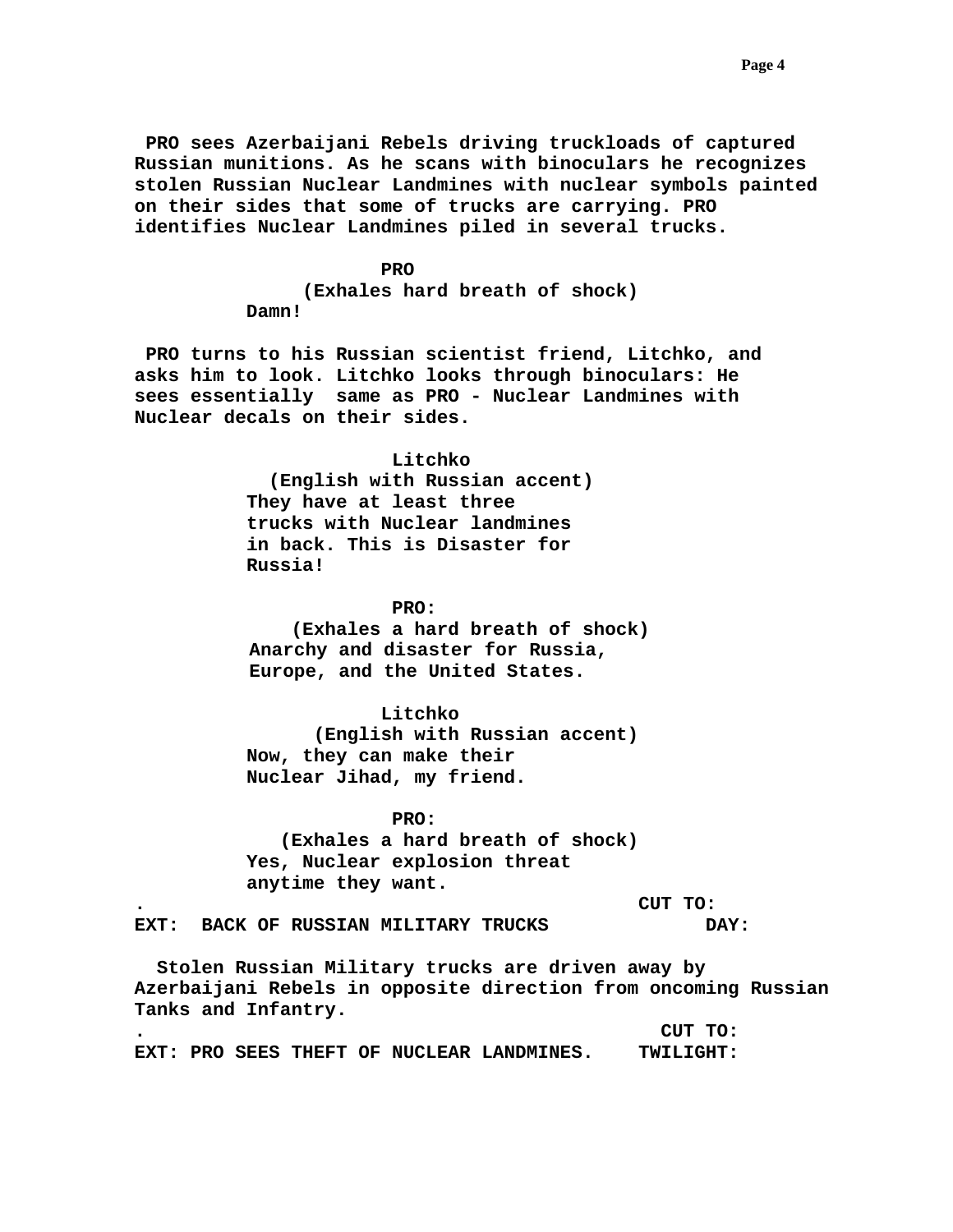**PRO sees Azerbaijani Rebels driving truckloads of captured Russian munitions. As he scans with binoculars he recognizes stolen Russian Nuclear Landmines with nuclear symbols painted on their sides that some of trucks are carrying. PRO identifies Nuclear Landmines piled in several trucks.**

**PRO**
**(Exhales hard breath of shock)**
**Damn!**

**PRO turns to his Russian scientist friend, Litchko, and asks him to look. Litchko looks through binoculars: He sees essentially same as PRO - Nuclear Landmines with Nuclear decals on their sides.**

**Litchko**
**(English with Russian accent)**
**They have at least three trucks with Nuclear landmines in back. This is Disaster for Russia!**

**PRO:**
**(Exhales a hard breath of shock)**
**Anarchy and disaster for Russia, Europe, and the United States.**

**Litchko**
**(English with Russian accent)**
**Now, they can make their Nuclear Jihad, my friend.**

**PRO:**
**(Exhales a hard breath of shock)**
**Yes, Nuclear explosion threat anytime they want.**

**.** **CUT TO:**

**EXT: BACK OF RUSSIAN MILITARY TRUCKS DAY:**

**Stolen Russian Military trucks are driven away by Azerbaijani Rebels in opposite direction from oncoming Russian Tanks and Infantry.**

**.** **CUT TO:**

**EXT: PRO SEES THEFT OF NUCLEAR LANDMINES. TWILIGHT:**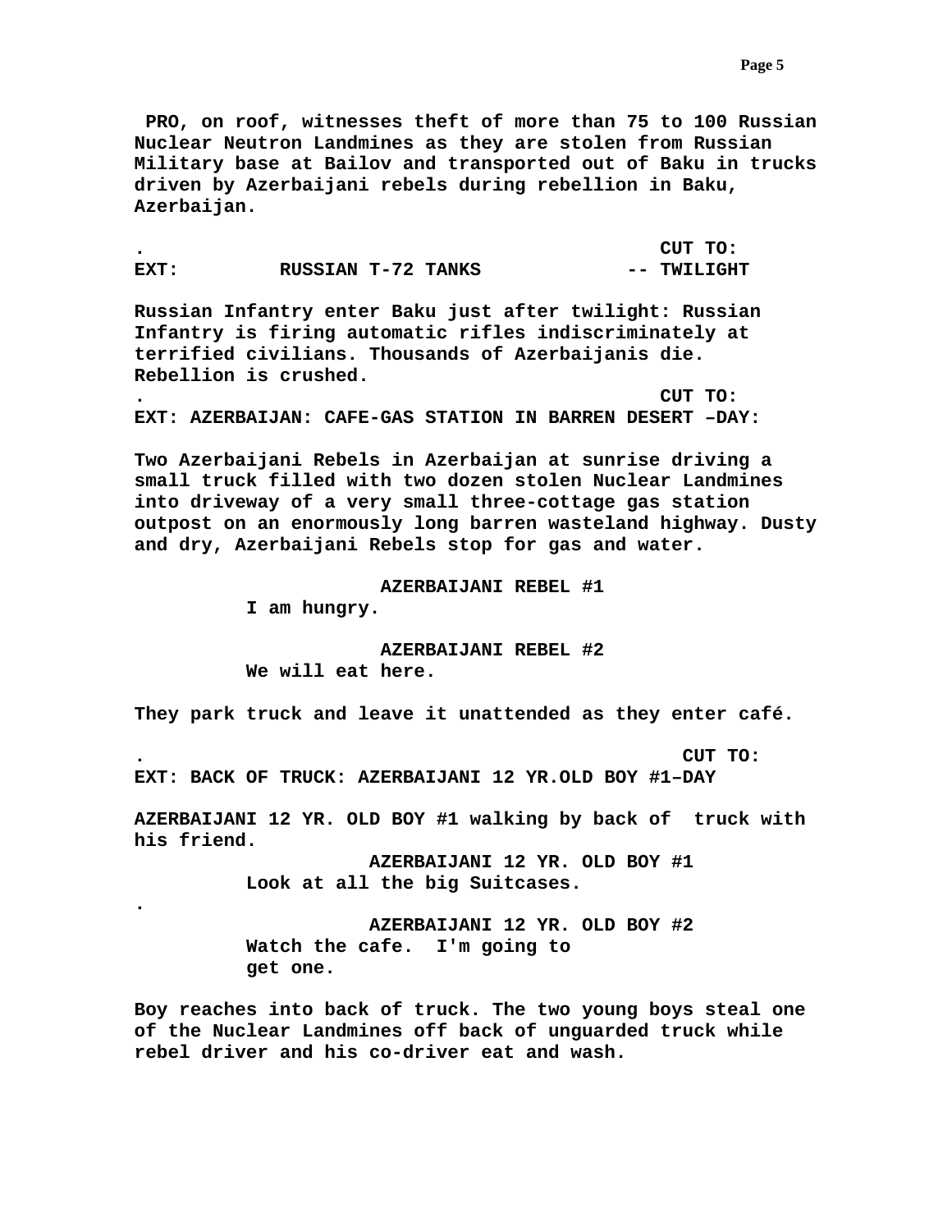**PRO, on roof, witnesses theft of more than 75 to 100 Russian Nuclear Neutron Landmines as they are stolen from Russian Military base at Bailov and transported out of Baku in trucks driven by Azerbaijani rebels during rebellion in Baku, Azerbaijan.**

**. CUT TO:**

**EXT: RUSSIAN T-72 TANKS -- TWILIGHT**

**Russian Infantry enter Baku just after twilight: Russian Infantry is firing automatic rifles indiscriminately at terrified civilians. Thousands of Azerbaijanis die. Rebellion is crushed.**

**. CUT TO:**

**EXT: AZERBAIJAN: CAFE-GAS STATION IN BARREN DESERT –DAY:**

**Two Azerbaijani Rebels in Azerbaijan at sunrise driving a small truck filled with two dozen stolen Nuclear Landmines into driveway of a very small three-cottage gas station outpost on an enormously long barren wasteland highway. Dusty and dry, Azerbaijani Rebels stop for gas and water.**

**AZERBAIJANI REBEL #1**
**I am hungry.**

**AZERBAIJANI REBEL #2**
**We will eat here.**

**They park truck and leave it unattended as they enter café.**

**. CUT TO:**

**EXT: BACK OF TRUCK: AZERBAIJANI 12 YR.OLD BOY #1–DAY**

**AZERBAIJANI 12 YR. OLD BOY #1 walking by back of truck with his friend.**

**AZERBAIJANI 12 YR. OLD BOY #1**
**Look at all the big Suitcases.**

**.**

**AZERBAIJANI 12 YR. OLD BOY #2**
**Watch the cafe. I'm going to get one.**

**Boy reaches into back of truck. The two young boys steal one of the Nuclear Landmines off back of unguarded truck while rebel driver and his co-driver eat and wash.**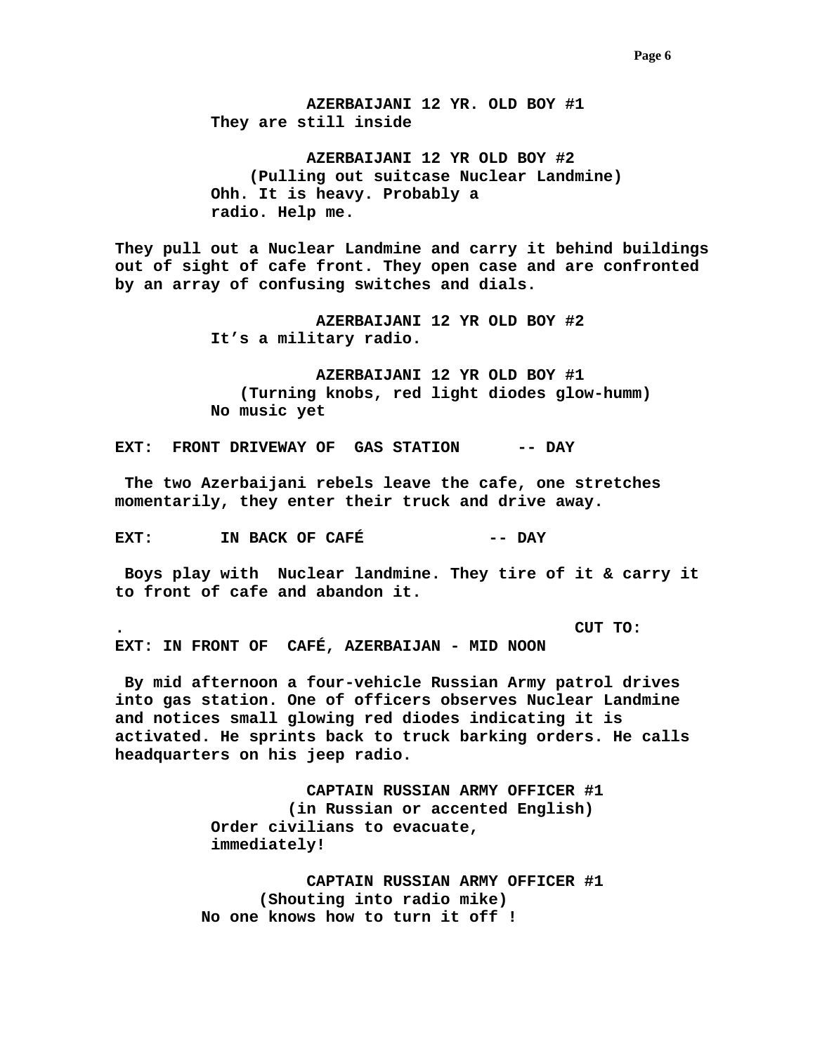**AZERBAIJANI 12 YR. OLD BOY #1**
**They are still inside**

**AZERBAIJANI 12 YR OLD BOY #2**
**(Pulling out suitcase Nuclear Landmine)**
**Ohh. It is heavy. Probably a radio. Help me.**

**They pull out a Nuclear Landmine and carry it behind buildings out of sight of cafe front. They open case and are confronted by an array of confusing switches and dials.**

**AZERBAIJANI 12 YR OLD BOY #2**
**It's a military radio.**

**AZERBAIJANI 12 YR OLD BOY #1**
**(Turning knobs, red light diodes glow-humm)**
**No music yet**

**EXT: FRONT DRIVEWAY OF GAS STATION -- DAY**

**The two Azerbaijani rebels leave the cafe, one stretches momentarily, they enter their truck and drive away.**

**EXT: IN BACK OF CAFÉ -- DAY**

**Boys play with Nuclear landmine. They tire of it & carry it to front of cafe and abandon it.**

**. CUT TO:**

**EXT: IN FRONT OF CAFÉ, AZERBAIJAN - MID NOON**

**By mid afternoon a four-vehicle Russian Army patrol drives into gas station. One of officers observes Nuclear Landmine and notices small glowing red diodes indicating it is activated. He sprints back to truck barking orders. He calls headquarters on his jeep radio.**

**CAPTAIN RUSSIAN ARMY OFFICER #1**
**(in Russian or accented English)**
**Order civilians to evacuate, immediately!**

**CAPTAIN RUSSIAN ARMY OFFICER #1**
**(Shouting into radio mike)**
**No one knows how to turn it off !**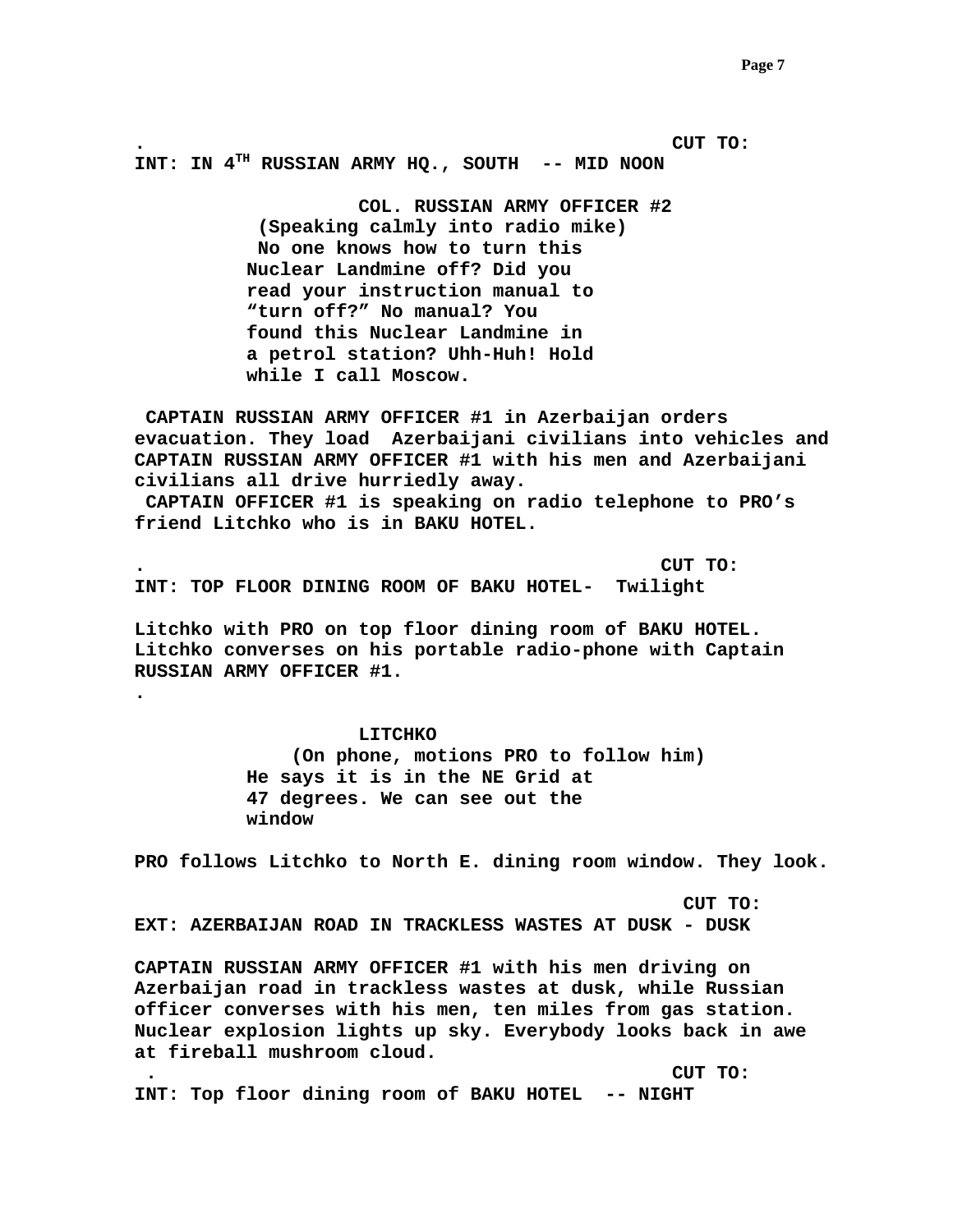. CUT TO:

**INT: IN 4TH RUSSIAN ARMY HQ., SOUTH -- MID NOON**

COL. RUSSIAN ARMY OFFICER #2
(Speaking calmly into radio mike)
No one knows how to turn this Nuclear Landmine off? Did you read your instruction manual to "turn off?" No manual? You found this Nuclear Landmine in a petrol station? Uhh-Huh! Hold while I call Moscow.

CAPTAIN RUSSIAN ARMY OFFICER #1 in Azerbaijan orders evacuation. They load Azerbaijani civilians into vehicles and CAPTAIN RUSSIAN ARMY OFFICER #1 with his men and Azerbaijani civilians all drive hurriedly away.
CAPTAIN OFFICER #1 is speaking on radio telephone to PRO's friend Litchko who is in BAKU HOTEL.

. CUT TO:

**INT: TOP FLOOR DINING ROOM OF BAKU HOTEL- Twilight**

Litchko with PRO on top floor dining room of BAKU HOTEL. Litchko converses on his portable radio-phone with Captain RUSSIAN ARMY OFFICER #1.
.

LITCHKO
(On phone, motions PRO to follow him)
He says it is in the NE Grid at 47 degrees. We can see out the window

PRO follows Litchko to North E. dining room window. They look.

CUT TO:

**EXT: AZERBAIJAN ROAD IN TRACKLESS WASTES AT DUSK - DUSK**

CAPTAIN RUSSIAN ARMY OFFICER #1 with his men driving on Azerbaijan road in trackless wastes at dusk, while Russian officer converses with his men, ten miles from gas station. Nuclear explosion lights up sky. Everybody looks back in awe at fireball mushroom cloud.
. CUT TO:

**INT: Top floor dining room of BAKU HOTEL -- NIGHT**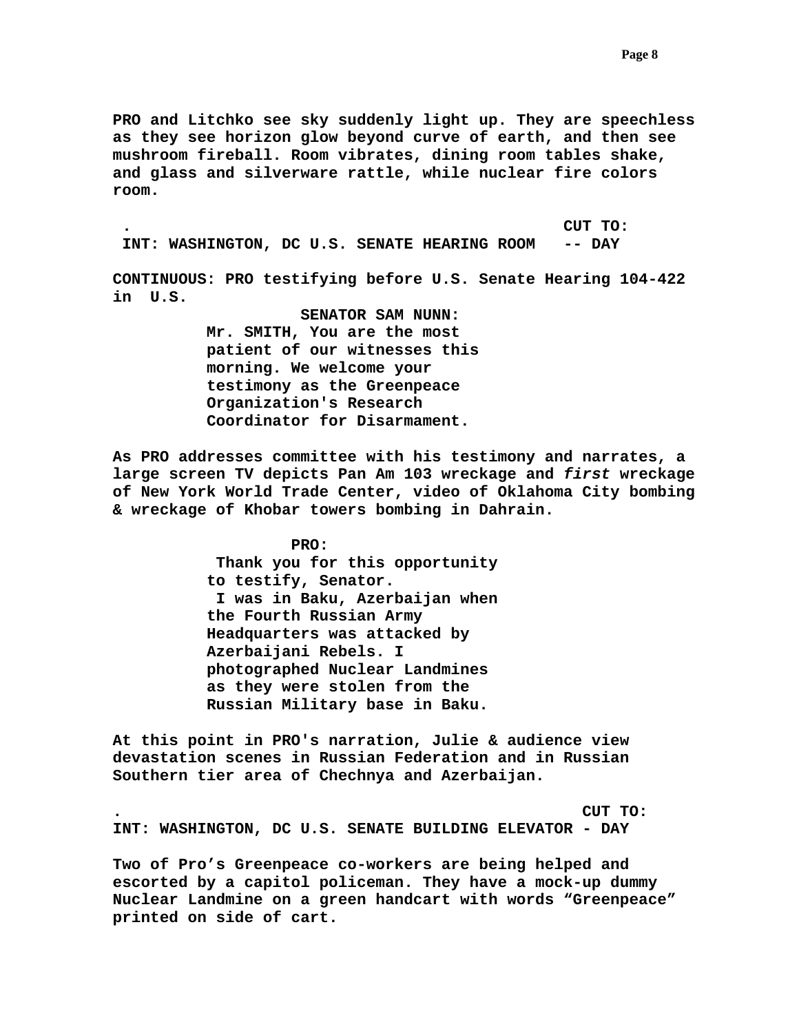**PRO and Litchko see sky suddenly light up. They are speechless as they see horizon glow beyond curve of earth, and then see mushroom fireball. Room vibrates, dining room tables shake, and glass and silverware rattle, while nuclear fire colors room.**

**. CUT TO:**

**INT: WASHINGTON, DC U.S. SENATE HEARING ROOM -- DAY**

**CONTINUOUS: PRO testifying before U.S. Senate Hearing 104-422 in U.S.**

**SENATOR SAM NUNN:**

**Mr. SMITH, You are the most patient of our witnesses this morning. We welcome your testimony as the Greenpeace Organization's Research Coordinator for Disarmament.**

**As PRO addresses committee with his testimony and narrates, a large screen TV depicts Pan Am 103 wreckage and *first* wreckage of New York World Trade Center, video of Oklahoma City bombing & wreckage of Khobar towers bombing in Dahrain.**

**PRO:**

**Thank you for this opportunity to testify, Senator.**

**I was in Baku, Azerbaijan when the Fourth Russian Army Headquarters was attacked by Azerbaijani Rebels. I photographed Nuclear Landmines as they were stolen from the Russian Military base in Baku.**

**At this point in PRO's narration, Julie & audience view devastation scenes in Russian Federation and in Russian Southern tier area of Chechnya and Azerbaijan.**

**. CUT TO:**

**INT: WASHINGTON, DC U.S. SENATE BUILDING ELEVATOR - DAY**

**Two of Pro's Greenpeace co-workers are being helped and escorted by a capitol policeman. They have a mock-up dummy Nuclear Landmine on a green handcart with words "Greenpeace" printed on side of cart.**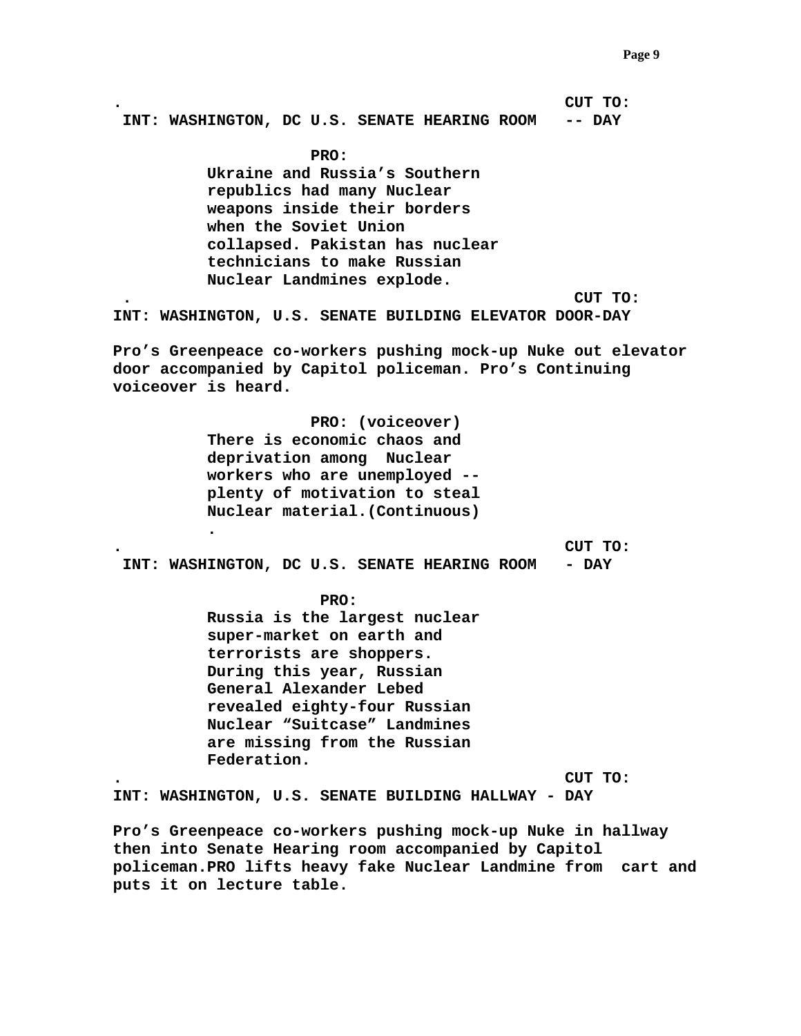. CUT TO:

INT: WASHINGTON, DC U.S. SENATE HEARING ROOM -- DAY

PRO:

Ukraine and Russia's Southern republics had many Nuclear weapons inside their borders when the Soviet Union collapsed. Pakistan has nuclear technicians to make Russian Nuclear Landmines explode.

. CUT TO:

INT: WASHINGTON, U.S. SENATE BUILDING ELEVATOR DOOR-DAY

Pro's Greenpeace co-workers pushing mock-up Nuke out elevator door accompanied by Capitol policeman. Pro's Continuing voiceover is heard.

PRO: (voiceover)

There is economic chaos and deprivation among Nuclear workers who are unemployed -- plenty of motivation to steal Nuclear material.(Continuous)

.

. CUT TO:

INT: WASHINGTON, DC U.S. SENATE HEARING ROOM - DAY

PRO:

Russia is the largest nuclear super-market on earth and terrorists are shoppers. During this year, Russian General Alexander Lebed revealed eighty-four Russian Nuclear "Suitcase" Landmines are missing from the Russian Federation.

. CUT TO:

INT: WASHINGTON, U.S. SENATE BUILDING HALLWAY - DAY

Pro's Greenpeace co-workers pushing mock-up Nuke in hallway then into Senate Hearing room accompanied by Capitol policeman.PRO lifts heavy fake Nuclear Landmine from cart and puts it on lecture table.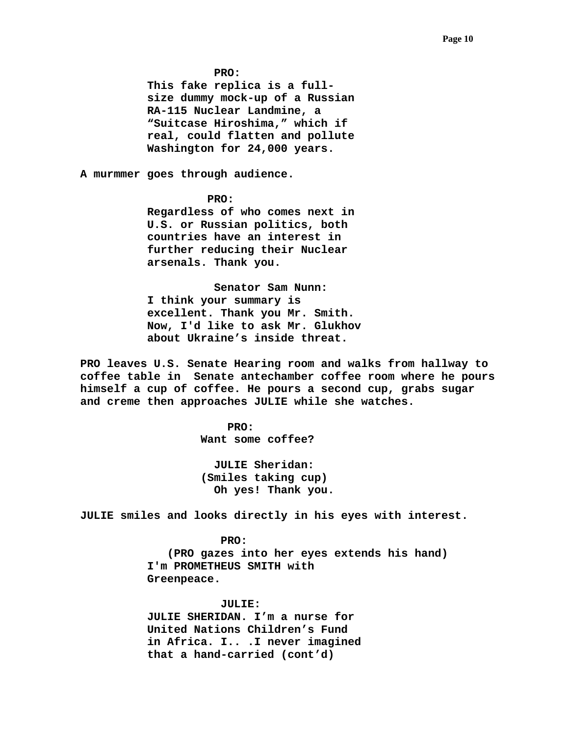**PRO:**

**This fake replica is a full-size dummy mock-up of a Russian RA-115 Nuclear Landmine, a "Suitcase Hiroshima," which if real, could flatten and pollute Washington for 24,000 years.**

**A murmmer goes through audience.**

**PRO:**

**Regardless of who comes next in U.S. or Russian politics, both countries have an interest in further reducing their Nuclear arsenals. Thank you.**

**Senator Sam Nunn:**

**I think your summary is excellent. Thank you Mr. Smith. Now, I'd like to ask Mr. Glukhov about Ukraine's inside threat.**

**PRO leaves U.S. Senate Hearing room and walks from hallway to coffee table in Senate antechamber coffee room where he pours himself a cup of coffee. He pours a second cup, grabs sugar and creme then approaches JULIE while she watches.**

**PRO:**

**Want some coffee?**

**JULIE Sheridan:**

**(Smiles taking cup)**

**Oh yes! Thank you.**

**JULIE smiles and looks directly in his eyes with interest.**

**PRO:**

**(PRO gazes into her eyes extends his hand)**

**I'm PROMETHEUS SMITH with Greenpeace.**

**JULIE:**

**JULIE SHERIDAN. I'm a nurse for United Nations Children's Fund in Africa. I.. .I never imagined that a hand-carried (cont'd)**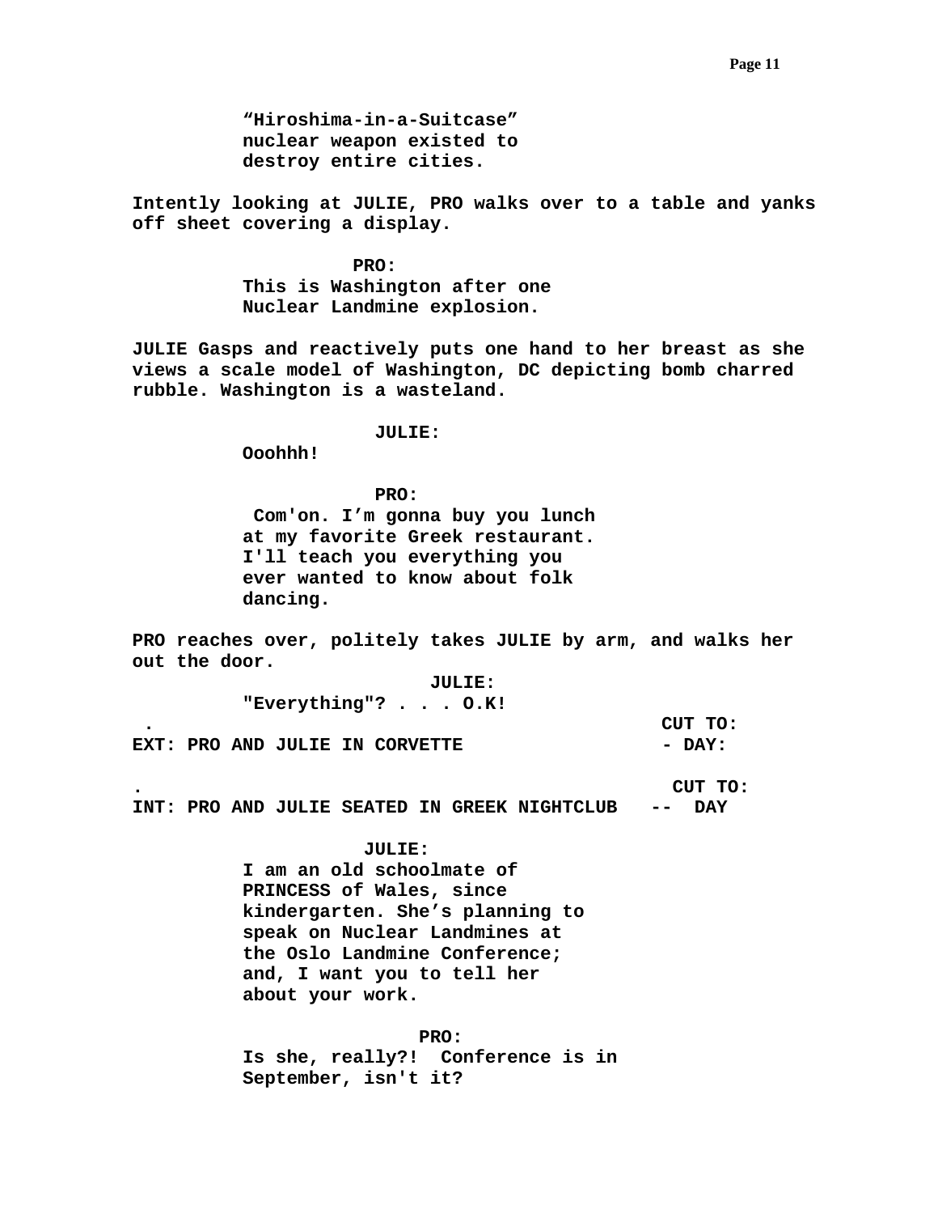**“Hiroshima-in-a-Suitcase” nuclear weapon existed to destroy entire cities.**

**Intently looking at JULIE, PRO walks over to a table and yanks off sheet covering a display.**

**PRO:**
**This is Washington after one Nuclear Landmine explosion.**

**JULIE Gasps and reactively puts one hand to her breast as she views a scale model of Washington, DC depicting bomb charred rubble. Washington is a wasteland.**

**JULIE:**
**Ooohhh!**

**PRO:**
**Com'on. I’m gonna buy you lunch at my favorite Greek restaurant. I'll teach you everything you ever wanted to know about folk dancing.**

**PRO reaches over, politely takes JULIE by arm, and walks her out the door.**

**JULIE:**
**"Everything"? . . . O.K!**

**. CUT TO:**

**EXT: PRO AND JULIE IN CORVETTE - DAY:**

**. CUT TO:**

**INT: PRO AND JULIE SEATED IN GREEK NIGHTCLUB -- DAY**

**JULIE:**
**I am an old schoolmate of PRINCESS of Wales, since kindergarten. She’s planning to speak on Nuclear Landmines at the Oslo Landmine Conference; and, I want you to tell her about your work.**

**PRO:**
**Is she, really?! Conference is in September, isn't it?**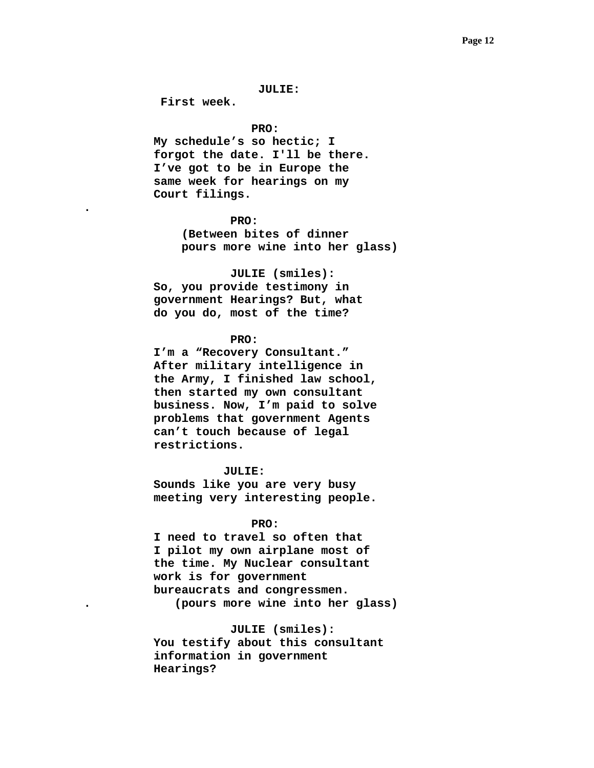**JULIE:**

**First week.**

**PRO:**

**My schedule’s so hectic; I forgot the date. I'll be there. I’ve got to be in Europe the same week for hearings on my Court filings.**

.

**PRO:**

**(Between bites of dinner pours more wine into her glass)**

**JULIE (smiles):**

**So, you provide testimony in government Hearings? But, what do you do, most of the time?**

**PRO:**

**I’m a “Recovery Consultant.” After military intelligence in the Army, I finished law school, then started my own consultant business. Now, I’m paid to solve problems that government Agents can’t touch because of legal restrictions.**

**JULIE:**

**Sounds like you are very busy meeting very interesting people.**

**PRO:**

**I need to travel so often that I pilot my own airplane most of the time. My Nuclear consultant work is for government bureaucrats and congressmen.**

. **(pours more wine into her glass)**

**JULIE (smiles):**

**You testify about this consultant information in government Hearings?**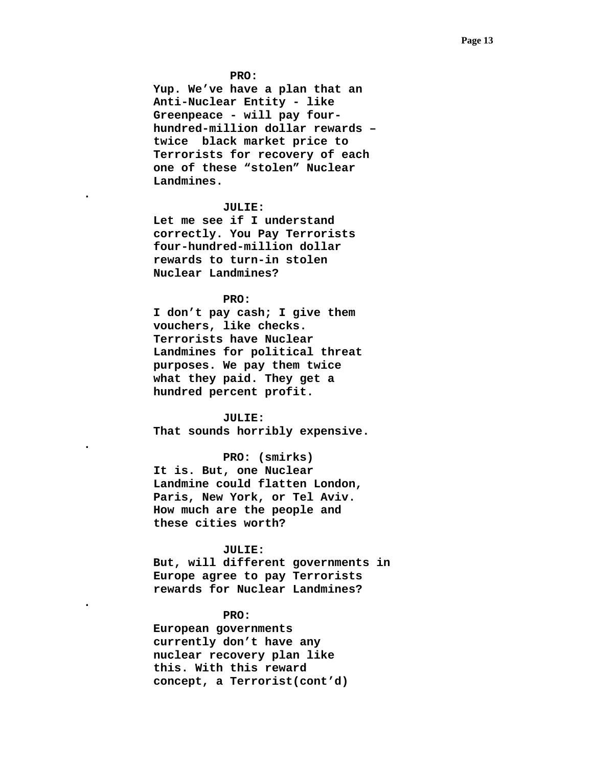**PRO:**
**Yup. We've have a plan that an Anti-Nuclear Entity - like Greenpeace - will pay four-hundred-million dollar rewards – twice black market price to Terrorists for recovery of each one of these "stolen" Nuclear Landmines.**

.

**JULIE:**
**Let me see if I understand correctly. You Pay Terrorists four-hundred-million dollar rewards to turn-in stolen Nuclear Landmines?**

**PRO:**
**I don't pay cash; I give them vouchers, like checks. Terrorists have Nuclear Landmines for political threat purposes. We pay them twice what they paid. They get a hundred percent profit.**

**JULIE:**
**That sounds horribly expensive.**

.

**PRO: (smirks)**
**It is. But, one Nuclear Landmine could flatten London, Paris, New York, or Tel Aviv. How much are the people and these cities worth?**

**JULIE:**
**But, will different governments in Europe agree to pay Terrorists rewards for Nuclear Landmines?**

.

**PRO:**
**European governments currently don't have any nuclear recovery plan like this. With this reward concept, a Terrorist(cont'd)**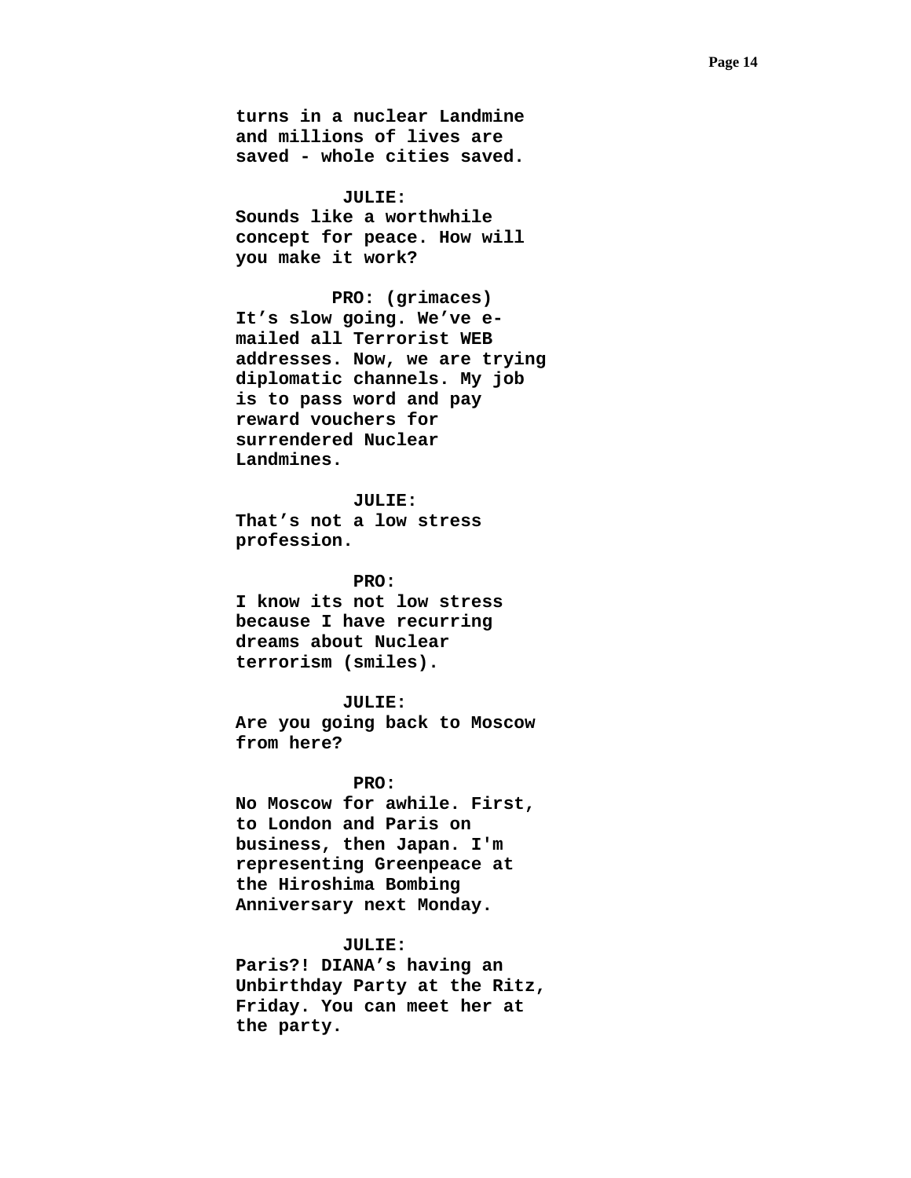**turns in a nuclear Landmine and millions of lives are saved - whole cities saved.**

**JULIE:**
**Sounds like a worthwhile concept for peace. How will you make it work?**

**PRO: (grimaces)**
**It's slow going. We've e-mailed all Terrorist WEB addresses. Now, we are trying diplomatic channels. My job is to pass word and pay reward vouchers for surrendered Nuclear Landmines.**

**JULIE:**
**That's not a low stress profession.**

**PRO:**
**I know its not low stress because I have recurring dreams about Nuclear terrorism (smiles).**

**JULIE:**
**Are you going back to Moscow from here?**

**PRO:**
**No Moscow for awhile. First, to London and Paris on business, then Japan. I'm representing Greenpeace at the Hiroshima Bombing Anniversary next Monday.**

**JULIE:**
**Paris?! DIANA's having an Unbirthday Party at the Ritz, Friday. You can meet her at the party.**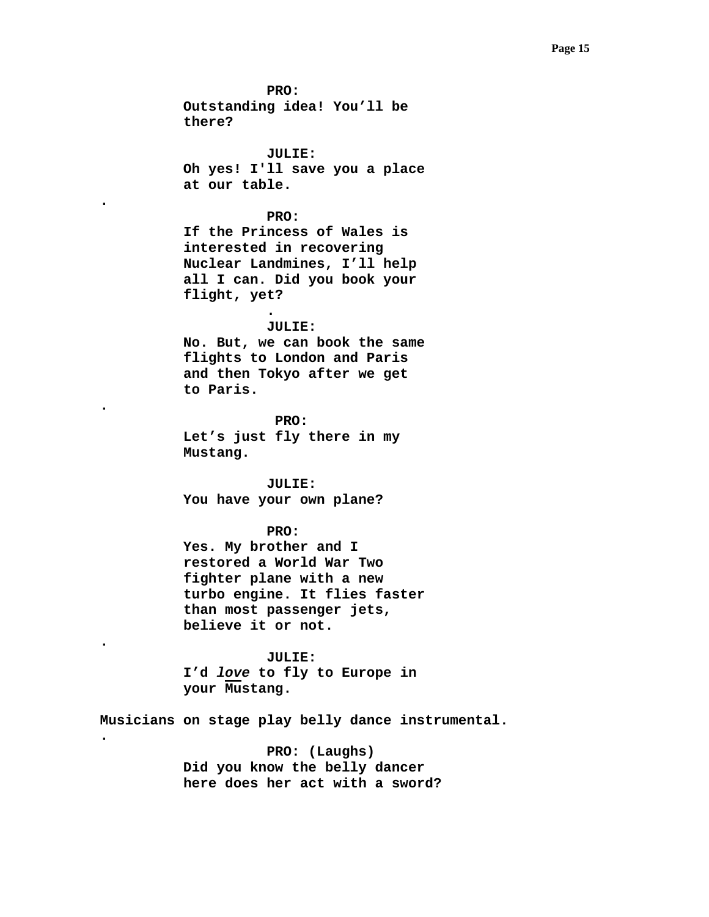**PRO:**

**Outstanding idea! You'll be there?**

**JULIE:**

**Oh yes! I'll save you a place at our table.**

.

**PRO:**

**If the Princess of Wales is interested in recovering Nuclear Landmines, I'll help all I can. Did you book your flight, yet?**

.

**JULIE:**

**No. But, we can book the same flights to London and Paris and then Tokyo after we get to Paris.**

.

**PRO:**

**Let's just fly there in my Mustang.**

**JULIE:**

**You have your own plane?**

**PRO:**

**Yes. My brother and I restored a World War Two fighter plane with a new turbo engine. It flies faster than most passenger jets, believe it or not.**

.

**JULIE:**

**I'd *love* to fly to Europe in your Mustang.**

**Musicians on stage play belly dance instrumental.**

.

**PRO: (Laughs)**

**Did you know the belly dancer here does her act with a sword?**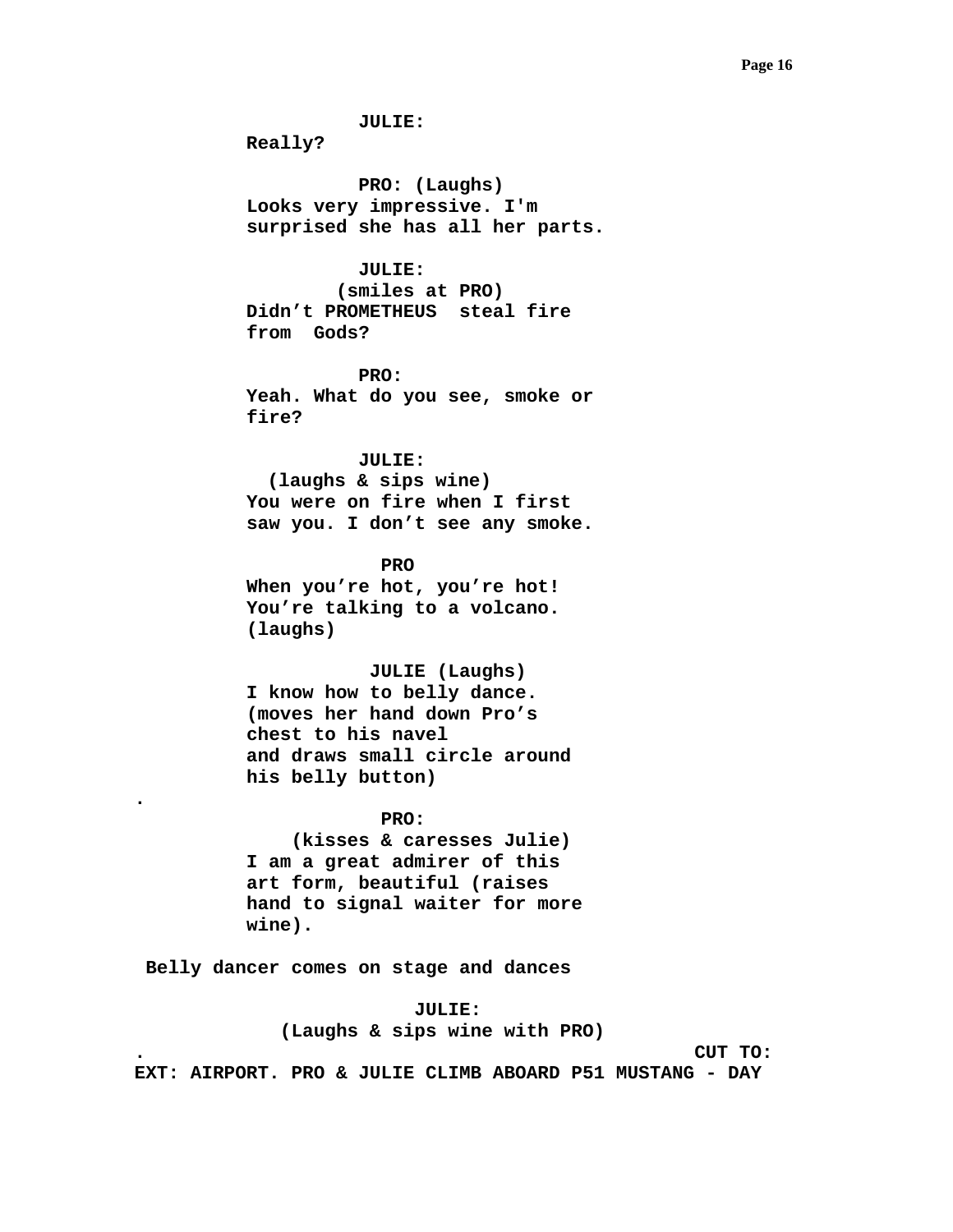**JULIE:**
**Really?**

**PRO: (Laughs)**
**Looks very impressive. I'm surprised she has all her parts.**

**JULIE:**
**(smiles at PRO)**
**Didn't PROMETHEUS steal fire from Gods?**

**PRO:**
**Yeah. What do you see, smoke or fire?**

**JULIE:**
**(laughs & sips wine)**
**You were on fire when I first saw you. I don't see any smoke.**

**PRO**
**When you're hot, you're hot! You're talking to a volcano. (laughs)**

**JULIE (Laughs)**
**I know how to belly dance. (moves her hand down Pro's chest to his navel and draws small circle around his belly button)**

**.**

**PRO:**
**(kisses & caresses Julie)**
**I am a great admirer of this art form, beautiful (raises hand to signal waiter for more wine).**

**Belly dancer comes on stage and dances**

**JULIE:**
**(Laughs & sips wine with PRO)**

**.** **CUT TO:**

**EXT: AIRPORT. PRO & JULIE CLIMB ABOARD P51 MUSTANG - DAY**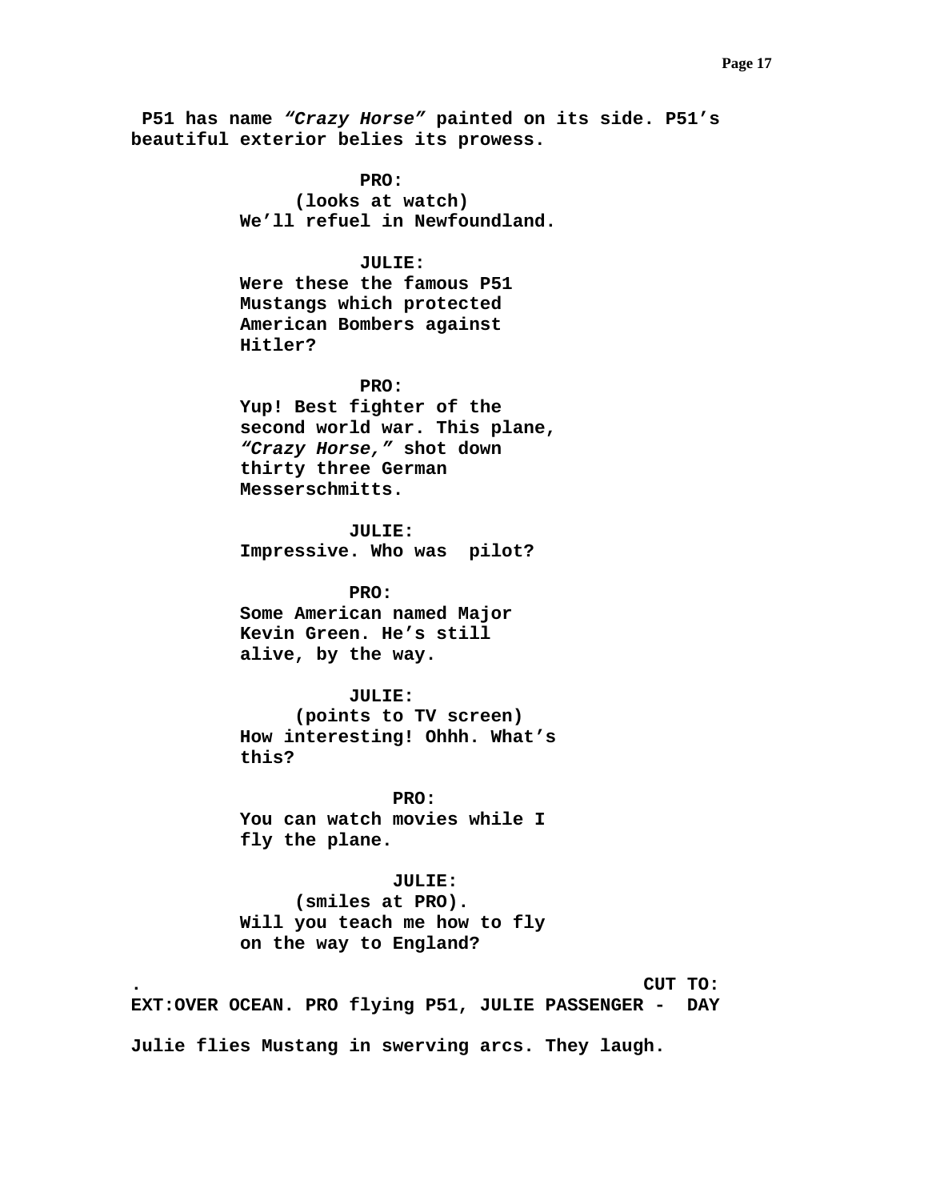**P51 has name *"Crazy Horse"* painted on its side. P51's beautiful exterior belies its prowess.**

**PRO:**
**(looks at watch)**
**We'll refuel in Newfoundland.**

**JULIE:**
**Were these the famous P51 Mustangs which protected American Bombers against Hitler?**

**PRO:**
**Yup! Best fighter of the second world war. This plane, *"Crazy Horse,"* shot down thirty three German Messerschmitts.**

**JULIE:**
**Impressive. Who was  pilot?**

**PRO:**
**Some American named Major Kevin Green. He's still alive, by the way.**

**JULIE:**
**(points to TV screen)**
**How interesting! Ohhh. What's this?**

**PRO:**
**You can watch movies while I fly the plane.**

**JULIE:**
**(smiles at PRO).**
**Will you teach me how to fly on the way to England?**

**.                                                CUT TO:**

**EXT:OVER OCEAN. PRO flying P51, JULIE PASSENGER -  DAY**

**Julie flies Mustang in swerving arcs. They laugh.**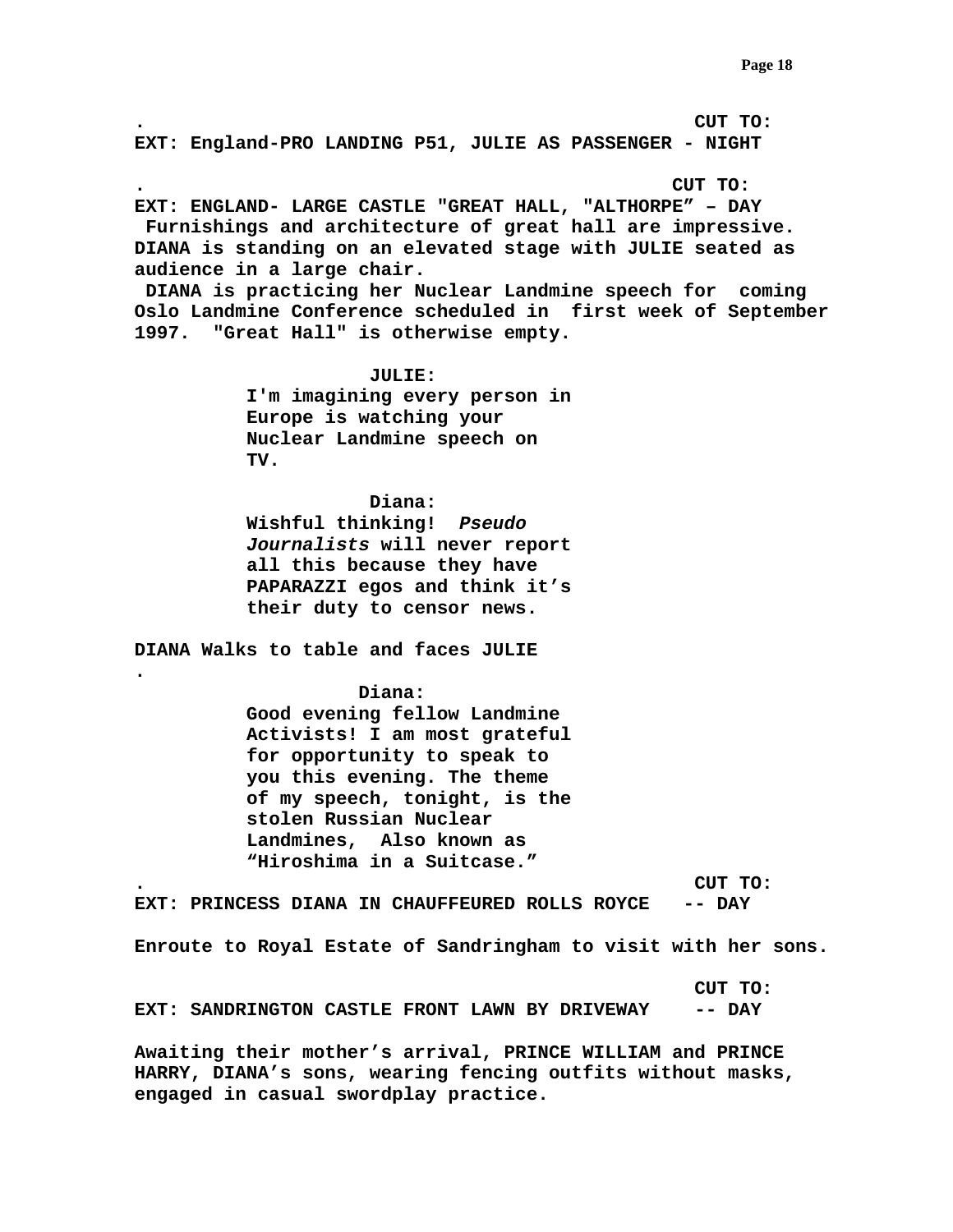. CUT TO:

**EXT: England-PRO LANDING P51, JULIE AS PASSENGER - NIGHT**

. CUT TO:

**EXT: ENGLAND- LARGE CASTLE "GREAT HALL, "ALTHORPE" – DAY**

Furnishings and architecture of great hall are impressive. DIANA is standing on an elevated stage with JULIE seated as audience in a large chair.

DIANA is practicing her Nuclear Landmine speech for coming Oslo Landmine Conference scheduled in first week of September 1997. "Great Hall" is otherwise empty.

JULIE:

I'm imagining every person in Europe is watching your Nuclear Landmine speech on TV.

Diana:

Wishful thinking! *Pseudo Journalists* will never report all this because they have PAPARAZZI egos and think it's their duty to censor news.

DIANA Walks to table and faces JULIE

.

Diana:

Good evening fellow Landmine Activists! I am most grateful for opportunity to speak to you this evening. The theme of my speech, tonight, is the stolen Russian Nuclear Landmines, Also known as "Hiroshima in a Suitcase."

. CUT TO:

**EXT: PRINCESS DIANA IN CHAUFFEURED ROLLS ROYCE -- DAY**

Enroute to Royal Estate of Sandringham to visit with her sons.

CUT TO:

**EXT: SANDRINGTON CASTLE FRONT LAWN BY DRIVEWAY -- DAY**

Awaiting their mother's arrival, PRINCE WILLIAM and PRINCE HARRY, DIANA's sons, wearing fencing outfits without masks, engaged in casual swordplay practice.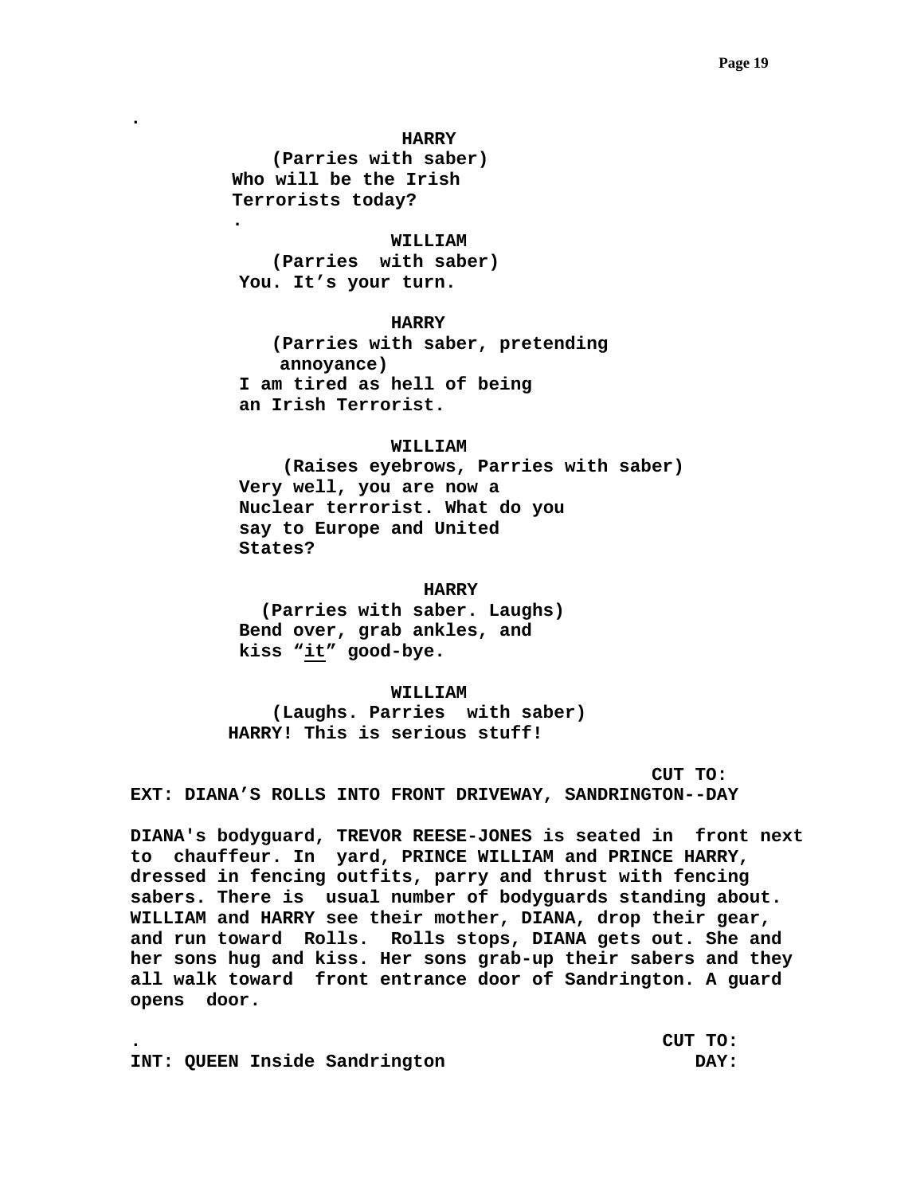.

**HARRY**
**(Parries with saber)**
**Who will be the Irish Terrorists today?**
**.**

**WILLIAM**
**(Parries with saber)**
**You. It's your turn.**

**HARRY**
**(Parries with saber, pretending annoyance)**
**I am tired as hell of being an Irish Terrorist.**

**WILLIAM**
**(Raises eyebrows, Parries with saber)**
**Very well, you are now a Nuclear terrorist. What do you say to Europe and United States?**

**HARRY**
**(Parries with saber. Laughs)**
**Bend over, grab ankles, and kiss "<u>it</u>" good-bye.**

**WILLIAM**
**(Laughs. Parries with saber)**
**HARRY! This is serious stuff!**

**CUT TO:**

**EXT: DIANA'S ROLLS INTO FRONT DRIVEWAY, SANDRINGTON--DAY**

**DIANA's bodyguard, TREVOR REESE-JONES is seated in front next to chauffeur. In yard, PRINCE WILLIAM and PRINCE HARRY, dressed in fencing outfits, parry and thrust with fencing sabers. There is usual number of bodyguards standing about. WILLIAM and HARRY see their mother, DIANA, drop their gear, and run toward Rolls. Rolls stops, DIANA gets out. She and her sons hug and kiss. Her sons grab-up their sabers and they all walk toward front entrance door of Sandrington. A guard opens door.**

**.** **CUT TO:**

**INT: QUEEN Inside Sandrington DAY:**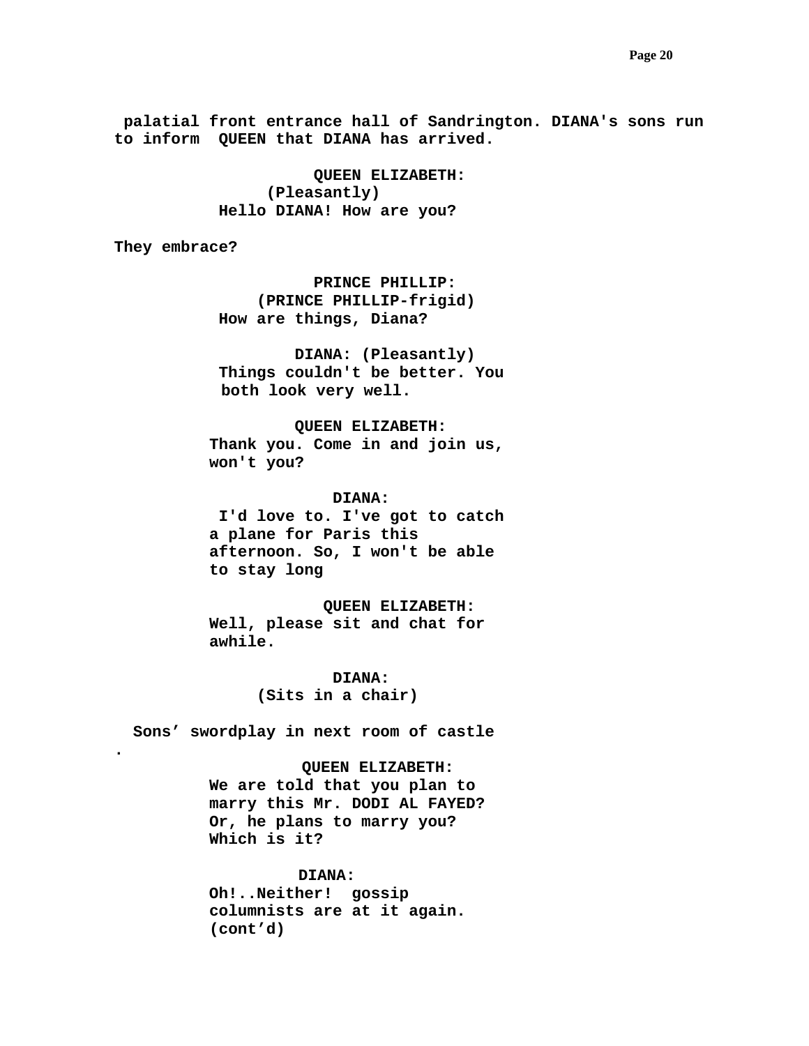palatial front entrance hall of Sandrington. DIANA's sons run to inform QUEEN that DIANA has arrived.

QUEEN ELIZABETH:
(Pleasantly)
Hello DIANA! How are you?

They embrace?

PRINCE PHILLIP:
(PRINCE PHILLIP-frigid)
How are things, Diana?

DIANA: (Pleasantly)
Things couldn't be better. You both look very well.

QUEEN ELIZABETH:
Thank you. Come in and join us, won't you?

DIANA:
I'd love to. I've got to catch a plane for Paris this afternoon. So, I won't be able to stay long

QUEEN ELIZABETH:
Well, please sit and chat for awhile.

DIANA:
(Sits in a chair)

Sons' swordplay in next room of castle
.

QUEEN ELIZABETH:
We are told that you plan to marry this Mr. DODI AL FAYED? Or, he plans to marry you? Which is it?

DIANA:
Oh!..Neither! gossip columnists are at it again.
(cont'd)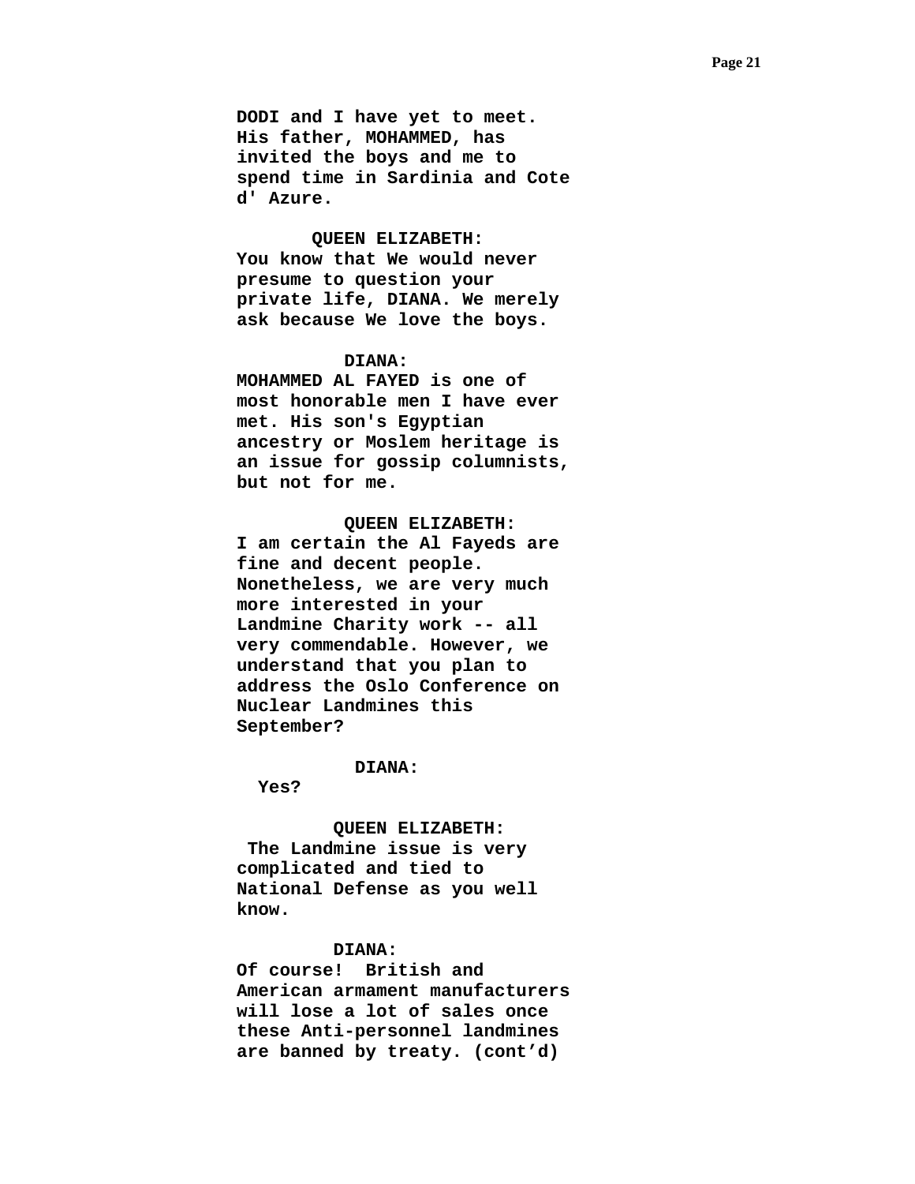**DODI and I have yet to meet. His father, MOHAMMED, has invited the boys and me to spend time in Sardinia and Cote d' Azure.**

**QUEEN ELIZABETH:**
**You know that We would never presume to question your private life, DIANA. We merely ask because We love the boys.**

**DIANA:**
**MOHAMMED AL FAYED is one of most honorable men I have ever met. His son's Egyptian ancestry or Moslem heritage is an issue for gossip columnists, but not for me.**

**QUEEN ELIZABETH:**
**I am certain the Al Fayeds are fine and decent people. Nonetheless, we are very much more interested in your Landmine Charity work -- all very commendable. However, we understand that you plan to address the Oslo Conference on Nuclear Landmines this September?**

**DIANA:**
**Yes?**

**QUEEN ELIZABETH:**
**The Landmine issue is very complicated and tied to National Defense as you well know.**

**DIANA:**
**Of course!  British and American armament manufacturers will lose a lot of sales once these Anti-personnel landmines are banned by treaty. (cont'd)**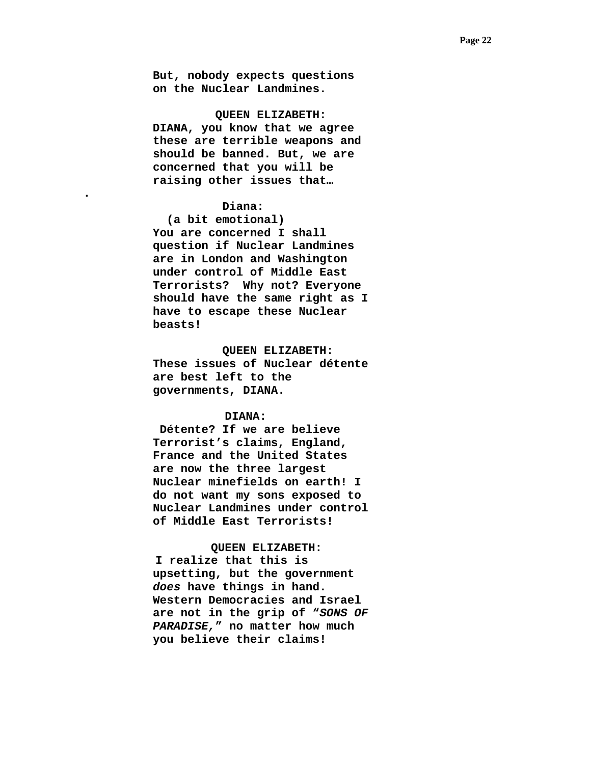**But, nobody expects questions on the Nuclear Landmines.**

**QUEEN ELIZABETH:**
**DIANA, you know that we agree these are terrible weapons and should be banned. But, we are concerned that you will be raising other issues that…**

.

**Diana:**
**(a bit emotional)**
**You are concerned I shall question if Nuclear Landmines are in London and Washington under control of Middle East Terrorists? Why not? Everyone should have the same right as I have to escape these Nuclear beasts!**

**QUEEN ELIZABETH:**
**These issues of Nuclear détente are best left to the governments, DIANA.**

**DIANA:**
**Détente? If we are believe Terrorist's claims, England, France and the United States are now the three largest Nuclear minefields on earth! I do not want my sons exposed to Nuclear Landmines under control of Middle East Terrorists!**

**QUEEN ELIZABETH:**
**I realize that this is upsetting, but the government *does* have things in hand. Western Democracies and Israel are not in the grip of "*SONS OF PARADISE,*" no matter how much you believe their claims!**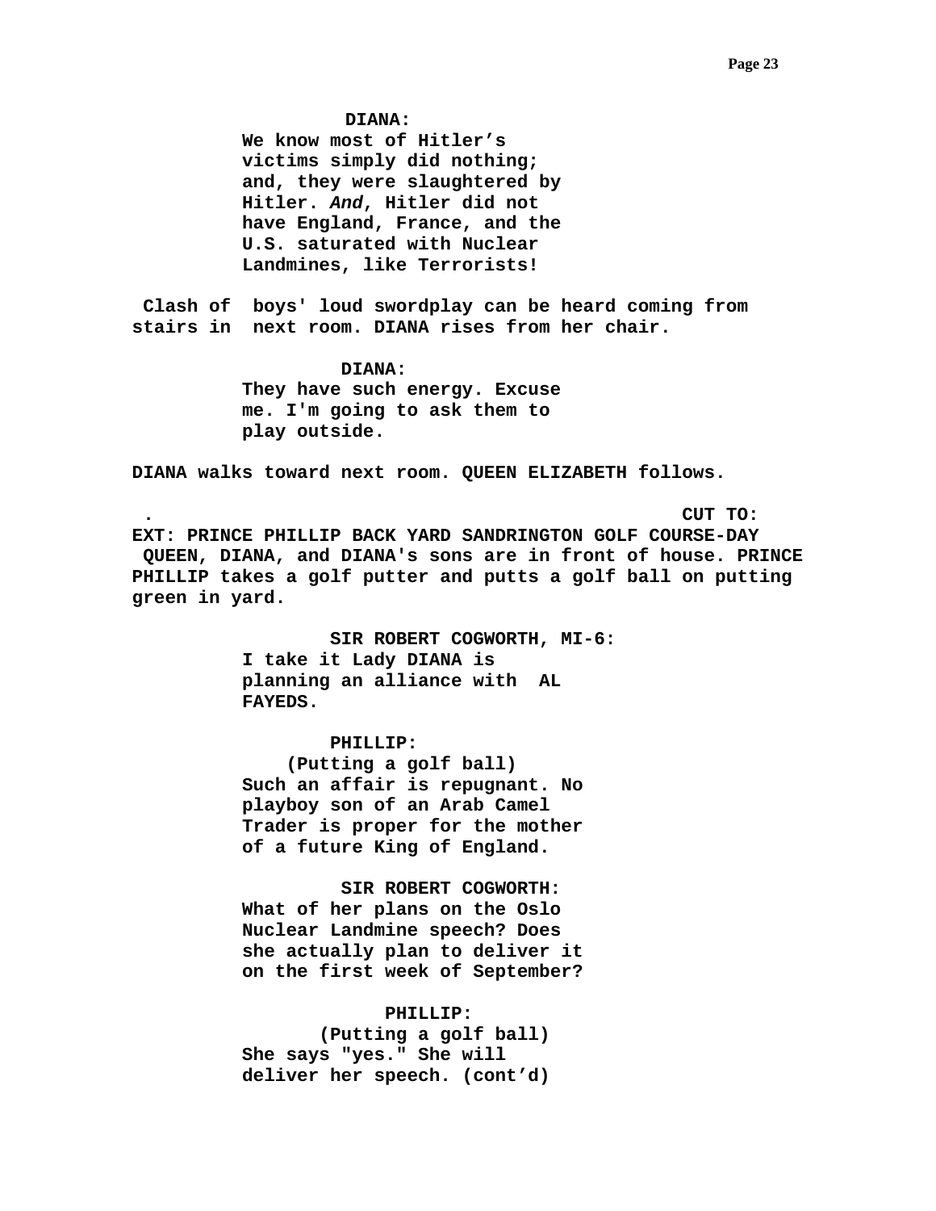**DIANA:**

**We know most of Hitler's victims simply did nothing; and, they were slaughtered by Hitler. *And*, Hitler did not have England, France, and the U.S. saturated with Nuclear Landmines, like Terrorists!**

**Clash of boys' loud swordplay can be heard coming from stairs in next room. DIANA rises from her chair.**

**DIANA:**

**They have such energy. Excuse me. I'm going to ask them to play outside.**

**DIANA walks toward next room. QUEEN ELIZABETH follows.**

**. CUT TO:**

**EXT: PRINCE PHILLIP BACK YARD SANDRINGTON GOLF COURSE-DAY**

**QUEEN, DIANA, and DIANA's sons are in front of house. PRINCE PHILLIP takes a golf putter and putts a golf ball on putting green in yard.**

**SIR ROBERT COGWORTH, MI-6:**

**I take it Lady DIANA is planning an alliance with AL FAYEDS.**

**PHILLIP:**

**(Putting a golf ball)**

**Such an affair is repugnant. No playboy son of an Arab Camel Trader is proper for the mother of a future King of England.**

**SIR ROBERT COGWORTH:**

**What of her plans on the Oslo Nuclear Landmine speech? Does she actually plan to deliver it on the first week of September?**

**PHILLIP:**

**(Putting a golf ball)**

**She says "yes." She will deliver her speech. (cont'd)**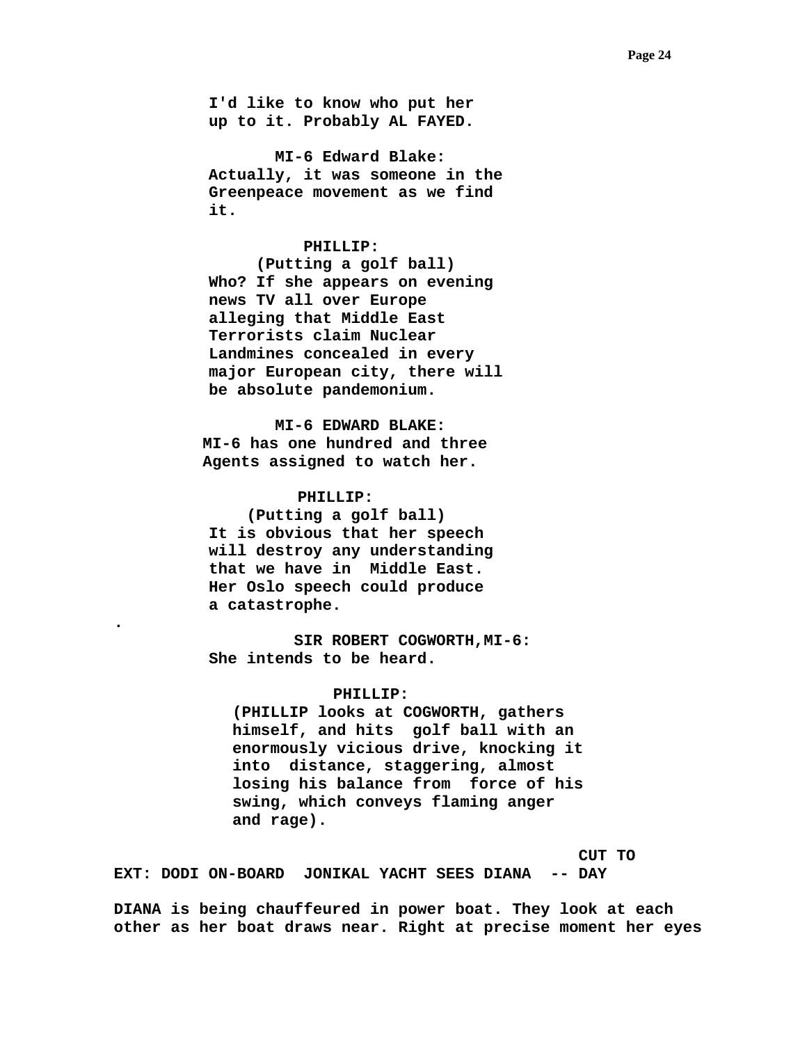I'd like to know who put her up to it. Probably AL FAYED.

MI-6 Edward Blake:
Actually, it was someone in the Greenpeace movement as we find it.

PHILLIP:
(Putting a golf ball)
Who? If she appears on evening news TV all over Europe alleging that Middle East Terrorists claim Nuclear Landmines concealed in every major European city, there will be absolute pandemonium.

MI-6 EDWARD BLAKE:
MI-6 has one hundred and three Agents assigned to watch her.

PHILLIP:
(Putting a golf ball)
It is obvious that her speech will destroy any understanding that we have in Middle East. Her Oslo speech could produce a catastrophe.

.

SIR ROBERT COGWORTH,MI-6:
She intends to be heard.

PHILLIP:
(PHILLIP looks at COGWORTH, gathers himself, and hits golf ball with an enormously vicious drive, knocking it into distance, staggering, almost losing his balance from force of his swing, which conveys flaming anger and rage).

CUT TO

EXT: DODI ON-BOARD JONIKAL YACHT SEES DIANA -- DAY

DIANA is being chauffeured in power boat. They look at each other as her boat draws near. Right at precise moment her eyes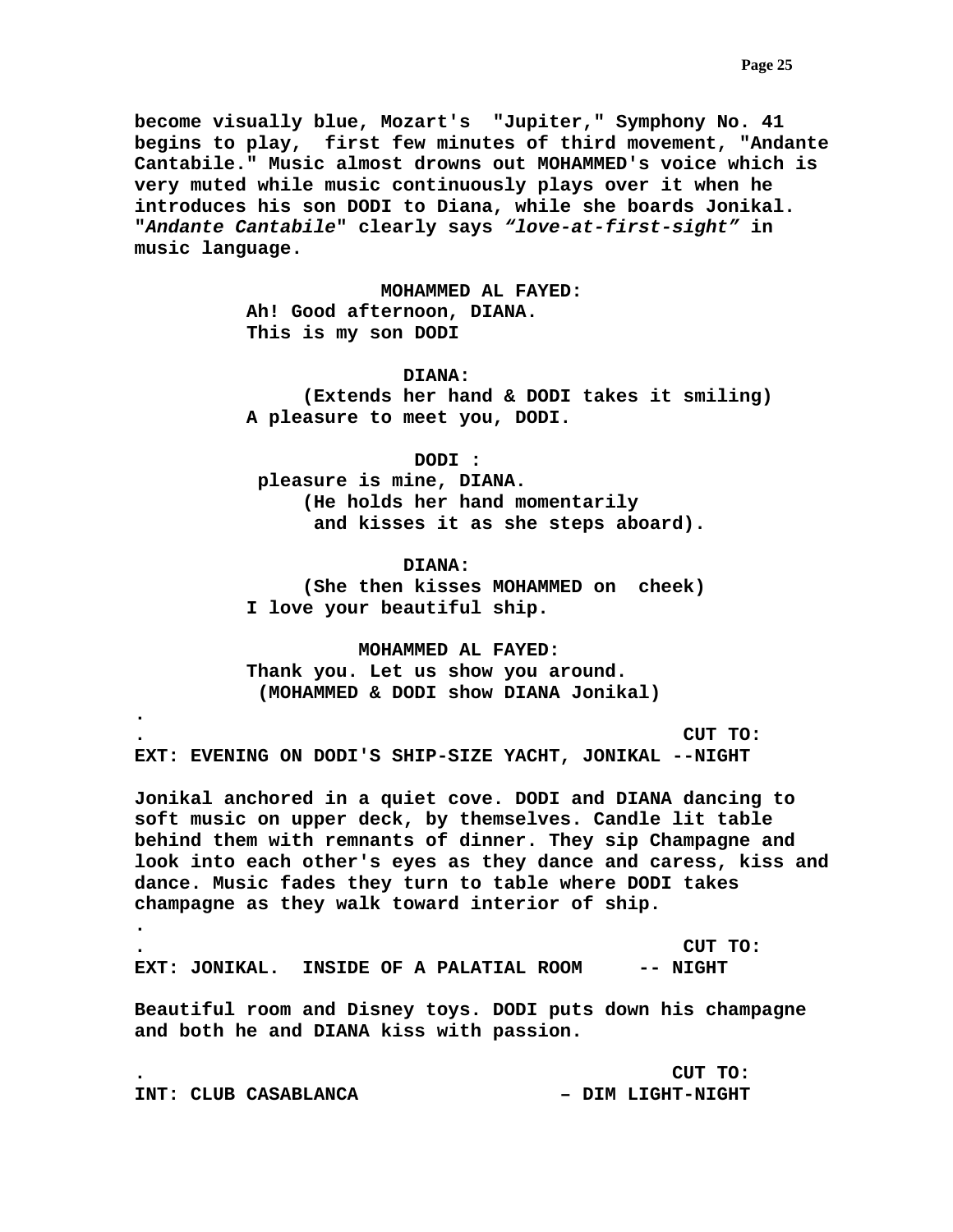**become visually blue, Mozart's "Jupiter," Symphony No. 41 begins to play, first few minutes of third movement, "Andante Cantabile." Music almost drowns out MOHAMMED's voice which is very muted while music continuously plays over it when he introduces his son DODI to Diana, while she boards Jonikal. "*Andante Cantabile*" clearly says *"love-at-first-sight"* in music language.**

**MOHAMMED AL FAYED:**
**Ah! Good afternoon, DIANA.**
**This is my son DODI**

**DIANA:**
**(Extends her hand & DODI takes it smiling)**
**A pleasure to meet you, DODI.**

**DODI :**
**pleasure is mine, DIANA.**
**(He holds her hand momentarily and kisses it as she steps aboard).**

**DIANA:**
**(She then kisses MOHAMMED on cheek)**
**I love your beautiful ship.**

**MOHAMMED AL FAYED:**
**Thank you. Let us show you around.**
**(MOHAMMED & DODI show DIANA Jonikal)**

**.**
**. CUT TO:**

**EXT: EVENING ON DODI'S SHIP-SIZE YACHT, JONIKAL --NIGHT**

**Jonikal anchored in a quiet cove. DODI and DIANA dancing to soft music on upper deck, by themselves. Candle lit table behind them with remnants of dinner. They sip Champagne and look into each other's eyes as they dance and caress, kiss and dance. Music fades they turn to table where DODI takes champagne as they walk toward interior of ship.**

**.**
**. CUT TO:**

**EXT: JONIKAL. INSIDE OF A PALATIAL ROOM -- NIGHT**

**Beautiful room and Disney toys. DODI puts down his champagne and both he and DIANA kiss with passion.**

**. CUT TO:**

**INT: CLUB CASABLANCA – DIM LIGHT-NIGHT**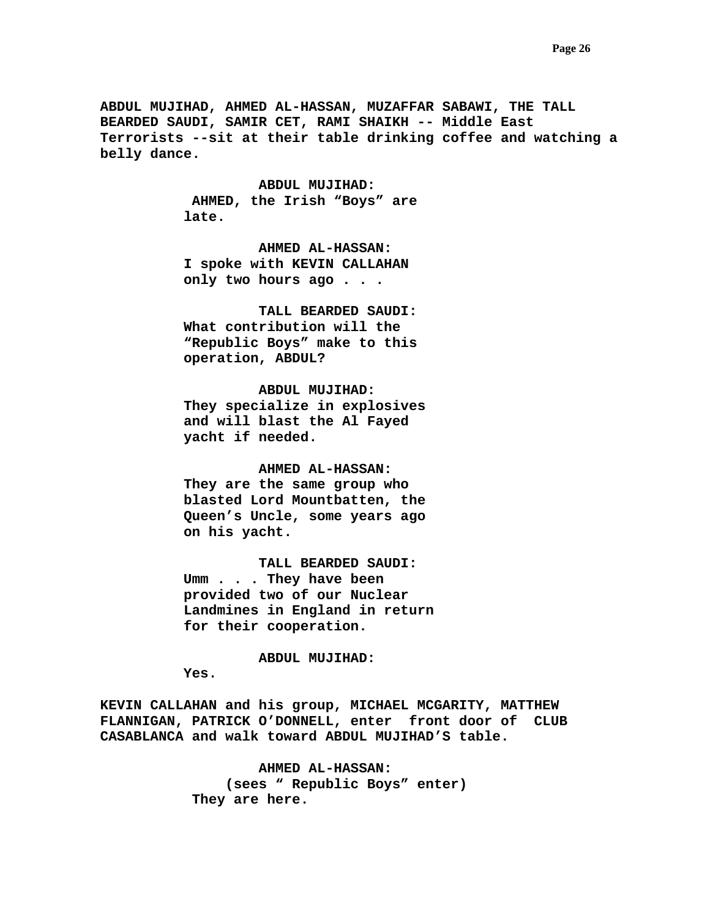**ABDUL MUJIHAD, AHMED AL-HASSAN, MUZAFFAR SABAWI, THE TALL BEARDED SAUDI, SAMIR CET, RAMI SHAIKH -- Middle East Terrorists --sit at their table drinking coffee and watching a belly dance.**

**ABDUL MUJIHAD:**
**AHMED, the Irish "Boys" are late.**

**AHMED AL-HASSAN:**
**I spoke with KEVIN CALLAHAN only two hours ago . . .**

**TALL BEARDED SAUDI:**
**What contribution will the "Republic Boys" make to this operation, ABDUL?**

**ABDUL MUJIHAD:**
**They specialize in explosives and will blast the Al Fayed yacht if needed.**

**AHMED AL-HASSAN:**
**They are the same group who blasted Lord Mountbatten, the Queen's Uncle, some years ago on his yacht.**

**TALL BEARDED SAUDI:**
**Umm . . . . They have been provided two of our Nuclear Landmines in England in return for their cooperation.**

**ABDUL MUJIHAD:**
**Yes.**

**KEVIN CALLAHAN and his group, MICHAEL MCGARITY, MATTHEW FLANNIGAN, PATRICK O'DONNELL, enter front door of CLUB CASABLANCA and walk toward ABDUL MUJIHAD'S table.**

**AHMED AL-HASSAN:**
**(sees " Republic Boys" enter)**
**They are here.**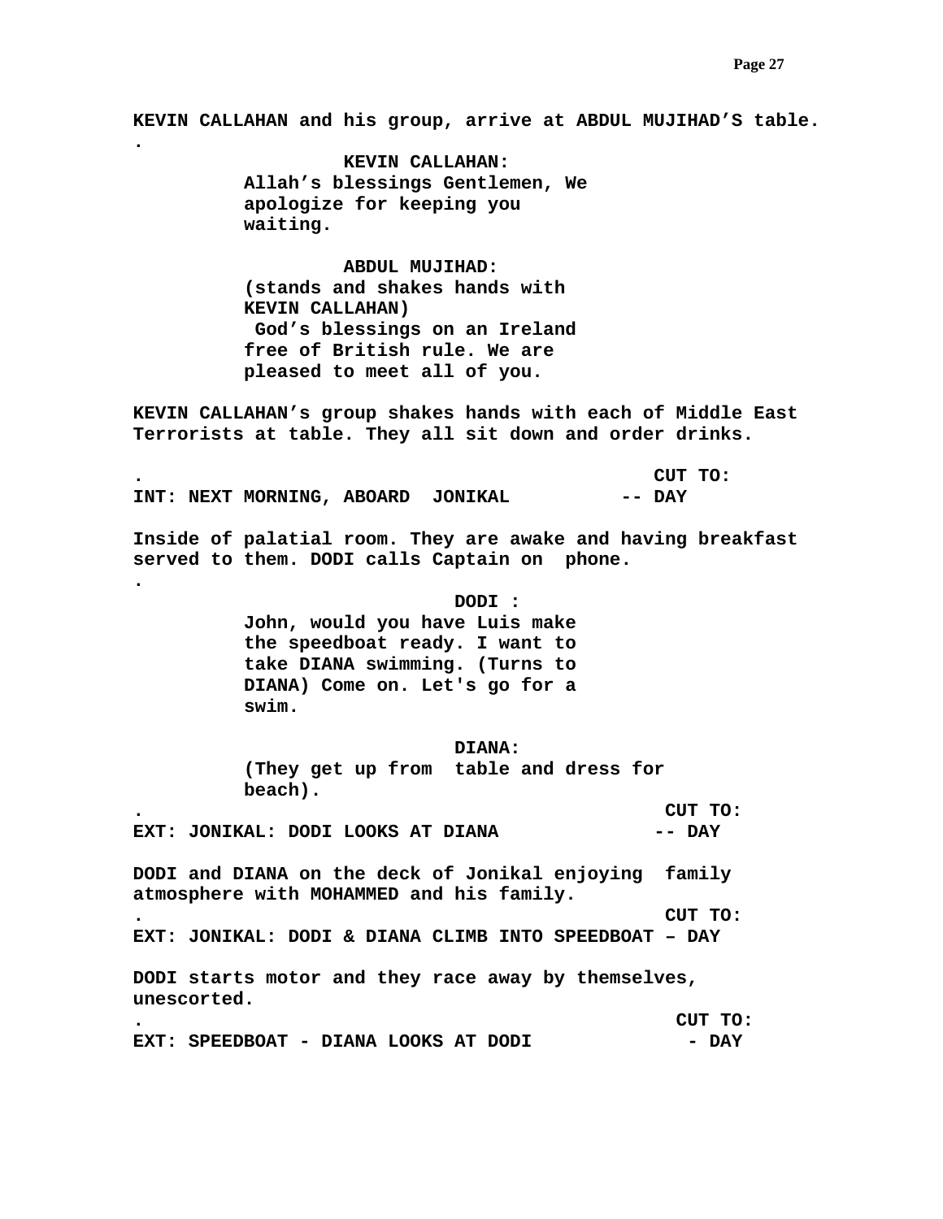**KEVIN CALLAHAN and his group, arrive at ABDUL MUJIHAD'S table.**
**.**

**KEVIN CALLAHAN:**
**Allah's blessings Gentlemen, We apologize for keeping you waiting.**

**ABDUL MUJIHAD:**
**(stands and shakes hands with KEVIN CALLAHAN)**
**God's blessings on an Ireland free of British rule. We are pleased to meet all of you.**

**KEVIN CALLAHAN's group shakes hands with each of Middle East Terrorists at table. They all sit down and order drinks.**

**. CUT TO:**

**INT: NEXT MORNING, ABOARD JONIKAL -- DAY**

**Inside of palatial room. They are awake and having breakfast served to them. DODI calls Captain on phone.**
**.**

**DODI :**
**John, would you have Luis make the speedboat ready. I want to take DIANA swimming. (Turns to DIANA) Come on. Let's go for a swim.**

**DIANA:**
**(They get up from table and dress for beach).**

**. CUT TO:**

**EXT: JONIKAL: DODI LOOKS AT DIANA -- DAY**

**DODI and DIANA on the deck of Jonikal enjoying family atmosphere with MOHAMMED and his family.**

**. CUT TO:**

**EXT: JONIKAL: DODI & DIANA CLIMB INTO SPEEDBOAT – DAY**

**DODI starts motor and they race away by themselves, unescorted.**

**. CUT TO:**

**EXT: SPEEDBOAT - DIANA LOOKS AT DODI - DAY**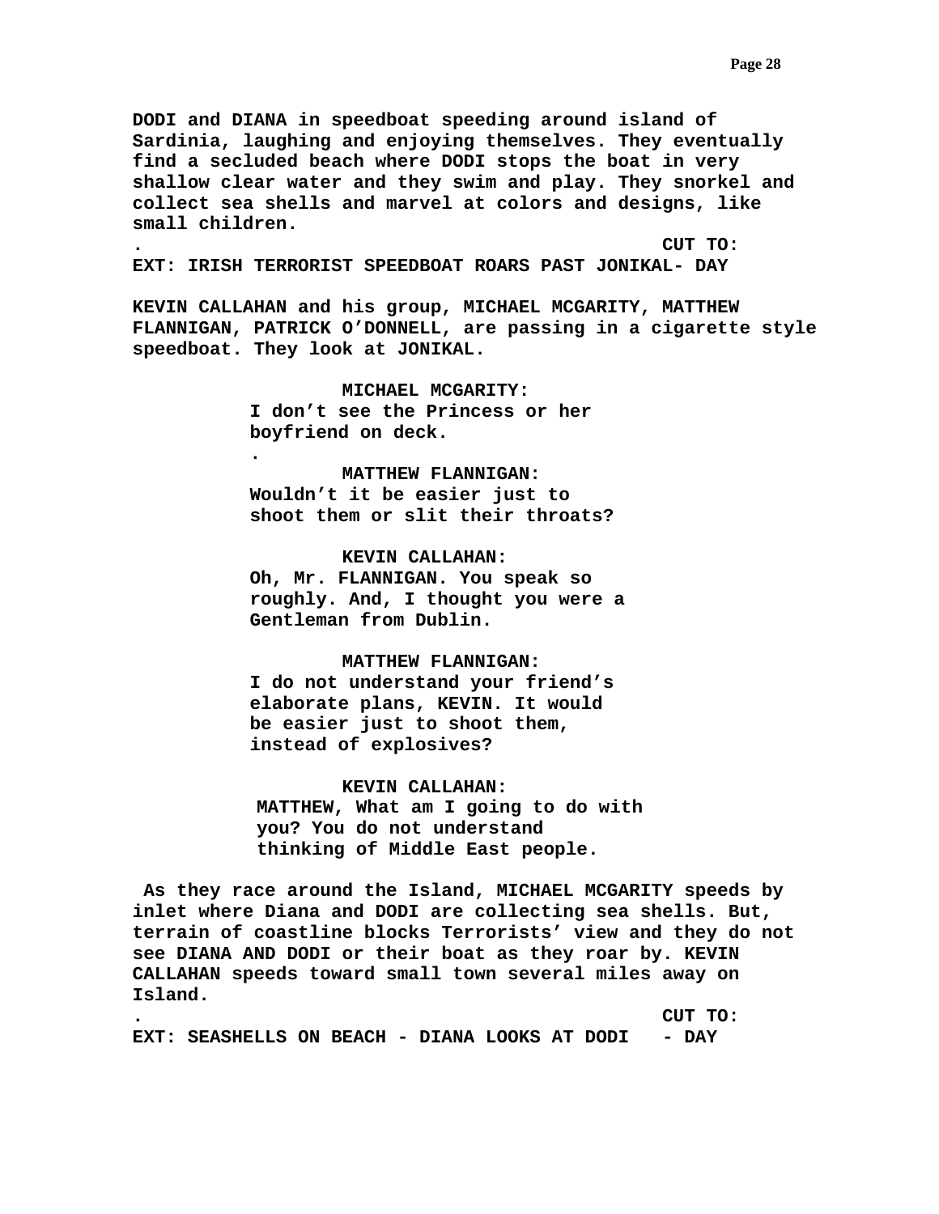**DODI and DIANA in speedboat speeding around island of Sardinia, laughing and enjoying themselves. They eventually find a secluded beach where DODI stops the boat in very shallow clear water and they swim and play. They snorkel and collect sea shells and marvel at colors and designs, like small children.**

**.                                                   CUT TO:**

**EXT: IRISH TERRORIST SPEEDBOAT ROARS PAST JONIKAL- DAY**

**KEVIN CALLAHAN and his group, MICHAEL MCGARITY, MATTHEW FLANNIGAN, PATRICK O'DONNELL, are passing in a cigarette style speedboat. They look at JONIKAL.**

**MICHAEL MCGARITY:**
**I don't see the Princess or her boyfriend on deck.**
**.**

**MATTHEW FLANNIGAN:**
**Wouldn't it be easier just to shoot them or slit their throats?**

**KEVIN CALLAHAN:**
**Oh, Mr. FLANNIGAN. You speak so roughly. And, I thought you were a Gentleman from Dublin.**

**MATTHEW FLANNIGAN:**
**I do not understand your friend's elaborate plans, KEVIN. It would be easier just to shoot them, instead of explosives?**

**KEVIN CALLAHAN:**
**MATTHEW, What am I going to do with you? You do not understand thinking of Middle East people.**

**As they race around the Island, MICHAEL MCGARITY speeds by inlet where Diana and DODI are collecting sea shells. But, terrain of coastline blocks Terrorists' view and they do not see DIANA AND DODI or their boat as they roar by. KEVIN CALLAHAN speeds toward small town several miles away on Island.**

**.                                                   CUT TO:**

**EXT: SEASHELLS ON BEACH - DIANA LOOKS AT DODI   - DAY**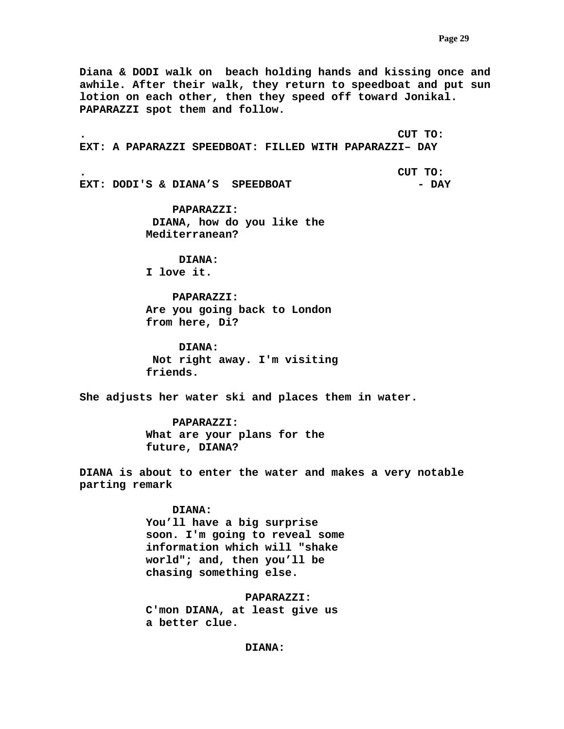**Diana & DODI walk on  beach holding hands and kissing once and awhile. After their walk, they return to speedboat and put sun lotion on each other, then they speed off toward Jonikal. PAPARAZZI spot them and follow.**

**.                                               CUT TO:**

**EXT: A PAPARAZZI SPEEDBOAT: FILLED WITH PAPARAZZI– DAY**

**.                                               CUT TO:**

**EXT: DODI'S & DIANA'S  SPEEDBOAT                    - DAY**

**PAPARAZZI:**
**DIANA, how do you like the Mediterranean?**

**DIANA:**
**I love it.**

**PAPARAZZI:**
**Are you going back to London from here, Di?**

**DIANA:**
**Not right away. I'm visiting friends.**

**She adjusts her water ski and places them in water.**

**PAPARAZZI:**
**What are your plans for the future, DIANA?**

**DIANA is about to enter the water and makes a very notable parting remark**

**DIANA:**
**You'll have a big surprise soon. I'm going to reveal some information which will "shake world"; and, then you'll be chasing something else.**

**PAPARAZZI:**
**C'mon DIANA, at least give us a better clue.**

**DIANA:**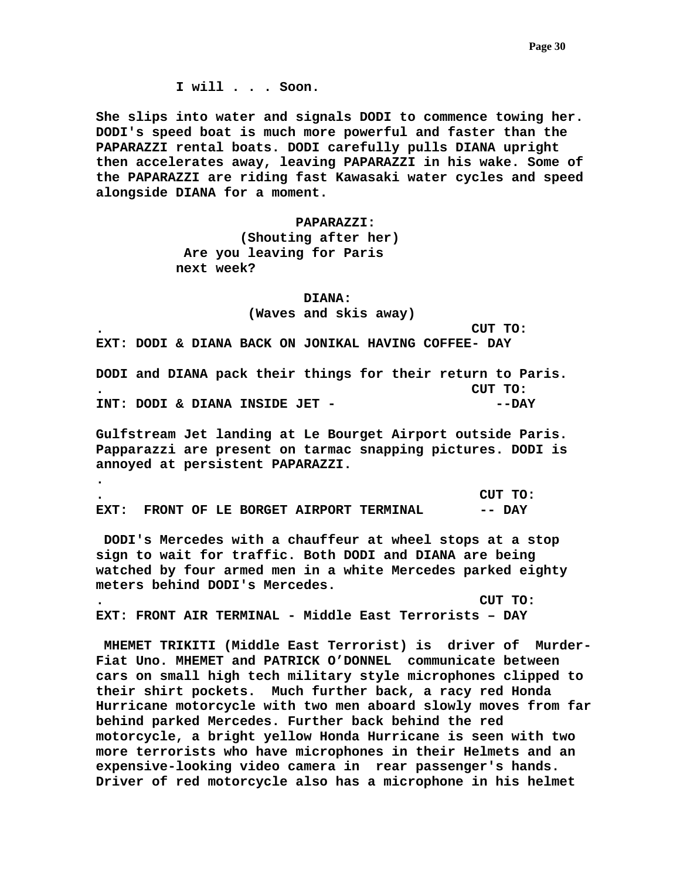**I will . . . Soon.**

**She slips into water and signals DODI to commence towing her. DODI's speed boat is much more powerful and faster than the PAPARAZZI rental boats. DODI carefully pulls DIANA upright then accelerates away, leaving PAPARAZZI in his wake. Some of the PAPARAZZI are riding fast Kawasaki water cycles and speed alongside DIANA for a moment.**

**PAPARAZZI:**
**(Shouting after her)**
**Are you leaving for Paris next week?**

**DIANA:**
**(Waves and skis away)**

**. CUT TO:**

**EXT: DODI & DIANA BACK ON JONIKAL HAVING COFFEE- DAY**

**DODI and DIANA pack their things for their return to Paris.**

**. CUT TO:**

**INT: DODI & DIANA INSIDE JET - --DAY**

**Gulfstream Jet landing at Le Bourget Airport outside Paris. Papparazzi are present on tarmac snapping pictures. DODI is annoyed at persistent PAPARAZZI.**

**.**

**. CUT TO:**

**EXT: FRONT OF LE BORGET AIRPORT TERMINAL -- DAY**

**DODI's Mercedes with a chauffeur at wheel stops at a stop sign to wait for traffic. Both DODI and DIANA are being watched by four armed men in a white Mercedes parked eighty meters behind DODI's Mercedes.**

**. CUT TO:**

**EXT: FRONT AIR TERMINAL - Middle East Terrorists – DAY**

**MHEMET TRIKITI (Middle East Terrorist) is driver of Murder-Fiat Uno. MHEMET and PATRICK O'DONNEL communicate between cars on small high tech military style microphones clipped to their shirt pockets. Much further back, a racy red Honda Hurricane motorcycle with two men aboard slowly moves from far behind parked Mercedes. Further back behind the red motorcycle, a bright yellow Honda Hurricane is seen with two more terrorists who have microphones in their Helmets and an expensive-looking video camera in rear passenger's hands. Driver of red motorcycle also has a microphone in his helmet**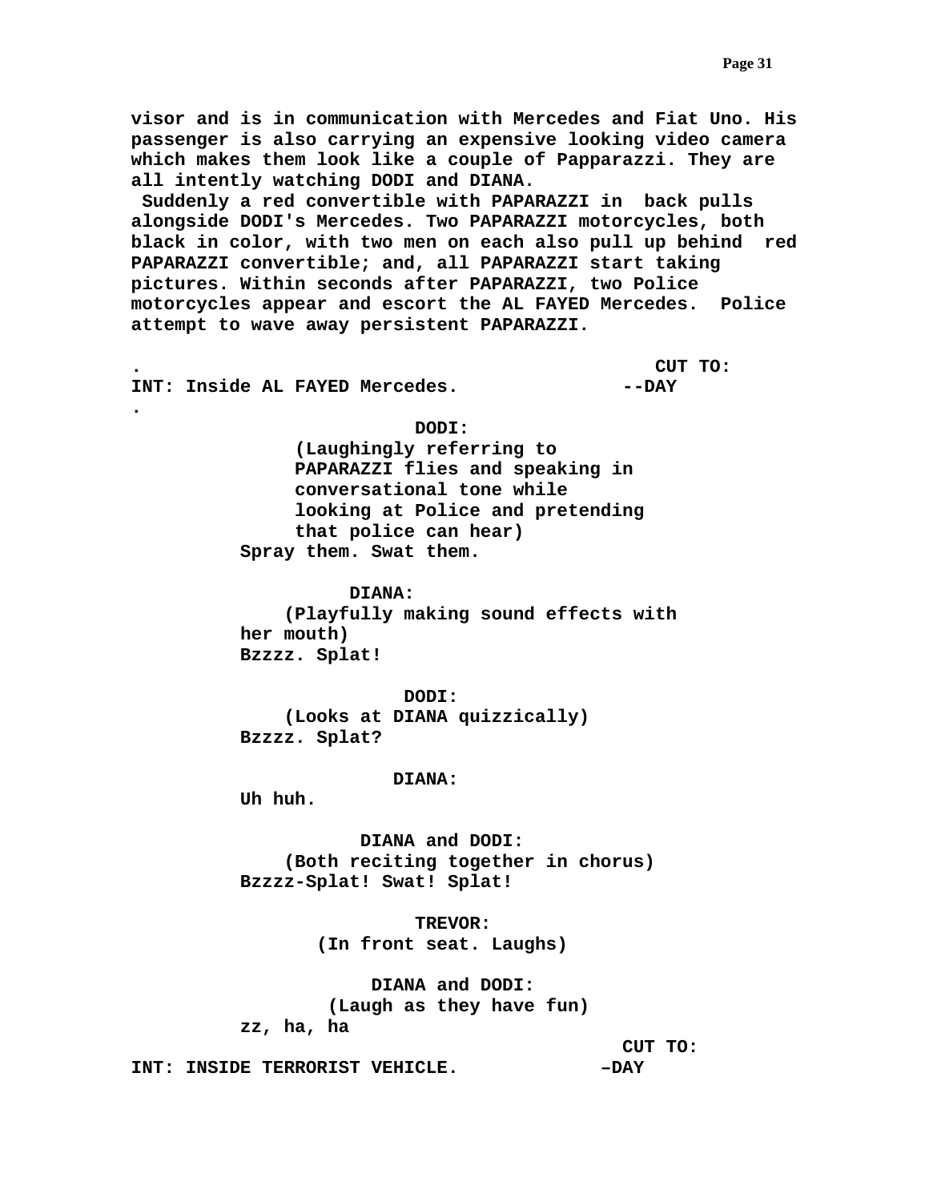visor and is in communication with Mercedes and Fiat Uno. His passenger is also carrying an expensive looking video camera which makes them look like a couple of Papparazzi. They are all intently watching DODI and DIANA.

Suddenly a red convertible with PAPARAZZI in back pulls alongside DODI's Mercedes. Two PAPARAZZI motorcycles, both black in color, with two men on each also pull up behind red PAPARAZZI convertible; and, all PAPARAZZI start taking pictures. Within seconds after PAPARAZZI, two Police motorcycles appear and escort the AL FAYED Mercedes. Police attempt to wave away persistent PAPARAZZI.

.
CUT TO:

INT: Inside AL FAYED Mercedes. --DAY

.

DODI:
(Laughingly referring to PAPARAZZI flies and speaking in conversational tone while looking at Police and pretending that police can hear)
Spray them. Swat them.

DIANA:
(Playfully making sound effects with her mouth)
Bzzzz. Splat!

DODI:
(Looks at DIANA quizzically)
Bzzzz. Splat?

DIANA:
Uh huh.

DIANA and DODI:
(Both reciting together in chorus)
Bzzzz-Splat! Swat! Splat!

TREVOR:
(In front seat. Laughs)

DIANA and DODI:
(Laugh as they have fun)
zz, ha, ha

CUT TO:

INT: INSIDE TERRORIST VEHICLE. –DAY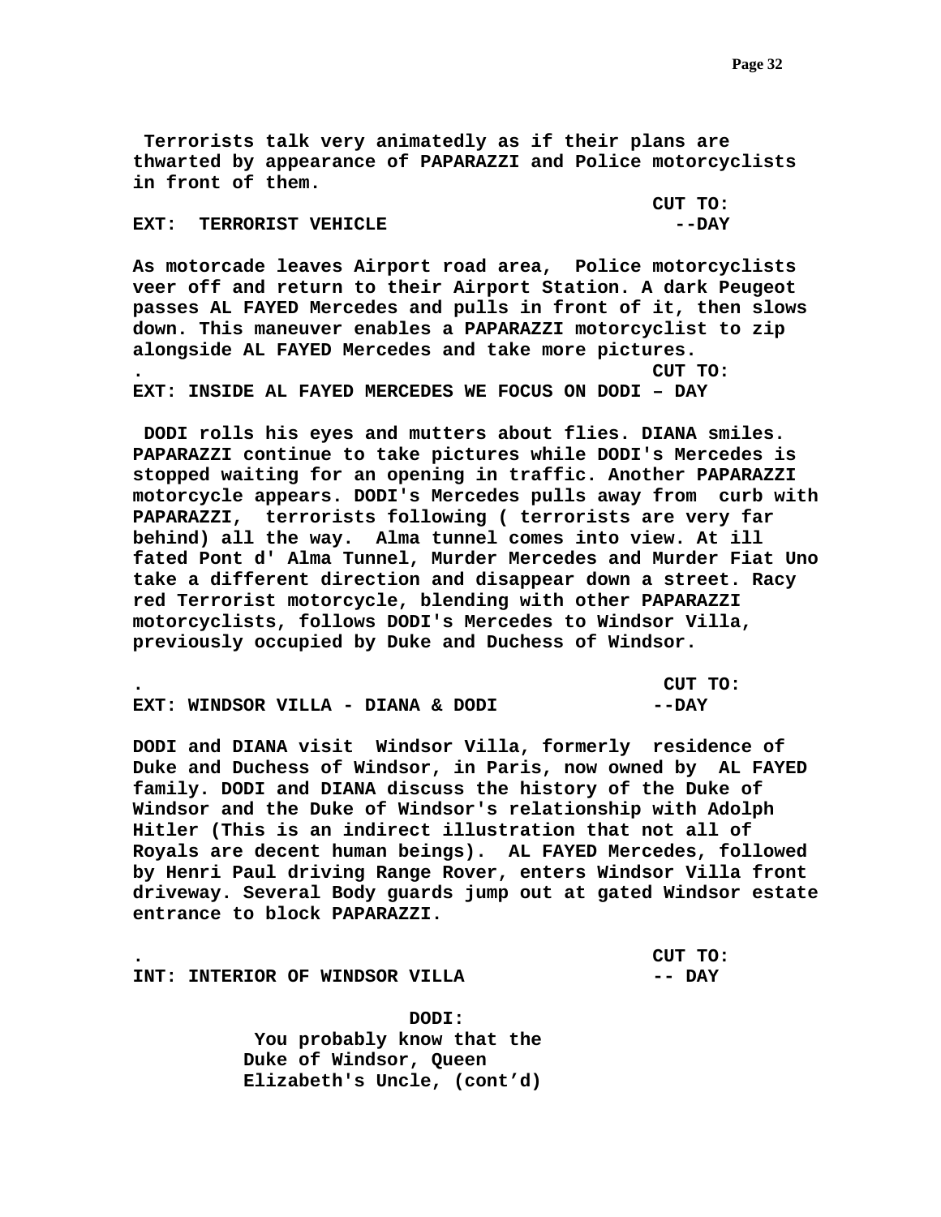**Terrorists talk very animatedly as if their plans are thwarted by appearance of PAPARAZZI and Police motorcyclists in front of them.**

**CUT TO:**

**EXT: TERRORIST VEHICLE --DAY**

**As motorcade leaves Airport road area, Police motorcyclists veer off and return to their Airport Station. A dark Peugeot passes AL FAYED Mercedes and pulls in front of it, then slows down. This maneuver enables a PAPARAZZI motorcyclist to zip alongside AL FAYED Mercedes and take more pictures.**

**. CUT TO:**

**EXT: INSIDE AL FAYED MERCEDES WE FOCUS ON DODI – DAY**

**DODI rolls his eyes and mutters about flies. DIANA smiles. PAPARAZZI continue to take pictures while DODI's Mercedes is stopped waiting for an opening in traffic. Another PAPARAZZI motorcycle appears. DODI's Mercedes pulls away from curb with PAPARAZZI, terrorists following ( terrorists are very far behind) all the way. Alma tunnel comes into view. At ill fated Pont d' Alma Tunnel, Murder Mercedes and Murder Fiat Uno take a different direction and disappear down a street. Racy red Terrorist motorcycle, blending with other PAPARAZZI motorcyclists, follows DODI's Mercedes to Windsor Villa, previously occupied by Duke and Duchess of Windsor.**

**. CUT TO:**

**EXT: WINDSOR VILLA - DIANA & DODI --DAY**

**DODI and DIANA visit Windsor Villa, formerly residence of Duke and Duchess of Windsor, in Paris, now owned by AL FAYED family. DODI and DIANA discuss the history of the Duke of Windsor and the Duke of Windsor's relationship with Adolph Hitler (This is an indirect illustration that not all of Royals are decent human beings). AL FAYED Mercedes, followed by Henri Paul driving Range Rover, enters Windsor Villa front driveway. Several Body guards jump out at gated Windsor estate entrance to block PAPARAZZI.**

**. CUT TO:**

**INT: INTERIOR OF WINDSOR VILLA -- DAY**

**DODI:**

**You probably know that the Duke of Windsor, Queen Elizabeth's Uncle, (cont'd)**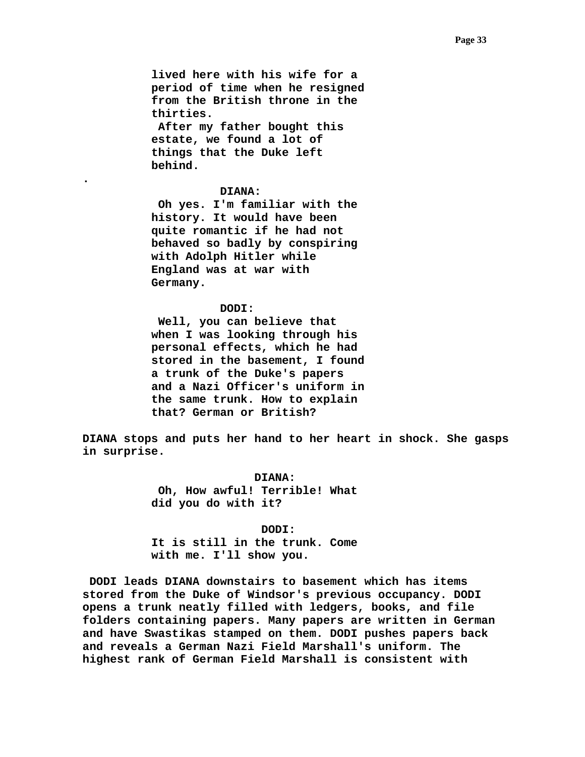lived here with his wife for a period of time when he resigned from the British throne in the thirties.
After my father bought this estate, we found a lot of things that the Duke left behind.

.

**DIANA:**
Oh yes. I'm familiar with the history. It would have been quite romantic if he had not behaved so badly by conspiring with Adolph Hitler while England was at war with Germany.

**DODI:**
Well, you can believe that when I was looking through his personal effects, which he had stored in the basement, I found a trunk of the Duke's papers and a Nazi Officer's uniform in the same trunk. How to explain that? German or British?

DIANA stops and puts her hand to her heart in shock. She gasps in surprise.

**DIANA:**
Oh, How awful! Terrible! What did you do with it?

**DODI:**
It is still in the trunk. Come with me. I'll show you.

DODI leads DIANA downstairs to basement which has items stored from the Duke of Windsor's previous occupancy. DODI opens a trunk neatly filled with ledgers, books, and file folders containing papers. Many papers are written in German and have Swastikas stamped on them. DODI pushes papers back and reveals a German Nazi Field Marshall's uniform. The highest rank of German Field Marshall is consistent with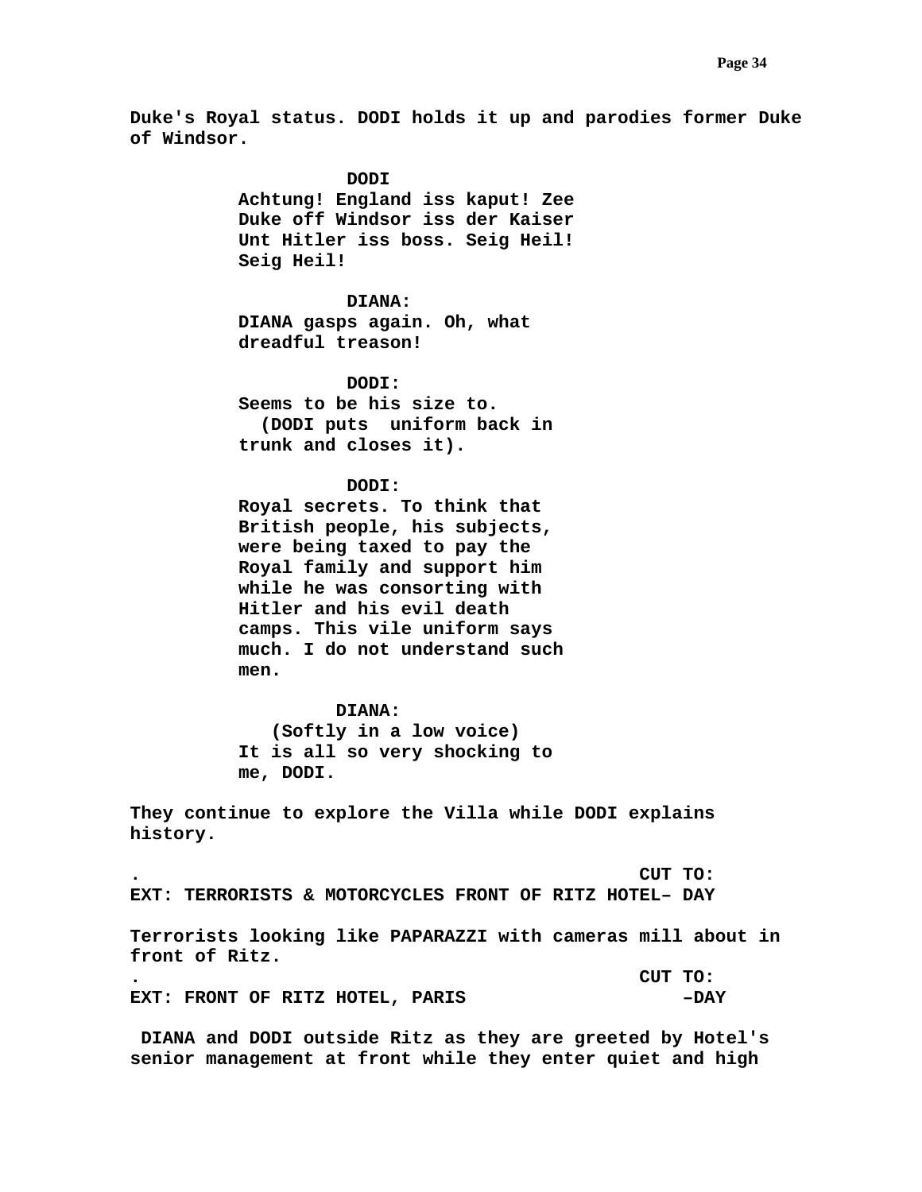Duke's Royal status. DODI holds it up and parodies former Duke of Windsor.

DODI
Achtung! England iss kaput! Zee Duke off Windsor iss der Kaiser Unt Hitler iss boss. Seig Heil! Seig Heil!

DIANA:
DIANA gasps again. Oh, what dreadful treason!

DODI:
Seems to be his size to.
(DODI puts uniform back in trunk and closes it).

DODI:
Royal secrets. To think that British people, his subjects, were being taxed to pay the Royal family and support him while he was consorting with Hitler and his evil death camps. This vile uniform says much. I do not understand such men.

DIANA:
(Softly in a low voice)
It is all so very shocking to me, DODI.

They continue to explore the Villa while DODI explains history.

. CUT TO:

EXT: TERRORISTS & MOTORCYCLES FRONT OF RITZ HOTEL– DAY

Terrorists looking like PAPARAZZI with cameras mill about in front of Ritz.

. CUT TO:

EXT: FRONT OF RITZ HOTEL, PARIS –DAY

DIANA and DODI outside Ritz as they are greeted by Hotel's senior management at front while they enter quiet and high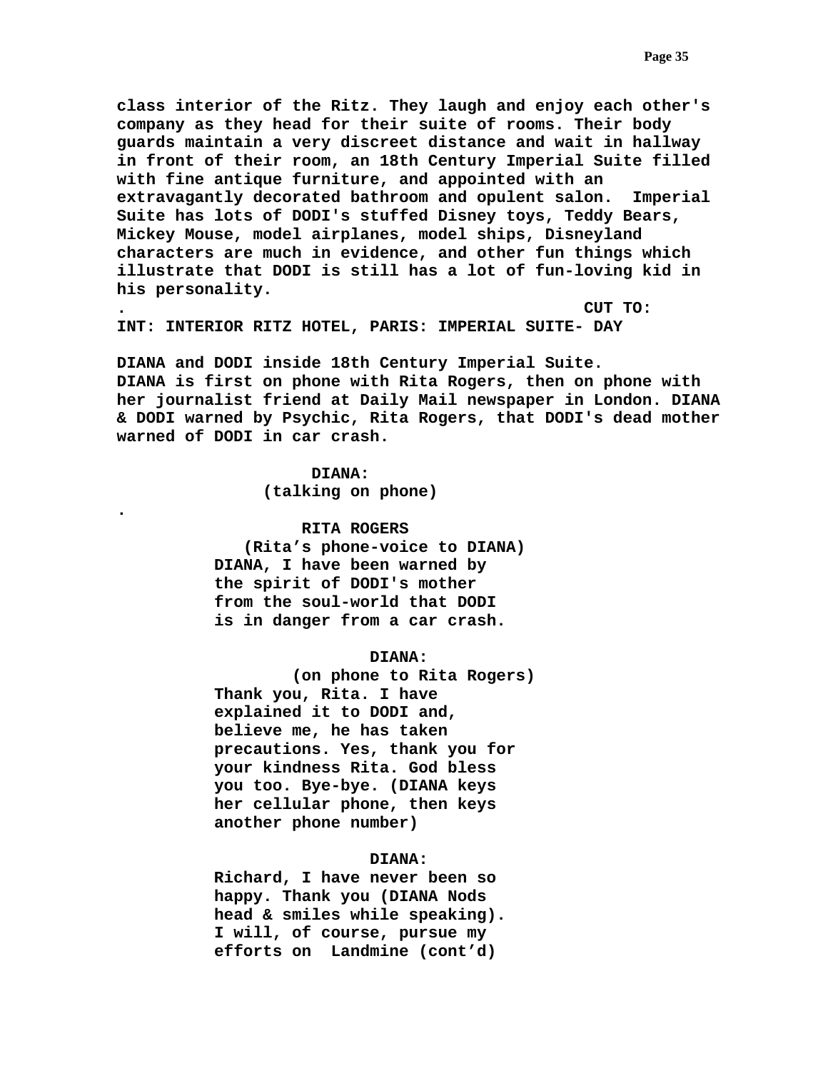**class interior of the Ritz. They laugh and enjoy each other's company as they head for their suite of rooms. Their body guards maintain a very discreet distance and wait in hallway in front of their room, an 18th Century Imperial Suite filled with fine antique furniture, and appointed with an extravagantly decorated bathroom and opulent salon. Imperial Suite has lots of DODI's stuffed Disney toys, Teddy Bears, Mickey Mouse, model airplanes, model ships, Disneyland characters are much in evidence, and other fun things which illustrate that DODI is still has a lot of fun-loving kid in his personality.**

**. CUT TO:**

**INT: INTERIOR RITZ HOTEL, PARIS: IMPERIAL SUITE- DAY**

**DIANA and DODI inside 18th Century Imperial Suite. DIANA is first on phone with Rita Rogers, then on phone with her journalist friend at Daily Mail newspaper in London. DIANA & DODI warned by Psychic, Rita Rogers, that DODI's dead mother warned of DODI in car crash.**

**DIANA:**
**(talking on phone)**

**.**

**RITA ROGERS**
**(Rita's phone-voice to DIANA)**
**DIANA, I have been warned by the spirit of DODI's mother from the soul-world that DODI is in danger from a car crash.**

**DIANA:**
**(on phone to Rita Rogers)**
**Thank you, Rita. I have explained it to DODI and, believe me, he has taken precautions. Yes, thank you for your kindness Rita. God bless you too. Bye-bye. (DIANA keys her cellular phone, then keys another phone number)**

**DIANA:**
**Richard, I have never been so happy. Thank you (DIANA Nods head & smiles while speaking). I will, of course, pursue my efforts on Landmine (cont'd)**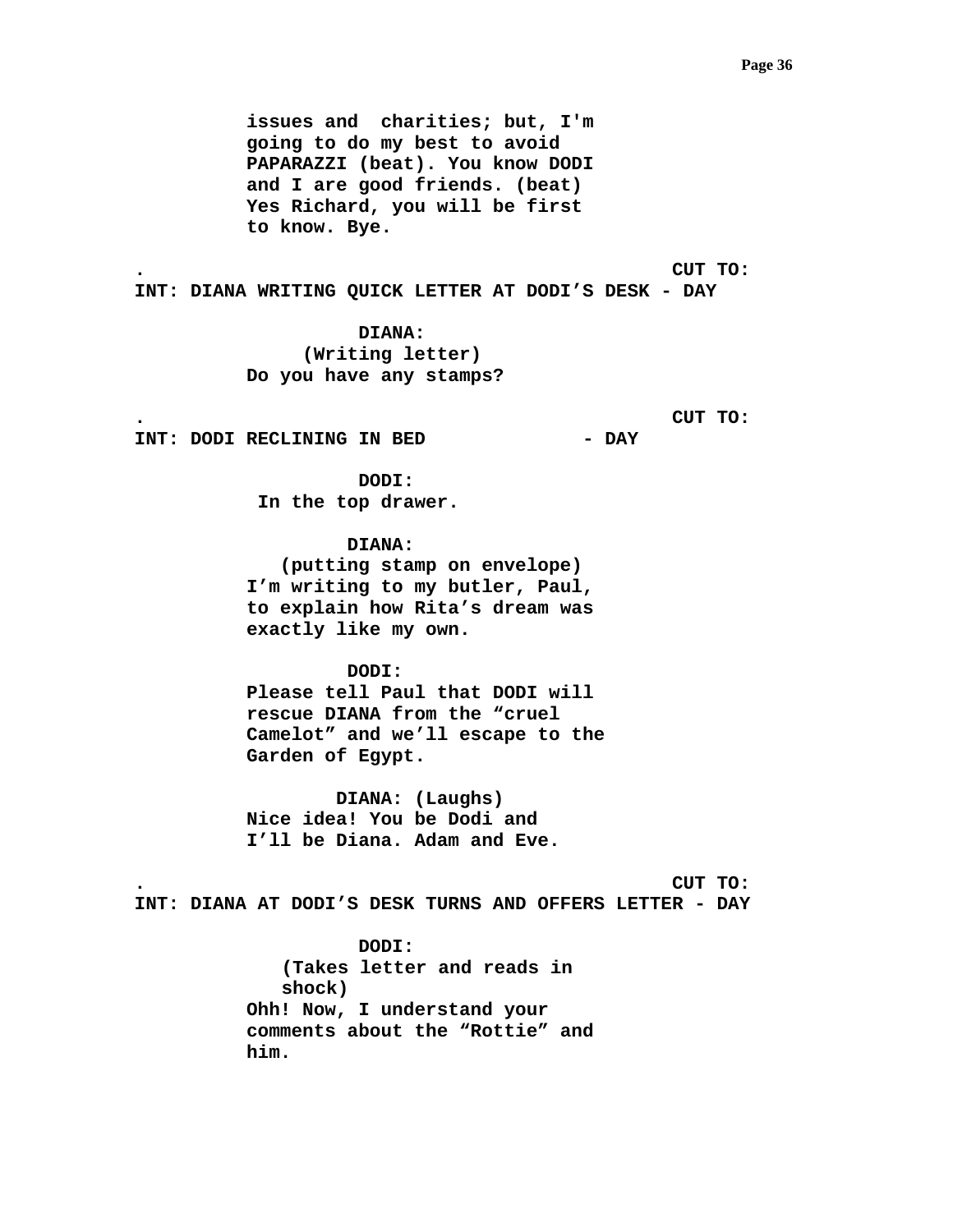issues and  charities; but, I'm going to do my best to avoid PAPARAZZI (beat). You know DODI and I are good friends. (beat) Yes Richard, you will be first to know. Bye.

. CUT TO:

**INT: DIANA WRITING QUICK LETTER AT DODI’S DESK - DAY**

DIANA:
(Writing letter)
Do you have any stamps?

. CUT TO:

**INT: DODI RECLINING IN BED - DAY**

DODI:
In the top drawer.

DIANA:
(putting stamp on envelope)
I’m writing to my butler, Paul, to explain how Rita’s dream was exactly like my own.

DODI:
Please tell Paul that DODI will rescue DIANA from the “cruel Camelot” and we’ll escape to the Garden of Egypt.

DIANA: (Laughs)
Nice idea! You be Dodi and I’ll be Diana. Adam and Eve.

. CUT TO:

**INT: DIANA AT DODI’S DESK TURNS AND OFFERS LETTER - DAY**

DODI:
(Takes letter and reads in shock)
Ohh! Now, I understand your comments about the “Rottie” and him.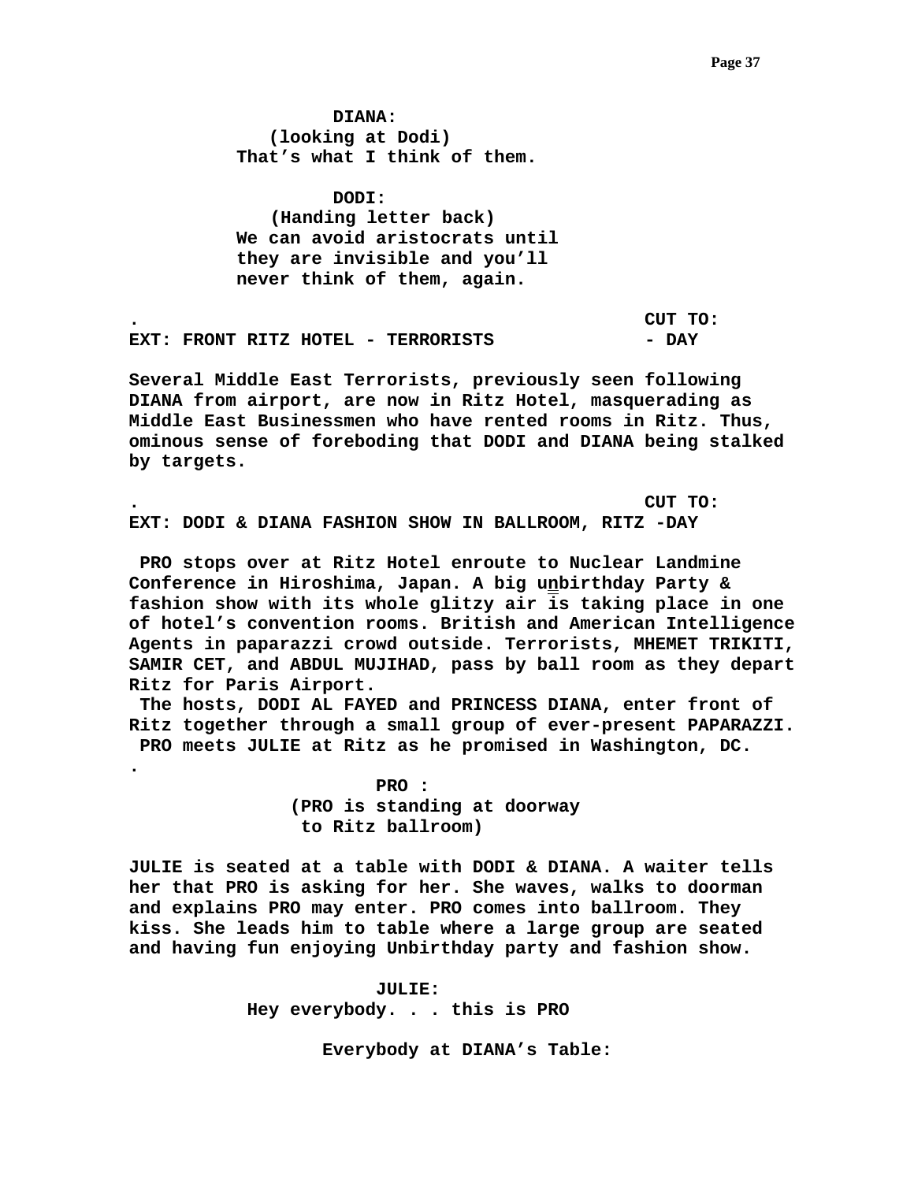**DIANA:**
**(looking at Dodi)**
**That's what I think of them.**

**DODI:**
**(Handing letter back)**
**We can avoid aristocrats until they are invisible and you'll never think of them, again.**

**.** **CUT TO:**

**EXT: FRONT RITZ HOTEL - TERRORISTS - DAY**

**Several Middle East Terrorists, previously seen following DIANA from airport, are now in Ritz Hotel, masquerading as Middle East Businessmen who have rented rooms in Ritz. Thus, ominous sense of foreboding that DODI and DIANA being stalked by targets.**

**.** **CUT TO:**

**EXT: DODI & DIANA FASHION SHOW IN BALLROOM, RITZ -DAY**

**PRO stops over at Ritz Hotel enroute to Nuclear Landmine Conference in Hiroshima, Japan. A big unbirthday Party & fashion show with its whole glitzy air is taking place in one of hotel's convention rooms. British and American Intelligence Agents in paparazzi crowd outside. Terrorists, MHEMET TRIKITI, SAMIR CET, and ABDUL MUJIHAD, pass by ball room as they depart Ritz for Paris Airport.**

**The hosts, DODI AL FAYED and PRINCESS DIANA, enter front of Ritz together through a small group of ever-present PAPARAZZI.**

**PRO meets JULIE at Ritz as he promised in Washington, DC.**

**.**

**PRO :**
**(PRO is standing at doorway to Ritz ballroom)**

**JULIE is seated at a table with DODI & DIANA. A waiter tells her that PRO is asking for her. She waves, walks to doorman and explains PRO may enter. PRO comes into ballroom. They kiss. She leads him to table where a large group are seated and having fun enjoying Unbirthday party and fashion show.**

**JULIE:**
**Hey everybody. . . this is PRO**

**Everybody at DIANA's Table:**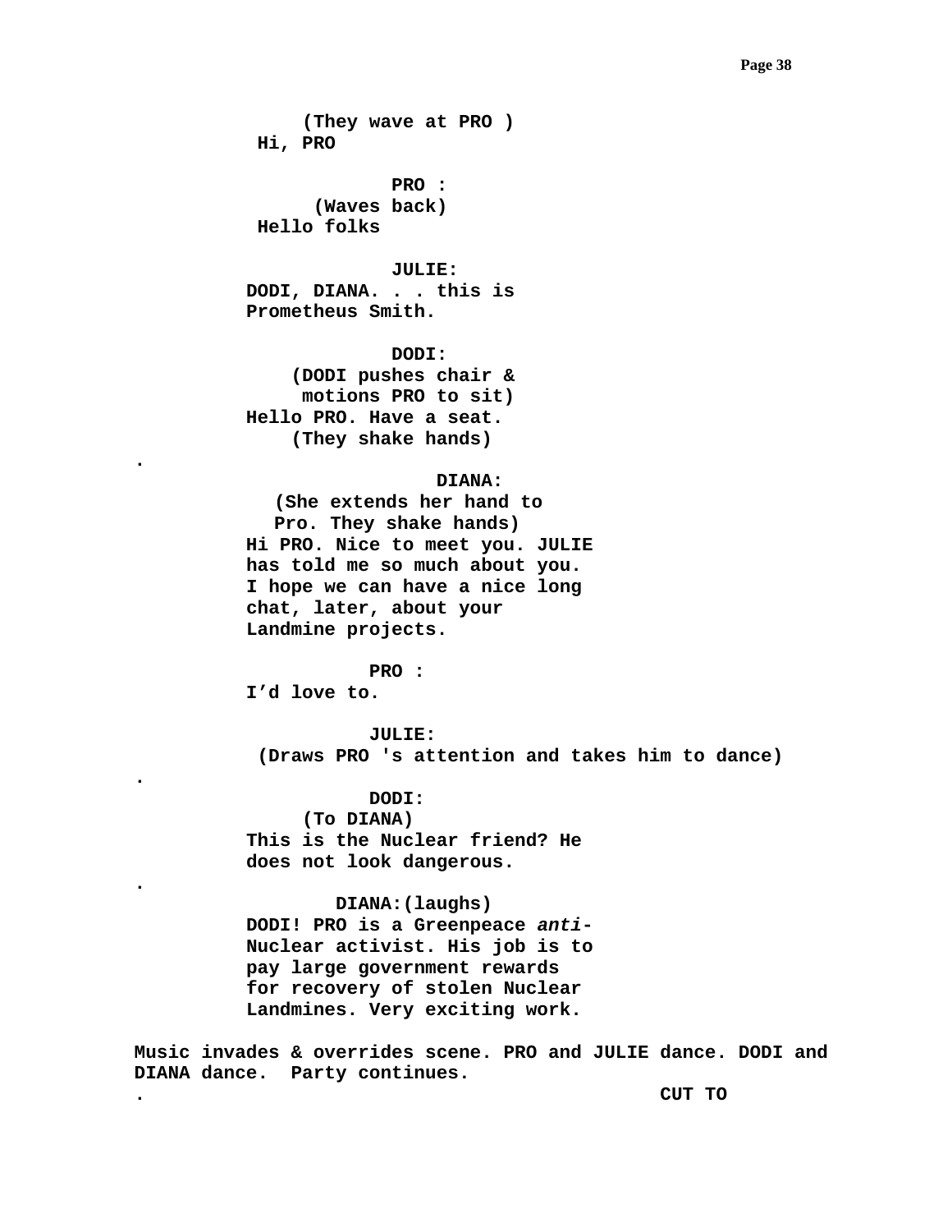**(They wave at PRO )**
**Hi, PRO**

**PRO :**
**(Waves back)**
**Hello folks**

**JULIE:**
**DODI, DIANA. . . this is**
**Prometheus Smith.**

**DODI:**
**(DODI pushes chair &**
**motions PRO to sit)**
**Hello PRO. Have a seat.**
**(They shake hands)**

.

**DIANA:**
**(She extends her hand to**
**Pro. They shake hands)**
**Hi PRO. Nice to meet you. JULIE**
**has told me so much about you.**
**I hope we can have a nice long**
**chat, later, about your**
**Landmine projects.**

**PRO :**
**I'd love to.**

**JULIE:**
**(Draws PRO 's attention and takes him to dance)**

.

**DODI:**
**(To DIANA)**
**This is the Nuclear friend? He**
**does not look dangerous.**

.

**DIANA:(laughs)**
**DODI! PRO is a Greenpeace *anti*-**
**Nuclear activist. His job is to**
**pay large government rewards**
**for recovery of stolen Nuclear**
**Landmines. Very exciting work.**

**Music invades & overrides scene. PRO and JULIE dance. DODI and DIANA dance. Party continues.**

. **CUT TO**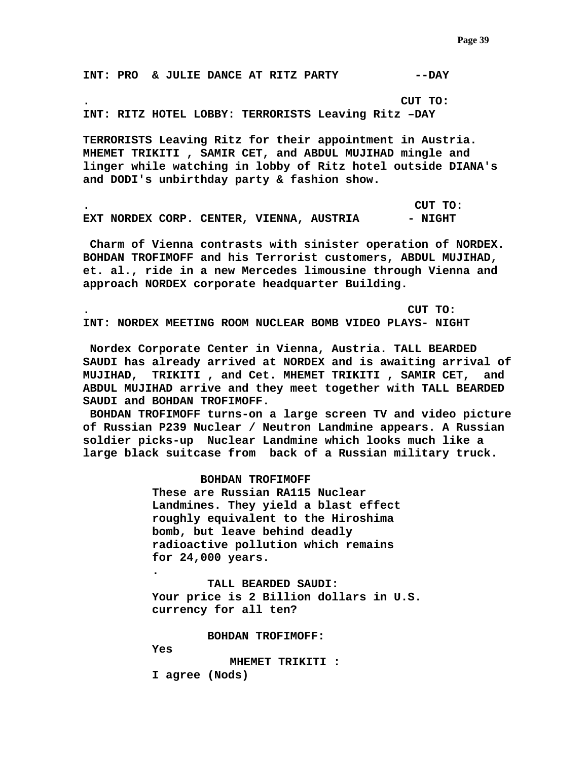**INT: PRO & JULIE DANCE AT RITZ PARTY --DAY**

**. CUT TO:**

**INT: RITZ HOTEL LOBBY: TERRORISTS Leaving Ritz –DAY**

**TERRORISTS Leaving Ritz for their appointment in Austria. MHEMET TRIKITI , SAMIR CET, and ABDUL MUJIHAD mingle and linger while watching in lobby of Ritz hotel outside DIANA's and DODI's unbirthday party & fashion show.**

**. CUT TO:**

**EXT NORDEX CORP. CENTER, VIENNA, AUSTRIA - NIGHT**

**Charm of Vienna contrasts with sinister operation of NORDEX. BOHDAN TROFIMOFF and his Terrorist customers, ABDUL MUJIHAD, et. al., ride in a new Mercedes limousine through Vienna and approach NORDEX corporate headquarter Building.**

**. CUT TO:**

**INT: NORDEX MEETING ROOM NUCLEAR BOMB VIDEO PLAYS- NIGHT**

**Nordex Corporate Center in Vienna, Austria. TALL BEARDED SAUDI has already arrived at NORDEX and is awaiting arrival of MUJIHAD, TRIKITI , and Cet. MHEMET TRIKITI , SAMIR CET, and ABDUL MUJIHAD arrive and they meet together with TALL BEARDED SAUDI and BOHDAN TROFIMOFF.**

**BOHDAN TROFIMOFF turns-on a large screen TV and video picture of Russian P239 Nuclear / Neutron Landmine appears. A Russian soldier picks-up Nuclear Landmine which looks much like a large black suitcase from back of a Russian military truck.**

**BOHDAN TROFIMOFF**

**These are Russian RA115 Nuclear Landmines. They yield a blast effect roughly equivalent to the Hiroshima bomb, but leave behind deadly radioactive pollution which remains for 24,000 years.**

**.**

**TALL BEARDED SAUDI:**

**Your price is 2 Billion dollars in U.S. currency for all ten?**

**BOHDAN TROFIMOFF:**

**Yes**

**MHEMET TRIKITI :**

**I agree (Nods)**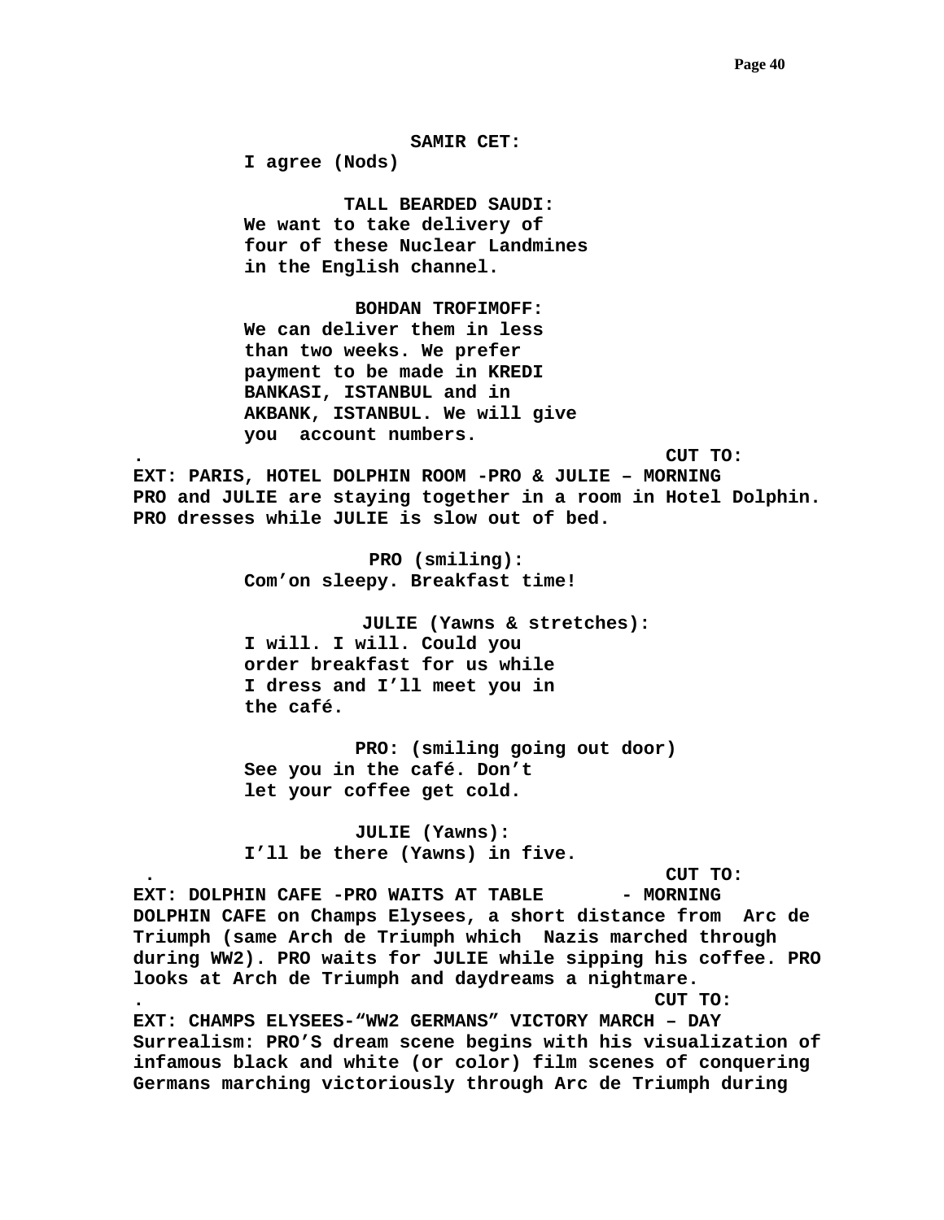**SAMIR CET:**
**I agree (Nods)**

**TALL BEARDED SAUDI:**
**We want to take delivery of four of these Nuclear Landmines in the English channel.**

**BOHDAN TROFIMOFF:**
**We can deliver them in less than two weeks. We prefer payment to be made in KREDI BANKASI, ISTANBUL and in AKBANK, ISTANBUL. We will give you account numbers.**

**. CUT TO:**

**EXT: PARIS, HOTEL DOLPHIN ROOM -PRO & JULIE – MORNING**

**PRO and JULIE are staying together in a room in Hotel Dolphin. PRO dresses while JULIE is slow out of bed.**

**PRO (smiling):**
**Com’on sleepy. Breakfast time!**

**JULIE (Yawns & stretches):**
**I will. I will. Could you order breakfast for us while I dress and I’ll meet you in the café.**

**PRO: (smiling going out door)**
**See you in the café. Don’t let your coffee get cold.**

**JULIE (Yawns):**
**I’ll be there (Yawns) in five.**

**. CUT TO:**

**EXT: DOLPHIN CAFE -PRO WAITS AT TABLE - MORNING**

**DOLPHIN CAFE on Champs Elysees, a short distance from Arc de Triumph (same Arch de Triumph which Nazis marched through during WW2). PRO waits for JULIE while sipping his coffee. PRO looks at Arch de Triumph and daydreams a nightmare.**

**. CUT TO:**

**EXT: CHAMPS ELYSEES-“WW2 GERMANS” VICTORY MARCH – DAY**

**Surrealism: PRO’S dream scene begins with his visualization of infamous black and white (or color) film scenes of conquering Germans marching victoriously through Arc de Triumph during**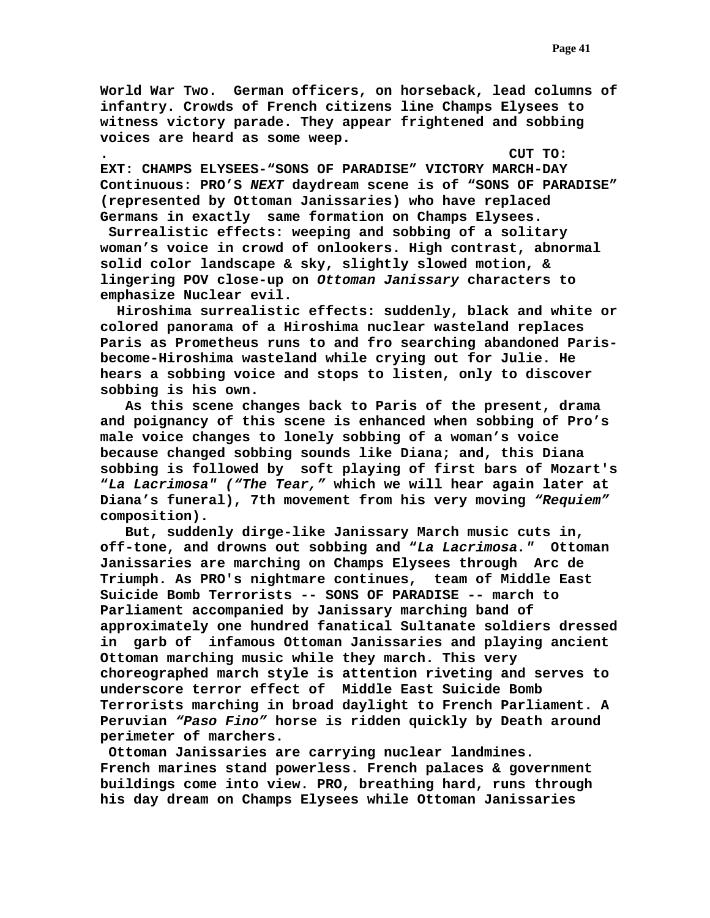**World War Two. German officers, on horseback, lead columns of infantry. Crowds of French citizens line Champs Elysees to witness victory parade. They appear frightened and sobbing voices are heard as some weep.**

**. CUT TO:**

**EXT: CHAMPS ELYSEES-"SONS OF PARADISE" VICTORY MARCH-DAY**

**Continuous: PRO'S *NEXT* daydream scene is of "SONS OF PARADISE" (represented by Ottoman Janissaries) who have replaced Germans in exactly same formation on Champs Elysees.**

**Surrealistic effects: weeping and sobbing of a solitary woman's voice in crowd of onlookers. High contrast, abnormal solid color landscape & sky, slightly slowed motion, & lingering POV close-up on *Ottoman Janissary* characters to emphasize Nuclear evil.**

**Hiroshima surrealistic effects: suddenly, black and white or colored panorama of a Hiroshima nuclear wasteland replaces Paris as Prometheus runs to and fro searching abandoned Paris-become-Hiroshima wasteland while crying out for Julie. He hears a sobbing voice and stops to listen, only to discover sobbing is his own.**

**As this scene changes back to Paris of the present, drama and poignancy of this scene is enhanced when sobbing of Pro's male voice changes to lonely sobbing of a woman's voice because changed sobbing sounds like Diana; and, this Diana sobbing is followed by soft playing of first bars of Mozart's "*La Lacrimosa*" *("The Tear,"* which we will hear again later at Diana's funeral), 7th movement from his very moving *"Requiem"* composition).**

**But, suddenly dirge-like Janissary March music cuts in, off-tone, and drowns out sobbing and "*La Lacrimosa.*" Ottoman Janissaries are marching on Champs Elysees through Arc de Triumph. As PRO's nightmare continues, team of Middle East Suicide Bomb Terrorists -- SONS OF PARADISE -- march to Parliament accompanied by Janissary marching band of approximately one hundred fanatical Sultanate soldiers dressed in garb of infamous Ottoman Janissaries and playing ancient Ottoman marching music while they march. This very choreographed march style is attention riveting and serves to underscore terror effect of Middle East Suicide Bomb Terrorists marching in broad daylight to French Parliament. A Peruvian *"Paso Fino"* horse is ridden quickly by Death around perimeter of marchers.**

**Ottoman Janissaries are carrying nuclear landmines. French marines stand powerless. French palaces & government buildings come into view. PRO, breathing hard, runs through his day dream on Champs Elysees while Ottoman Janissaries**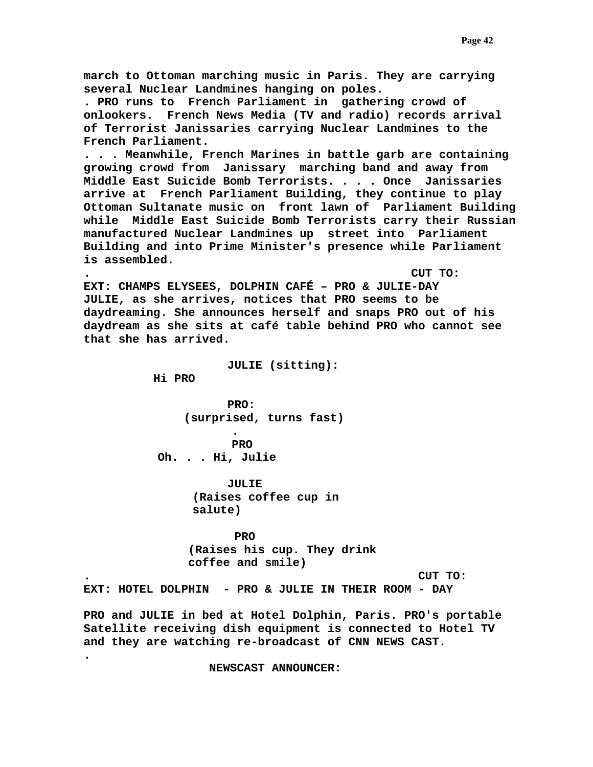**march to Ottoman marching music in Paris. They are carrying several Nuclear Landmines hanging on poles.**
**. PRO runs to  French Parliament in  gathering crowd of onlookers.  French News Media (TV and radio) records arrival of Terrorist Janissaries carrying Nuclear Landmines to the French Parliament.**
**. . . Meanwhile, French Marines in battle garb are containing growing crowd from  Janissary  marching band and away from Middle East Suicide Bomb Terrorists. . . . Once  Janissaries arrive at  French Parliament Building, they continue to play Ottoman Sultanate music on  front lawn of  Parliament Building while  Middle East Suicide Bomb Terrorists carry their Russian manufactured Nuclear Landmines up  street into  Parliament Building and into Prime Minister's presence while Parliament is assembled.**
**.                                                CUT TO:**
**EXT: CHAMPS ELYSEES, DOLPHIN CAFÉ – PRO & JULIE-DAY**
**JULIE, as she arrives, notices that PRO seems to be daydreaming. She announces herself and snaps PRO out of his daydream as she sits at café table behind PRO who cannot see that she has arrived.**

**JULIE (sitting):**
**Hi PRO**

**PRO:**
**(surprised, turns fast)**
**.**
**PRO**
**Oh. . . Hi, Julie**

**JULIE**
**(Raises coffee cup in salute)**

**PRO**
**(Raises his cup. They drink coffee and smile)**
**.                                                CUT TO:**
**EXT: HOTEL DOLPHIN  - PRO & JULIE IN THEIR ROOM - DAY**

**PRO and JULIE in bed at Hotel Dolphin, Paris. PRO's portable Satellite receiving dish equipment is connected to Hotel TV and they are watching re-broadcast of CNN NEWS CAST.**
**.**
**NEWSCAST ANNOUNCER:**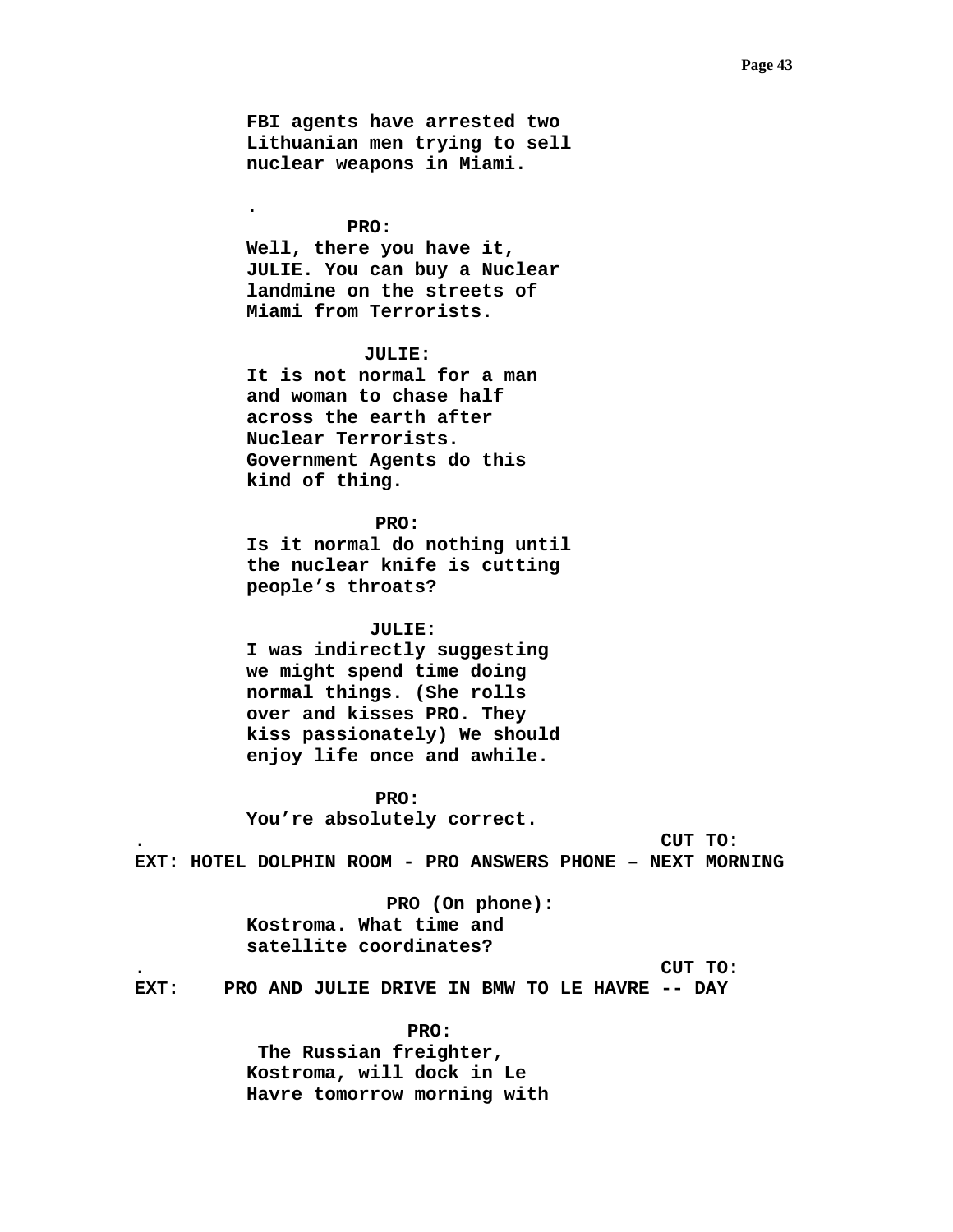**FBI agents have arrested two Lithuanian men trying to sell nuclear weapons in Miami.**

**.**

**PRO:**

**Well, there you have it, JULIE. You can buy a Nuclear landmine on the streets of Miami from Terrorists.**

**JULIE:**

**It is not normal for a man and woman to chase half across the earth after Nuclear Terrorists. Government Agents do this kind of thing.**

**PRO:**

**Is it normal do nothing until the nuclear knife is cutting people’s throats?**

**JULIE:**

**I was indirectly suggesting we might spend time doing normal things. (She rolls over and kisses PRO. They kiss passionately) We should enjoy life once and awhile.**

**PRO:**

**You’re absolutely correct.**

**. CUT TO:**

**EXT: HOTEL DOLPHIN ROOM - PRO ANSWERS PHONE – NEXT MORNING**

**PRO (On phone):**

**Kostroma. What time and satellite coordinates?**

**. CUT TO:**

**EXT: PRO AND JULIE DRIVE IN BMW TO LE HAVRE -- DAY**

**PRO:**

**The Russian freighter, Kostroma, will dock in Le Havre tomorrow morning with**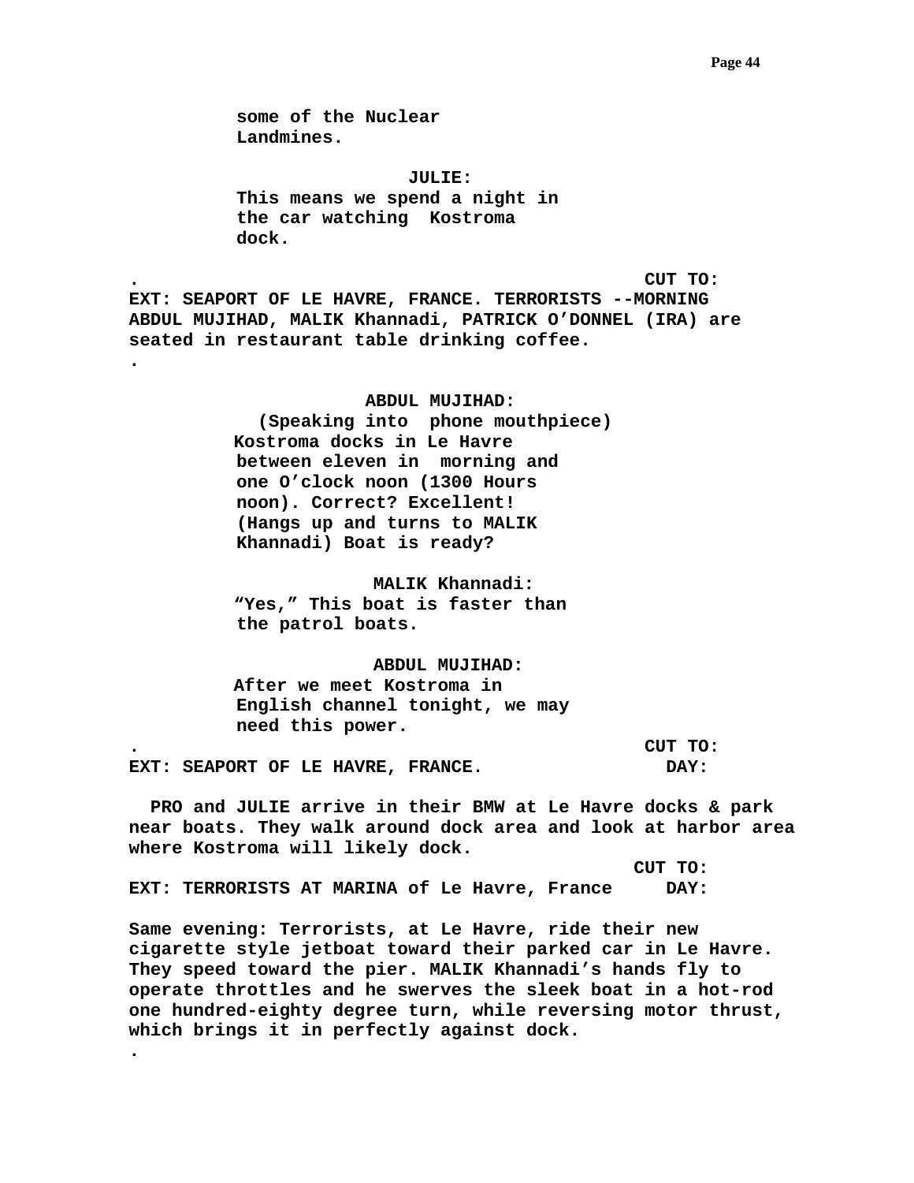some of the Nuclear
Landmines.

JULIE:
This means we spend a night in
the car watching  Kostroma
dock.

. CUT TO:

EXT: SEAPORT OF LE HAVRE, FRANCE. TERRORISTS --MORNING

ABDUL MUJIHAD, MALIK Khannadi, PATRICK O'DONNEL (IRA) are seated in restaurant table drinking coffee.

.

ABDUL MUJIHAD:
(Speaking into  phone mouthpiece)
Kostroma docks in Le Havre
between eleven in  morning and
one O'clock noon (1300 Hours
noon). Correct? Excellent!
(Hangs up and turns to MALIK
Khannadi) Boat is ready?

MALIK Khannadi:
"Yes," This boat is faster than
the patrol boats.

ABDUL MUJIHAD:
After we meet Kostroma in
English channel tonight, we may
need this power.

. CUT TO:

EXT: SEAPORT OF LE HAVRE, FRANCE. DAY:

PRO and JULIE arrive in their BMW at Le Havre docks & park near boats. They walk around dock area and look at harbor area where Kostroma will likely dock.

CUT TO:

EXT: TERRORISTS AT MARINA of Le Havre, France DAY:

Same evening: Terrorists, at Le Havre, ride their new cigarette style jetboat toward their parked car in Le Havre. They speed toward the pier. MALIK Khannadi's hands fly to operate throttles and he swerves the sleek boat in a hot-rod one hundred-eighty degree turn, while reversing motor thrust, which brings it in perfectly against dock.

.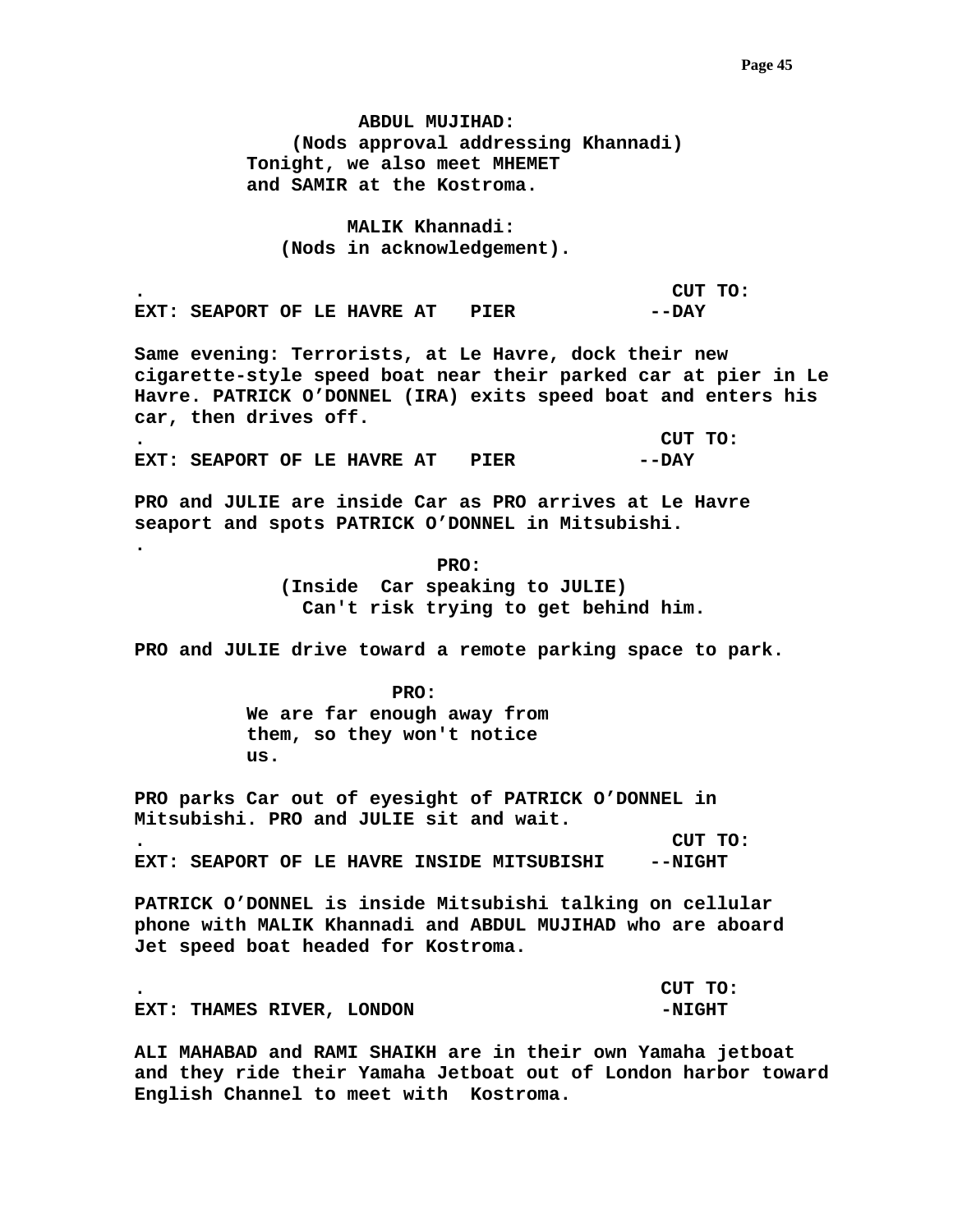**ABDUL MUJIHAD:**
**(Nods approval addressing Khannadi)**
**Tonight, we also meet MHEMET**
**and SAMIR at the Kostroma.**

**MALIK Khannadi:**
**(Nods in acknowledgement).**

**.                                                   CUT TO:**
**EXT: SEAPORT OF LE HAVRE AT   PIER             --DAY**

**Same evening: Terrorists, at Le Havre, dock their new cigarette-style speed boat near their parked car at pier in Le Havre. PATRICK O'DONNEL (IRA) exits speed boat and enters his car, then drives off.**
**.                                                   CUT TO:**
**EXT: SEAPORT OF LE HAVRE AT   PIER             --DAY**

**PRO and JULIE are inside Car as PRO arrives at Le Havre seaport and spots PATRICK O'DONNEL in Mitsubishi.**
**.**

**PRO:**
**(Inside  Car speaking to JULIE)**
**Can't risk trying to get behind him.**

**PRO and JULIE drive toward a remote parking space to park.**

**PRO:**
**We are far enough away from**
**them, so they won't notice**
**us.**

**PRO parks Car out of eyesight of PATRICK O'DONNEL in Mitsubishi. PRO and JULIE sit and wait.**
**.                                                   CUT TO:**
**EXT: SEAPORT OF LE HAVRE INSIDE MITSUBISHI    --NIGHT**

**PATRICK O'DONNEL is inside Mitsubishi talking on cellular phone with MALIK Khannadi and ABDUL MUJIHAD who are aboard Jet speed boat headed for Kostroma.**

**.                                                   CUT TO:**
**EXT: THAMES RIVER, LONDON                        -NIGHT**

**ALI MAHABAD and RAMI SHAIKH are in their own Yamaha jetboat and they ride their Yamaha Jetboat out of London harbor toward English Channel to meet with  Kostroma.**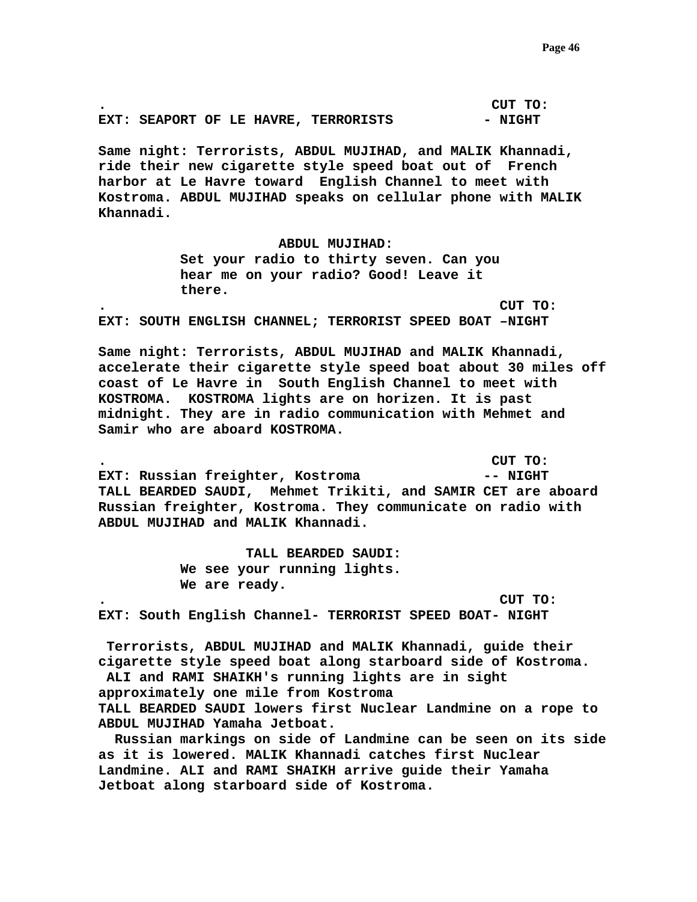. CUT TO:

EXT: SEAPORT OF LE HAVRE, TERRORISTS - NIGHT

Same night: Terrorists, ABDUL MUJIHAD, and MALIK Khannadi, ride their new cigarette style speed boat out of French harbor at Le Havre toward English Channel to meet with Kostroma. ABDUL MUJIHAD speaks on cellular phone with MALIK Khannadi.

ABDUL MUJIHAD:

Set your radio to thirty seven. Can you hear me on your radio? Good! Leave it there.

. CUT TO:

EXT: SOUTH ENGLISH CHANNEL; TERRORIST SPEED BOAT –NIGHT

Same night: Terrorists, ABDUL MUJIHAD and MALIK Khannadi, accelerate their cigarette style speed boat about 30 miles off coast of Le Havre in South English Channel to meet with KOSTROMA. KOSTROMA lights are on horizen. It is past midnight. They are in radio communication with Mehmet and Samir who are aboard KOSTROMA.

. CUT TO:

EXT: Russian freighter, Kostroma -- NIGHT

TALL BEARDED SAUDI, Mehmet Trikiti, and SAMIR CET are aboard Russian freighter, Kostroma. They communicate on radio with ABDUL MUJIHAD and MALIK Khannadi.

TALL BEARDED SAUDI:

We see your running lights.
We are ready.

. CUT TO:

EXT: South English Channel- TERRORIST SPEED BOAT- NIGHT

Terrorists, ABDUL MUJIHAD and MALIK Khannadi, guide their cigarette style speed boat along starboard side of Kostroma. ALI and RAMI SHAIKH's running lights are in sight approximately one mile from Kostroma
TALL BEARDED SAUDI lowers first Nuclear Landmine on a rope to ABDUL MUJIHAD Yamaha Jetboat.
Russian markings on side of Landmine can be seen on its side as it is lowered. MALIK Khannadi catches first Nuclear Landmine. ALI and RAMI SHAIKH arrive guide their Yamaha Jetboat along starboard side of Kostroma.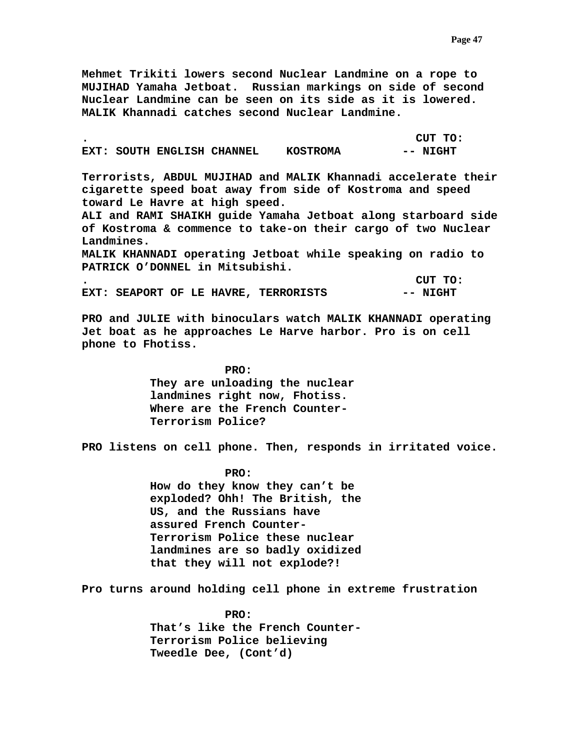**Mehmet Trikiti lowers second Nuclear Landmine on a rope to MUJIHAD Yamaha Jetboat. Russian markings on side of second Nuclear Landmine can be seen on its side as it is lowered. MALIK Khannadi catches second Nuclear Landmine.**

**. CUT TO:**

**EXT: SOUTH ENGLISH CHANNEL KOSTROMA -- NIGHT**

**Terrorists, ABDUL MUJIHAD and MALIK Khannadi accelerate their cigarette speed boat away from side of Kostroma and speed toward Le Havre at high speed.**
**ALI and RAMI SHAIKH guide Yamaha Jetboat along starboard side of Kostroma & commence to take-on their cargo of two Nuclear Landmines.**
**MALIK KHANNADI operating Jetboat while speaking on radio to PATRICK O'DONNEL in Mitsubishi.**

**. CUT TO:**

**EXT: SEAPORT OF LE HAVRE, TERRORISTS -- NIGHT**

**PRO and JULIE with binoculars watch MALIK KHANNADI operating Jet boat as he approaches Le Harve harbor. Pro is on cell phone to Fhotiss.**

**PRO:**
**They are unloading the nuclear landmines right now, Fhotiss. Where are the French Counter-Terrorism Police?**

**PRO listens on cell phone. Then, responds in irritated voice.**

**PRO:**
**How do they know they can't be exploded? Ohh! The British, the US, and the Russians have assured French Counter-Terrorism Police these nuclear landmines are so badly oxidized that they will not explode?!**

**Pro turns around holding cell phone in extreme frustration**

**PRO:**
**That's like the French Counter-Terrorism Police believing Tweedle Dee, (Cont'd)**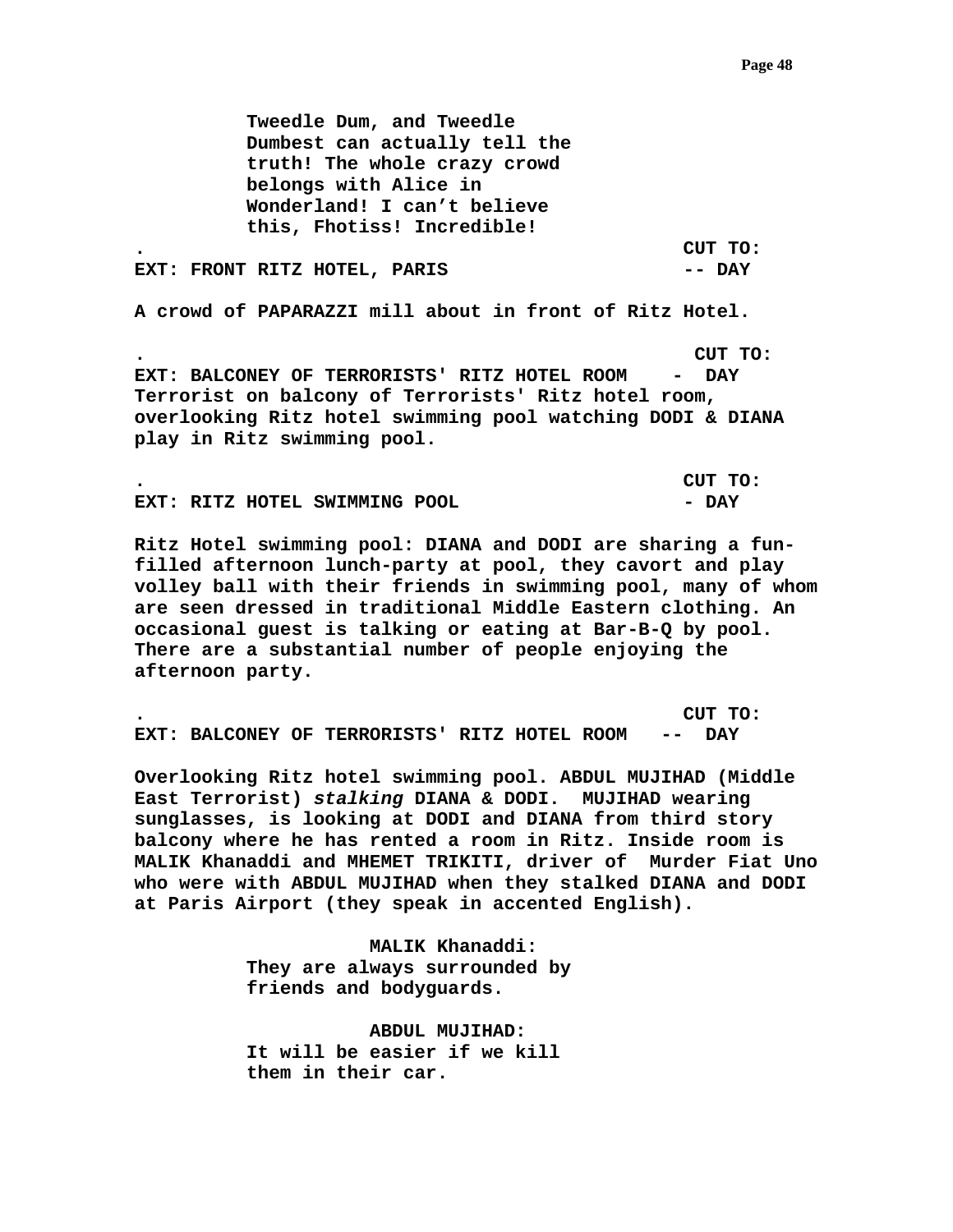**Tweedle Dum, and Tweedle Dumbest can actually tell the truth! The whole crazy crowd belongs with Alice in Wonderland! I can’t believe this, Fhotiss! Incredible!**

**. CUT TO:**

**EXT: FRONT RITZ HOTEL, PARIS -- DAY**

**A crowd of PAPARAZZI mill about in front of Ritz Hotel.**

**. CUT TO:**

**EXT: BALCONEY OF TERRORISTS' RITZ HOTEL ROOM - DAY**

**Terrorist on balcony of Terrorists' Ritz hotel room, overlooking Ritz hotel swimming pool watching DODI & DIANA play in Ritz swimming pool.**

**. CUT TO:**

**EXT: RITZ HOTEL SWIMMING POOL - DAY**

**Ritz Hotel swimming pool: DIANA and DODI are sharing a fun-filled afternoon lunch-party at pool, they cavort and play volley ball with their friends in swimming pool, many of whom are seen dressed in traditional Middle Eastern clothing. An occasional guest is talking or eating at Bar-B-Q by pool. There are a substantial number of people enjoying the afternoon party.**

**. CUT TO:**

**EXT: BALCONEY OF TERRORISTS' RITZ HOTEL ROOM -- DAY**

**Overlooking Ritz hotel swimming pool. ABDUL MUJIHAD (Middle East Terrorist) *stalking* DIANA & DODI. MUJIHAD wearing sunglasses, is looking at DODI and DIANA from third story balcony where he has rented a room in Ritz. Inside room is MALIK Khanaddi and MHEMET TRIKITI, driver of Murder Fiat Uno who were with ABDUL MUJIHAD when they stalked DIANA and DODI at Paris Airport (they speak in accented English).**

**MALIK Khanaddi:**
**They are always surrounded by friends and bodyguards.**

**ABDUL MUJIHAD:**
**It will be easier if we kill them in their car.**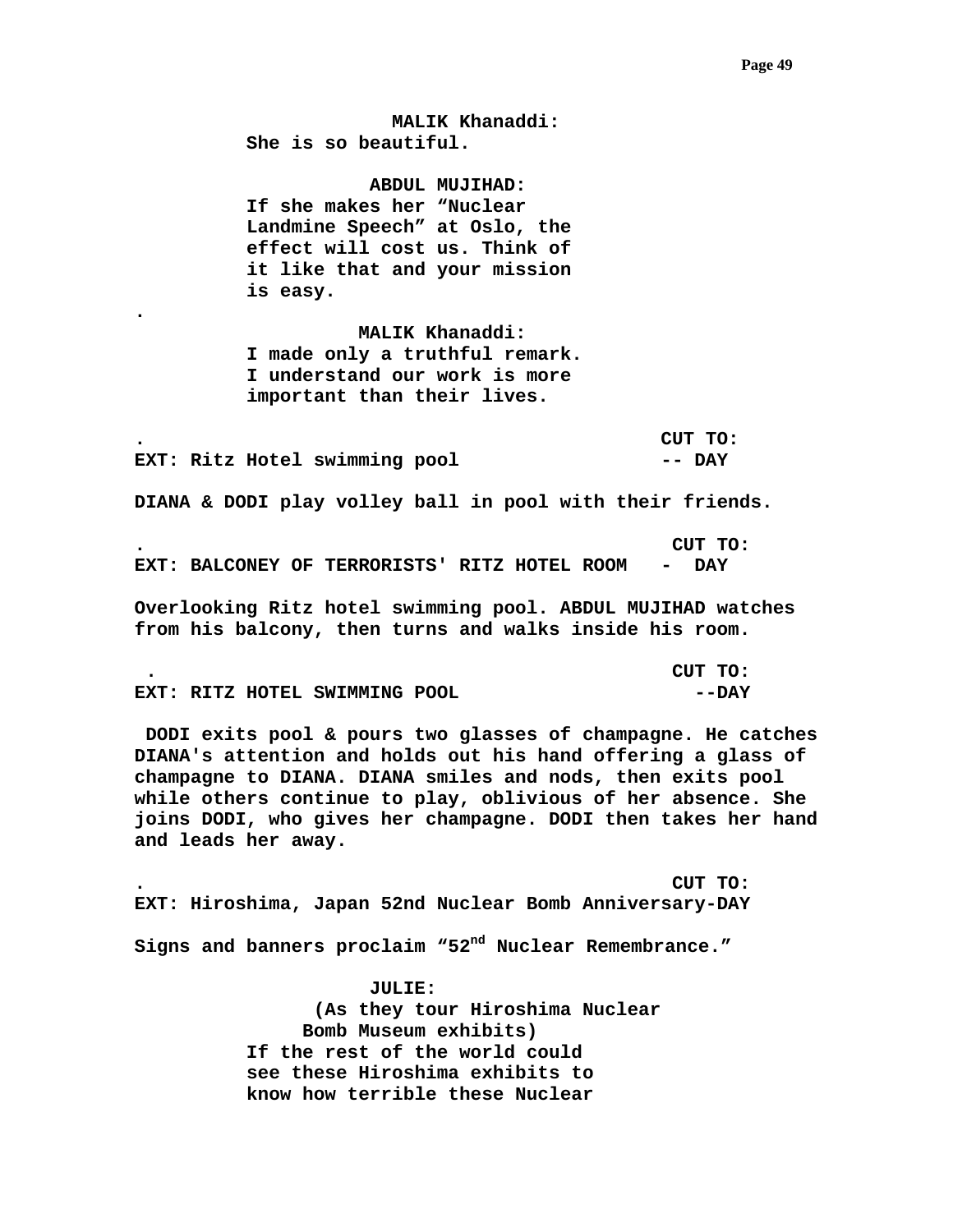**MALIK Khanaddi:**
**She is so beautiful.**

**ABDUL MUJIHAD:**
**If she makes her "Nuclear Landmine Speech" at Oslo, the effect will cost us. Think of it like that and your mission is easy.**

**.**

**MALIK Khanaddi:**
**I made only a truthful remark. I understand our work is more important than their lives.**

**.** **CUT TO:**

**EXT: Ritz Hotel swimming pool -- DAY**

**DIANA & DODI play volley ball in pool with their friends.**

**.** **CUT TO:**

**EXT: BALCONEY OF TERRORISTS' RITZ HOTEL ROOM - DAY**

**Overlooking Ritz hotel swimming pool. ABDUL MUJIHAD watches from his balcony, then turns and walks inside his room.**

**.** **CUT TO:**

**EXT: RITZ HOTEL SWIMMING POOL --DAY**

**DODI exits pool & pours two glasses of champagne. He catches DIANA's attention and holds out his hand offering a glass of champagne to DIANA. DIANA smiles and nods, then exits pool while others continue to play, oblivious of her absence. She joins DODI, who gives her champagne. DODI then takes her hand and leads her away.**

**.** **CUT TO:**

**EXT: Hiroshima, Japan 52nd Nuclear Bomb Anniversary-DAY**

**Signs and banners proclaim "52nd Nuclear Remembrance."**

**JULIE:**
**(As they tour Hiroshima Nuclear Bomb Museum exhibits)**
**If the rest of the world could see these Hiroshima exhibits to know how terrible these Nuclear**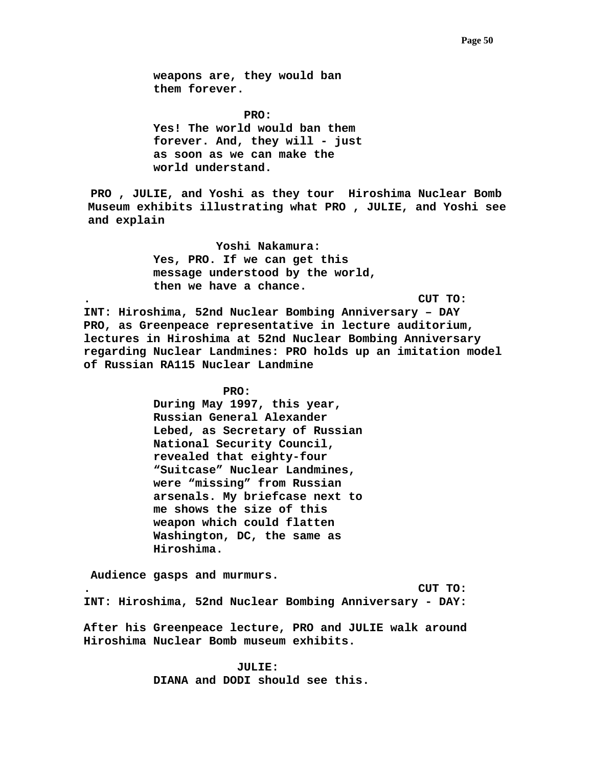**weapons are, they would ban them forever.**

**PRO:**

**Yes! The world would ban them forever. And, they will - just as soon as we can make the world understand.**

**PRO , JULIE, and Yoshi as they tour Hiroshima Nuclear Bomb Museum exhibits illustrating what PRO , JULIE, and Yoshi see and explain**

**Yoshi Nakamura:**

**Yes, PRO. If we can get this message understood by the world, then we have a chance.**

**. CUT TO:**

**INT: Hiroshima, 52nd Nuclear Bombing Anniversary – DAY**

**PRO, as Greenpeace representative in lecture auditorium, lectures in Hiroshima at 52nd Nuclear Bombing Anniversary regarding Nuclear Landmines: PRO holds up an imitation model of Russian RA115 Nuclear Landmine**

**PRO:**

**During May 1997, this year, Russian General Alexander Lebed, as Secretary of Russian National Security Council, revealed that eighty-four “Suitcase” Nuclear Landmines, were “missing” from Russian arsenals. My briefcase next to me shows the size of this weapon which could flatten Washington, DC, the same as Hiroshima.**

**Audience gasps and murmurs.**

**. CUT TO:**

**INT: Hiroshima, 52nd Nuclear Bombing Anniversary - DAY:**

**After his Greenpeace lecture, PRO and JULIE walk around Hiroshima Nuclear Bomb museum exhibits.**

**JULIE:**

**DIANA and DODI should see this.**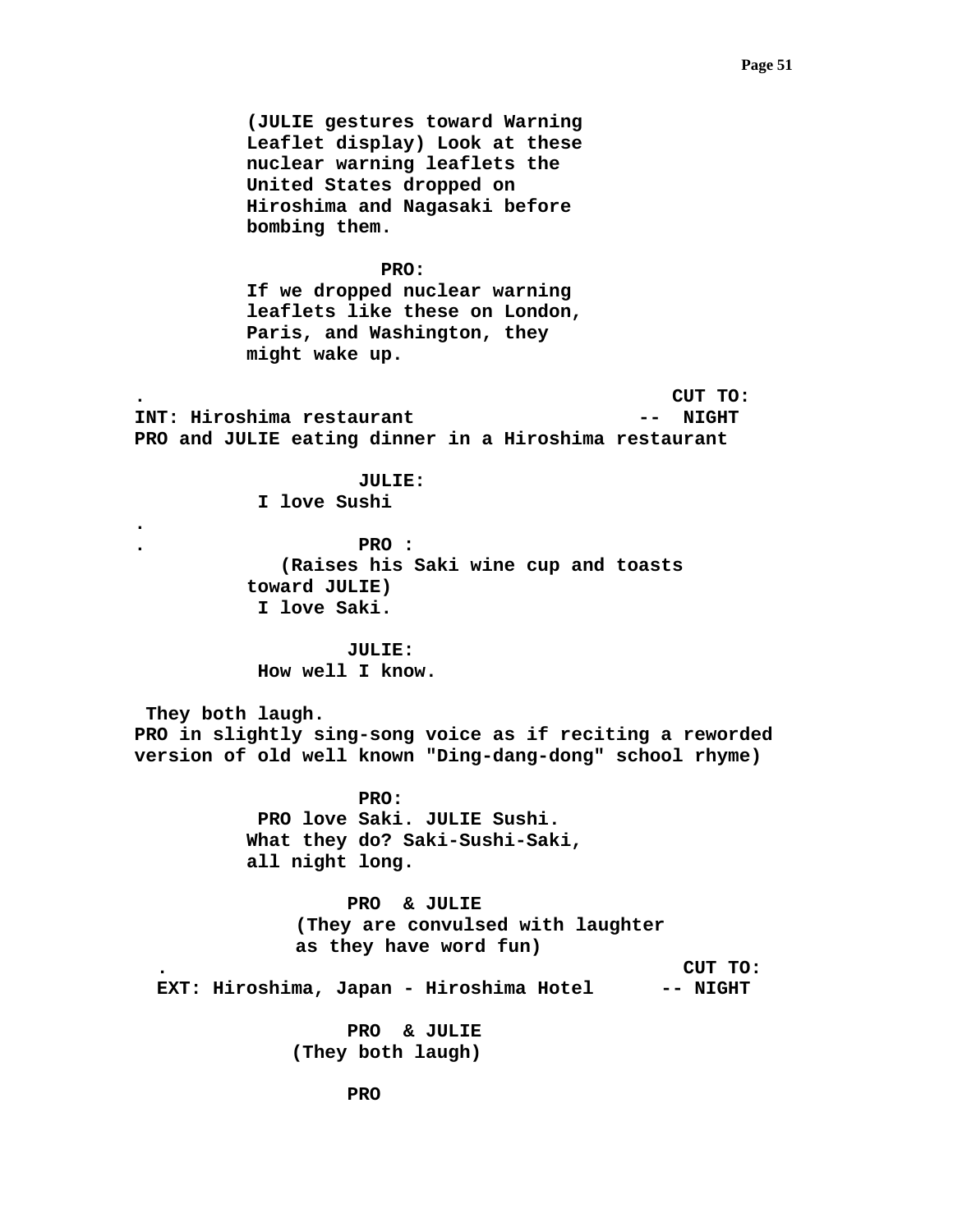(JULIE gestures toward Warning Leaflet display) Look at these nuclear warning leaflets the United States dropped on Hiroshima and Nagasaki before bombing them.

PRO:

If we dropped nuclear warning leaflets like these on London, Paris, and Washington, they might wake up.

. CUT TO:

INT: Hiroshima restaurant -- NIGHT

PRO and JULIE eating dinner in a Hiroshima restaurant

JULIE:

I love Sushi

.

. PRO :

(Raises his Saki wine cup and toasts toward JULIE)

I love Saki.

JULIE:

How well I know.

They both laugh.

PRO in slightly sing-song voice as if reciting a reworded version of old well known "Ding-dang-dong" school rhyme)

PRO:

PRO love Saki. JULIE Sushi. What they do? Saki-Sushi-Saki, all night long.

PRO & JULIE

(They are convulsed with laughter as they have word fun)

. CUT TO:

EXT: Hiroshima, Japan - Hiroshima Hotel -- NIGHT

PRO & JULIE

(They both laugh)

PRO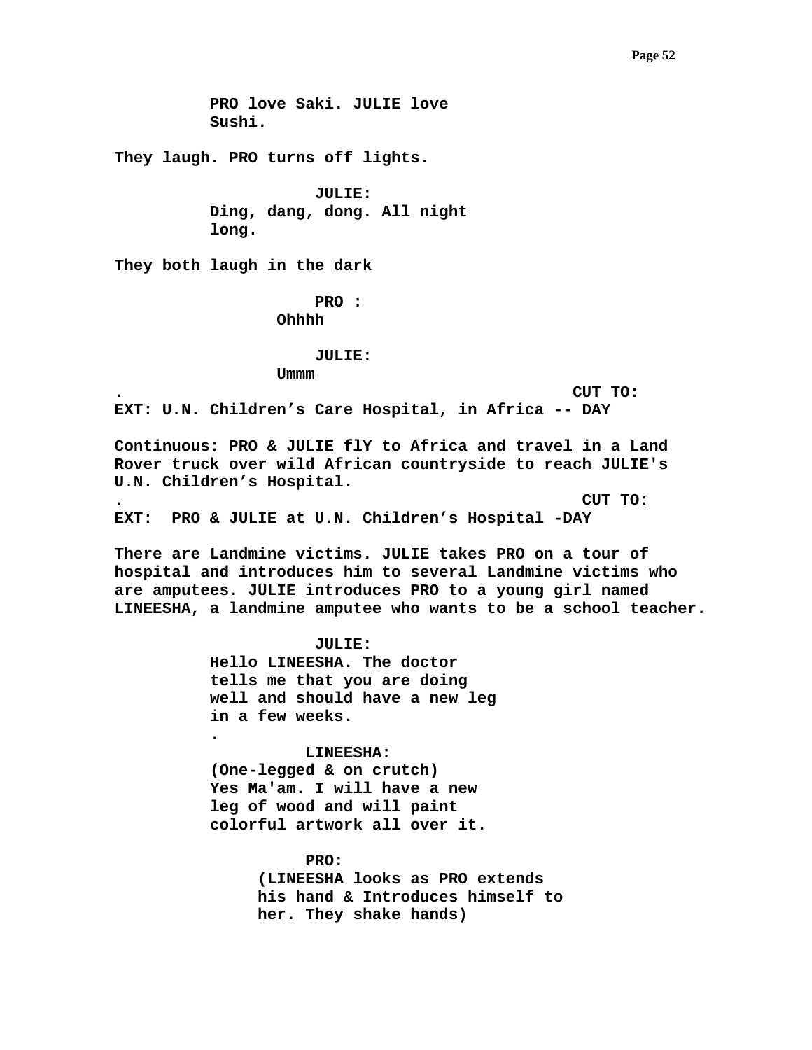PRO love Saki. JULIE love
Sushi.

They laugh. PRO turns off lights.

JULIE:
Ding, dang, dong. All night
long.

They both laugh in the dark

PRO :
Ohhhh

JULIE:
Ummm

. CUT TO:

EXT: U.N. Children's Care Hospital, in Africa -- DAY

Continuous: PRO & JULIE flY to Africa and travel in a Land Rover truck over wild African countryside to reach JULIE's U.N. Children's Hospital.

. CUT TO:

EXT: PRO & JULIE at U.N. Children's Hospital -DAY

There are Landmine victims. JULIE takes PRO on a tour of hospital and introduces him to several Landmine victims who are amputees. JULIE introduces PRO to a young girl named LINEESHA, a landmine amputee who wants to be a school teacher.

JULIE:
Hello LINEESHA. The doctor
tells me that you are doing
well and should have a new leg
in a few weeks.
.

LINEESHA:
(One-legged & on crutch)
Yes Ma'am. I will have a new
leg of wood and will paint
colorful artwork all over it.

PRO:
(LINEESHA looks as PRO extends
his hand & Introduces himself to
her. They shake hands)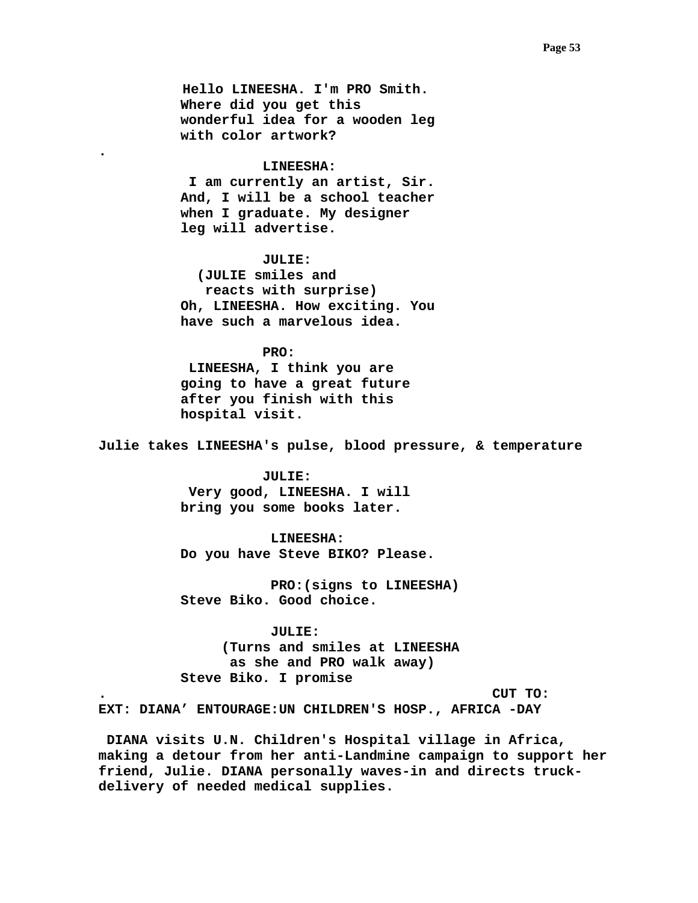Hello LINEESHA. I'm PRO Smith.
Where did you get this
wonderful idea for a wooden leg
with color artwork?

.

LINEESHA:
I am currently an artist, Sir.
And, I will be a school teacher
when I graduate. My designer
leg will advertise.

JULIE:
(JULIE smiles and
reacts with surprise)
Oh, LINEESHA. How exciting. You
have such a marvelous idea.

PRO:
LINEESHA, I think you are
going to have a great future
after you finish with this
hospital visit.

Julie takes LINEESHA's pulse, blood pressure, & temperature

JULIE:
Very good, LINEESHA. I will
bring you some books later.

LINEESHA:
Do you have Steve BIKO? Please.

PRO:(signs to LINEESHA)
Steve Biko. Good choice.

JULIE:
(Turns and smiles at LINEESHA
as she and PRO walk away)
Steve Biko. I promise

. CUT TO:

EXT: DIANA' ENTOURAGE:UN CHILDREN'S HOSP., AFRICA -DAY

DIANA visits U.N. Children's Hospital village in Africa, making a detour from her anti-Landmine campaign to support her friend, Julie. DIANA personally waves-in and directs truck-delivery of needed medical supplies.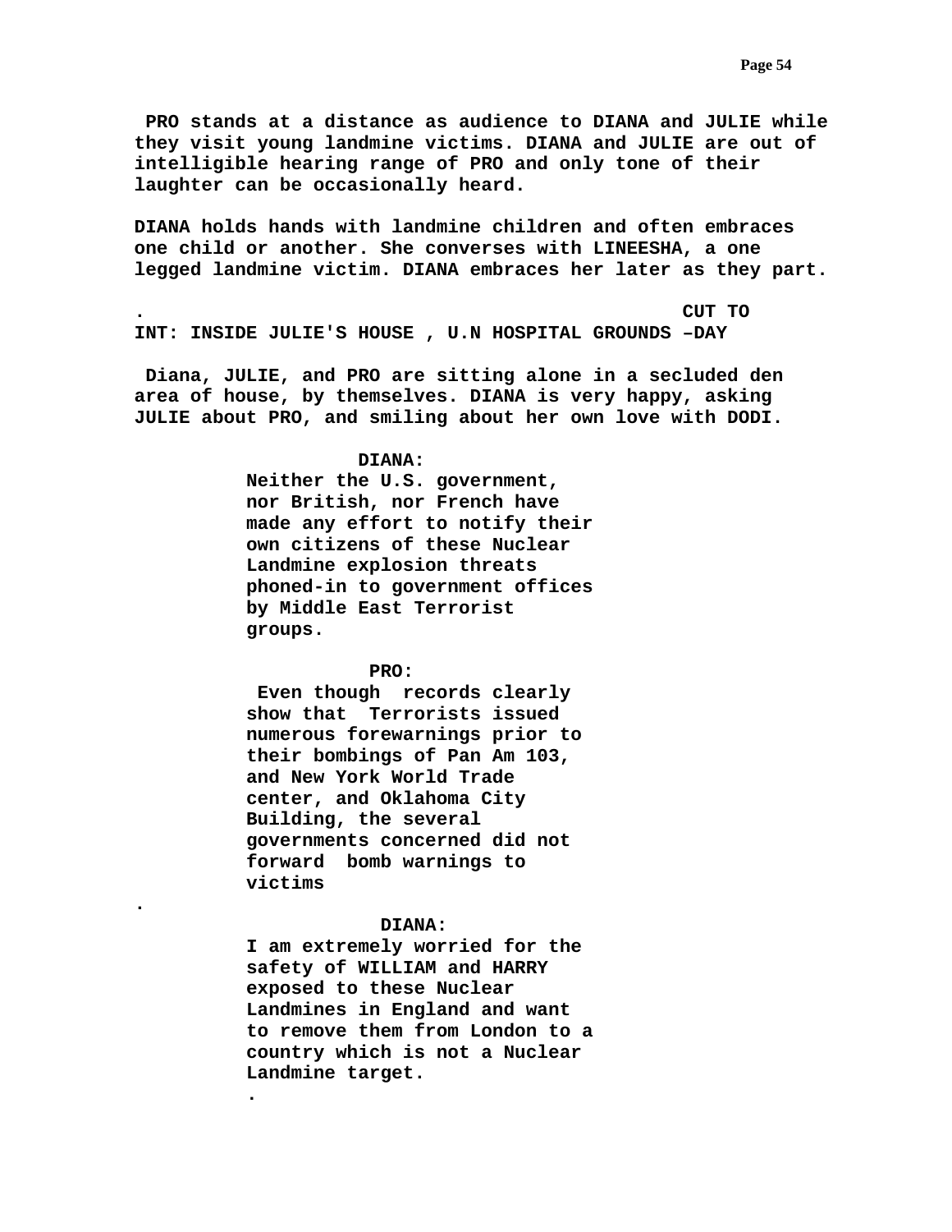**PRO stands at a distance as audience to DIANA and JULIE while they visit young landmine victims. DIANA and JULIE are out of intelligible hearing range of PRO and only tone of their laughter can be occasionally heard.**

**DIANA holds hands with landmine children and often embraces one child or another. She converses with LINEESHA, a one legged landmine victim. DIANA embraces her later as they part.**

**. CUT TO**

**INT: INSIDE JULIE'S HOUSE , U.N HOSPITAL GROUNDS –DAY**

**Diana, JULIE, and PRO are sitting alone in a secluded den area of house, by themselves. DIANA is very happy, asking JULIE about PRO, and smiling about her own love with DODI.**

**DIANA:**

**Neither the U.S. government, nor British, nor French have made any effort to notify their own citizens of these Nuclear Landmine explosion threats phoned-in to government offices by Middle East Terrorist groups.**

**PRO:**

**Even though records clearly show that Terrorists issued numerous forewarnings prior to their bombings of Pan Am 103, and New York World Trade center, and Oklahoma City Building, the several governments concerned did not forward bomb warnings to victims**

**.**

**DIANA:**

**I am extremely worried for the safety of WILLIAM and HARRY exposed to these Nuclear Landmines in England and want to remove them from London to a country which is not a Nuclear Landmine target.**

**.**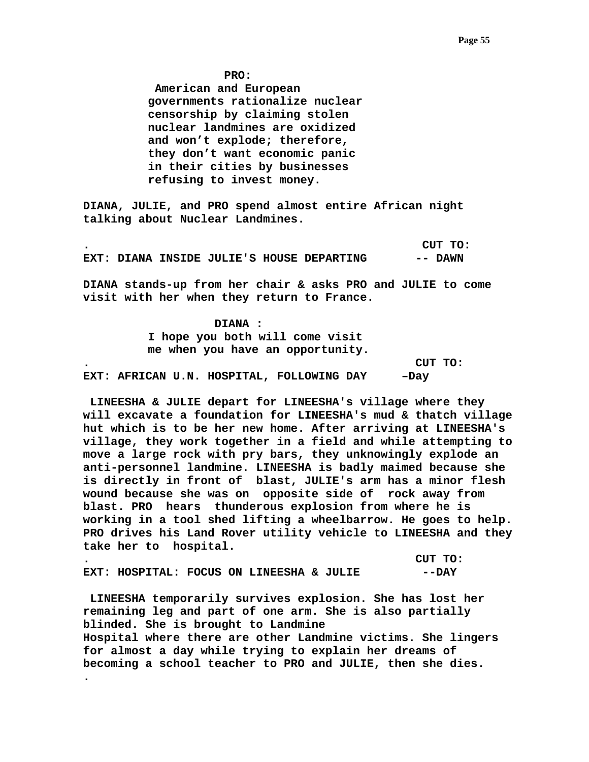**PRO:**

**American and European governments rationalize nuclear censorship by claiming stolen nuclear landmines are oxidized and won't explode; therefore, they don't want economic panic in their cities by businesses refusing to invest money.**

**DIANA, JULIE, and PRO spend almost entire African night talking about Nuclear Landmines.**

**.** **CUT TO:**

**EXT: DIANA INSIDE JULIE'S HOUSE DEPARTING -- DAWN**

**DIANA stands-up from her chair & asks PRO and JULIE to come visit with her when they return to France.**

**DIANA :**

**I hope you both will come visit me when you have an opportunity.**

**.** **CUT TO:**

**EXT: AFRICAN U.N. HOSPITAL, FOLLOWING DAY –Day**

**LINEESHA & JULIE depart for LINEESHA's village where they will excavate a foundation for LINEESHA's mud & thatch village hut which is to be her new home. After arriving at LINEESHA's village, they work together in a field and while attempting to move a large rock with pry bars, they unknowingly explode an anti-personnel landmine. LINEESHA is badly maimed because she is directly in front of blast, JULIE's arm has a minor flesh wound because she was on opposite side of rock away from blast. PRO hears thunderous explosion from where he is working in a tool shed lifting a wheelbarrow. He goes to help. PRO drives his Land Rover utility vehicle to LINEESHA and they take her to hospital.**

**.** **CUT TO:**

**EXT: HOSPITAL: FOCUS ON LINEESHA & JULIE --DAY**

**LINEESHA temporarily survives explosion. She has lost her remaining leg and part of one arm. She is also partially blinded. She is brought to Landmine Hospital where there are other Landmine victims. She lingers for almost a day while trying to explain her dreams of becoming a school teacher to PRO and JULIE, then she dies.**

**.**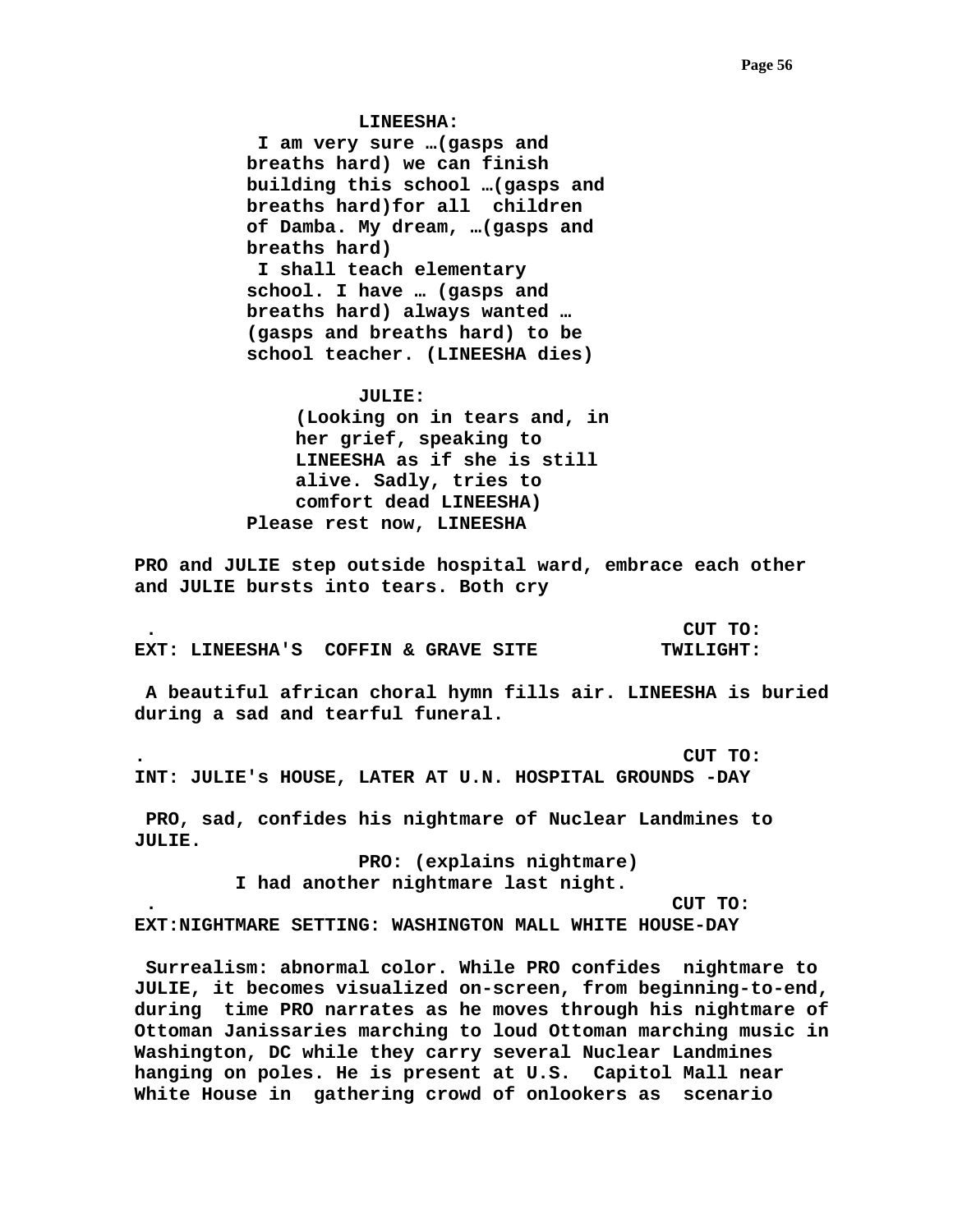**LINEESHA:**

**I am very sure …(gasps and breaths hard) we can finish building this school …(gasps and breaths hard)for all children of Damba. My dream, …(gasps and breaths hard)**
**I shall teach elementary school. I have … (gasps and breaths hard) always wanted … (gasps and breaths hard) to be school teacher. (LINEESHA dies)**

**JULIE:**

**(Looking on in tears and, in her grief, speaking to LINEESHA as if she is still alive. Sadly, tries to comfort dead LINEESHA)**
**Please rest now, LINEESHA**

**PRO and JULIE step outside hospital ward, embrace each other and JULIE bursts into tears. Both cry**

**.** **CUT TO:**

**EXT: LINEESHA'S COFFIN & GRAVE SITE TWILIGHT:**

**A beautiful african choral hymn fills air. LINEESHA is buried during a sad and tearful funeral.**

**.** **CUT TO:**

**INT: JULIE's HOUSE, LATER AT U.N. HOSPITAL GROUNDS -DAY**

**PRO, sad, confides his nightmare of Nuclear Landmines to JULIE.**

**PRO: (explains nightmare)**

**I had another nightmare last night.**

**.** **CUT TO:**

**EXT:NIGHTMARE SETTING: WASHINGTON MALL WHITE HOUSE-DAY**

**Surrealism: abnormal color. While PRO confides nightmare to JULIE, it becomes visualized on-screen, from beginning-to-end, during time PRO narrates as he moves through his nightmare of Ottoman Janissaries marching to loud Ottoman marching music in Washington, DC while they carry several Nuclear Landmines hanging on poles. He is present at U.S. Capitol Mall near White House in gathering crowd of onlookers as scenario**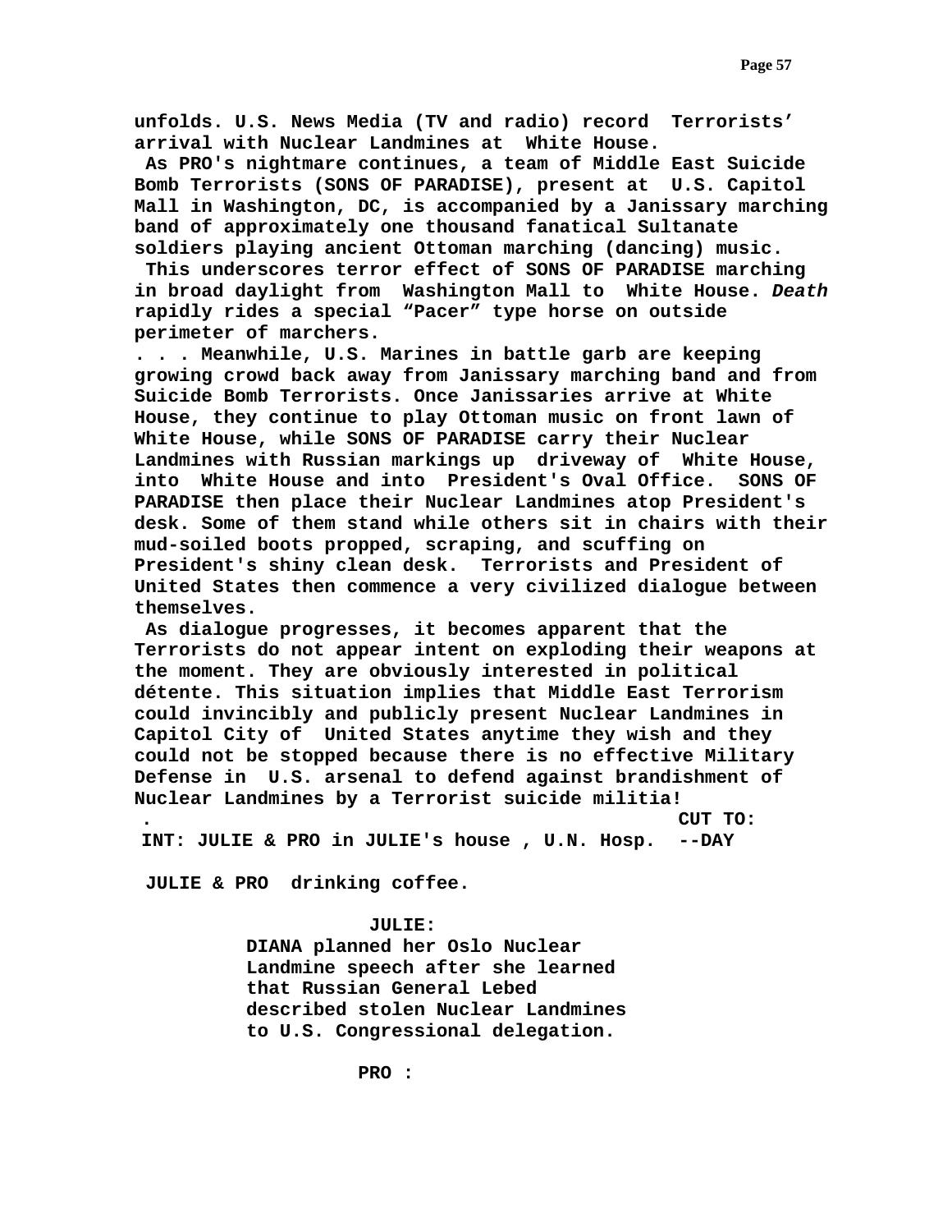**unfolds. U.S. News Media (TV and radio) record Terrorists' arrival with Nuclear Landmines at White House.**

**As PRO's nightmare continues, a team of Middle East Suicide Bomb Terrorists (SONS OF PARADISE), present at U.S. Capitol Mall in Washington, DC, is accompanied by a Janissary marching band of approximately one thousand fanatical Sultanate soldiers playing ancient Ottoman marching (dancing) music.**

**This underscores terror effect of SONS OF PARADISE marching in broad daylight from Washington Mall to White House. *Death* rapidly rides a special "Pacer" type horse on outside perimeter of marchers.**

**. . . Meanwhile, U.S. Marines in battle garb are keeping growing crowd back away from Janissary marching band and from Suicide Bomb Terrorists. Once Janissaries arrive at White House, they continue to play Ottoman music on front lawn of White House, while SONS OF PARADISE carry their Nuclear Landmines with Russian markings up driveway of White House, into White House and into President's Oval Office. SONS OF PARADISE then place their Nuclear Landmines atop President's desk. Some of them stand while others sit in chairs with their mud-soiled boots propped, scraping, and scuffing on President's shiny clean desk. Terrorists and President of United States then commence a very civilized dialogue between themselves.**

**As dialogue progresses, it becomes apparent that the Terrorists do not appear intent on exploding their weapons at the moment. They are obviously interested in political détente. This situation implies that Middle East Terrorism could invincibly and publicly present Nuclear Landmines in Capitol City of United States anytime they wish and they could not be stopped because there is no effective Military Defense in U.S. arsenal to defend against brandishment of Nuclear Landmines by a Terrorist suicide militia!**

**. CUT TO:**

**INT: JULIE & PRO in JULIE's house , U.N. Hosp. --DAY**

**JULIE & PRO drinking coffee.**

**JULIE:**

**DIANA planned her Oslo Nuclear Landmine speech after she learned that Russian General Lebed described stolen Nuclear Landmines to U.S. Congressional delegation.**

**PRO :**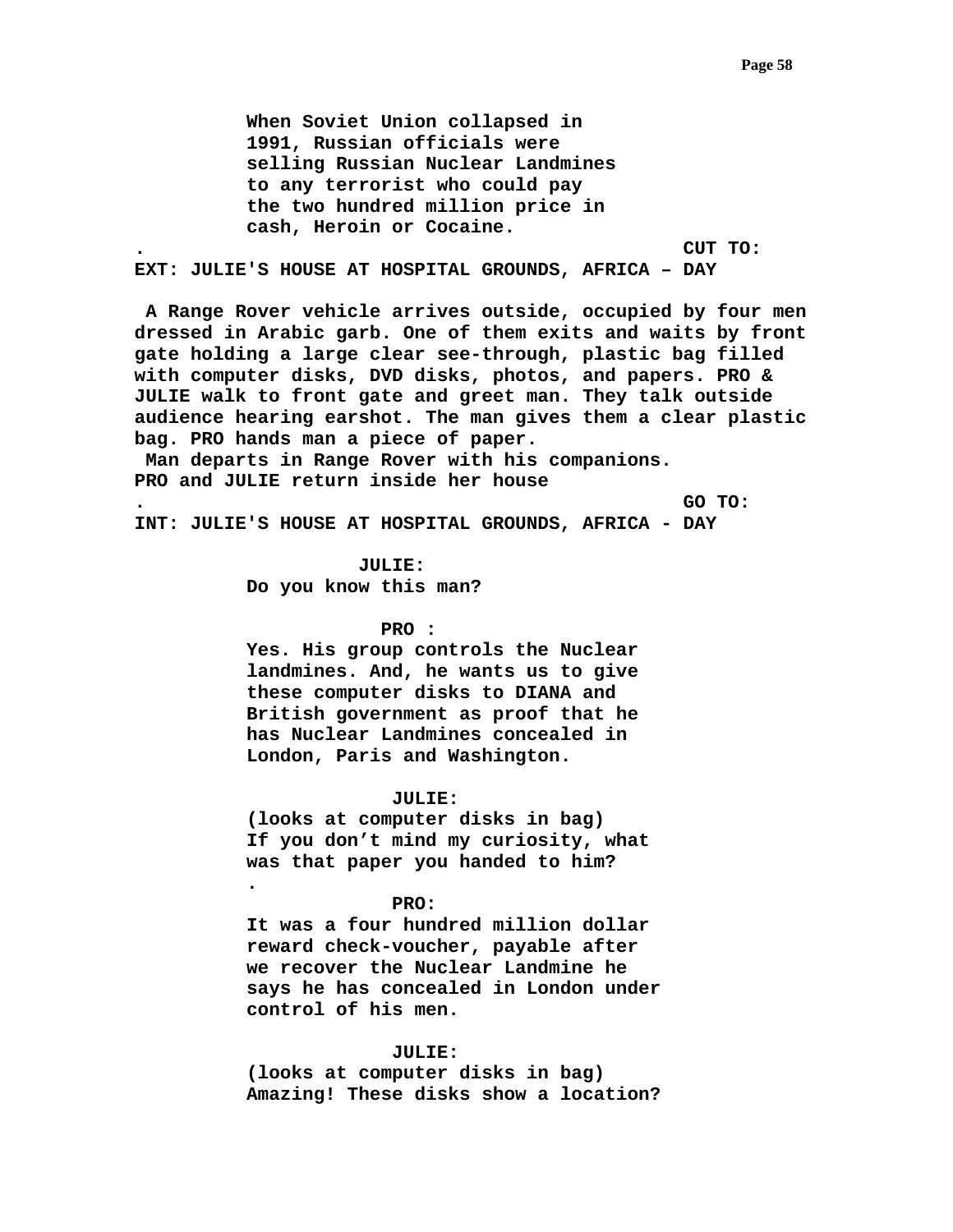**When Soviet Union collapsed in 1991, Russian officials were selling Russian Nuclear Landmines to any terrorist who could pay the two hundred million price in cash, Heroin or Cocaine.**

**. CUT TO:**

**EXT: JULIE'S HOUSE AT HOSPITAL GROUNDS, AFRICA – DAY**

**A Range Rover vehicle arrives outside, occupied by four men dressed in Arabic garb. One of them exits and waits by front gate holding a large clear see-through, plastic bag filled with computer disks, DVD disks, photos, and papers. PRO & JULIE walk to front gate and greet man. They talk outside audience hearing earshot. The man gives them a clear plastic bag. PRO hands man a piece of paper.**
**Man departs in Range Rover with his companions.**
**PRO and JULIE return inside her house**

**. GO TO:**

**INT: JULIE'S HOUSE AT HOSPITAL GROUNDS, AFRICA - DAY**

**JULIE:**
**Do you know this man?**

**PRO :**
**Yes. His group controls the Nuclear landmines. And, he wants us to give these computer disks to DIANA and British government as proof that he has Nuclear Landmines concealed in London, Paris and Washington.**

**JULIE:**
**(looks at computer disks in bag)**
**If you don't mind my curiosity, what was that paper you handed to him?**
**.**

**PRO:**
**It was a four hundred million dollar reward check-voucher, payable after we recover the Nuclear Landmine he says he has concealed in London under control of his men.**

**JULIE:**
**(looks at computer disks in bag)**
**Amazing! These disks show a location?**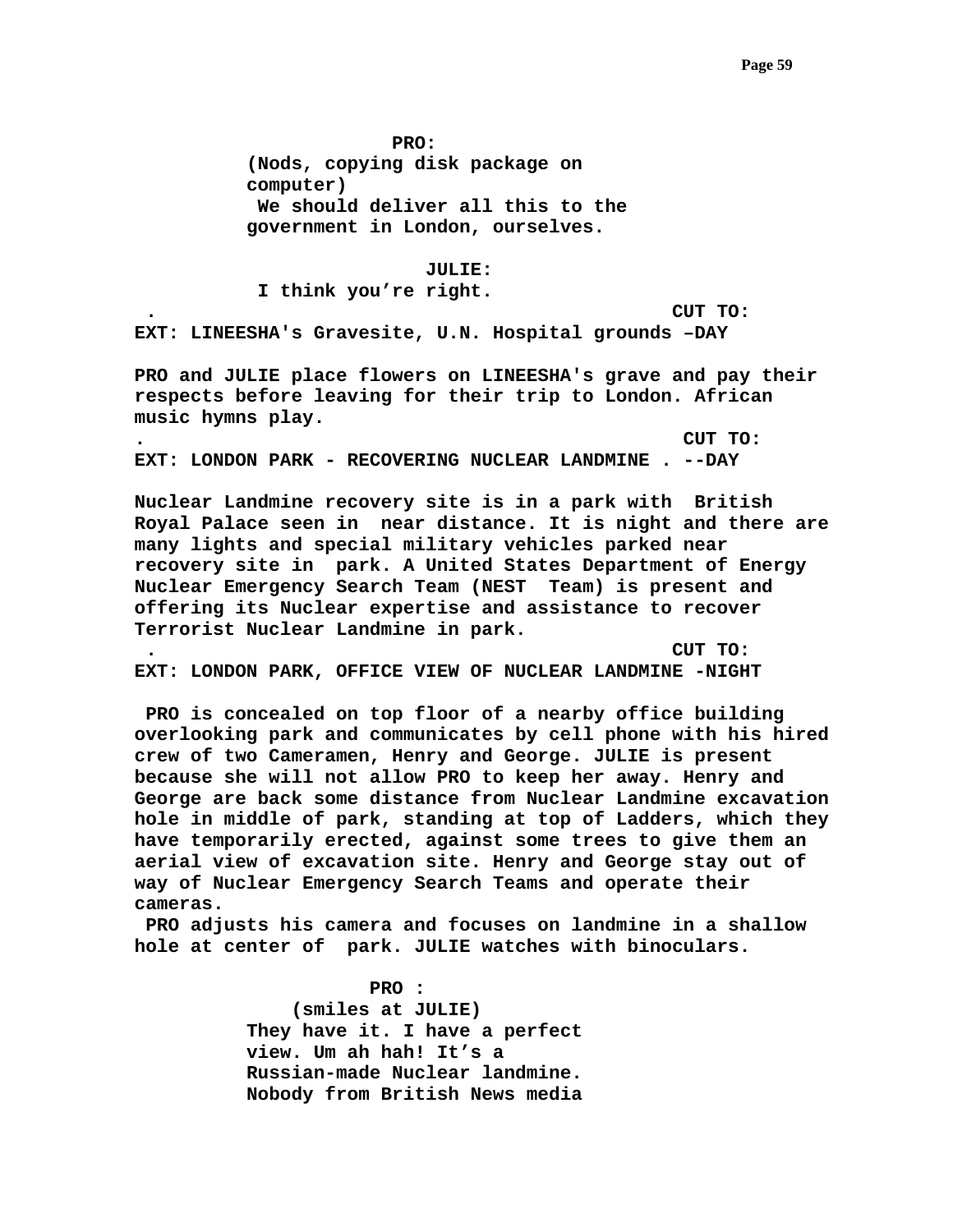**PRO:**

**(Nods, copying disk package on computer)**

**We should deliver all this to the government in London, ourselves.**

**JULIE:**

**I think you're right.**

**. CUT TO:**

**EXT: LINEESHA's Gravesite, U.N. Hospital grounds –DAY**

**PRO and JULIE place flowers on LINEESHA's grave and pay their respects before leaving for their trip to London. African music hymns play.**

**. CUT TO:**

**EXT: LONDON PARK - RECOVERING NUCLEAR LANDMINE . --DAY**

**Nuclear Landmine recovery site is in a park with British Royal Palace seen in near distance. It is night and there are many lights and special military vehicles parked near recovery site in park. A United States Department of Energy Nuclear Emergency Search Team (NEST Team) is present and offering its Nuclear expertise and assistance to recover Terrorist Nuclear Landmine in park.**

**. CUT TO:**

**EXT: LONDON PARK, OFFICE VIEW OF NUCLEAR LANDMINE -NIGHT**

**PRO is concealed on top floor of a nearby office building overlooking park and communicates by cell phone with his hired crew of two Cameramen, Henry and George. JULIE is present because she will not allow PRO to keep her away. Henry and George are back some distance from Nuclear Landmine excavation hole in middle of park, standing at top of Ladders, which they have temporarily erected, against some trees to give them an aerial view of excavation site. Henry and George stay out of way of Nuclear Emergency Search Teams and operate their cameras.**

**PRO adjusts his camera and focuses on landmine in a shallow hole at center of park. JULIE watches with binoculars.**

**PRO :**

**(smiles at JULIE)**

**They have it. I have a perfect view. Um ah hah! It's a Russian-made Nuclear landmine. Nobody from British News media**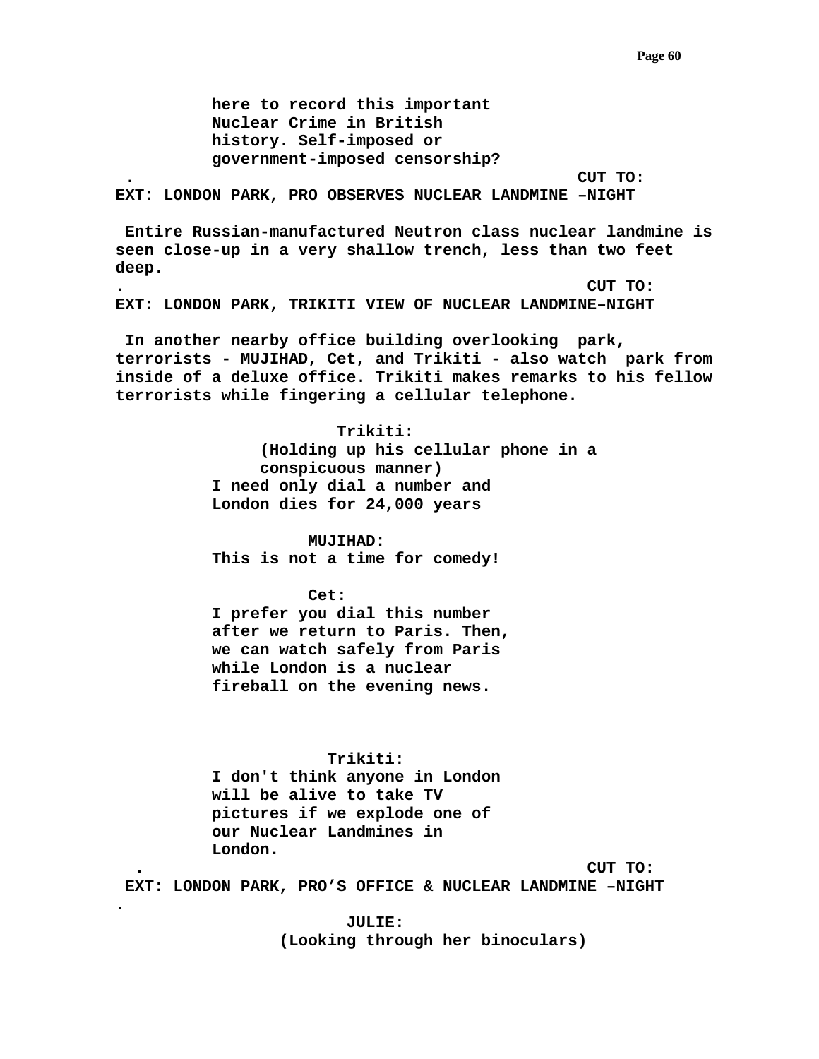here to record this important
Nuclear Crime in British
history. Self-imposed or
government-imposed censorship?

. CUT TO:

**EXT: LONDON PARK, PRO OBSERVES NUCLEAR LANDMINE –NIGHT**

Entire Russian-manufactured Neutron class nuclear landmine is seen close-up in a very shallow trench, less than two feet deep.

. CUT TO:

**EXT: LONDON PARK, TRIKITI VIEW OF NUCLEAR LANDMINE–NIGHT**

In another nearby office building overlooking park, terrorists - MUJIHAD, Cet, and Trikiti - also watch park from inside of a deluxe office. Trikiti makes remarks to his fellow terrorists while fingering a cellular telephone.

Trikiti:
(Holding up his cellular phone in a conspicuous manner)
I need only dial a number and
London dies for 24,000 years

MUJIHAD:
This is not a time for comedy!

Cet:
I prefer you dial this number
after we return to Paris. Then,
we can watch safely from Paris
while London is a nuclear
fireball on the evening news.

Trikiti:
I don't think anyone in London
will be alive to take TV
pictures if we explode one of
our Nuclear Landmines in
London.

. CUT TO:

**EXT: LONDON PARK, PRO'S OFFICE & NUCLEAR LANDMINE –NIGHT**

.

JULIE:
(Looking through her binoculars)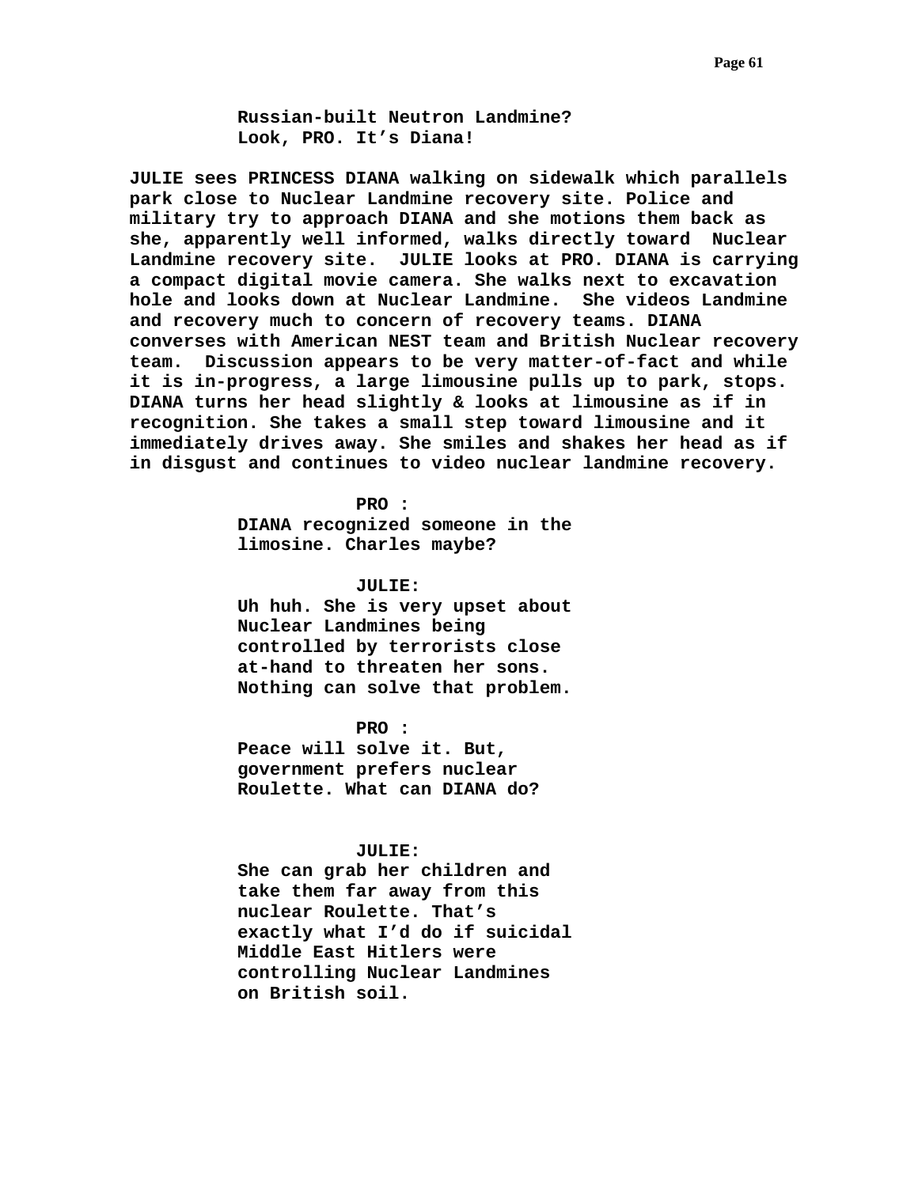**Russian-built Neutron Landmine?**
**Look, PRO. It's Diana!**

**JULIE sees PRINCESS DIANA walking on sidewalk which parallels park close to Nuclear Landmine recovery site. Police and military try to approach DIANA and she motions them back as she, apparently well informed, walks directly toward Nuclear Landmine recovery site. JULIE looks at PRO. DIANA is carrying a compact digital movie camera. She walks next to excavation hole and looks down at Nuclear Landmine. She videos Landmine and recovery much to concern of recovery teams. DIANA converses with American NEST team and British Nuclear recovery team. Discussion appears to be very matter-of-fact and while it is in-progress, a large limousine pulls up to park, stops. DIANA turns her head slightly & looks at limousine as if in recognition. She takes a small step toward limousine and it immediately drives away. She smiles and shakes her head as if in disgust and continues to video nuclear landmine recovery.**

**PRO :**
**DIANA recognized someone in the limosine. Charles maybe?**

**JULIE:**
**Uh huh. She is very upset about Nuclear Landmines being controlled by terrorists close at-hand to threaten her sons. Nothing can solve that problem.**

**PRO :**
**Peace will solve it. But, government prefers nuclear Roulette. What can DIANA do?**

**JULIE:**
**She can grab her children and take them far away from this nuclear Roulette. That's exactly what I'd do if suicidal Middle East Hitlers were controlling Nuclear Landmines on British soil.**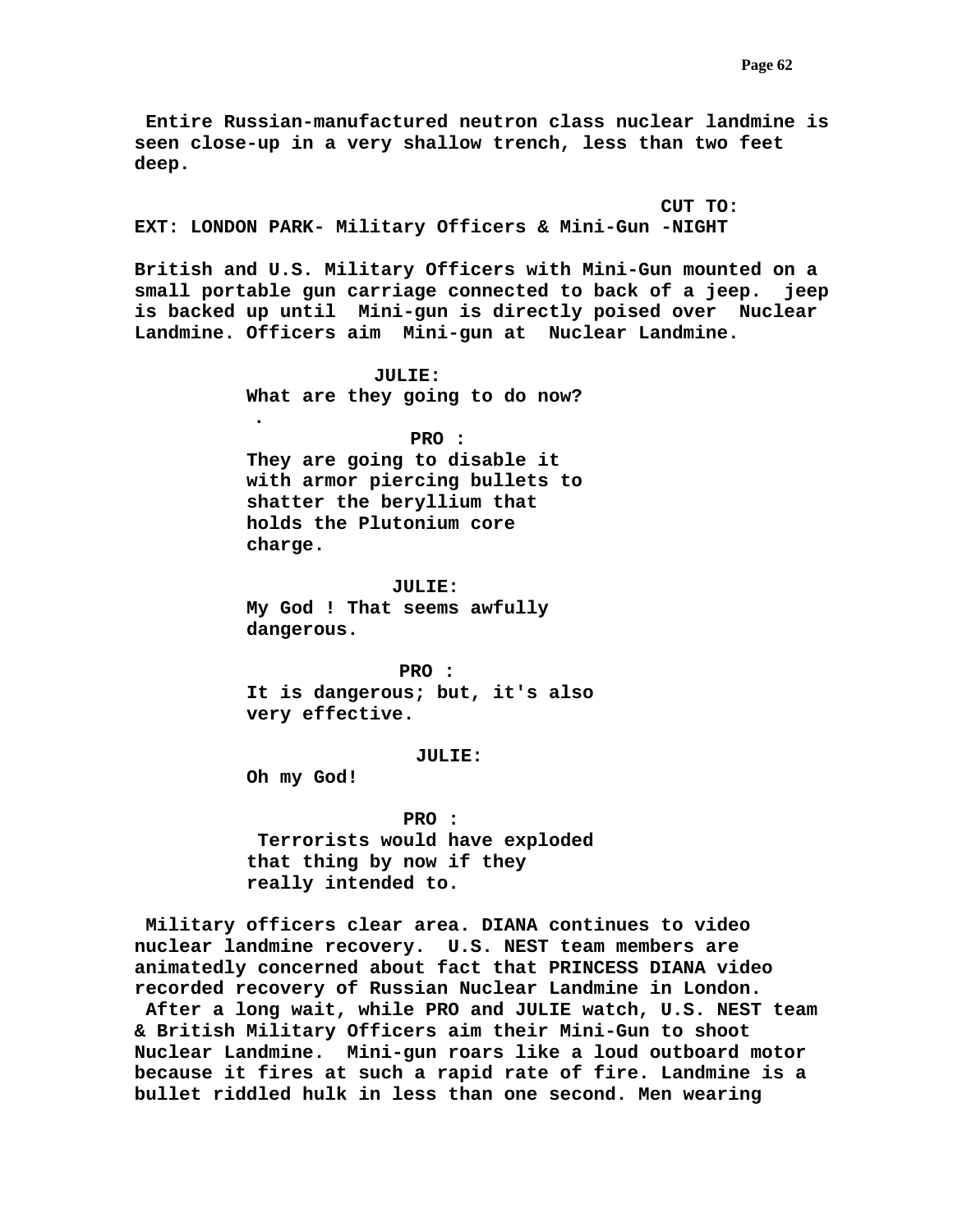**Entire Russian-manufactured neutron class nuclear landmine is seen close-up in a very shallow trench, less than two feet deep.**

**CUT TO:**

**EXT: LONDON PARK- Military Officers & Mini-Gun -NIGHT**

**British and U.S. Military Officers with Mini-Gun mounted on a small portable gun carriage connected to back of a jeep. jeep is backed up until Mini-gun is directly poised over Nuclear Landmine. Officers aim Mini-gun at Nuclear Landmine.**

**JULIE:**
**What are they going to do now?**
**.**

**PRO :**
**They are going to disable it with armor piercing bullets to shatter the beryllium that holds the Plutonium core charge.**

**JULIE:**
**My God ! That seems awfully dangerous.**

**PRO :**
**It is dangerous; but, it's also very effective.**

**JULIE:**
**Oh my God!**

**PRO :**
**Terrorists would have exploded that thing by now if they really intended to.**

**Military officers clear area. DIANA continues to video nuclear landmine recovery. U.S. NEST team members are animatedly concerned about fact that PRINCESS DIANA video recorded recovery of Russian Nuclear Landmine in London. After a long wait, while PRO and JULIE watch, U.S. NEST team & British Military Officers aim their Mini-Gun to shoot Nuclear Landmine. Mini-gun roars like a loud outboard motor because it fires at such a rapid rate of fire. Landmine is a bullet riddled hulk in less than one second. Men wearing**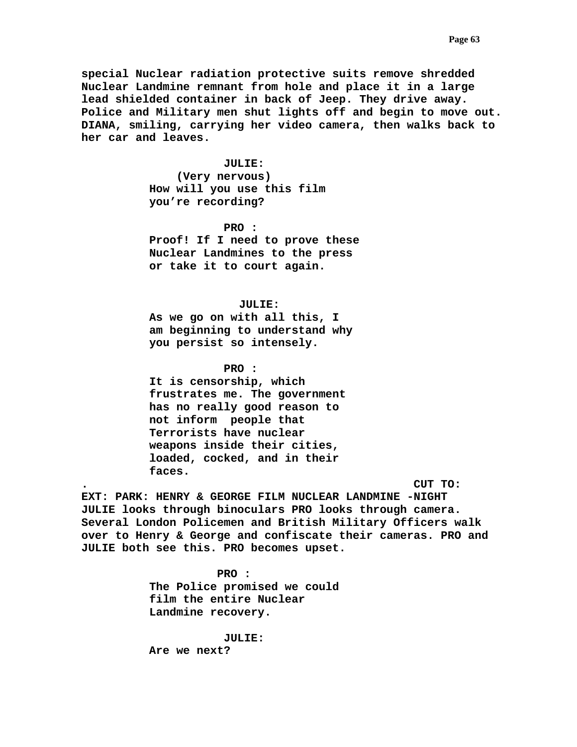**special Nuclear radiation protective suits remove shredded Nuclear Landmine remnant from hole and place it in a large lead shielded container in back of Jeep. They drive away. Police and Military men shut lights off and begin to move out. DIANA, smiling, carrying her video camera, then walks back to her car and leaves.**

**JULIE:**
**(Very nervous)**
**How will you use this film you're recording?**

**PRO :**
**Proof! If I need to prove these Nuclear Landmines to the press or take it to court again.**

**JULIE:**
**As we go on with all this, I am beginning to understand why you persist so intensely.**

**PRO :**
**It is censorship, which frustrates me. The government has no really good reason to not inform people that Terrorists have nuclear weapons inside their cities, loaded, cocked, and in their faces.**

**. CUT TO:**

**EXT: PARK: HENRY & GEORGE FILM NUCLEAR LANDMINE -NIGHT**

**JULIE looks through binoculars PRO looks through camera. Several London Policemen and British Military Officers walk over to Henry & George and confiscate their cameras. PRO and JULIE both see this. PRO becomes upset.**

**PRO :**
**The Police promised we could film the entire Nuclear Landmine recovery.**

**JULIE:**
**Are we next?**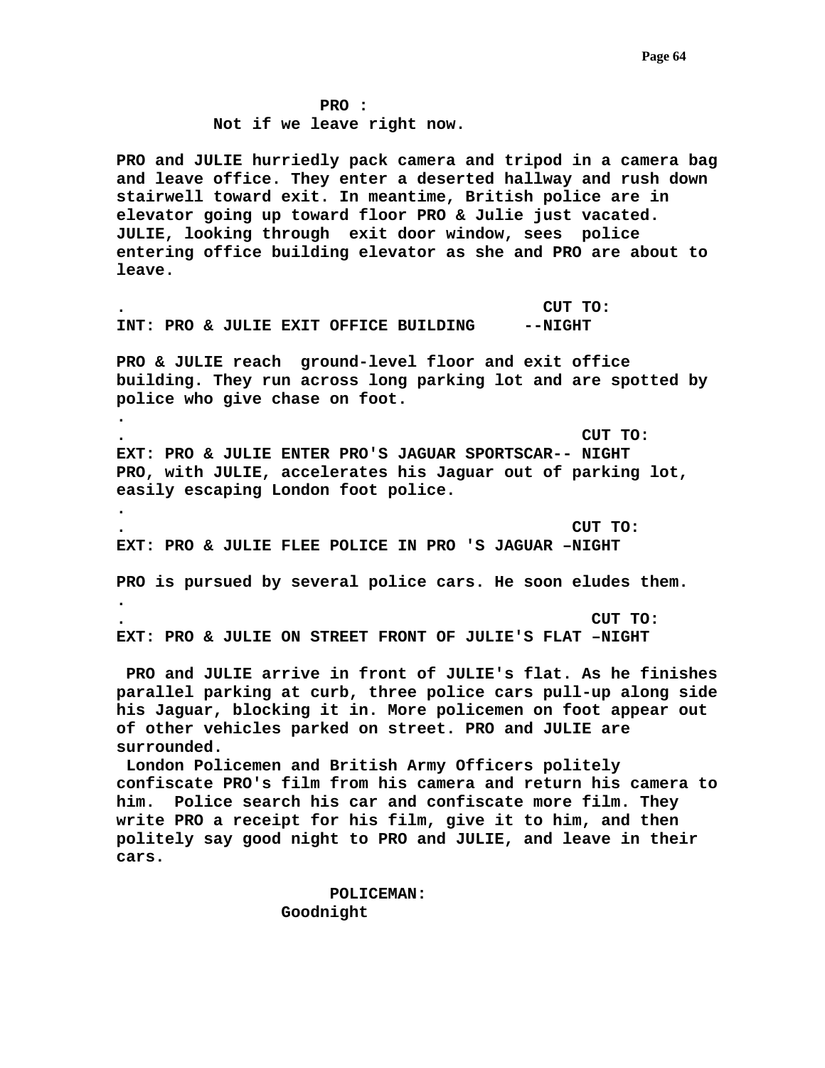**PRO :**
**Not if we leave right now.**

**PRO and JULIE hurriedly pack camera and tripod in a camera bag and leave office. They enter a deserted hallway and rush down stairwell toward exit. In meantime, British police are in elevator going up toward floor PRO & Julie just vacated. JULIE, looking through exit door window, sees police entering office building elevator as she and PRO are about to leave.**

**. CUT TO:**
**INT: PRO & JULIE EXIT OFFICE BUILDING --NIGHT**

**PRO & JULIE reach ground-level floor and exit office building. They run across long parking lot and are spotted by police who give chase on foot.**
**.**
**. CUT TO:**
**EXT: PRO & JULIE ENTER PRO'S JAGUAR SPORTSCAR-- NIGHT**
**PRO, with JULIE, accelerates his Jaguar out of parking lot, easily escaping London foot police.**
**.**
**. CUT TO:**
**EXT: PRO & JULIE FLEE POLICE IN PRO 'S JAGUAR –NIGHT**

**PRO is pursued by several police cars. He soon eludes them.**
**.**
**. CUT TO:**
**EXT: PRO & JULIE ON STREET FRONT OF JULIE'S FLAT –NIGHT**

**PRO and JULIE arrive in front of JULIE's flat. As he finishes parallel parking at curb, three police cars pull-up along side his Jaguar, blocking it in. More policemen on foot appear out of other vehicles parked on street. PRO and JULIE are surrounded.**
**London Policemen and British Army Officers politely confiscate PRO's film from his camera and return his camera to him. Police search his car and confiscate more film. They write PRO a receipt for his film, give it to him, and then politely say good night to PRO and JULIE, and leave in their cars.**

**POLICEMAN:**
**Goodnight**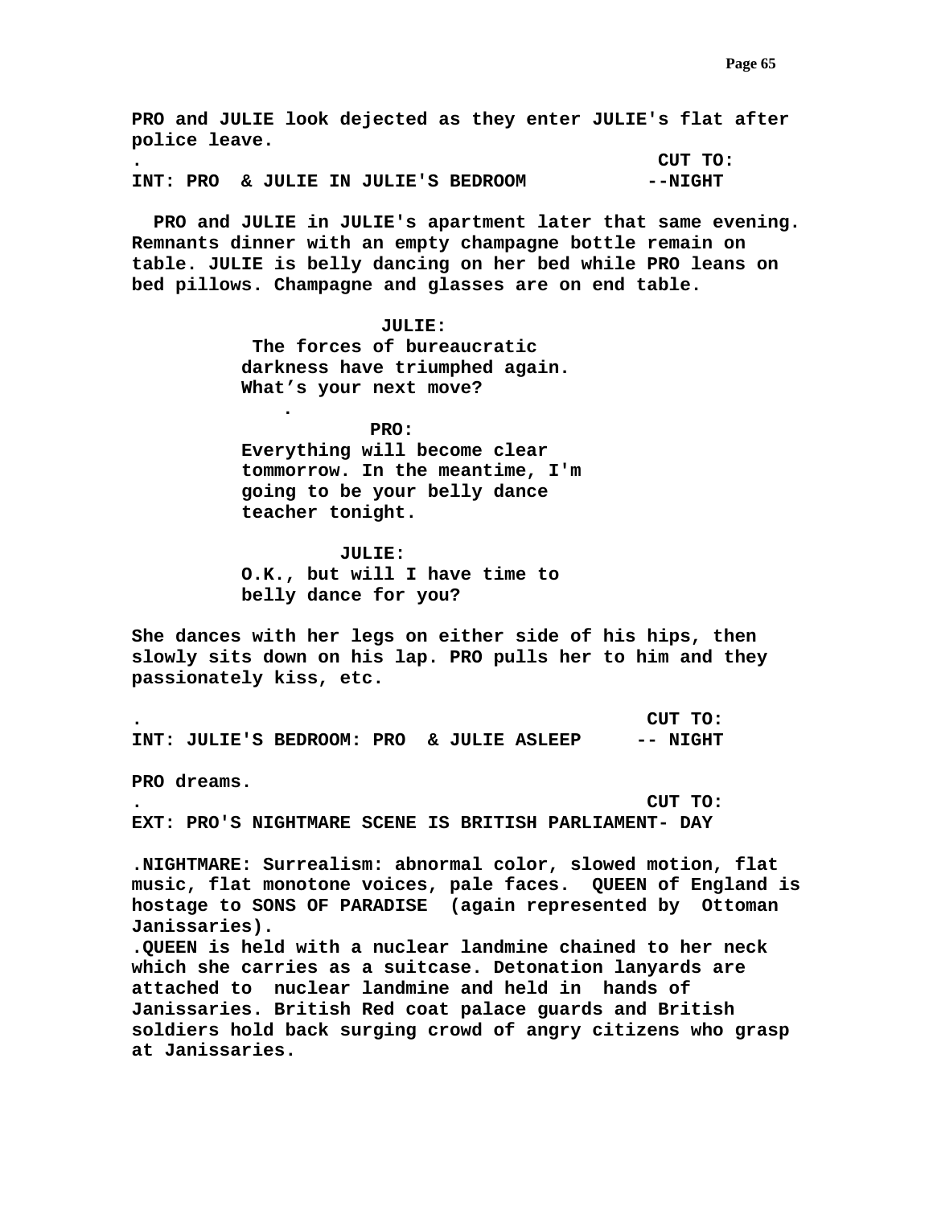**PRO and JULIE look dejected as they enter JULIE's flat after police leave.**

**. CUT TO:**

**INT: PRO & JULIE IN JULIE'S BEDROOM --NIGHT**

**PRO and JULIE in JULIE's apartment later that same evening. Remnants dinner with an empty champagne bottle remain on table. JULIE is belly dancing on her bed while PRO leans on bed pillows. Champagne and glasses are on end table.**

**JULIE:**

**The forces of bureaucratic darkness have triumphed again. What's your next move?**

**.**

**PRO:**

**Everything will become clear tommorrow. In the meantime, I'm going to be your belly dance teacher tonight.**

**JULIE:**

**O.K., but will I have time to belly dance for you?**

**She dances with her legs on either side of his hips, then slowly sits down on his lap. PRO pulls her to him and they passionately kiss, etc.**

**. CUT TO:**

**INT: JULIE'S BEDROOM: PRO & JULIE ASLEEP -- NIGHT**

**PRO dreams.**

**. CUT TO:**

**EXT: PRO'S NIGHTMARE SCENE IS BRITISH PARLIAMENT- DAY**

**.NIGHTMARE: Surrealism: abnormal color, slowed motion, flat music, flat monotone voices, pale faces. QUEEN of England is hostage to SONS OF PARADISE (again represented by Ottoman Janissaries).**

**.QUEEN is held with a nuclear landmine chained to her neck which she carries as a suitcase. Detonation lanyards are attached to nuclear landmine and held in hands of Janissaries. British Red coat palace guards and British soldiers hold back surging crowd of angry citizens who grasp at Janissaries.**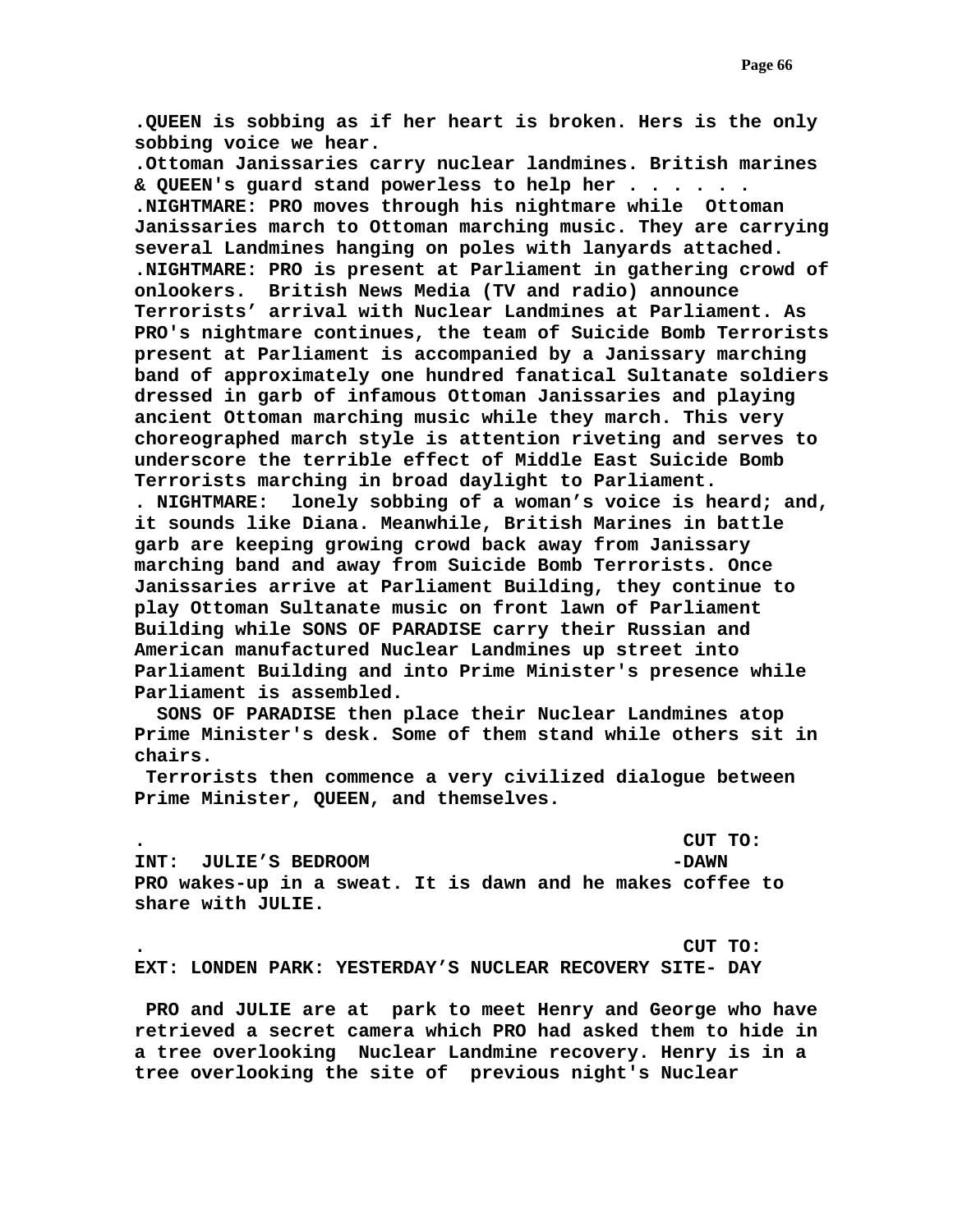**.QUEEN is sobbing as if her heart is broken. Hers is the only sobbing voice we hear.**
**.Ottoman Janissaries carry nuclear landmines. British marines & QUEEN's guard stand powerless to help her . . . . . .**
**.NIGHTMARE: PRO moves through his nightmare while Ottoman Janissaries march to Ottoman marching music. They are carrying several Landmines hanging on poles with lanyards attached.**
**.NIGHTMARE: PRO is present at Parliament in gathering crowd of onlookers. British News Media (TV and radio) announce Terrorists' arrival with Nuclear Landmines at Parliament. As PRO's nightmare continues, the team of Suicide Bomb Terrorists present at Parliament is accompanied by a Janissary marching band of approximately one hundred fanatical Sultanate soldiers dressed in garb of infamous Ottoman Janissaries and playing ancient Ottoman marching music while they march. This very choreographed march style is attention riveting and serves to underscore the terrible effect of Middle East Suicide Bomb Terrorists marching in broad daylight to Parliament.**
**. NIGHTMARE: lonely sobbing of a woman's voice is heard; and, it sounds like Diana. Meanwhile, British Marines in battle garb are keeping growing crowd back away from Janissary marching band and away from Suicide Bomb Terrorists. Once Janissaries arrive at Parliament Building, they continue to play Ottoman Sultanate music on front lawn of Parliament Building while SONS OF PARADISE carry their Russian and American manufactured Nuclear Landmines up street into Parliament Building and into Prime Minister's presence while Parliament is assembled.**

**SONS OF PARADISE then place their Nuclear Landmines atop Prime Minister's desk. Some of them stand while others sit in chairs.**

**Terrorists then commence a very civilized dialogue between Prime Minister, QUEEN, and themselves.**

**. CUT TO:**

**INT: JULIE'S BEDROOM -DAWN**

**PRO wakes-up in a sweat. It is dawn and he makes coffee to share with JULIE.**

**. CUT TO:**

**EXT: LONDEN PARK: YESTERDAY'S NUCLEAR RECOVERY SITE- DAY**

**PRO and JULIE are at park to meet Henry and George who have retrieved a secret camera which PRO had asked them to hide in a tree overlooking Nuclear Landmine recovery. Henry is in a tree overlooking the site of previous night's Nuclear**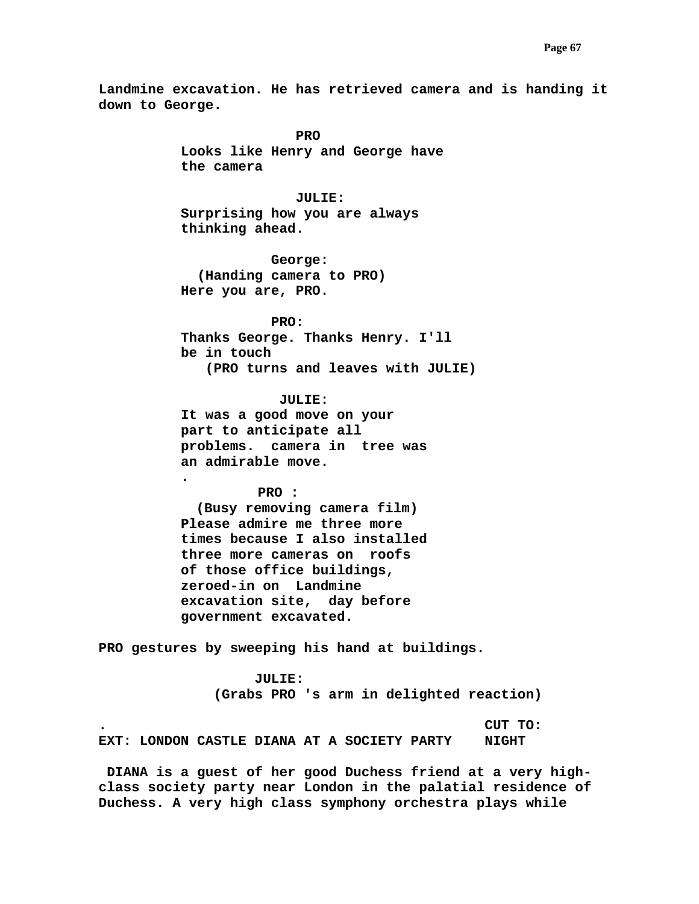**Landmine excavation. He has retrieved camera and is handing it down to George.**

**PRO**
**Looks like Henry and George have the camera**

**JULIE:**
**Surprising how you are always thinking ahead.**

**George:**
**(Handing camera to PRO)**
**Here you are, PRO.**

**PRO:**
**Thanks George. Thanks Henry. I'll be in touch**
**(PRO turns and leaves with JULIE)**

**JULIE:**
**It was a good move on your part to anticipate all problems. camera in tree was an admirable move.**
**.**

**PRO :**
**(Busy removing camera film)**
**Please admire me three more times because I also installed three more cameras on roofs of those office buildings, zeroed-in on Landmine excavation site, day before government excavated.**

**PRO gestures by sweeping his hand at buildings.**

**JULIE:**
**(Grabs PRO 's arm in delighted reaction)**

**.** **CUT TO:**

**EXT: LONDON CASTLE DIANA AT A SOCIETY PARTY NIGHT**

**DIANA is a guest of her good Duchess friend at a very high-class society party near London in the palatial residence of Duchess. A very high class symphony orchestra plays while**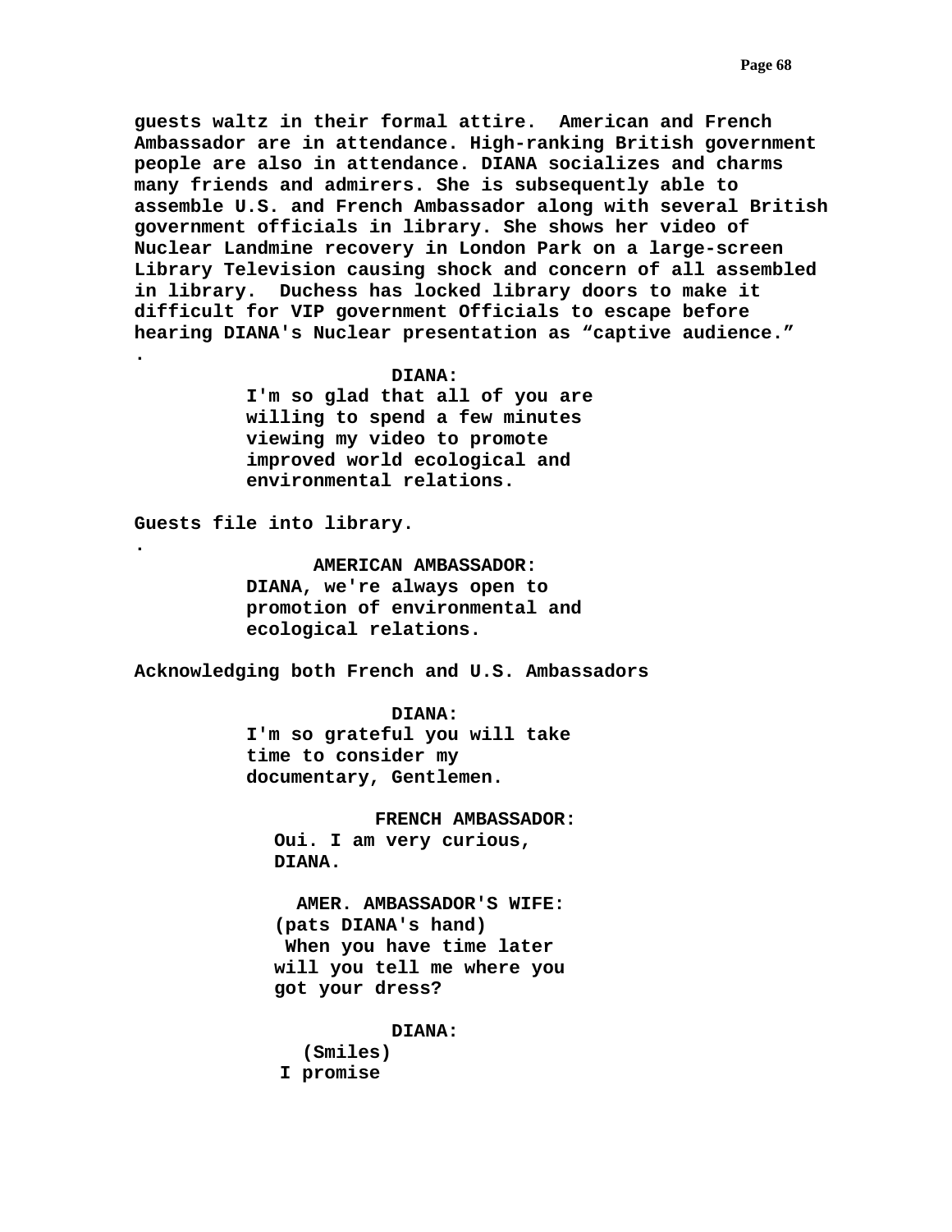**guests waltz in their formal attire. American and French Ambassador are in attendance. High-ranking British government people are also in attendance. DIANA socializes and charms many friends and admirers. She is subsequently able to assemble U.S. and French Ambassador along with several British government officials in library. She shows her video of Nuclear Landmine recovery in London Park on a large-screen Library Television causing shock and concern of all assembled in library. Duchess has locked library doors to make it difficult for VIP government Officials to escape before hearing DIANA's Nuclear presentation as "captive audience."**

**.**

**DIANA:**

**I'm so glad that all of you are willing to spend a few minutes viewing my video to promote improved world ecological and environmental relations.**

**Guests file into library.**

**.**

**AMERICAN AMBASSADOR:**

**DIANA, we're always open to promotion of environmental and ecological relations.**

**Acknowledging both French and U.S. Ambassadors**

**DIANA:**

**I'm so grateful you will take time to consider my documentary, Gentlemen.**

**FRENCH AMBASSADOR:**

**Oui. I am very curious, DIANA.**

**AMER. AMBASSADOR'S WIFE:**

**(pats DIANA's hand)**

**When you have time later will you tell me where you got your dress?**

**DIANA:**

**(Smiles)**

**I promise**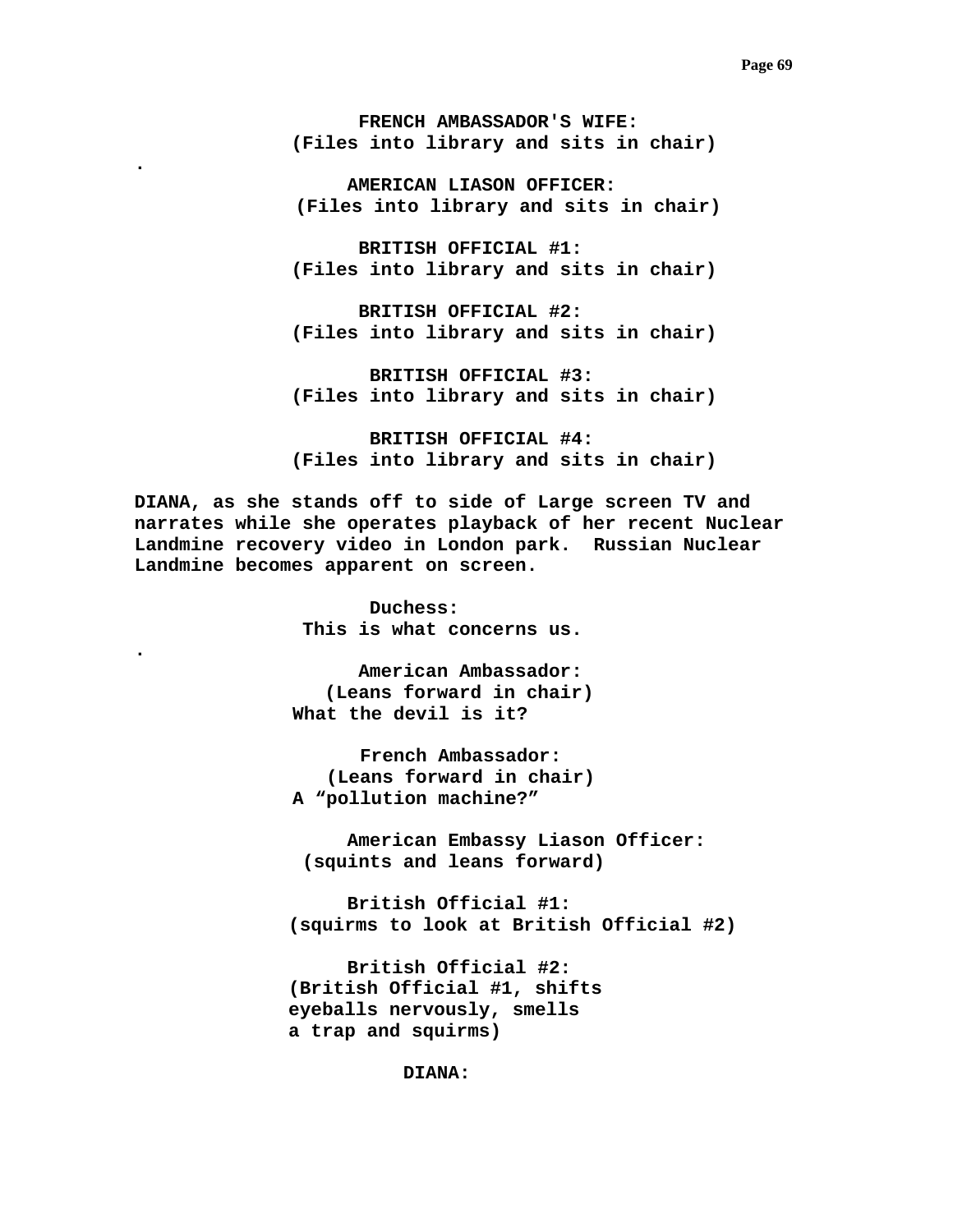**FRENCH AMBASSADOR'S WIFE:**
**(Files into library and sits in chair)**

.

**AMERICAN LIASON OFFICER:**
**(Files into library and sits in chair)**

**BRITISH OFFICIAL #1:**
**(Files into library and sits in chair)**

**BRITISH OFFICIAL #2:**
**(Files into library and sits in chair)**

**BRITISH OFFICIAL #3:**
**(Files into library and sits in chair)**

**BRITISH OFFICIAL #4:**
**(Files into library and sits in chair)**

**DIANA, as she stands off to side of Large screen TV and narrates while she operates playback of her recent Nuclear Landmine recovery video in London park. Russian Nuclear Landmine becomes apparent on screen.**

**Duchess:**
**This is what concerns us.**

.

**American Ambassador:**
**(Leans forward in chair)**
**What the devil is it?**

**French Ambassador:**
**(Leans forward in chair)**
**A “pollution machine?”**

**American Embassy Liason Officer:**
**(squints and leans forward)**

**British Official #1:**
**(squirms to look at British Official #2)**

**British Official #2:**
**(British Official #1, shifts eyeballs nervously, smells a trap and squirms)**

**DIANA:**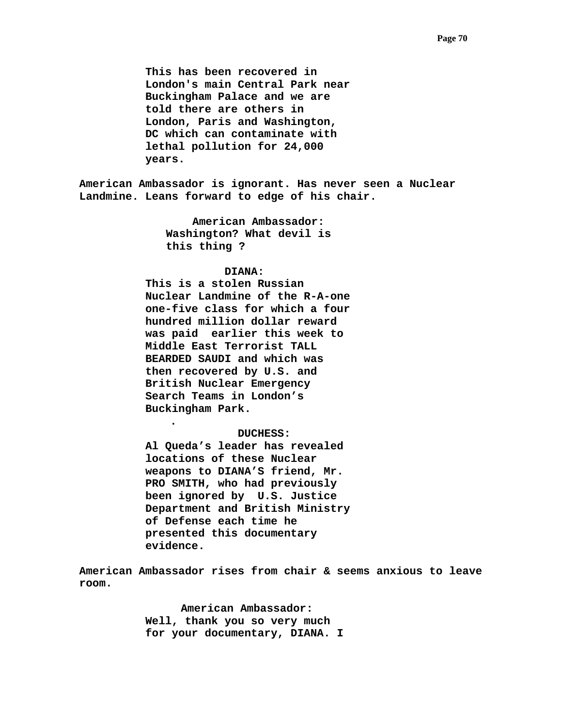**This has been recovered in London's main Central Park near Buckingham Palace and we are told there are others in London, Paris and Washington, DC which can contaminate with lethal pollution for 24,000 years.**

**American Ambassador is ignorant. Has never seen a Nuclear Landmine. Leans forward to edge of his chair.**

**American Ambassador:**
**Washington? What devil is this thing ?**

**DIANA:**
**This is a stolen Russian Nuclear Landmine of the R-A-one one-five class for which a four hundred million dollar reward was paid earlier this week to Middle East Terrorist TALL BEARDED SAUDI and which was then recovered by U.S. and British Nuclear Emergency Search Teams in London's Buckingham Park.**

**.**

**DUCHESS:**
**Al Queda's leader has revealed locations of these Nuclear weapons to DIANA'S friend, Mr. PRO SMITH, who had previously been ignored by U.S. Justice Department and British Ministry of Defense each time he presented this documentary evidence.**

**American Ambassador rises from chair & seems anxious to leave room.**

**American Ambassador:**
**Well, thank you so very much for your documentary, DIANA. I**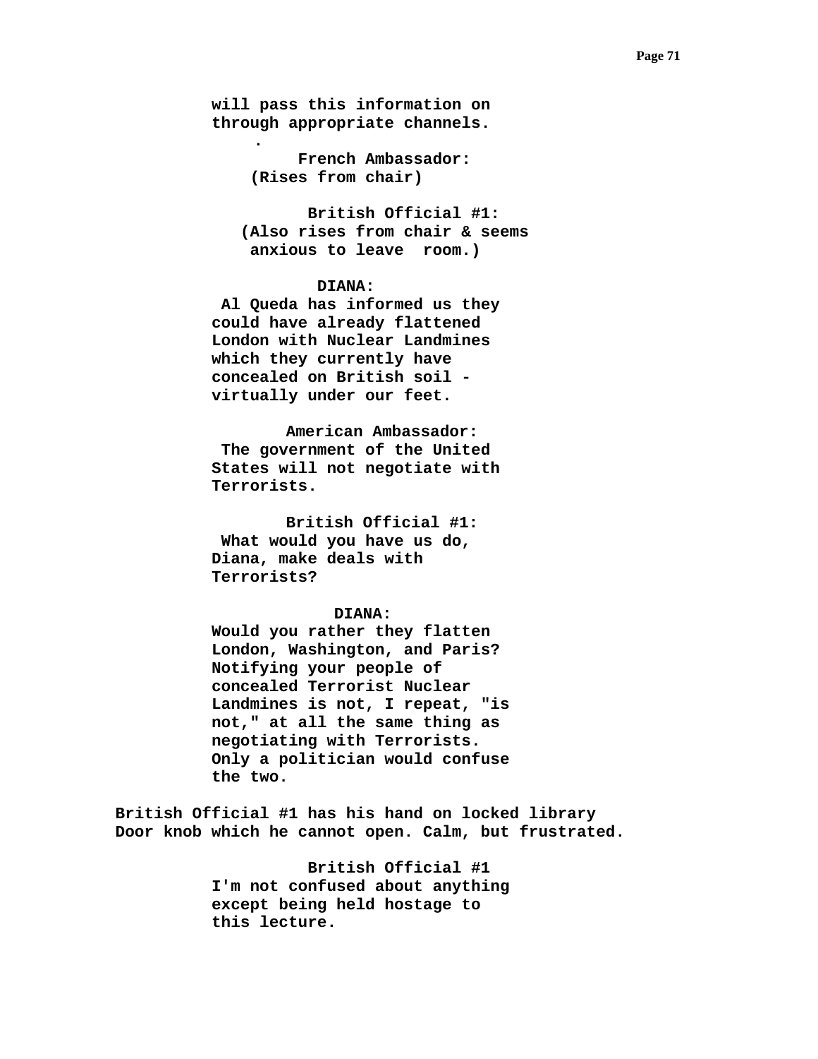will pass this information on
through appropriate channels.
.

French Ambassador:
(Rises from chair)

British Official #1:
(Also rises from chair & seems
anxious to leave room.)

DIANA:
Al Queda has informed us they
could have already flattened
London with Nuclear Landmines
which they currently have
concealed on British soil -
virtually under our feet.

American Ambassador:
The government of the United
States will not negotiate with
Terrorists.

British Official #1:
What would you have us do,
Diana, make deals with
Terrorists?

DIANA:
Would you rather they flatten
London, Washington, and Paris?
Notifying your people of
concealed Terrorist Nuclear
Landmines is not, I repeat, "is
not," at all the same thing as
negotiating with Terrorists.
Only a politician would confuse
the two.

British Official #1 has his hand on locked library
Door knob which he cannot open. Calm, but frustrated.

British Official #1
I'm not confused about anything
except being held hostage to
this lecture.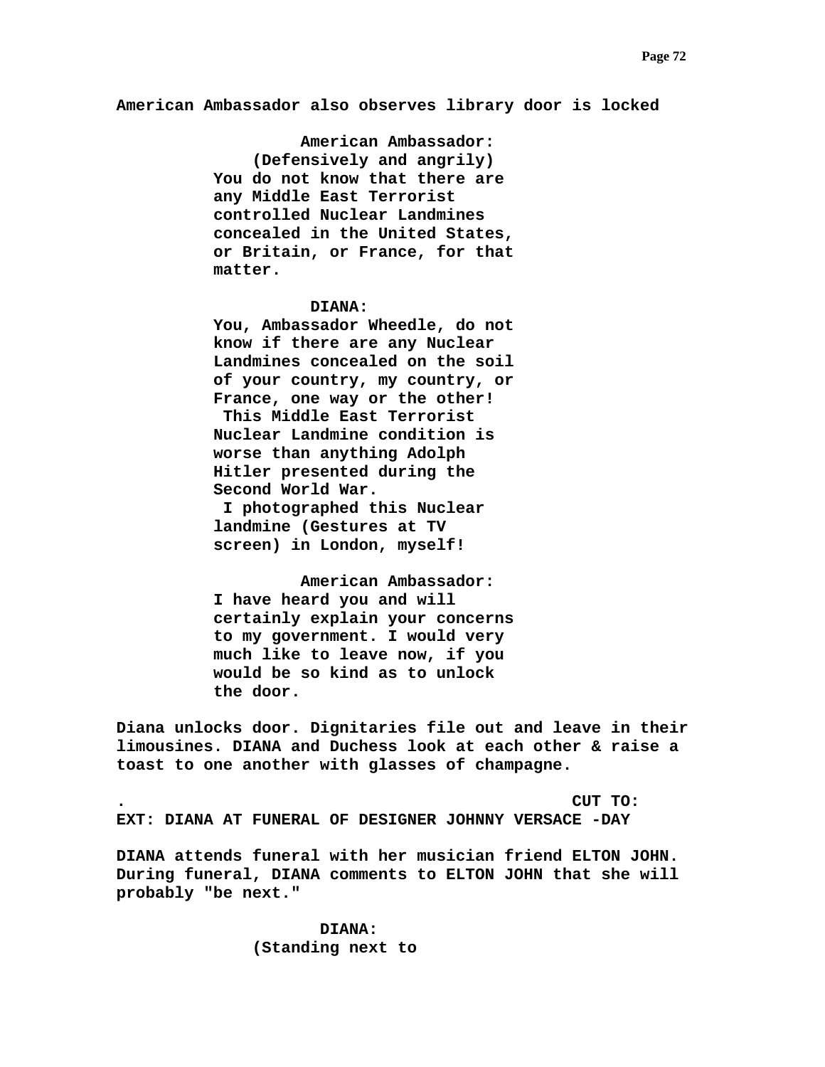**American Ambassador also observes library door is locked**

**American Ambassador:**
**(Defensively and angrily)**
**You do not know that there are any Middle East Terrorist controlled Nuclear Landmines concealed in the United States, or Britain, or France, for that matter.**

**DIANA:**
**You, Ambassador Wheedle, do not know if there are any Nuclear Landmines concealed on the soil of your country, my country, or France, one way or the other!**
**This Middle East Terrorist Nuclear Landmine condition is worse than anything Adolph Hitler presented during the Second World War.**
**I photographed this Nuclear landmine (Gestures at TV screen) in London, myself!**

**American Ambassador:**
**I have heard you and will certainly explain your concerns to my government. I would very much like to leave now, if you would be so kind as to unlock the door.**

**Diana unlocks door. Dignitaries file out and leave in their limousines. DIANA and Duchess look at each other & raise a toast to one another with glasses of champagne.**

**. CUT TO:**

**EXT: DIANA AT FUNERAL OF DESIGNER JOHNNY VERSACE -DAY**

**DIANA attends funeral with her musician friend ELTON JOHN. During funeral, DIANA comments to ELTON JOHN that she will probably "be next."**

**DIANA:**
**(Standing next to**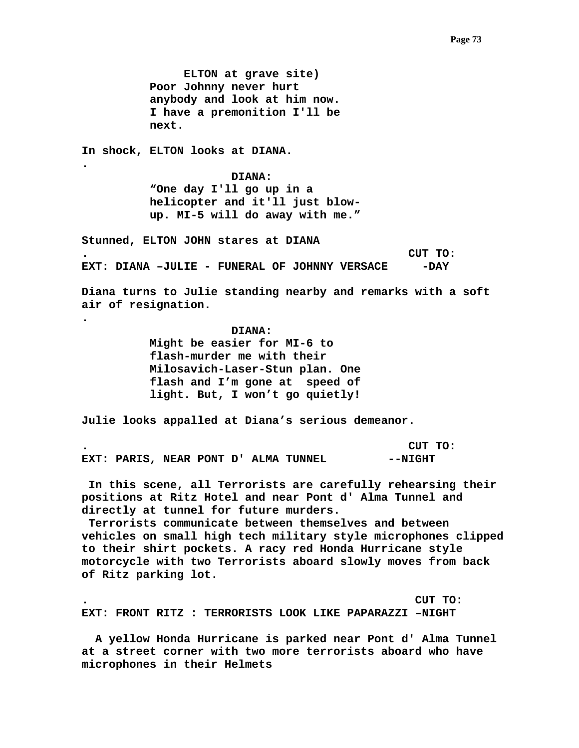ELTON at grave site)
Poor Johnny never hurt anybody and look at him now. I have a premonition I'll be next.

In shock, ELTON looks at DIANA.

.

DIANA:
“One day I'll go up in a helicopter and it'll just blow-up. MI-5 will do away with me.”

Stunned, ELTON JOHN stares at DIANA

. CUT TO:

EXT: DIANA –JULIE - FUNERAL OF JOHNNY VERSACE -DAY

Diana turns to Julie standing nearby and remarks with a soft air of resignation.

.

DIANA:
Might be easier for MI-6 to flash-murder me with their Milosavich-Laser-Stun plan. One flash and I’m gone at speed of light. But, I won’t go quietly!

Julie looks appalled at Diana’s serious demeanor.

. CUT TO:

EXT: PARIS, NEAR PONT D' ALMA TUNNEL --NIGHT

In this scene, all Terrorists are carefully rehearsing their positions at Ritz Hotel and near Pont d' Alma Tunnel and directly at tunnel for future murders.
Terrorists communicate between themselves and between vehicles on small high tech military style microphones clipped to their shirt pockets. A racy red Honda Hurricane style motorcycle with two Terrorists aboard slowly moves from back of Ritz parking lot.

. CUT TO:

EXT: FRONT RITZ : TERRORISTS LOOK LIKE PAPARAZZI –NIGHT

A yellow Honda Hurricane is parked near Pont d' Alma Tunnel at a street corner with two more terrorists aboard who have microphones in their Helmets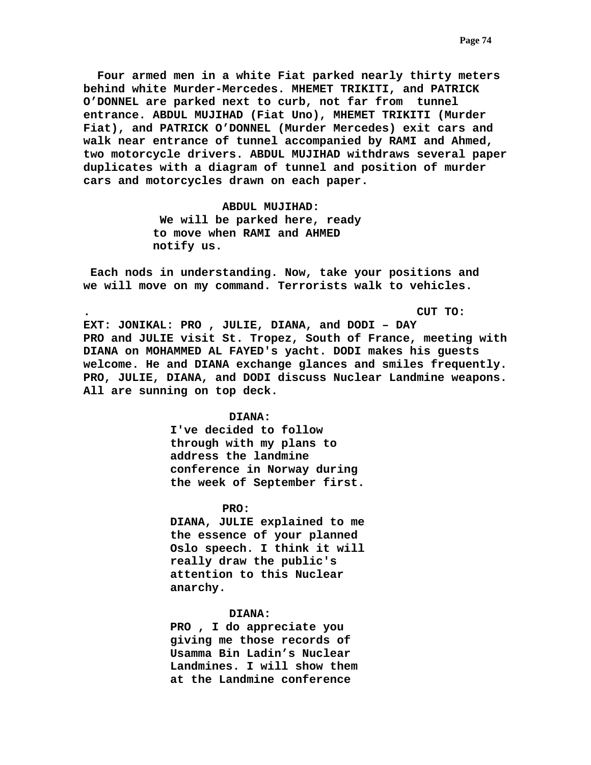**Four armed men in a white Fiat parked nearly thirty meters behind white Murder-Mercedes. MHEMET TRIKITI, and PATRICK O’DONNEL are parked next to curb, not far from tunnel entrance. ABDUL MUJIHAD (Fiat Uno), MHEMET TRIKITI (Murder Fiat), and PATRICK O’DONNEL (Murder Mercedes) exit cars and walk near entrance of tunnel accompanied by RAMI and Ahmed, two motorcycle drivers. ABDUL MUJIHAD withdraws several paper duplicates with a diagram of tunnel and position of murder cars and motorcycles drawn on each paper.**

**ABDUL MUJIHAD:**
**We will be parked here, ready to move when RAMI and AHMED notify us.**

**Each nods in understanding. Now, take your positions and we will move on my command. Terrorists walk to vehicles.**

**. CUT TO:**

**EXT: JONIKAL: PRO , JULIE, DIANA, and DODI – DAY**

**PRO and JULIE visit St. Tropez, South of France, meeting with DIANA on MOHAMMED AL FAYED's yacht. DODI makes his guests welcome. He and DIANA exchange glances and smiles frequently. PRO, JULIE, DIANA, and DODI discuss Nuclear Landmine weapons. All are sunning on top deck.**

**DIANA:**
**I've decided to follow through with my plans to address the landmine conference in Norway during the week of September first.**

**PRO:**
**DIANA, JULIE explained to me the essence of your planned Oslo speech. I think it will really draw the public's attention to this Nuclear anarchy.**

**DIANA:**
**PRO , I do appreciate you giving me those records of Usamma Bin Ladin’s Nuclear Landmines. I will show them at the Landmine conference**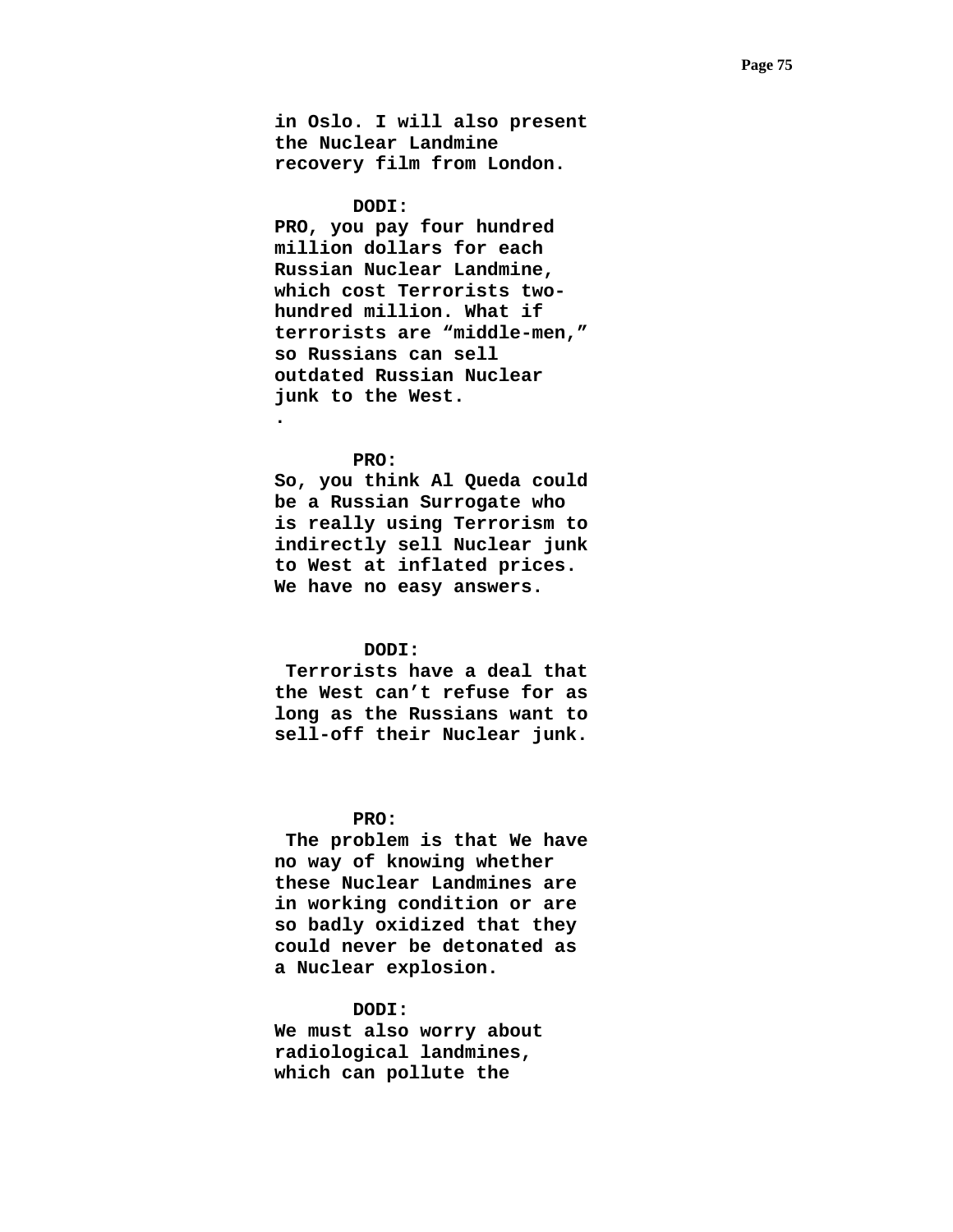**in Oslo. I will also present the Nuclear Landmine recovery film from London.**

**DODI:**

**PRO, you pay four hundred million dollars for each Russian Nuclear Landmine, which cost Terrorists two-hundred million. What if terrorists are “middle-men,” so Russians can sell outdated Russian Nuclear junk to the West.**
**.**

**PRO:**

**So, you think Al Queda could be a Russian Surrogate who is really using Terrorism to indirectly sell Nuclear junk to West at inflated prices. We have no easy answers.**

**DODI:**

**Terrorists have a deal that the West can’t refuse for as long as the Russians want to sell-off their Nuclear junk.**

**PRO:**

**The problem is that We have no way of knowing whether these Nuclear Landmines are in working condition or are so badly oxidized that they could never be detonated as a Nuclear explosion.**

**DODI:**

**We must also worry about radiological landmines, which can pollute the**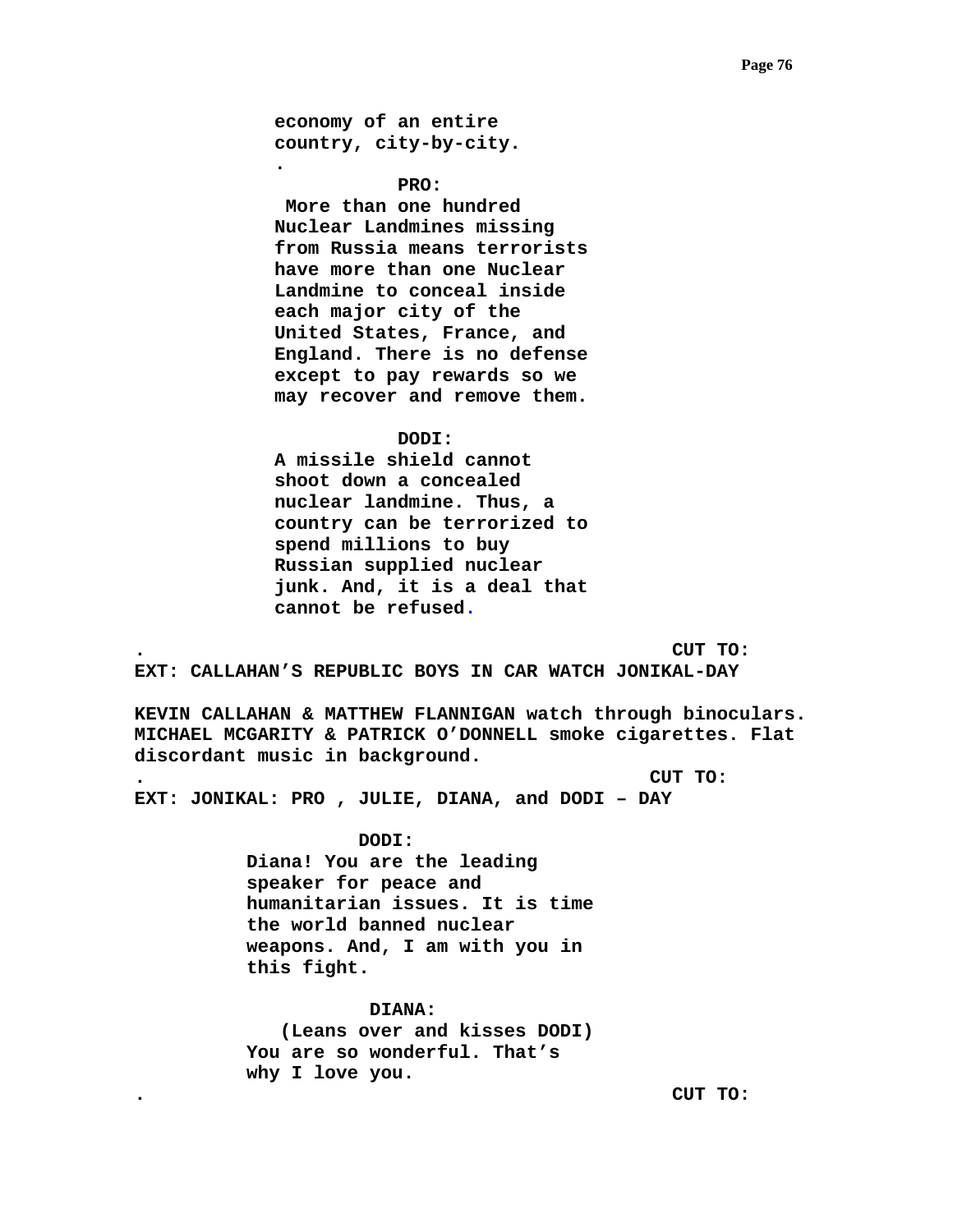economy of an entire
country, city-by-city.
.

**PRO:**

More than one hundred Nuclear Landmines missing from Russia means terrorists have more than one Nuclear Landmine to conceal inside each major city of the United States, France, and England. There is no defense except to pay rewards so we may recover and remove them.

**DODI:**

A missile shield cannot shoot down a concealed nuclear landmine. Thus, a country can be terrorized to spend millions to buy Russian supplied nuclear junk. And, it is a deal that cannot be refused.

. CUT TO:

**EXT: CALLAHAN'S REPUBLIC BOYS IN CAR WATCH JONIKAL-DAY**

**KEVIN CALLAHAN & MATTHEW FLANNIGAN** watch through binoculars. **MICHAEL MCGARITY & PATRICK O'DONNELL** smoke cigarettes. Flat discordant music in background.

. CUT TO:

**EXT: JONIKAL: PRO , JULIE, DIANA, and DODI – DAY**

**DODI:**

Diana! You are the leading speaker for peace and humanitarian issues. It is time the world banned nuclear weapons. And, I am with you in this fight.

**DIANA:**

(Leans over and kisses DODI)

You are so wonderful. That's why I love you.

. CUT TO: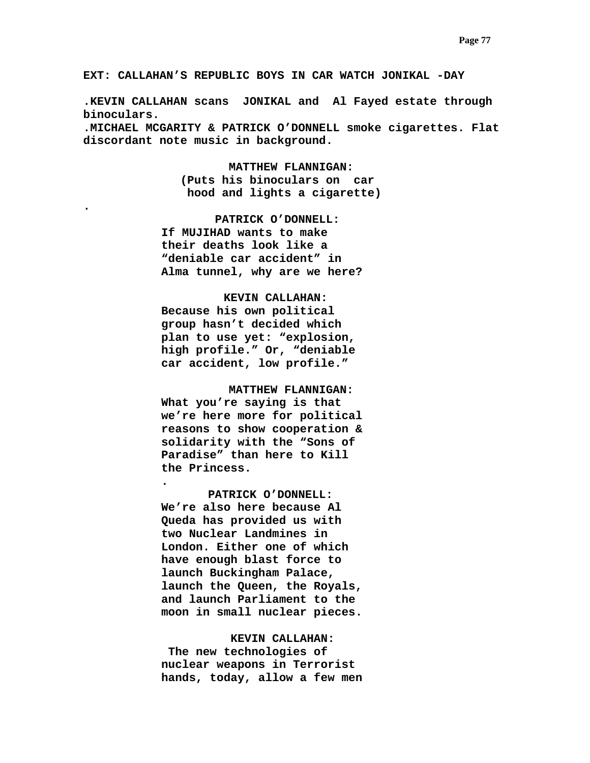**EXT: CALLAHAN'S REPUBLIC BOYS IN CAR WATCH JONIKAL -DAY**

**.KEVIN CALLAHAN scans JONIKAL and Al Fayed estate through binoculars.**
**.MICHAEL MCGARITY & PATRICK O'DONNELL smoke cigarettes. Flat discordant note music in background.**

**MATTHEW FLANNIGAN:**
**(Puts his binoculars on car hood and lights a cigarette)**

**.**

**PATRICK O'DONNELL:**
**If MUJIHAD wants to make their deaths look like a "deniable car accident" in Alma tunnel, why are we here?**

**KEVIN CALLAHAN:**
**Because his own political group hasn't decided which plan to use yet: "explosion, high profile." Or, "deniable car accident, low profile."**

**MATTHEW FLANNIGAN:**
**What you're saying is that we're here more for political reasons to show cooperation & solidarity with the "Sons of Paradise" than here to Kill the Princess.**

**.**

**PATRICK O'DONNELL:**
**We're also here because Al Queda has provided us with two Nuclear Landmines in London. Either one of which have enough blast force to launch Buckingham Palace, launch the Queen, the Royals, and launch Parliament to the moon in small nuclear pieces.**

**KEVIN CALLAHAN:**
**The new technologies of nuclear weapons in Terrorist hands, today, allow a few men**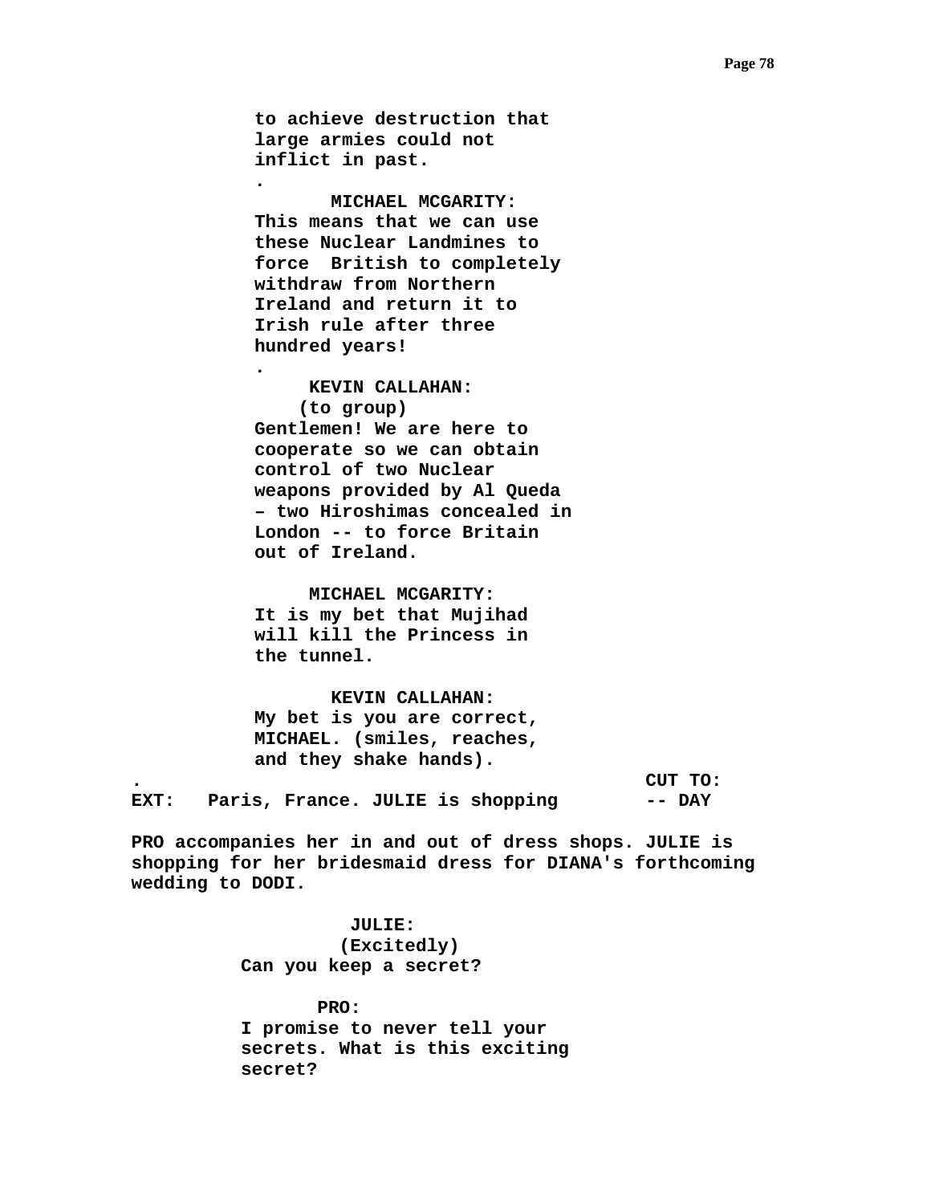to achieve destruction that
large armies could not
inflict in past.

.

MICHAEL MCGARITY:

This means that we can use
these Nuclear Landmines to
force  British to completely
withdraw from Northern
Ireland and return it to
Irish rule after three
hundred years!

.

KEVIN CALLAHAN:

(to group)

Gentlemen! We are here to
cooperate so we can obtain
control of two Nuclear
weapons provided by Al Queda
– two Hiroshimas concealed in
London -- to force Britain
out of Ireland.

MICHAEL MCGARITY:

It is my bet that Mujihad
will kill the Princess in
the tunnel.

KEVIN CALLAHAN:

My bet is you are correct,
MICHAEL. (smiles, reaches,
and they shake hands).

. CUT TO:

**EXT: Paris, France. JULIE is shopping -- DAY**

PRO accompanies her in and out of dress shops. JULIE is shopping for her bridesmaid dress for DIANA's forthcoming wedding to DODI.

JULIE:

(Excitedly)

Can you keep a secret?

PRO:

I promise to never tell your
secrets. What is this exciting
secret?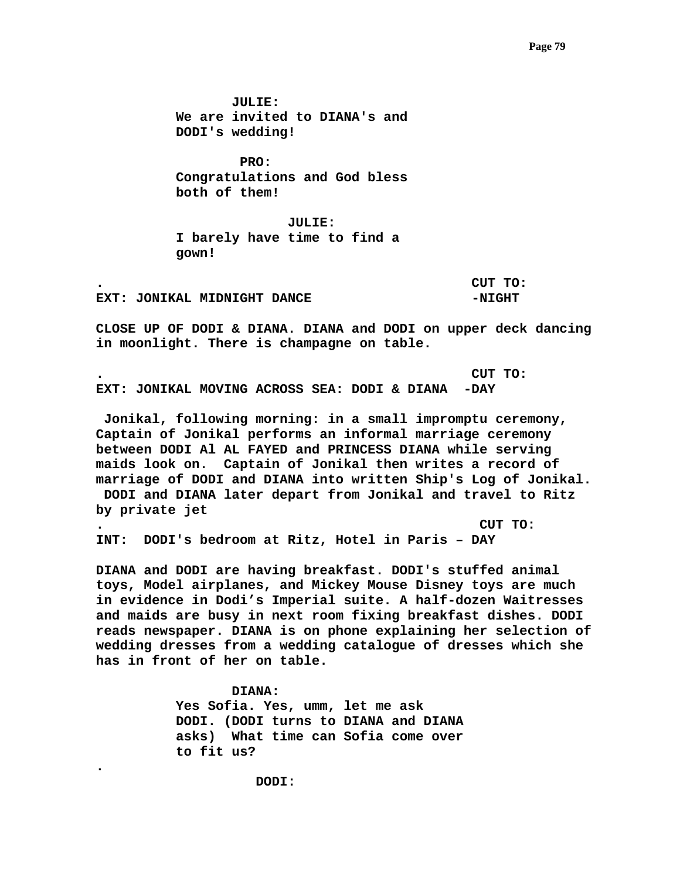**JULIE:**
**We are invited to DIANA's and DODI's wedding!**

**PRO:**
**Congratulations and God bless both of them!**

**JULIE:**
**I barely have time to find a gown!**

**.** **CUT TO:**

**EXT: JONIKAL MIDNIGHT DANCE -NIGHT**

**CLOSE UP OF DODI & DIANA. DIANA and DODI on upper deck dancing in moonlight. There is champagne on table.**

**.** **CUT TO:**

**EXT: JONIKAL MOVING ACROSS SEA: DODI & DIANA -DAY**

**Jonikal, following morning: in a small impromptu ceremony, Captain of Jonikal performs an informal marriage ceremony between DODI Al AL FAYED and PRINCESS DIANA while serving maids look on. Captain of Jonikal then writes a record of marriage of DODI and DIANA into written Ship's Log of Jonikal. DODI and DIANA later depart from Jonikal and travel to Ritz by private jet**

**.** **CUT TO:**

**INT: DODI's bedroom at Ritz, Hotel in Paris – DAY**

**DIANA and DODI are having breakfast. DODI's stuffed animal toys, Model airplanes, and Mickey Mouse Disney toys are much in evidence in Dodi's Imperial suite. A half-dozen Waitresses and maids are busy in next room fixing breakfast dishes. DODI reads newspaper. DIANA is on phone explaining her selection of wedding dresses from a wedding catalogue of dresses which she has in front of her on table.**

**DIANA:**
**Yes Sofia. Yes, umm, let me ask DODI. (DODI turns to DIANA and DIANA asks) What time can Sofia come over to fit us?**

**.**

**DODI:**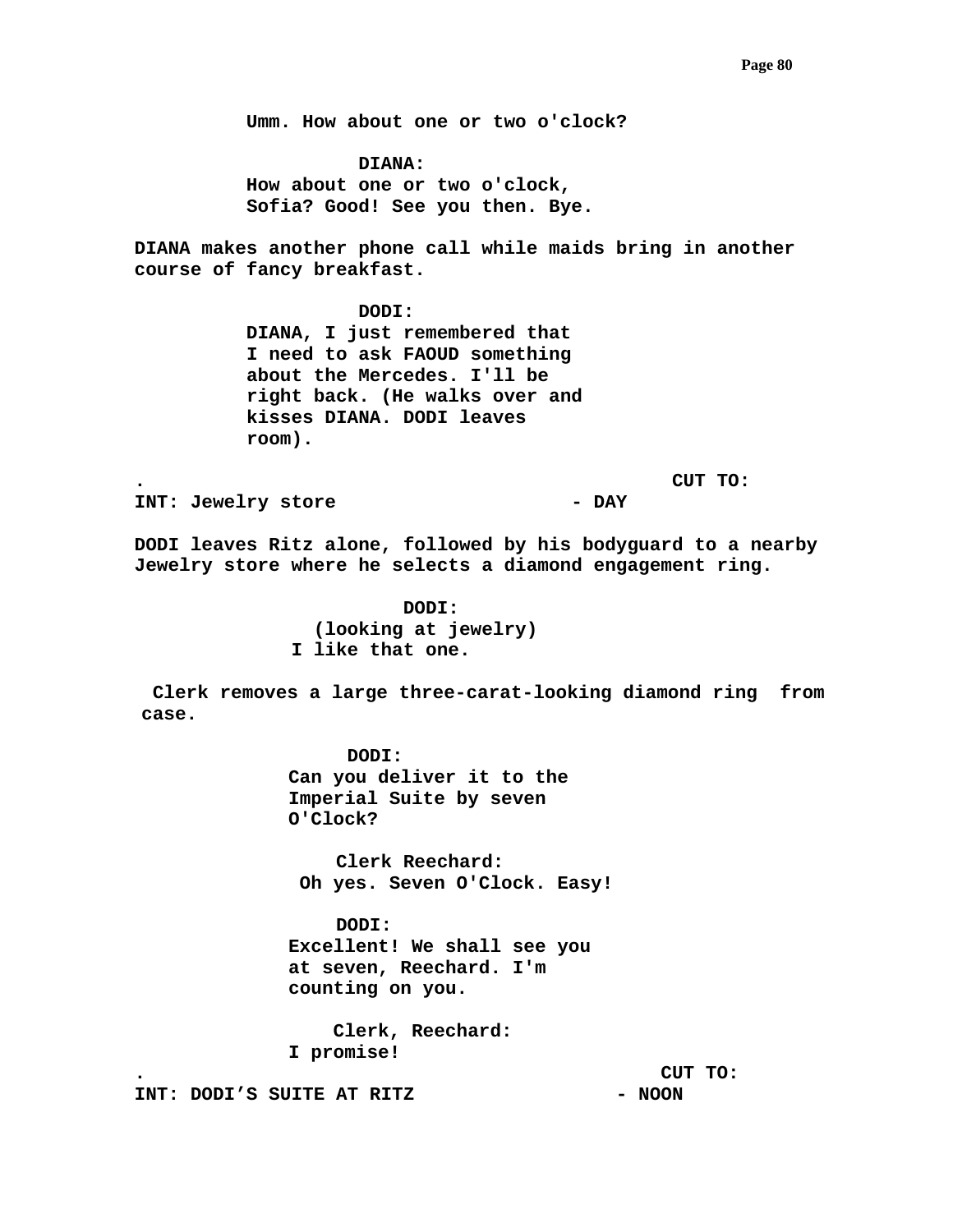Umm. How about one or two o'clock?

DIANA:
How about one or two o'clock, Sofia? Good! See you then. Bye.

DIANA makes another phone call while maids bring in another course of fancy breakfast.

DODI:
DIANA, I just remembered that I need to ask FAOUD something about the Mercedes. I'll be right back. (He walks over and kisses DIANA. DODI leaves room).

. CUT TO:

INT: Jewelry store - DAY

DODI leaves Ritz alone, followed by his bodyguard to a nearby Jewelry store where he selects a diamond engagement ring.

DODI:
(looking at jewelry)
I like that one.

Clerk removes a large three-carat-looking diamond ring from case.

DODI:
Can you deliver it to the Imperial Suite by seven O'Clock?

Clerk Reechard:
Oh yes. Seven O'Clock. Easy!

DODI:
Excellent! We shall see you at seven, Reechard. I'm counting on you.

Clerk, Reechard:
I promise!

. CUT TO:

INT: DODI'S SUITE AT RITZ - NOON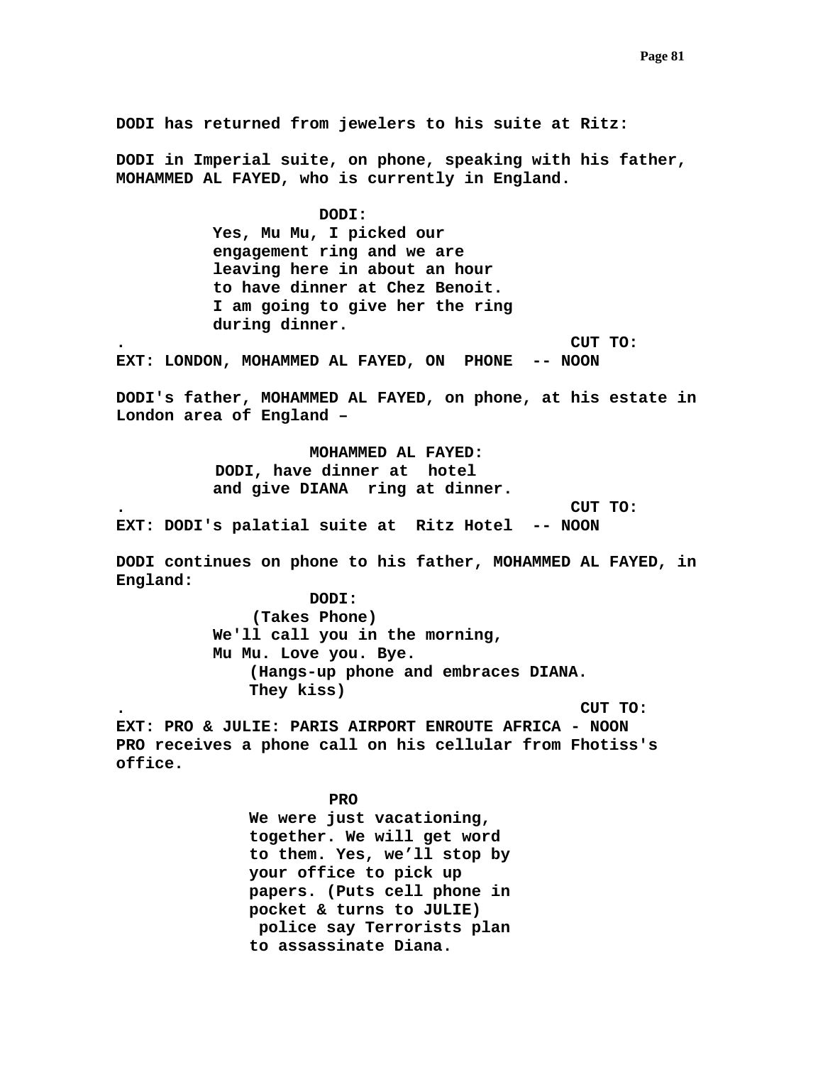**DODI has returned from jewelers to his suite at Ritz:**

**DODI in Imperial suite, on phone, speaking with his father, MOHAMMED AL FAYED, who is currently in England.**

**DODI:**

**Yes, Mu Mu, I picked our engagement ring and we are leaving here in about an hour to have dinner at Chez Benoit. I am going to give her the ring during dinner.**

**. CUT TO:**

**EXT: LONDON, MOHAMMED AL FAYED, ON PHONE -- NOON**

**DODI's father, MOHAMMED AL FAYED, on phone, at his estate in London area of England –**

**MOHAMMED AL FAYED:**

**DODI, have dinner at hotel and give DIANA ring at dinner.**

**. CUT TO:**

**EXT: DODI's palatial suite at Ritz Hotel -- NOON**

**DODI continues on phone to his father, MOHAMMED AL FAYED, in England:**

**DODI:**

**(Takes Phone)**

**We'll call you in the morning, Mu Mu. Love you. Bye.**

**(Hangs-up phone and embraces DIANA. They kiss)**

**. CUT TO:**

**EXT: PRO & JULIE: PARIS AIRPORT ENROUTE AFRICA - NOON**

**PRO receives a phone call on his cellular from Fhotiss's office.**

**PRO**

**We were just vacationing, together. We will get word to them. Yes, we'll stop by your office to pick up papers. (Puts cell phone in pocket & turns to JULIE) police say Terrorists plan to assassinate Diana.**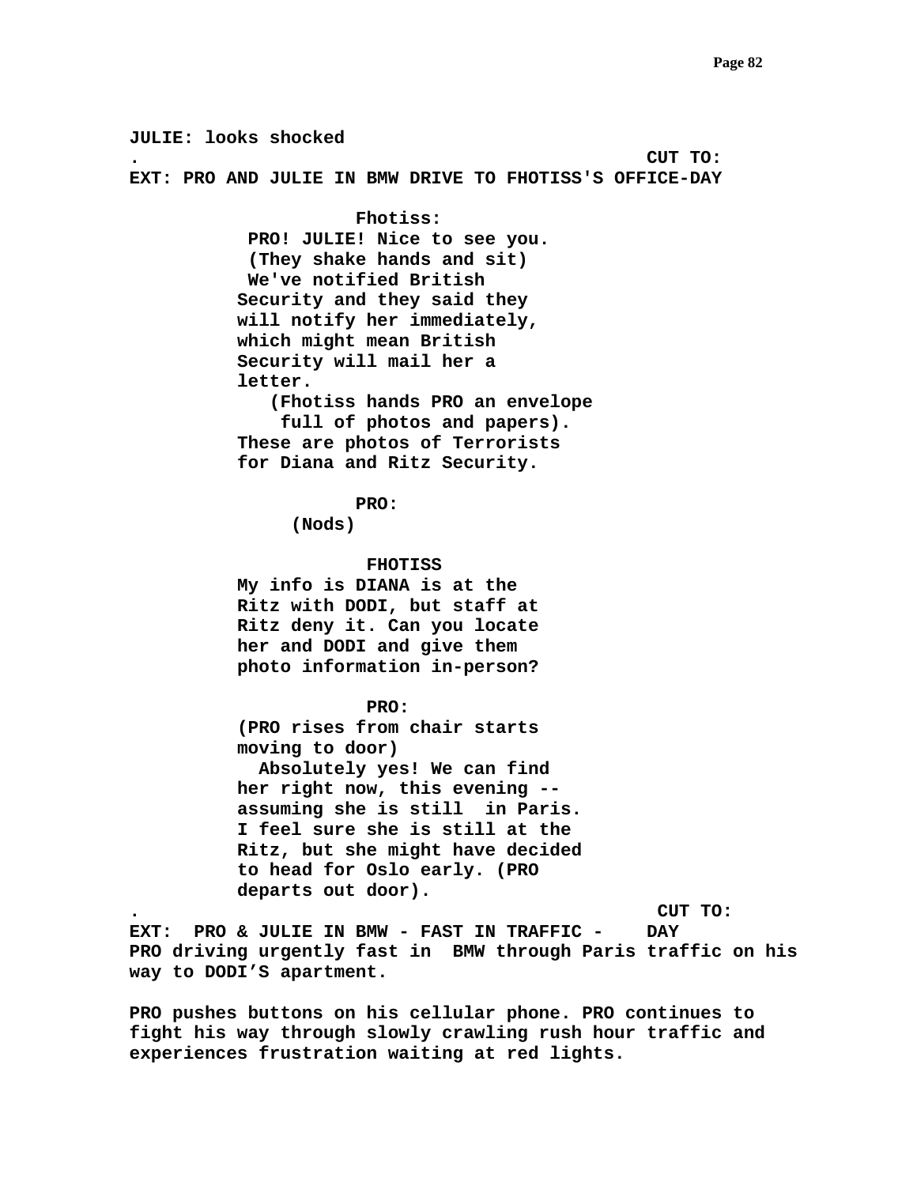**JULIE: looks shocked**

**. CUT TO:**

**EXT: PRO AND JULIE IN BMW DRIVE TO FHOTISS'S OFFICE-DAY**

**Fhotiss:**

**PRO! JULIE! Nice to see you.**
**(They shake hands and sit)**
**We've notified British Security and they said they will notify her immediately, which might mean British Security will mail her a letter.**
**(Fhotiss hands PRO an envelope full of photos and papers).**
**These are photos of Terrorists for Diana and Ritz Security.**

**PRO:**

**(Nods)**

**FHOTISS**

**My info is DIANA is at the Ritz with DODI, but staff at Ritz deny it. Can you locate her and DODI and give them photo information in-person?**

**PRO:**

**(PRO rises from chair starts moving to door)**
**Absolutely yes! We can find her right now, this evening -- assuming she is still in Paris. I feel sure she is still at the Ritz, but she might have decided to head for Oslo early. (PRO departs out door).**

**. CUT TO:**

**EXT: PRO & JULIE IN BMW - FAST IN TRAFFIC - DAY**

**PRO driving urgently fast in BMW through Paris traffic on his way to DODI'S apartment.**

**PRO pushes buttons on his cellular phone. PRO continues to fight his way through slowly crawling rush hour traffic and experiences frustration waiting at red lights.**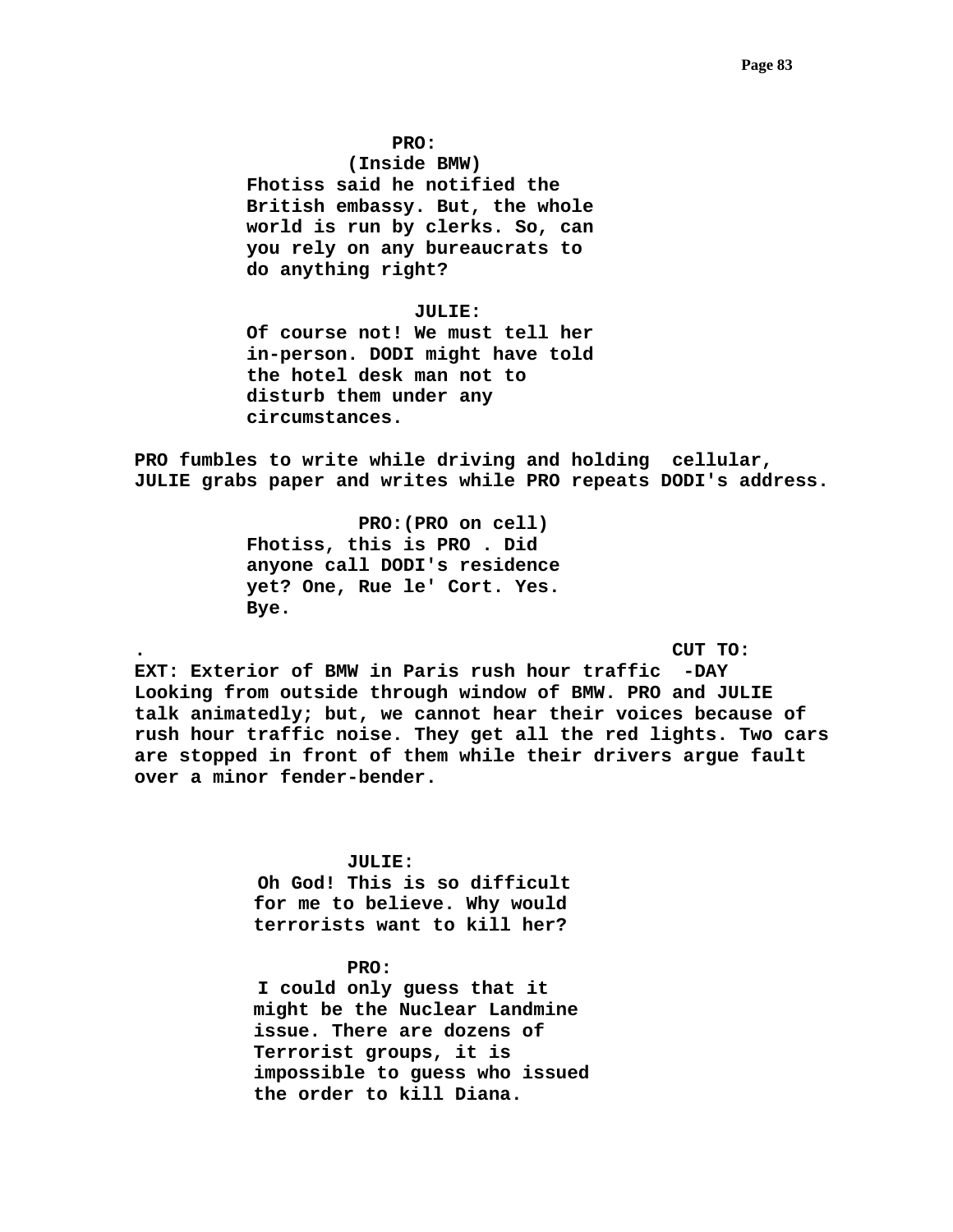**PRO:**
**(Inside BMW)**
**Fhotiss said he notified the British embassy. But, the whole world is run by clerks. So, can you rely on any bureaucrats to do anything right?**

**JULIE:**
**Of course not! We must tell her in-person. DODI might have told the hotel desk man not to disturb them under any circumstances.**

**PRO fumbles to write while driving and holding cellular, JULIE grabs paper and writes while PRO repeats DODI's address.**

**PRO:(PRO on cell)**
**Fhotiss, this is PRO . Did anyone call DODI's residence yet? One, Rue le' Cort. Yes. Bye.**

**. CUT TO:**

**EXT: Exterior of BMW in Paris rush hour traffic -DAY**
**Looking from outside through window of BMW. PRO and JULIE talk animatedly; but, we cannot hear their voices because of rush hour traffic noise. They get all the red lights. Two cars are stopped in front of them while their drivers argue fault over a minor fender-bender.**

**JULIE:**
**Oh God! This is so difficult for me to believe. Why would terrorists want to kill her?**

**PRO:**
**I could only guess that it might be the Nuclear Landmine issue. There are dozens of Terrorist groups, it is impossible to guess who issued the order to kill Diana.**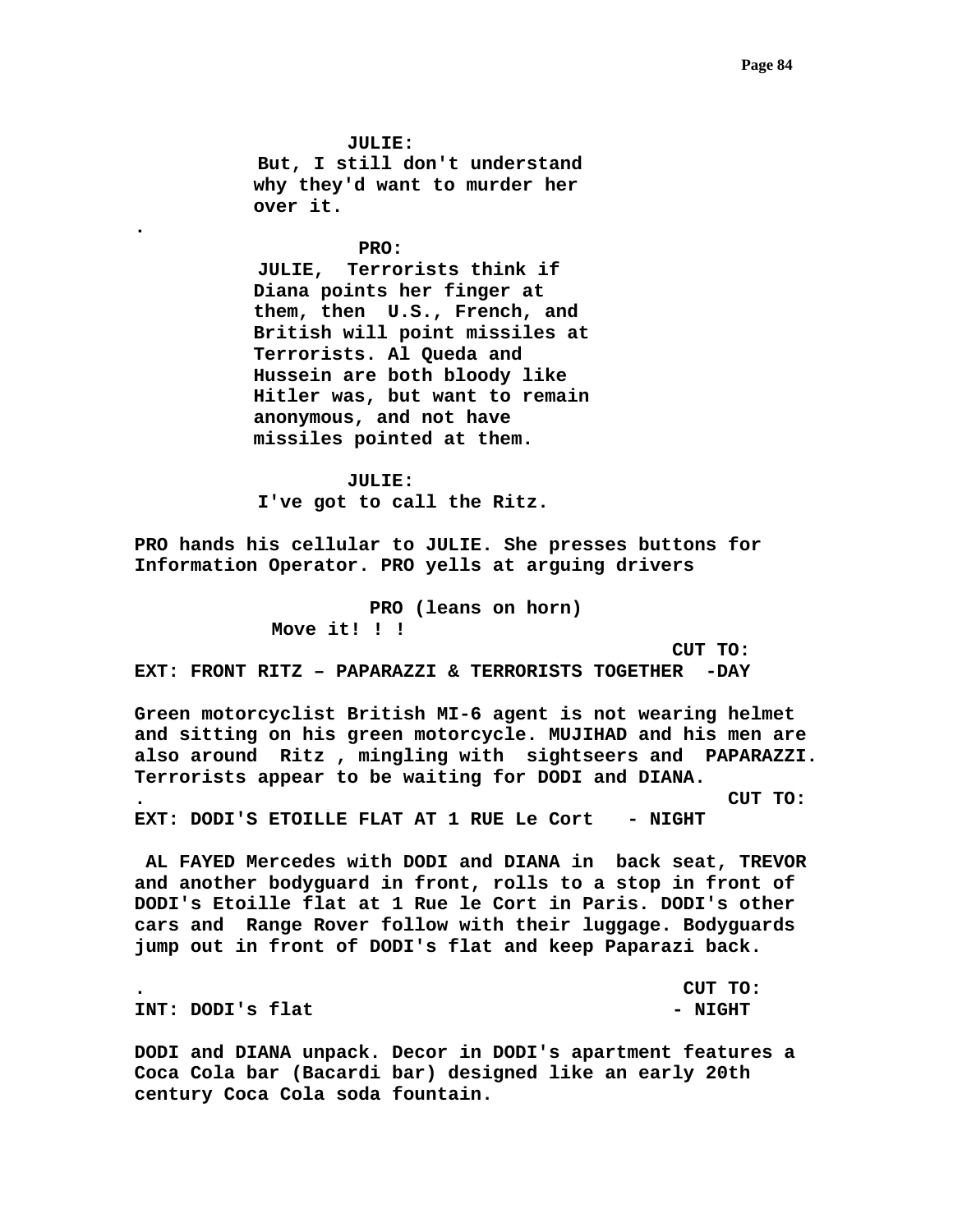**JULIE:**
**But, I still don't understand why they'd want to murder her over it.**

**.**

**PRO:**
**JULIE, Terrorists think if Diana points her finger at them, then U.S., French, and British will point missiles at Terrorists. Al Queda and Hussein are both bloody like Hitler was, but want to remain anonymous, and not have missiles pointed at them.**

**JULIE:**
**I've got to call the Ritz.**

**PRO hands his cellular to JULIE. She presses buttons for Information Operator. PRO yells at arguing drivers**

**PRO (leans on horn)**
**Move it! ! !**

**CUT TO:**

**EXT: FRONT RITZ – PAPARAZZI & TERRORISTS TOGETHER -DAY**

**Green motorcyclist British MI-6 agent is not wearing helmet and sitting on his green motorcycle. MUJIHAD and his men are also around Ritz , mingling with sightseers and PAPARAZZI. Terrorists appear to be waiting for DODI and DIANA.**

**. CUT TO:**

**EXT: DODI'S ETOILLE FLAT AT 1 RUE Le Cort - NIGHT**

**AL FAYED Mercedes with DODI and DIANA in back seat, TREVOR and another bodyguard in front, rolls to a stop in front of DODI's Etoille flat at 1 Rue le Cort in Paris. DODI's other cars and Range Rover follow with their luggage. Bodyguards jump out in front of DODI's flat and keep Paparazi back.**

**. CUT TO:**

**INT: DODI's flat - NIGHT**

**DODI and DIANA unpack. Decor in DODI's apartment features a Coca Cola bar (Bacardi bar) designed like an early 20th century Coca Cola soda fountain.**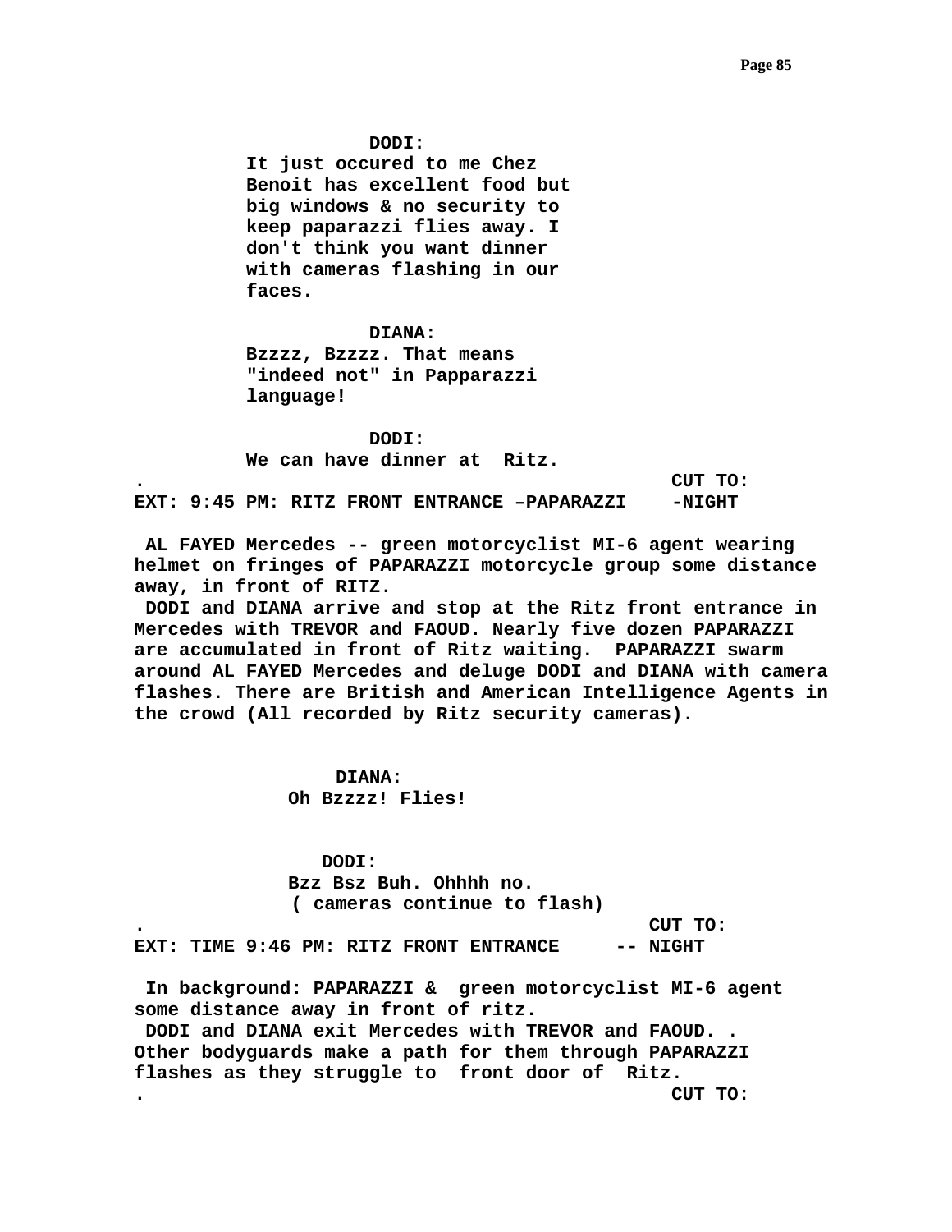**DODI:**
**It just occured to me Chez Benoit has excellent food but big windows & no security to keep paparazzi flies away. I don't think you want dinner with cameras flashing in our faces.**

**DIANA:**
**Bzzzz, Bzzzz. That means "indeed not" in Papparazzi language!**

**DODI:**
**We can have dinner at Ritz.**

**. CUT TO:**

**EXT: 9:45 PM: RITZ FRONT ENTRANCE –PAPARAZZI -NIGHT**

**AL FAYED Mercedes -- green motorcyclist MI-6 agent wearing helmet on fringes of PAPARAZZI motorcycle group some distance away, in front of RITZ.**

**DODI and DIANA arrive and stop at the Ritz front entrance in Mercedes with TREVOR and FAOUD. Nearly five dozen PAPARAZZI are accumulated in front of Ritz waiting. PAPARAZZI swarm around AL FAYED Mercedes and deluge DODI and DIANA with camera flashes. There are British and American Intelligence Agents in the crowd (All recorded by Ritz security cameras).**

**DIANA:**
**Oh Bzzzz! Flies!**

**DODI:**
**Bzz Bsz Buh. Ohhhh no.**
**( cameras continue to flash)**

**. CUT TO:**

**EXT: TIME 9:46 PM: RITZ FRONT ENTRANCE -- NIGHT**

**In background: PAPARAZZI & green motorcyclist MI-6 agent some distance away in front of ritz.**

**DODI and DIANA exit Mercedes with TREVOR and FAOUD. . Other bodyguards make a path for them through PAPARAZZI flashes as they struggle to front door of Ritz.**

**. CUT TO:**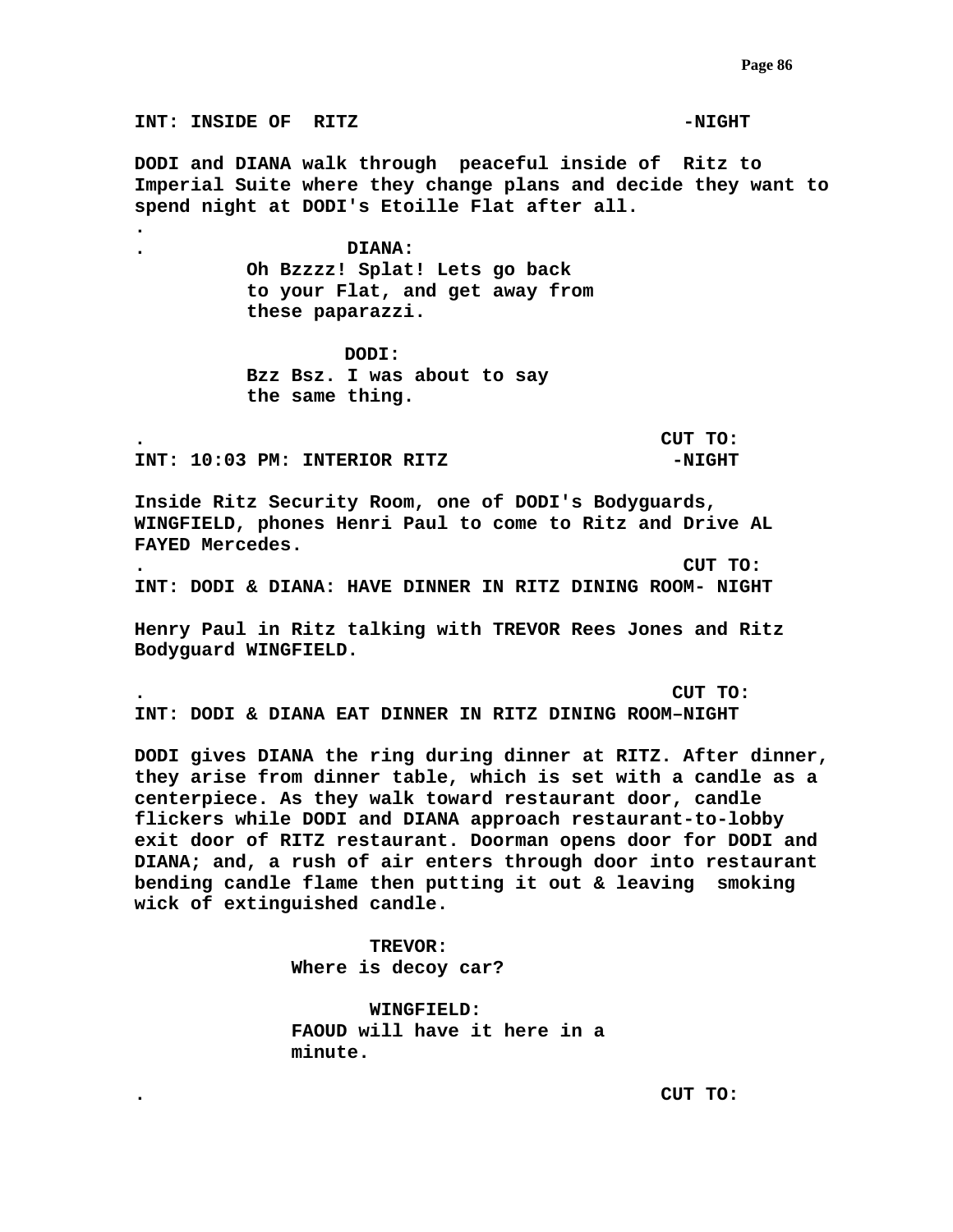**INT: INSIDE OF  RITZ                              -NIGHT**

**DODI and DIANA walk through  peaceful inside of  Ritz to Imperial Suite where they change plans and decide they want to spend night at DODI's Etoille Flat after all.**

**.**

**.                 DIANA:**

**Oh Bzzzz! Splat! Lets go back to your Flat, and get away from these paparazzi.**

**DODI:**

**Bzz Bsz. I was about to say the same thing.**

**.                                              CUT TO:**

**INT: 10:03 PM: INTERIOR RITZ                       -NIGHT**

**Inside Ritz Security Room, one of DODI's Bodyguards, WINGFIELD, phones Henri Paul to come to Ritz and Drive AL FAYED Mercedes.**

**.                                              CUT TO:**

**INT: DODI & DIANA: HAVE DINNER IN RITZ DINING ROOM- NIGHT**

**Henry Paul in Ritz talking with TREVOR Rees Jones and Ritz Bodyguard WINGFIELD.**

**.                                              CUT TO:**

**INT: DODI & DIANA EAT DINNER IN RITZ DINING ROOM–NIGHT**

**DODI gives DIANA the ring during dinner at RITZ. After dinner, they arise from dinner table, which is set with a candle as a centerpiece. As they walk toward restaurant door, candle flickers while DODI and DIANA approach restaurant-to-lobby exit door of RITZ restaurant. Doorman opens door for DODI and DIANA; and, a rush of air enters through door into restaurant bending candle flame then putting it out & leaving  smoking wick of extinguished candle.**

**TREVOR:**

**Where is decoy car?**

**WINGFIELD:**

**FAOUD will have it here in a minute.**

**.                                              CUT TO:**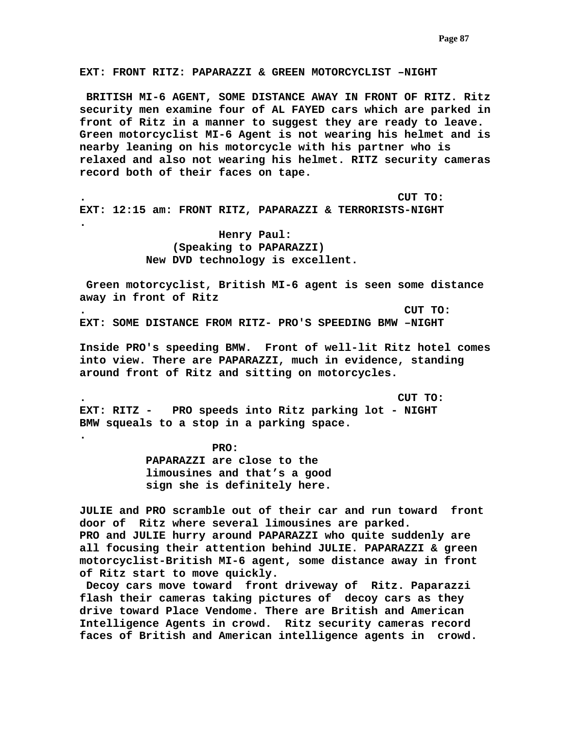**EXT: FRONT RITZ: PAPARAZZI & GREEN MOTORCYCLIST –NIGHT**

**BRITISH MI-6 AGENT, SOME DISTANCE AWAY IN FRONT OF RITZ. Ritz security men examine four of AL FAYED cars which are parked in front of Ritz in a manner to suggest they are ready to leave. Green motorcyclist MI-6 Agent is not wearing his helmet and is nearby leaning on his motorcycle with his partner who is relaxed and also not wearing his helmet. RITZ security cameras record both of their faces on tape.**

**. CUT TO:**

**EXT: 12:15 am: FRONT RITZ, PAPARAZZI & TERRORISTS-NIGHT**

**.**

**Henry Paul:**
**(Speaking to PAPARAZZI)**
**New DVD technology is excellent.**

**Green motorcyclist, British MI-6 agent is seen some distance away in front of Ritz**

**. CUT TO:**

**EXT: SOME DISTANCE FROM RITZ- PRO'S SPEEDING BMW –NIGHT**

**Inside PRO's speeding BMW. Front of well-lit Ritz hotel comes into view. There are PAPARAZZI, much in evidence, standing around front of Ritz and sitting on motorcycles.**

**. CUT TO:**

**EXT: RITZ - PRO speeds into Ritz parking lot - NIGHT**

**BMW squeals to a stop in a parking space.**

**.**

**PRO:**
**PAPARAZZI are close to the limousines and that's a good sign she is definitely here.**

**JULIE and PRO scramble out of their car and run toward front door of Ritz where several limousines are parked.**
**PRO and JULIE hurry around PAPARAZZI who quite suddenly are all focusing their attention behind JULIE. PAPARAZZI & green motorcyclist-British MI-6 agent, some distance away in front of Ritz start to move quickly.**
**Decoy cars move toward front driveway of Ritz. Paparazzi flash their cameras taking pictures of decoy cars as they drive toward Place Vendome. There are British and American Intelligence Agents in crowd. Ritz security cameras record faces of British and American intelligence agents in crowd.**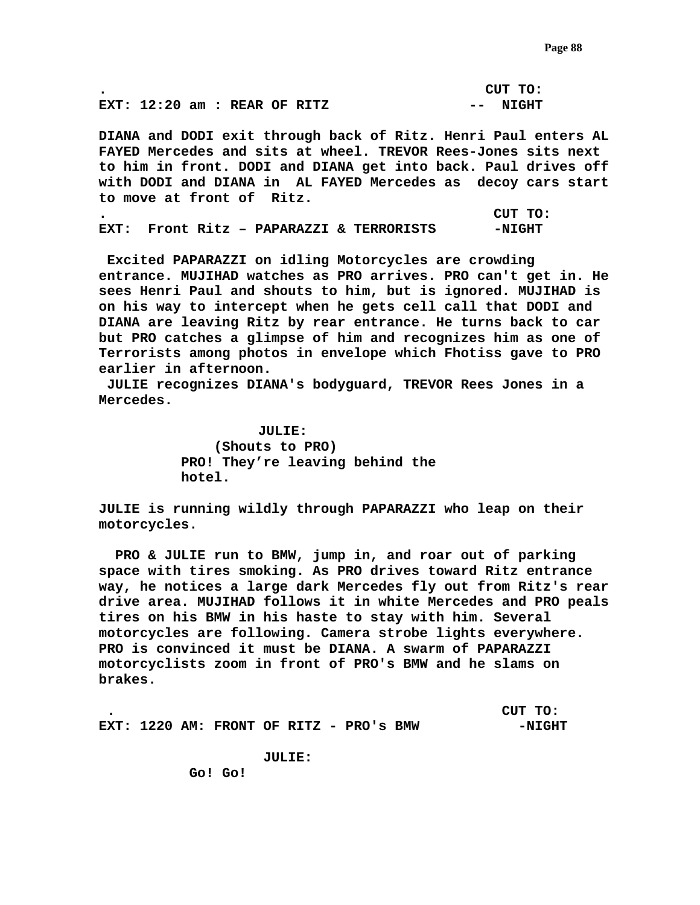. CUT TO:

**EXT: 12:20 am : REAR OF RITZ -- NIGHT**

**DIANA and DODI exit through back of Ritz. Henri Paul enters AL FAYED Mercedes and sits at wheel. TREVOR Rees-Jones sits next to him in front. DODI and DIANA get into back. Paul drives off with DODI and DIANA in AL FAYED Mercedes as decoy cars start to move at front of Ritz.**

. CUT TO:

**EXT: Front Ritz – PAPARAZZI & TERRORISTS -NIGHT**

**Excited PAPARAZZI on idling Motorcycles are crowding entrance. MUJIHAD watches as PRO arrives. PRO can't get in. He sees Henri Paul and shouts to him, but is ignored. MUJIHAD is on his way to intercept when he gets cell call that DODI and DIANA are leaving Ritz by rear entrance. He turns back to car but PRO catches a glimpse of him and recognizes him as one of Terrorists among photos in envelope which Fhotiss gave to PRO earlier in afternoon.**

**JULIE recognizes DIANA's bodyguard, TREVOR Rees Jones in a Mercedes.**

**JULIE:**
**(Shouts to PRO)**
**PRO! They're leaving behind the hotel.**

**JULIE is running wildly through PAPARAZZI who leap on their motorcycles.**

**PRO & JULIE run to BMW, jump in, and roar out of parking space with tires smoking. As PRO drives toward Ritz entrance way, he notices a large dark Mercedes fly out from Ritz's rear drive area. MUJIHAD follows it in white Mercedes and PRO peals tires on his BMW in his haste to stay with him. Several motorcycles are following. Camera strobe lights everywhere. PRO is convinced it must be DIANA. A swarm of PAPARAZZI motorcyclists zoom in front of PRO's BMW and he slams on brakes.**

. CUT TO:

**EXT: 1220 AM: FRONT OF RITZ - PRO's BMW -NIGHT**

**JULIE:**
**Go! Go!**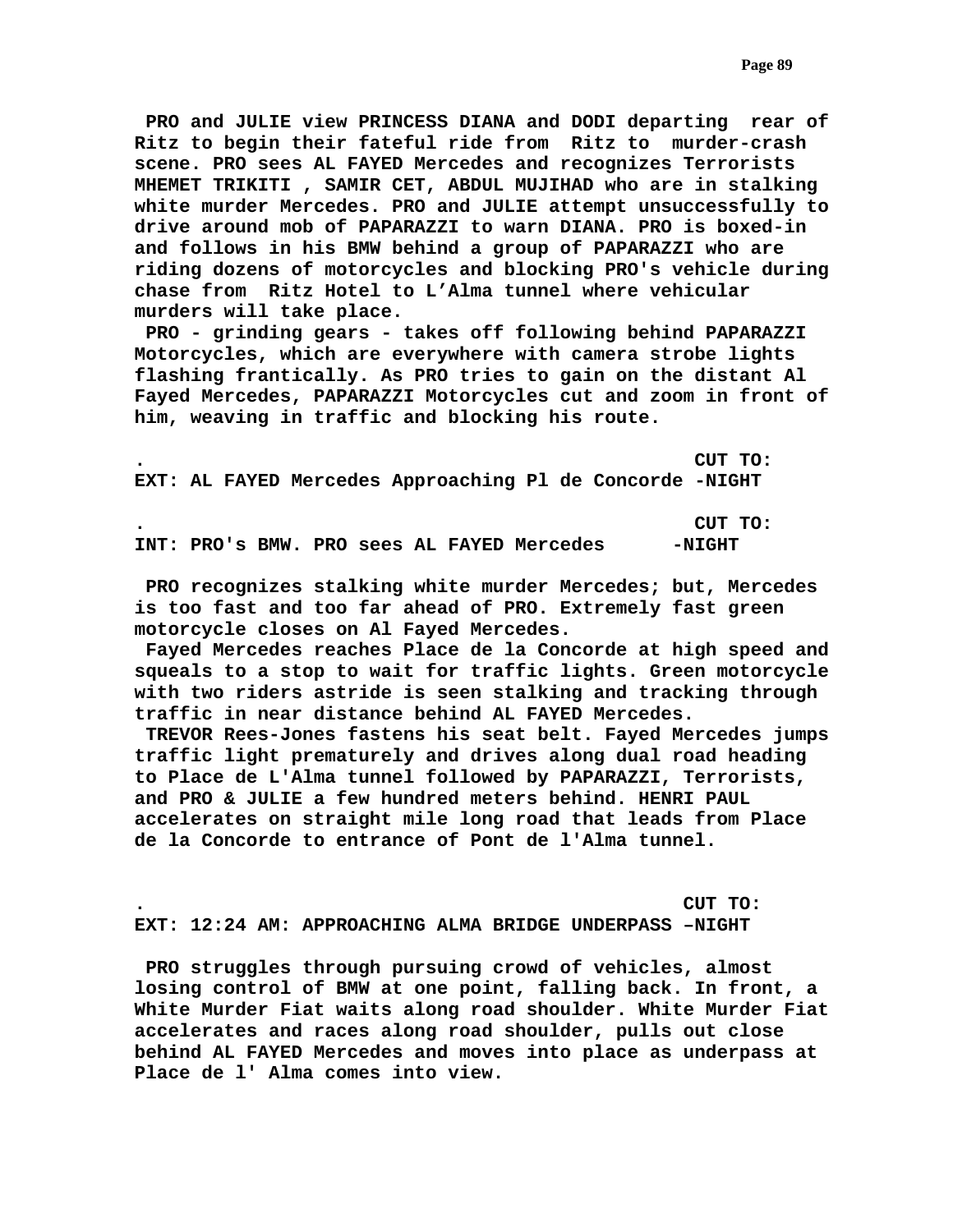**PRO and JULIE view PRINCESS DIANA and DODI departing rear of Ritz to begin their fateful ride from Ritz to murder-crash scene. PRO sees AL FAYED Mercedes and recognizes Terrorists MHEMET TRIKITI , SAMIR CET, ABDUL MUJIHAD who are in stalking white murder Mercedes. PRO and JULIE attempt unsuccessfully to drive around mob of PAPARAZZI to warn DIANA. PRO is boxed-in and follows in his BMW behind a group of PAPARAZZI who are riding dozens of motorcycles and blocking PRO's vehicle during chase from Ritz Hotel to L'Alma tunnel where vehicular murders will take place.**

**PRO - grinding gears - takes off following behind PAPARAZZI Motorcycles, which are everywhere with camera strobe lights flashing frantically. As PRO tries to gain on the distant Al Fayed Mercedes, PAPARAZZI Motorcycles cut and zoom in front of him, weaving in traffic and blocking his route.**

**. CUT TO:**

**EXT: AL FAYED Mercedes Approaching Pl de Concorde -NIGHT**

**. CUT TO:**

**INT: PRO's BMW. PRO sees AL FAYED Mercedes -NIGHT**

**PRO recognizes stalking white murder Mercedes; but, Mercedes is too fast and too far ahead of PRO. Extremely fast green motorcycle closes on Al Fayed Mercedes.**

**Fayed Mercedes reaches Place de la Concorde at high speed and squeals to a stop to wait for traffic lights. Green motorcycle with two riders astride is seen stalking and tracking through traffic in near distance behind AL FAYED Mercedes.**

**TREVOR Rees-Jones fastens his seat belt. Fayed Mercedes jumps traffic light prematurely and drives along dual road heading to Place de L'Alma tunnel followed by PAPARAZZI, Terrorists, and PRO & JULIE a few hundred meters behind. HENRI PAUL accelerates on straight mile long road that leads from Place de la Concorde to entrance of Pont de l'Alma tunnel.**

**. CUT TO:**

**EXT: 12:24 AM: APPROACHING ALMA BRIDGE UNDERPASS –NIGHT**

**PRO struggles through pursuing crowd of vehicles, almost losing control of BMW at one point, falling back. In front, a White Murder Fiat waits along road shoulder. White Murder Fiat accelerates and races along road shoulder, pulls out close behind AL FAYED Mercedes and moves into place as underpass at Place de l' Alma comes into view.**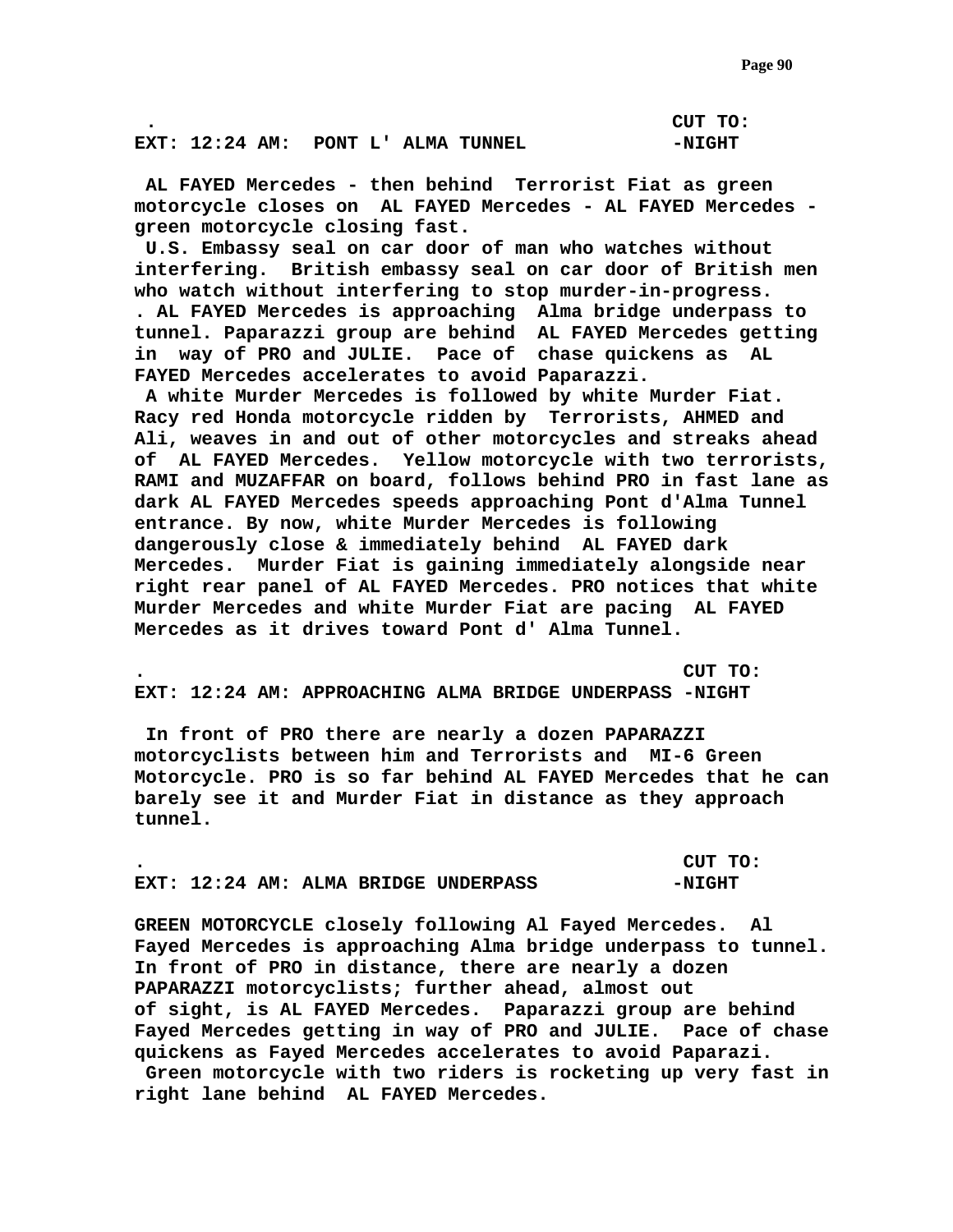. CUT TO:

**EXT: 12:24 AM: PONT L' ALMA TUNNEL -NIGHT**

**AL FAYED Mercedes - then behind Terrorist Fiat as green motorcycle closes on AL FAYED Mercedes - AL FAYED Mercedes - green motorcycle closing fast.**

**U.S. Embassy seal on car door of man who watches without interfering. British embassy seal on car door of British men who watch without interfering to stop murder-in-progress.**

**. AL FAYED Mercedes is approaching Alma bridge underpass to tunnel. Paparazzi group are behind AL FAYED Mercedes getting in way of PRO and JULIE. Pace of chase quickens as AL FAYED Mercedes accelerates to avoid Paparazzi.**

**A white Murder Mercedes is followed by white Murder Fiat. Racy red Honda motorcycle ridden by Terrorists, AHMED and Ali, weaves in and out of other motorcycles and streaks ahead of AL FAYED Mercedes. Yellow motorcycle with two terrorists, RAMI and MUZAFFAR on board, follows behind PRO in fast lane as dark AL FAYED Mercedes speeds approaching Pont d'Alma Tunnel entrance. By now, white Murder Mercedes is following dangerously close & immediately behind AL FAYED dark Mercedes. Murder Fiat is gaining immediately alongside near right rear panel of AL FAYED Mercedes. PRO notices that white Murder Mercedes and white Murder Fiat are pacing AL FAYED Mercedes as it drives toward Pont d' Alma Tunnel.**

. CUT TO:

**EXT: 12:24 AM: APPROACHING ALMA BRIDGE UNDERPASS -NIGHT**

**In front of PRO there are nearly a dozen PAPARAZZI motorcyclists between him and Terrorists and MI-6 Green Motorcycle. PRO is so far behind AL FAYED Mercedes that he can barely see it and Murder Fiat in distance as they approach tunnel.**

. CUT TO:

**EXT: 12:24 AM: ALMA BRIDGE UNDERPASS -NIGHT**

**GREEN MOTORCYCLE closely following Al Fayed Mercedes. Al Fayed Mercedes is approaching Alma bridge underpass to tunnel. In front of PRO in distance, there are nearly a dozen PAPARAZZI motorcyclists; further ahead, almost out of sight, is AL FAYED Mercedes. Paparazzi group are behind Fayed Mercedes getting in way of PRO and JULIE. Pace of chase quickens as Fayed Mercedes accelerates to avoid Paparazi.**

**Green motorcycle with two riders is rocketing up very fast in right lane behind AL FAYED Mercedes.**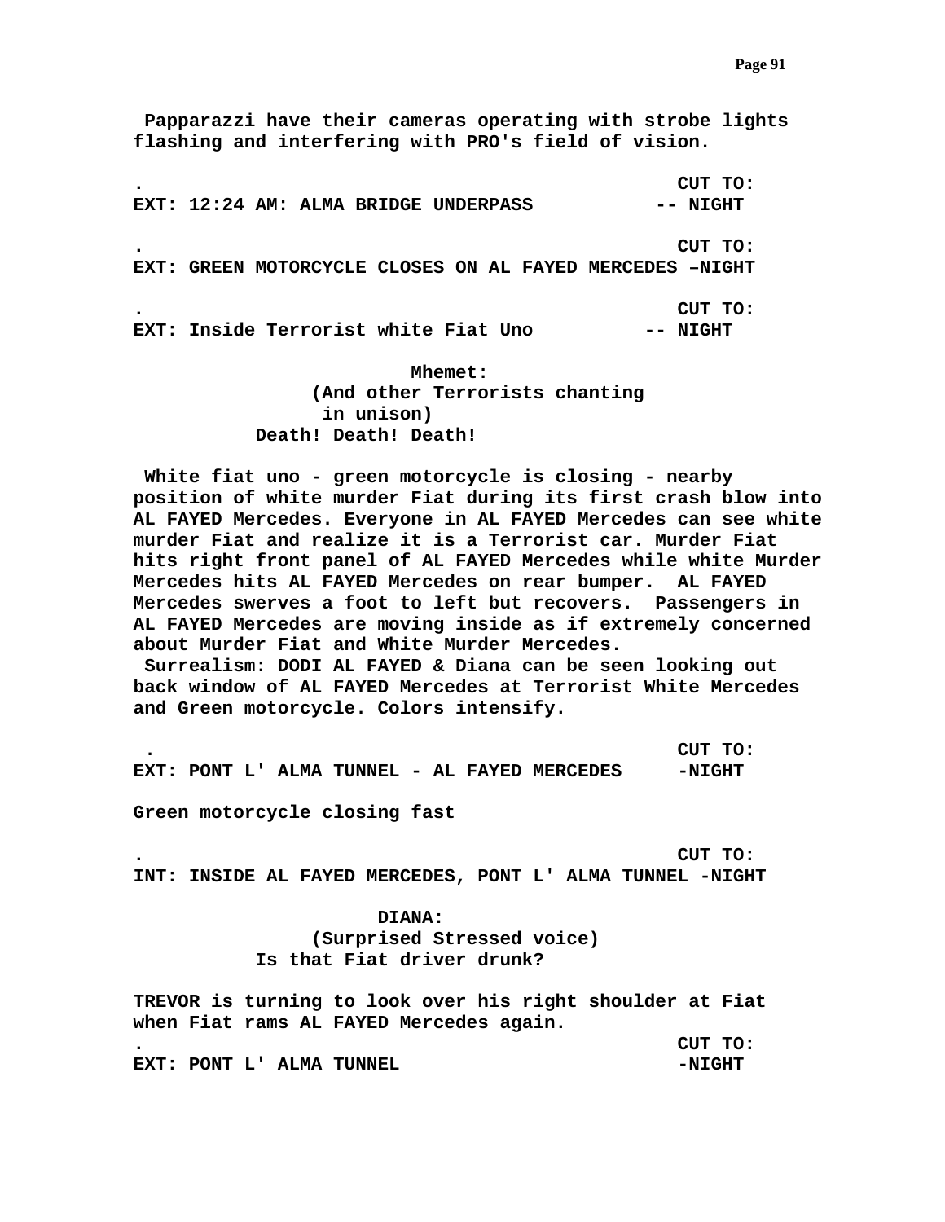**Papparazzi have their cameras operating with strobe lights flashing and interfering with PRO's field of vision.**

**.                                                CUT TO:**
**EXT: 12:24 AM: ALMA BRIDGE UNDERPASS           -- NIGHT**

**.                                                CUT TO:**
**EXT: GREEN MOTORCYCLE CLOSES ON AL FAYED MERCEDES –NIGHT**

**.                                                CUT TO:**
**EXT: Inside Terrorist white Fiat Uno          -- NIGHT**

**Mhemet:**
**(And other Terrorists chanting in unison)**
**Death! Death! Death!**

**White fiat uno - green motorcycle is closing - nearby position of white murder Fiat during its first crash blow into AL FAYED Mercedes. Everyone in AL FAYED Mercedes can see white murder Fiat and realize it is a Terrorist car. Murder Fiat hits right front panel of AL FAYED Mercedes while white Murder Mercedes hits AL FAYED Mercedes on rear bumper. AL FAYED Mercedes swerves a foot to left but recovers. Passengers in AL FAYED Mercedes are moving inside as if extremely concerned about Murder Fiat and White Murder Mercedes.**

**Surrealism: DODI AL FAYED & Diana can be seen looking out back window of AL FAYED Mercedes at Terrorist White Mercedes and Green motorcycle. Colors intensify.**

**.                                                CUT TO:**
**EXT: PONT L' ALMA TUNNEL - AL FAYED MERCEDES     -NIGHT**

**Green motorcycle closing fast**

**.                                                CUT TO:**
**INT: INSIDE AL FAYED MERCEDES, PONT L' ALMA TUNNEL -NIGHT**

**DIANA:**
**(Surprised Stressed voice)**
**Is that Fiat driver drunk?**

**TREVOR is turning to look over his right shoulder at Fiat when Fiat rams AL FAYED Mercedes again.**

**.                                                CUT TO:**
**EXT: PONT L' ALMA TUNNEL                         -NIGHT**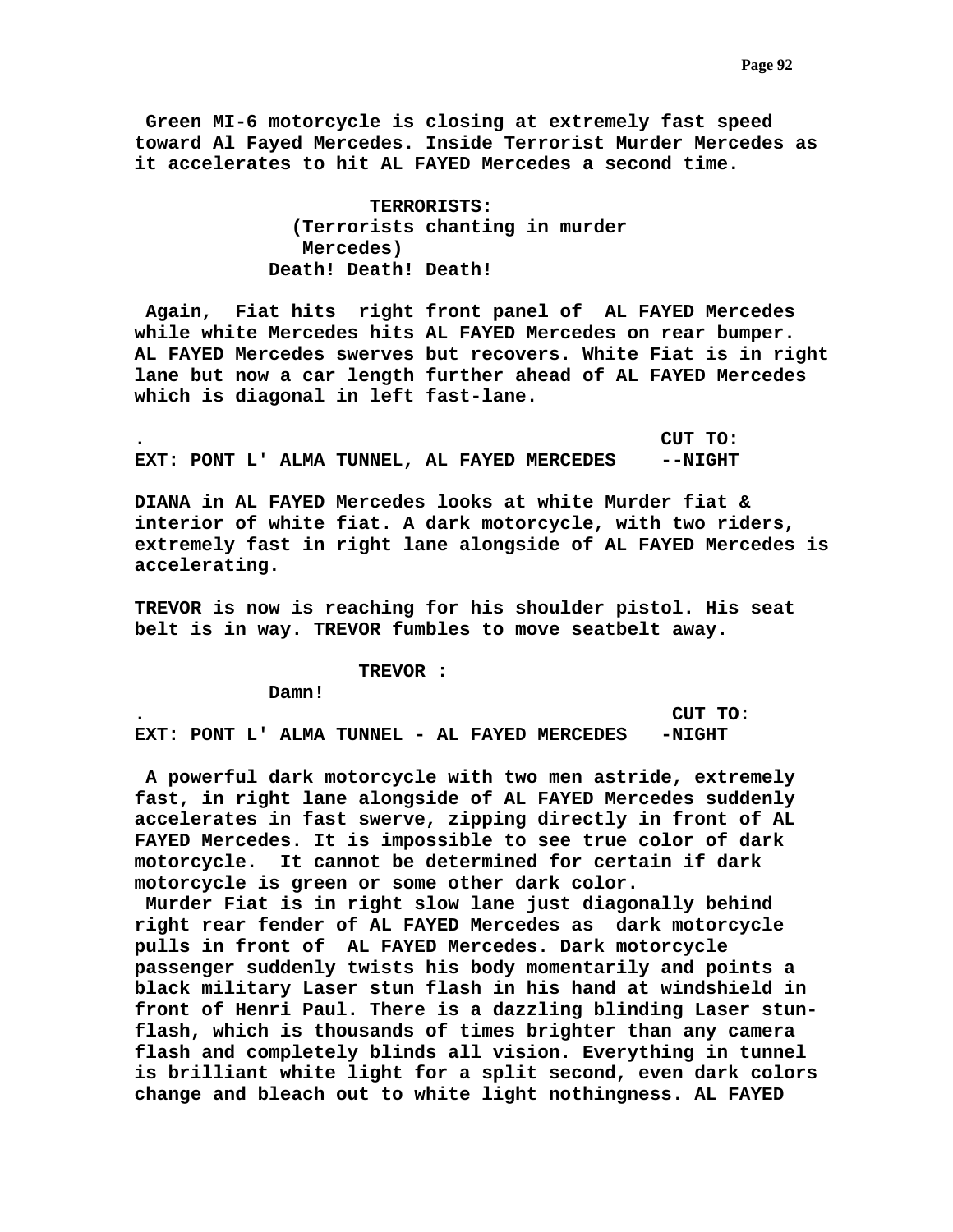**Green MI-6 motorcycle is closing at extremely fast speed toward Al Fayed Mercedes. Inside Terrorist Murder Mercedes as it accelerates to hit AL FAYED Mercedes a second time.**

**TERRORISTS:**
**(Terrorists chanting in murder Mercedes)**
**Death! Death! Death!**

**Again, Fiat hits right front panel of AL FAYED Mercedes while white Mercedes hits AL FAYED Mercedes on rear bumper. AL FAYED Mercedes swerves but recovers. White Fiat is in right lane but now a car length further ahead of AL FAYED Mercedes which is diagonal in left fast-lane.**

**. CUT TO:**

**EXT: PONT L' ALMA TUNNEL, AL FAYED MERCEDES --NIGHT**

**DIANA in AL FAYED Mercedes looks at white Murder fiat & interior of white fiat. A dark motorcycle, with two riders, extremely fast in right lane alongside of AL FAYED Mercedes is accelerating.**

**TREVOR is now is reaching for his shoulder pistol. His seat belt is in way. TREVOR fumbles to move seatbelt away.**

**TREVOR :**
**Damn!**

**. CUT TO:**

**EXT: PONT L' ALMA TUNNEL - AL FAYED MERCEDES -NIGHT**

**A powerful dark motorcycle with two men astride, extremely fast, in right lane alongside of AL FAYED Mercedes suddenly accelerates in fast swerve, zipping directly in front of AL FAYED Mercedes. It is impossible to see true color of dark motorcycle. It cannot be determined for certain if dark motorcycle is green or some other dark color.**
**Murder Fiat is in right slow lane just diagonally behind right rear fender of AL FAYED Mercedes as dark motorcycle pulls in front of AL FAYED Mercedes. Dark motorcycle passenger suddenly twists his body momentarily and points a black military Laser stun flash in his hand at windshield in front of Henri Paul. There is a dazzling blinding Laser stun-flash, which is thousands of times brighter than any camera flash and completely blinds all vision. Everything in tunnel is brilliant white light for a split second, even dark colors change and bleach out to white light nothingness. AL FAYED**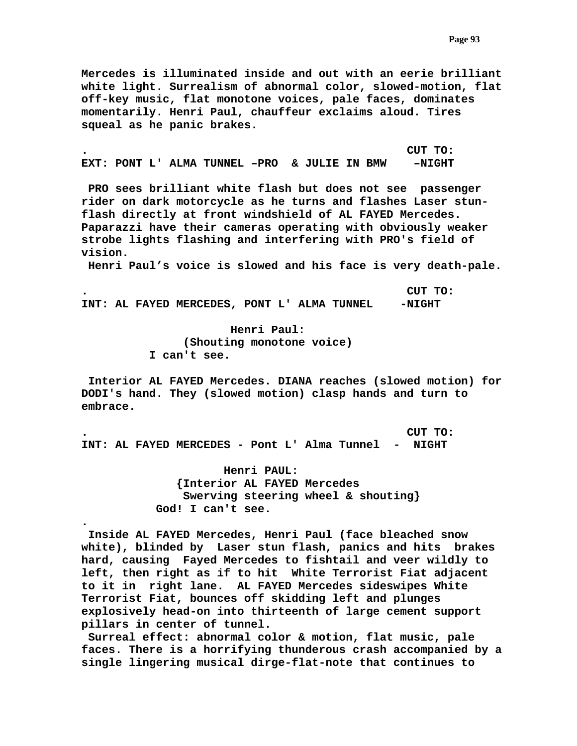**Mercedes is illuminated inside and out with an eerie brilliant white light. Surrealism of abnormal color, slowed-motion, flat off-key music, flat monotone voices, pale faces, dominates momentarily. Henri Paul, chauffeur exclaims aloud. Tires squeal as he panic brakes.**

**. CUT TO:**

**EXT: PONT L' ALMA TUNNEL –PRO & JULIE IN BMW –NIGHT**

**PRO sees brilliant white flash but does not see passenger rider on dark motorcycle as he turns and flashes Laser stun-flash directly at front windshield of AL FAYED Mercedes. Paparazzi have their cameras operating with obviously weaker strobe lights flashing and interfering with PRO's field of vision.**

**Henri Paul's voice is slowed and his face is very death-pale.**

**. CUT TO:**

**INT: AL FAYED MERCEDES, PONT L' ALMA TUNNEL -NIGHT**

**Henri Paul:**
**(Shouting monotone voice)**
**I can't see.**

**Interior AL FAYED Mercedes. DIANA reaches (slowed motion) for DODI's hand. They (slowed motion) clasp hands and turn to embrace.**

**. CUT TO:**

**INT: AL FAYED MERCEDES - Pont L' Alma Tunnel - NIGHT**

**Henri PAUL:**
**{Interior AL FAYED Mercedes**
**Swerving steering wheel & shouting}**
**God! I can't see.**

**.**

**Inside AL FAYED Mercedes, Henri Paul (face bleached snow white), blinded by Laser stun flash, panics and hits brakes hard, causing Fayed Mercedes to fishtail and veer wildly to left, then right as if to hit White Terrorist Fiat adjacent to it in right lane. AL FAYED Mercedes sideswipes White Terrorist Fiat, bounces off skidding left and plunges explosively head-on into thirteenth of large cement support pillars in center of tunnel.**

**Surreal effect: abnormal color & motion, flat music, pale faces. There is a horrifying thunderous crash accompanied by a single lingering musical dirge-flat-note that continues to**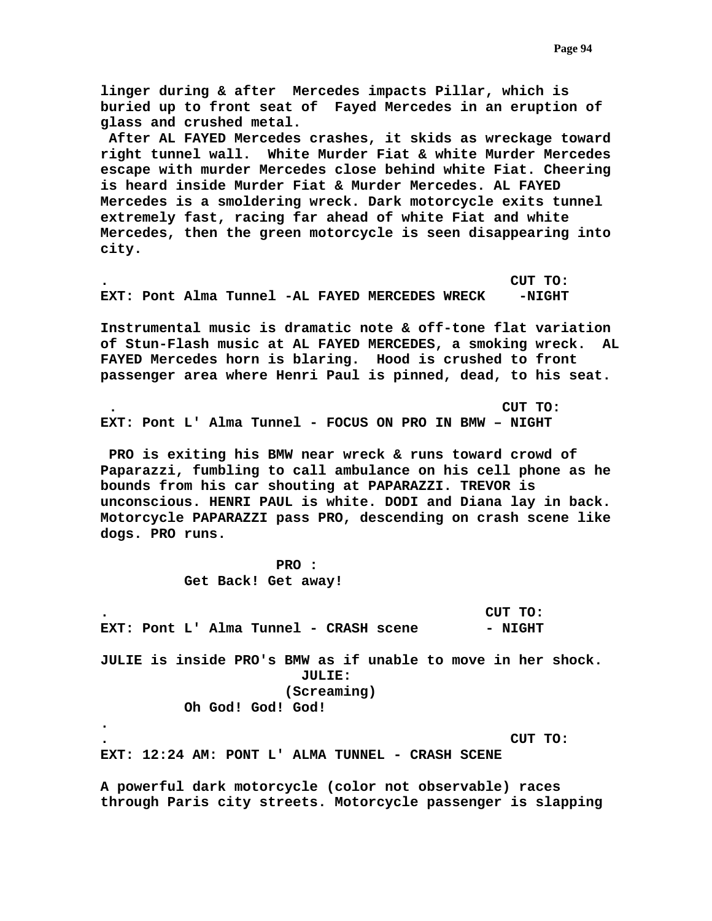**linger during & after  Mercedes impacts Pillar, which is buried up to front seat of  Fayed Mercedes in an eruption of glass and crushed metal.**

**After AL FAYED Mercedes crashes, it skids as wreckage toward right tunnel wall.  White Murder Fiat & white Murder Mercedes escape with murder Mercedes close behind white Fiat. Cheering is heard inside Murder Fiat & Murder Mercedes. AL FAYED Mercedes is a smoldering wreck. Dark motorcycle exits tunnel extremely fast, racing far ahead of white Fiat and white Mercedes, then the green motorcycle is seen disappearing into city.**

**.                                                CUT TO:**

**EXT: Pont Alma Tunnel -AL FAYED MERCEDES WRECK    -NIGHT**

**Instrumental music is dramatic note & off-tone flat variation of Stun-Flash music at AL FAYED MERCEDES, a smoking wreck.  AL FAYED Mercedes horn is blaring.  Hood is crushed to front passenger area where Henri Paul is pinned, dead, to his seat.**

**.                                               CUT TO:**

**EXT: Pont L' Alma Tunnel - FOCUS ON PRO IN BMW – NIGHT**

**PRO is exiting his BMW near wreck & runs toward crowd of Paparazzi, fumbling to call ambulance on his cell phone as he bounds from his car shouting at PAPARAZZI. TREVOR is unconscious. HENRI PAUL is white. DODI and Diana lay in back. Motorcycle PAPARAZZI pass PRO, descending on crash scene like dogs. PRO runs.**

**PRO :**

**Get Back! Get away!**

**.                                              CUT TO:**

**EXT: Pont L' Alma Tunnel - CRASH scene        - NIGHT**

**JULIE is inside PRO's BMW as if unable to move in her shock.**

**JULIE:**

**(Screaming)**

**Oh God! God! God!**

**.**

**.                                                CUT TO:**

**EXT: 12:24 AM: PONT L' ALMA TUNNEL - CRASH SCENE**

**A powerful dark motorcycle (color not observable) races through Paris city streets. Motorcycle passenger is slapping**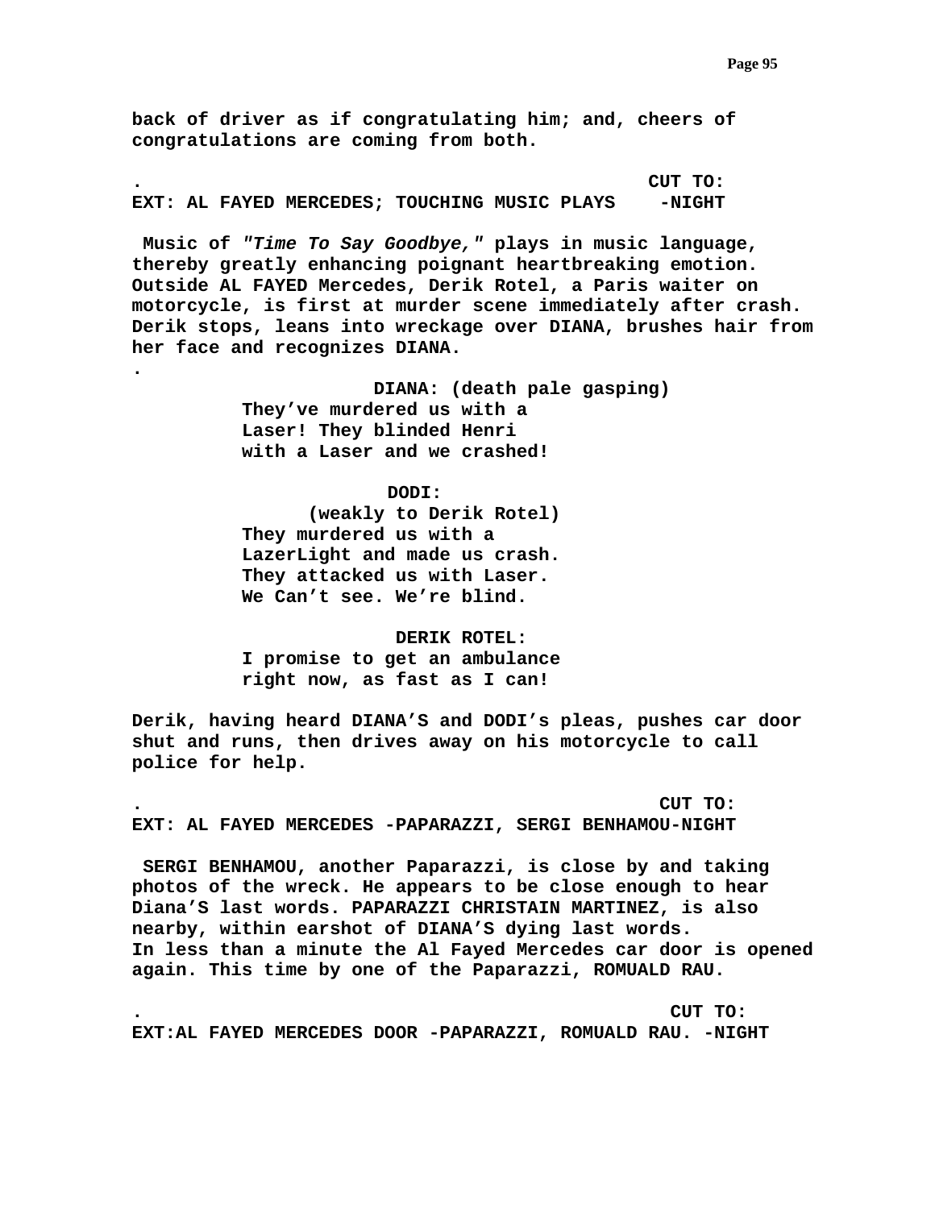**back of driver as if congratulating him; and, cheers of congratulations are coming from both.**

**. CUT TO:**

**EXT: AL FAYED MERCEDES; TOUCHING MUSIC PLAYS -NIGHT**

**Music of *"Time To Say Goodbye,"* plays in music language, thereby greatly enhancing poignant heartbreaking emotion. Outside AL FAYED Mercedes, Derik Rotel, a Paris waiter on motorcycle, is first at murder scene immediately after crash. Derik stops, leans into wreckage over DIANA, brushes hair from her face and recognizes DIANA.**

**.**

**DIANA: (death pale gasping)**
**They've murdered us with a Laser! They blinded Henri with a Laser and we crashed!**

**DODI:**
**(weakly to Derik Rotel)**
**They murdered us with a LazerLight and made us crash. They attacked us with Laser. We Can't see. We're blind.**

**DERIK ROTEL:**
**I promise to get an ambulance right now, as fast as I can!**

**Derik, having heard DIANA'S and DODI's pleas, pushes car door shut and runs, then drives away on his motorcycle to call police for help.**

**. CUT TO:**

**EXT: AL FAYED MERCEDES -PAPARAZZI, SERGI BENHAMOU-NIGHT**

**SERGI BENHAMOU, another Paparazzi, is close by and taking photos of the wreck. He appears to be close enough to hear Diana'S last words. PAPARAZZI CHRISTAIN MARTINEZ, is also nearby, within earshot of DIANA'S dying last words. In less than a minute the Al Fayed Mercedes car door is opened again. This time by one of the Paparazzi, ROMUALD RAU.**

**. CUT TO:**

**EXT:AL FAYED MERCEDES DOOR -PAPARAZZI, ROMUALD RAU. -NIGHT**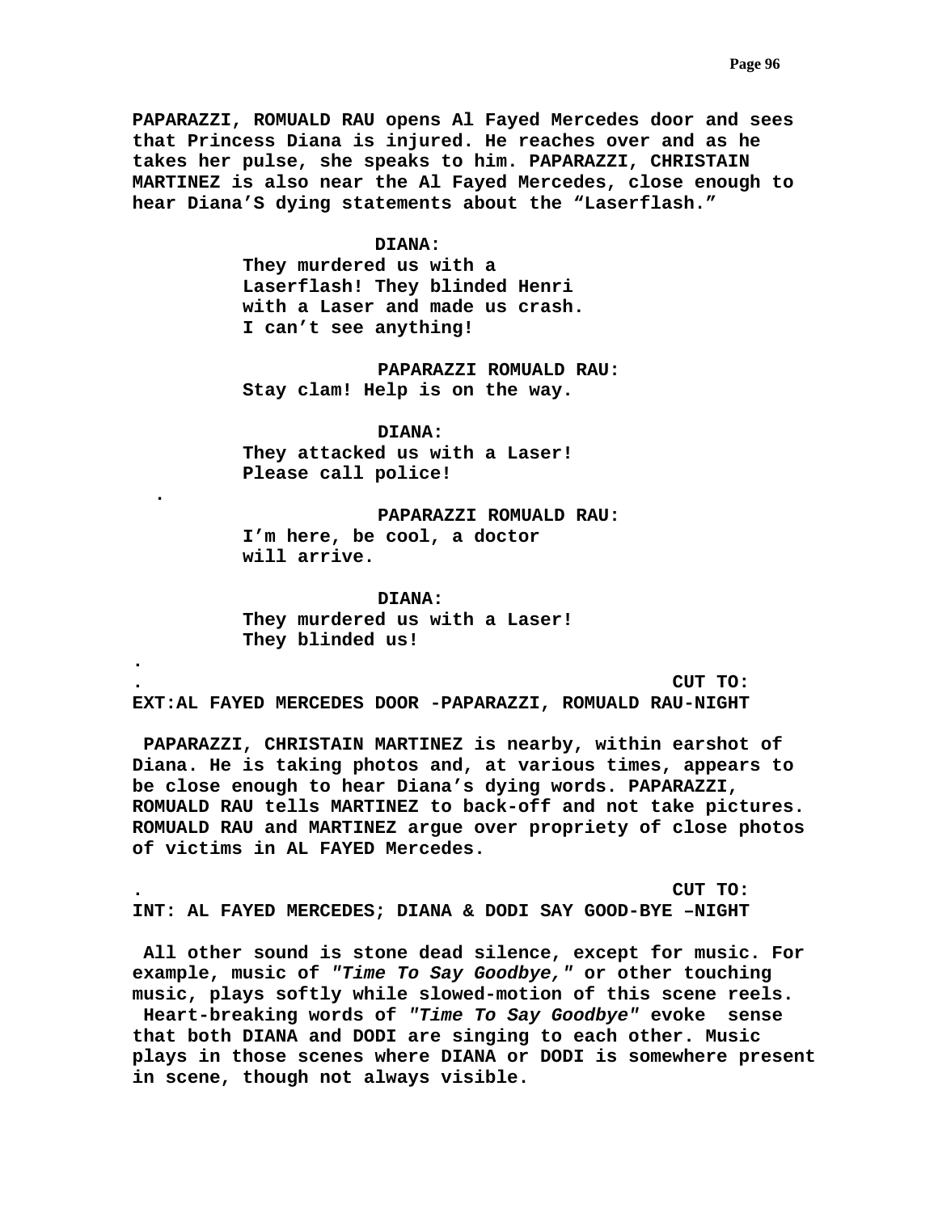**PAPARAZZI, ROMUALD RAU opens Al Fayed Mercedes door and sees that Princess Diana is injured. He reaches over and as he takes her pulse, she speaks to him. PAPARAZZI, CHRISTAIN MARTINEZ is also near the Al Fayed Mercedes, close enough to hear Diana'S dying statements about the "Laserflash."**

**DIANA:**
**They murdered us with a Laserflash! They blinded Henri with a Laser and made us crash. I can't see anything!**

**PAPARAZZI ROMUALD RAU:**
**Stay clam! Help is on the way.**

**DIANA:**
**They attacked us with a Laser! Please call police!**

**.**

**PAPARAZZI ROMUALD RAU:**
**I'm here, be cool, a doctor will arrive.**

**DIANA:**
**They murdered us with a Laser! They blinded us!**

**.**

**. CUT TO:**

**EXT:AL FAYED MERCEDES DOOR -PAPARAZZI, ROMUALD RAU-NIGHT**

**PAPARAZZI, CHRISTAIN MARTINEZ is nearby, within earshot of Diana. He is taking photos and, at various times, appears to be close enough to hear Diana's dying words. PAPARAZZI, ROMUALD RAU tells MARTINEZ to back-off and not take pictures. ROMUALD RAU and MARTINEZ argue over propriety of close photos of victims in AL FAYED Mercedes.**

**. CUT TO:**

**INT: AL FAYED MERCEDES; DIANA & DODI SAY GOOD-BYE –NIGHT**

**All other sound is stone dead silence, except for music. For example, music of *"Time To Say Goodbye,"* or other touching music, plays softly while slowed-motion of this scene reels. Heart-breaking words of *"Time To Say Goodbye"* evoke sense that both DIANA and DODI are singing to each other. Music plays in those scenes where DIANA or DODI is somewhere present in scene, though not always visible.**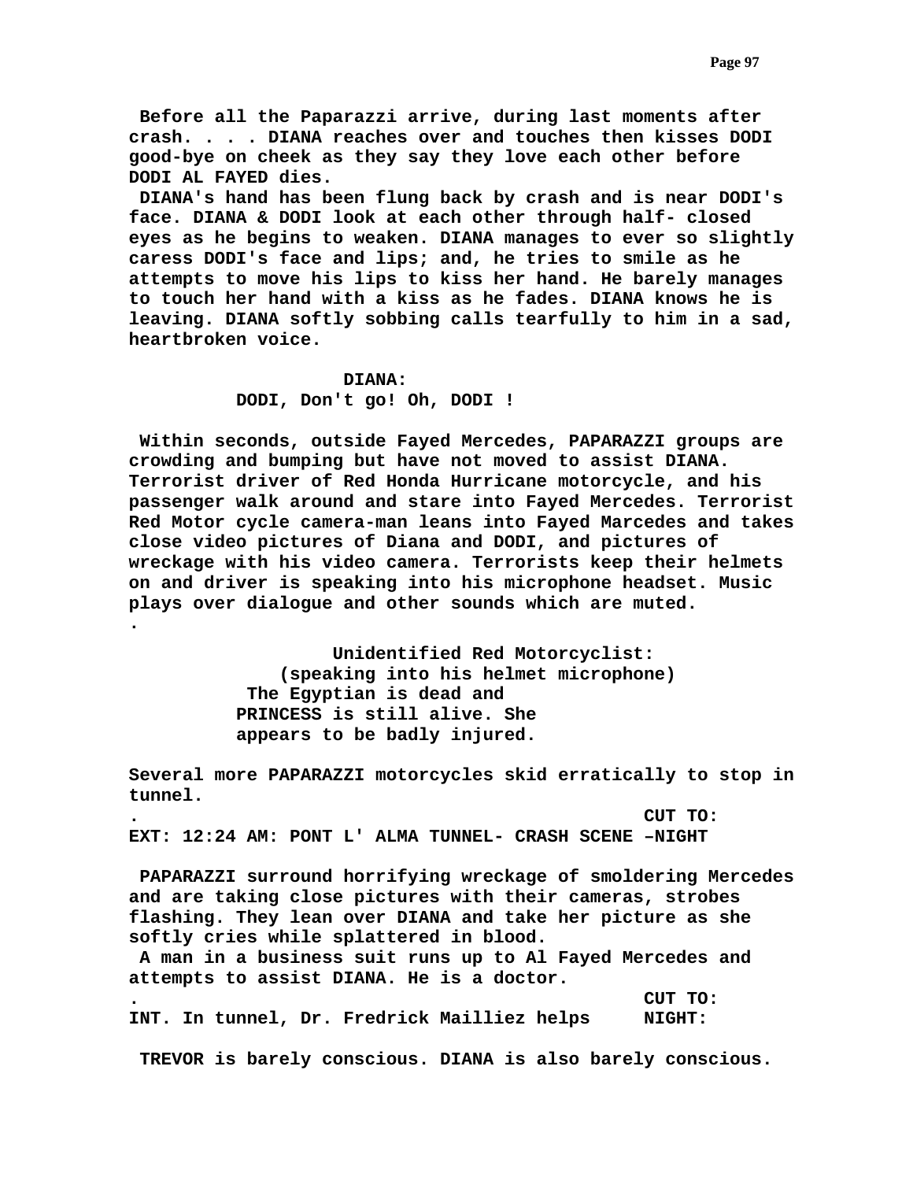**Before all the Paparazzi arrive, during last moments after crash. . . . DIANA reaches over and touches then kisses DODI good-bye on cheek as they say they love each other before DODI AL FAYED dies.**

**DIANA's hand has been flung back by crash and is near DODI's face. DIANA & DODI look at each other through half- closed eyes as he begins to weaken. DIANA manages to ever so slightly caress DODI's face and lips; and, he tries to smile as he attempts to move his lips to kiss her hand. He barely manages to touch her hand with a kiss as he fades. DIANA knows he is leaving. DIANA softly sobbing calls tearfully to him in a sad, heartbroken voice.**

**DIANA:**

**DODI, Don't go! Oh, DODI !**

**Within seconds, outside Fayed Mercedes, PAPARAZZI groups are crowding and bumping but have not moved to assist DIANA. Terrorist driver of Red Honda Hurricane motorcycle, and his passenger walk around and stare into Fayed Mercedes. Terrorist Red Motor cycle camera-man leans into Fayed Marcedes and takes close video pictures of Diana and DODI, and pictures of wreckage with his video camera. Terrorists keep their helmets on and driver is speaking into his microphone headset. Music plays over dialogue and other sounds which are muted.**

**.**

**Unidentified Red Motorcyclist:**
**(speaking into his helmet microphone)**

**The Egyptian is dead and PRINCESS is still alive. She appears to be badly injured.**

**Several more PAPARAZZI motorcycles skid erratically to stop in tunnel.**

**. CUT TO:**

**EXT: 12:24 AM: PONT L' ALMA TUNNEL- CRASH SCENE –NIGHT**

**PAPARAZZI surround horrifying wreckage of smoldering Mercedes and are taking close pictures with their cameras, strobes flashing. They lean over DIANA and take her picture as she softly cries while splattered in blood.**

**A man in a business suit runs up to Al Fayed Mercedes and attempts to assist DIANA. He is a doctor.**

**. CUT TO:**

**INT. In tunnel, Dr. Fredrick Mailliez helps NIGHT:**

**TREVOR is barely conscious. DIANA is also barely conscious.**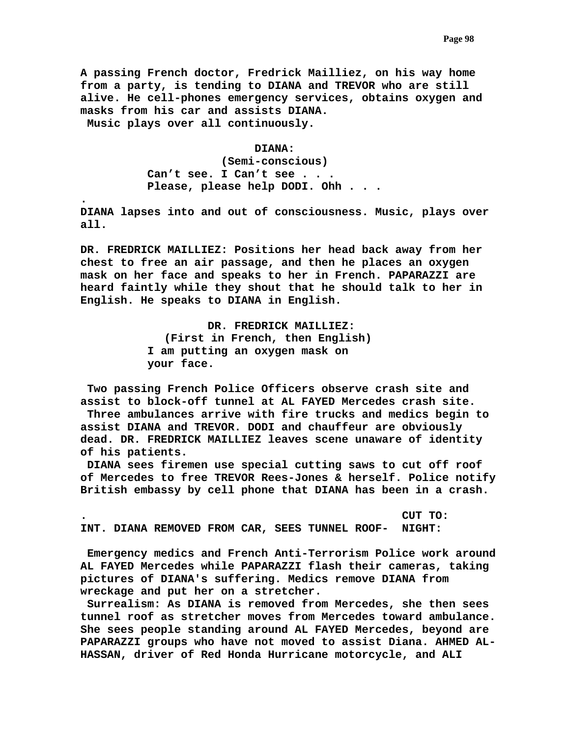**A passing French doctor, Fredrick Mailliez, on his way home from a party, is tending to DIANA and TREVOR who are still alive. He cell-phones emergency services, obtains oxygen and masks from his car and assists DIANA.**
**Music plays over all continuously.**

**DIANA:**
**(Semi-conscious)**
**Can't see. I Can't see . . .**
**Please, please help DODI. Ohh . . .**

**.**
**DIANA lapses into and out of consciousness. Music, plays over all.**

**DR. FREDRICK MAILLIEZ: Positions her head back away from her chest to free an air passage, and then he places an oxygen mask on her face and speaks to her in French. PAPARAZZI are heard faintly while they shout that he should talk to her in English. He speaks to DIANA in English.**

**DR. FREDRICK MAILLIEZ:**
**(First in French, then English)**
**I am putting an oxygen mask on your face.**

**Two passing French Police Officers observe crash site and assist to block-off tunnel at AL FAYED Mercedes crash site.**
**Three ambulances arrive with fire trucks and medics begin to assist DIANA and TREVOR. DODI and chauffeur are obviously dead. DR. FREDRICK MAILLIEZ leaves scene unaware of identity of his patients.**
**DIANA sees firemen use special cutting saws to cut off roof of Mercedes to free TREVOR Rees-Jones & herself. Police notify British embassy by cell phone that DIANA has been in a crash.**

**.** **CUT TO:**
**INT. DIANA REMOVED FROM CAR, SEES TUNNEL ROOF- NIGHT:**

**Emergency medics and French Anti-Terrorism Police work around AL FAYED Mercedes while PAPARAZZI flash their cameras, taking pictures of DIANA's suffering. Medics remove DIANA from wreckage and put her on a stretcher.**
**Surrealism: As DIANA is removed from Mercedes, she then sees tunnel roof as stretcher moves from Mercedes toward ambulance. She sees people standing around AL FAYED Mercedes, beyond are PAPARAZZI groups who have not moved to assist Diana. AHMED AL-HASSAN, driver of Red Honda Hurricane motorcycle, and ALI**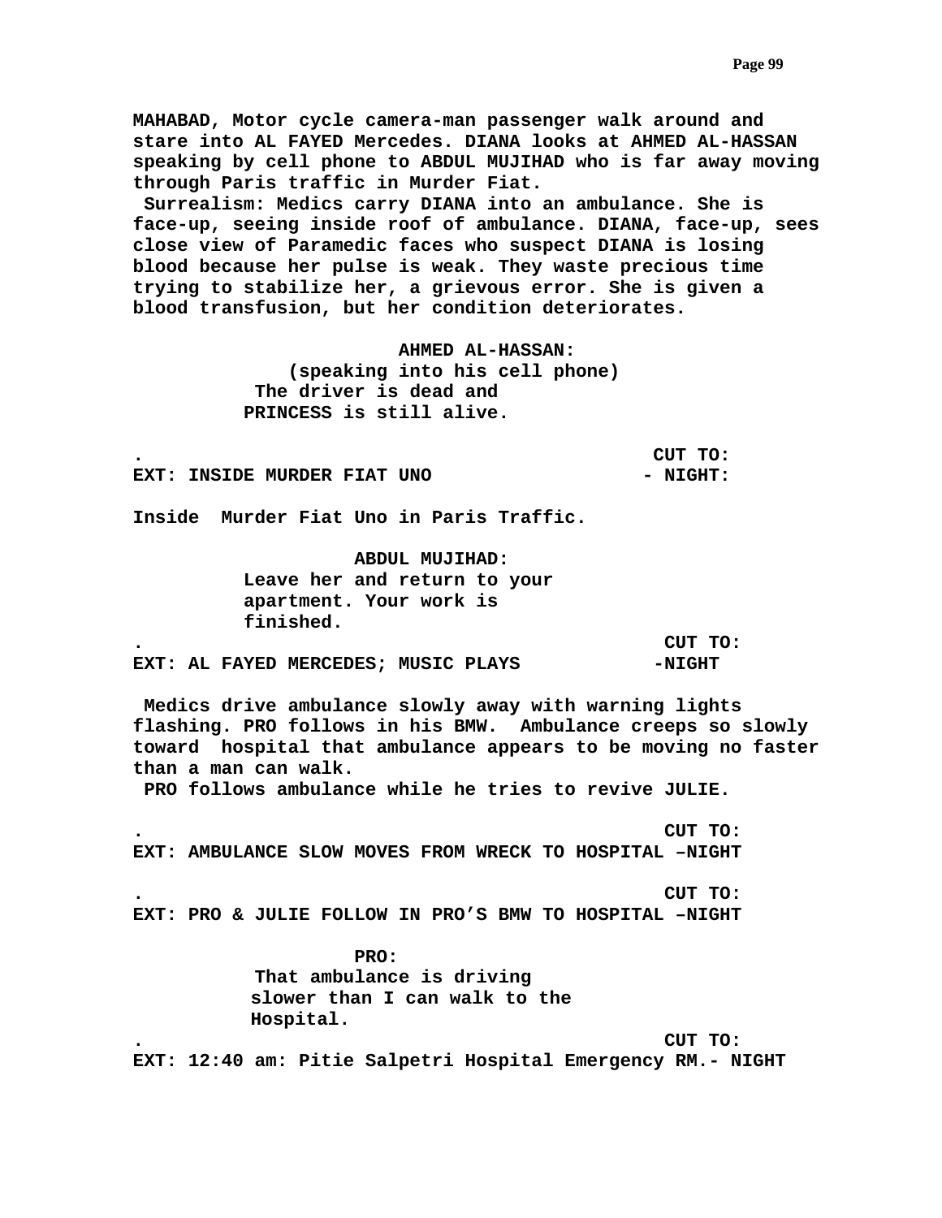**MAHABAD, Motor cycle camera-man passenger walk around and stare into AL FAYED Mercedes. DIANA looks at AHMED AL-HASSAN speaking by cell phone to ABDUL MUJIHAD who is far away moving through Paris traffic in Murder Fiat.**

**Surrealism: Medics carry DIANA into an ambulance. She is face-up, seeing inside roof of ambulance. DIANA, face-up, sees close view of Paramedic faces who suspect DIANA is losing blood because her pulse is weak. They waste precious time trying to stabilize her, a grievous error. She is given a blood transfusion, but her condition deteriorates.**

**AHMED AL-HASSAN:**
**(speaking into his cell phone)**
**The driver is dead and PRINCESS is still alive.**

**. CUT TO:**
**EXT: INSIDE MURDER FIAT UNO - NIGHT:**

**Inside Murder Fiat Uno in Paris Traffic.**

**ABDUL MUJIHAD:**
**Leave her and return to your apartment. Your work is finished.**

**. CUT TO:**
**EXT: AL FAYED MERCEDES; MUSIC PLAYS -NIGHT**

**Medics drive ambulance slowly away with warning lights flashing. PRO follows in his BMW. Ambulance creeps so slowly toward hospital that ambulance appears to be moving no faster than a man can walk.**

**PRO follows ambulance while he tries to revive JULIE.**

**. CUT TO:**
**EXT: AMBULANCE SLOW MOVES FROM WRECK TO HOSPITAL –NIGHT**

**. CUT TO:**
**EXT: PRO & JULIE FOLLOW IN PRO'S BMW TO HOSPITAL –NIGHT**

**PRO:**
**That ambulance is driving slower than I can walk to the Hospital.**

**. CUT TO:**
**EXT: 12:40 am: Pitie Salpetri Hospital Emergency RM.- NIGHT**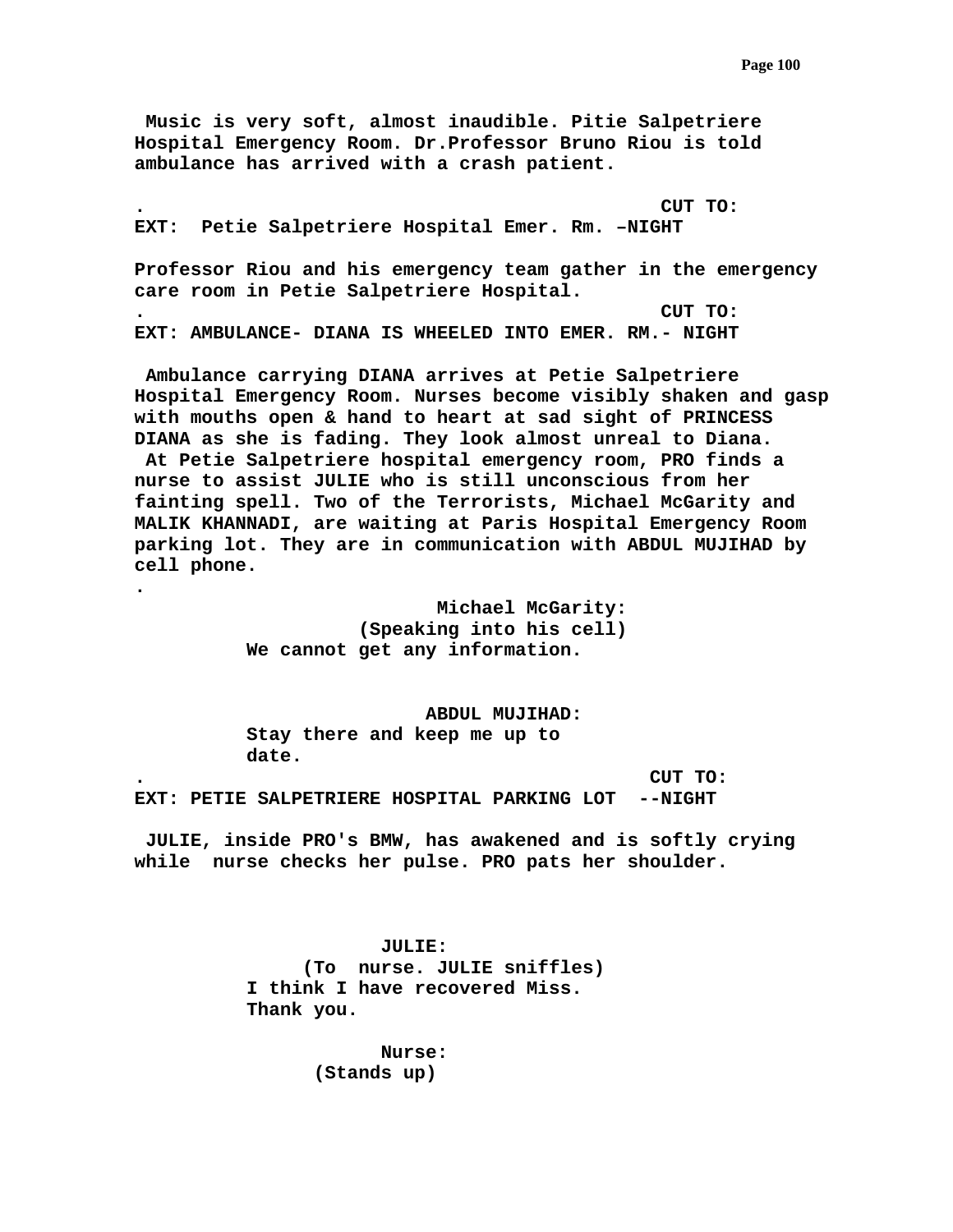**Music is very soft, almost inaudible. Pitie Salpetriere Hospital Emergency Room. Dr.Professor Bruno Riou is told ambulance has arrived with a crash patient.**

**. CUT TO:**

**EXT: Petie Salpetriere Hospital Emer. Rm. –NIGHT**

**Professor Riou and his emergency team gather in the emergency care room in Petie Salpetriere Hospital.**

**. CUT TO:**

**EXT: AMBULANCE- DIANA IS WHEELED INTO EMER. RM.- NIGHT**

**Ambulance carrying DIANA arrives at Petie Salpetriere Hospital Emergency Room. Nurses become visibly shaken and gasp with mouths open & hand to heart at sad sight of PRINCESS DIANA as she is fading. They look almost unreal to Diana.**
**At Petie Salpetriere hospital emergency room, PRO finds a nurse to assist JULIE who is still unconscious from her fainting spell. Two of the Terrorists, Michael McGarity and MALIK KHANNADI, are waiting at Paris Hospital Emergency Room parking lot. They are in communication with ABDUL MUJIHAD by cell phone.**

**.**

**Michael McGarity:**
**(Speaking into his cell)**
**We cannot get any information.**

**ABDUL MUJIHAD:**
**Stay there and keep me up to date.**

**. CUT TO:**

**EXT: PETIE SALPETRIERE HOSPITAL PARKING LOT --NIGHT**

**JULIE, inside PRO's BMW, has awakened and is softly crying while nurse checks her pulse. PRO pats her shoulder.**

**JULIE:**
**(To nurse. JULIE sniffles)**
**I think I have recovered Miss. Thank you.**

**Nurse:**
**(Stands up)**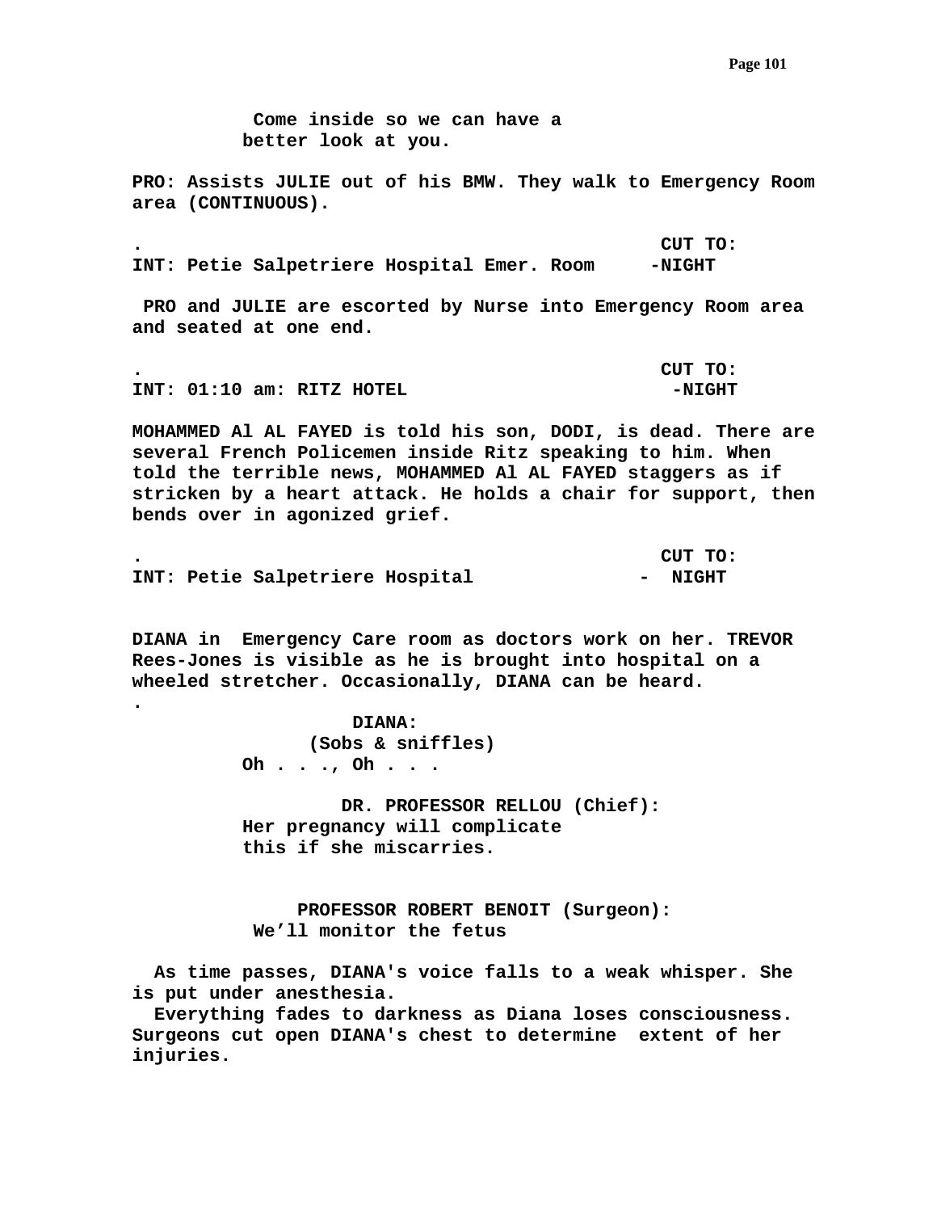**Come inside so we can have a better look at you.**

**PRO: Assists JULIE out of his BMW. They walk to Emergency Room area (CONTINUOUS).**

**. CUT TO:**

**INT: Petie Salpetriere Hospital Emer. Room -NIGHT**

**PRO and JULIE are escorted by Nurse into Emergency Room area and seated at one end.**

**. CUT TO:**

**INT: 01:10 am: RITZ HOTEL -NIGHT**

**MOHAMMED Al AL FAYED is told his son, DODI, is dead. There are several French Policemen inside Ritz speaking to him. When told the terrible news, MOHAMMED Al AL FAYED staggers as if stricken by a heart attack. He holds a chair for support, then bends over in agonized grief.**

**. CUT TO:**

**INT: Petie Salpetriere Hospital - NIGHT**

**DIANA in Emergency Care room as doctors work on her. TREVOR Rees-Jones is visible as he is brought into hospital on a wheeled stretcher. Occasionally, DIANA can be heard.**

**.**

**DIANA:**

**(Sobs & sniffles)**

**Oh . . ., Oh . . .**

**DR. PROFESSOR RELLOU (Chief):**

**Her pregnancy will complicate this if she miscarries.**

**PROFESSOR ROBERT BENOIT (Surgeon):**

**We'll monitor the fetus**

**As time passes, DIANA's voice falls to a weak whisper. She is put under anesthesia.**

**Everything fades to darkness as Diana loses consciousness. Surgeons cut open DIANA's chest to determine extent of her injuries.**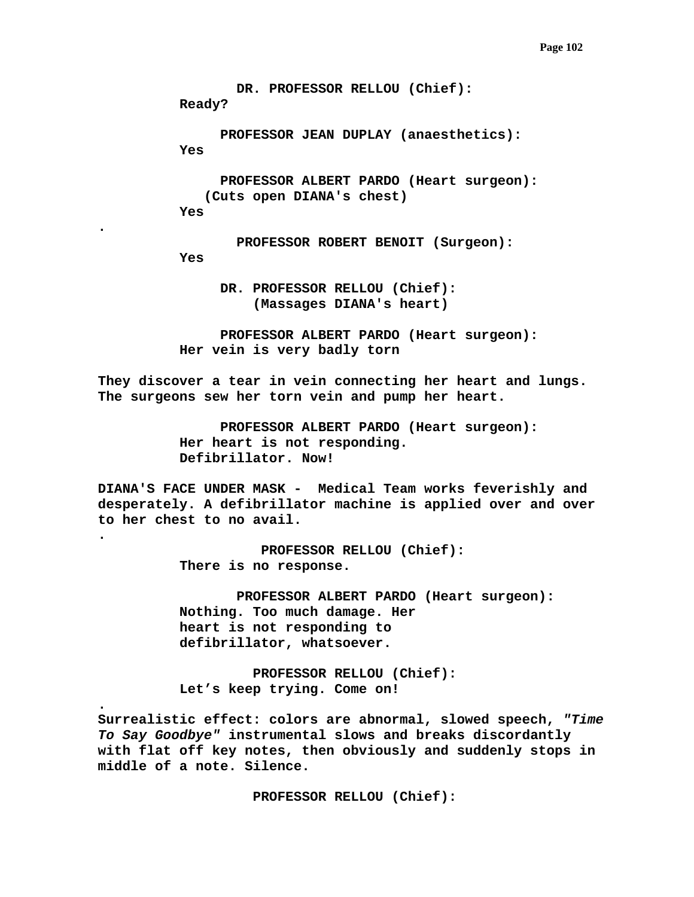**DR. PROFESSOR RELLOU (Chief):**
**Ready?**

**PROFESSOR JEAN DUPLAY (anaesthetics):**
**Yes**

**PROFESSOR ALBERT PARDO (Heart surgeon):**
**(Cuts open DIANA's chest)**
**Yes**

**.**

**PROFESSOR ROBERT BENOIT (Surgeon):**
**Yes**

**DR. PROFESSOR RELLOU (Chief):**
**(Massages DIANA's heart)**

**PROFESSOR ALBERT PARDO (Heart surgeon):**
**Her vein is very badly torn**

**They discover a tear in vein connecting her heart and lungs. The surgeons sew her torn vein and pump her heart.**

**PROFESSOR ALBERT PARDO (Heart surgeon):**
**Her heart is not responding.**
**Defibrillator. Now!**

**DIANA'S FACE UNDER MASK - Medical Team works feverishly and desperately. A defibrillator machine is applied over and over to her chest to no avail.**

**.**

**PROFESSOR RELLOU (Chief):**
**There is no response.**

**PROFESSOR ALBERT PARDO (Heart surgeon):**
**Nothing. Too much damage. Her heart is not responding to defibrillator, whatsoever.**

**PROFESSOR RELLOU (Chief):**
**Let's keep trying. Come on!**

**.**

**Surrealistic effect: colors are abnormal, slowed speech, *"Time To Say Goodbye"* instrumental slows and breaks discordantly with flat off key notes, then obviously and suddenly stops in middle of a note. Silence.**

**PROFESSOR RELLOU (Chief):**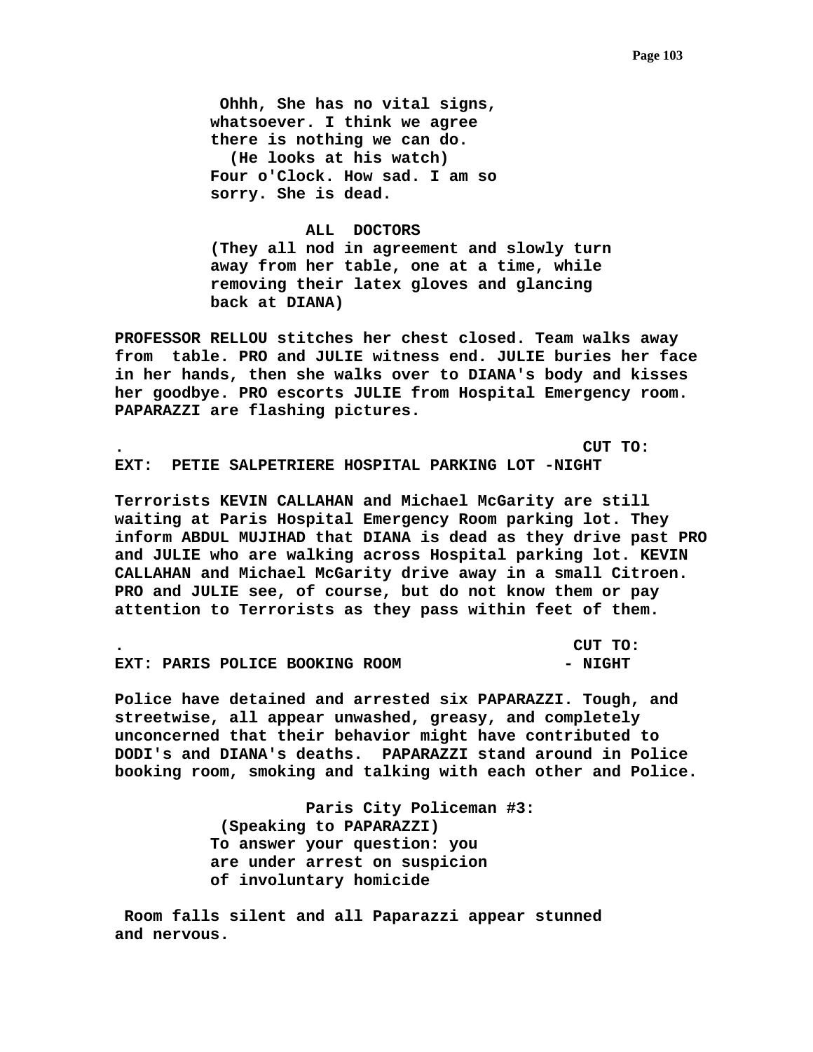**Ohhh, She has no vital signs, whatsoever. I think we agree there is nothing we can do.**
**(He looks at his watch)**
**Four o'Clock. How sad. I am so sorry. She is dead.**

**ALL DOCTORS**
**(They all nod in agreement and slowly turn away from her table, one at a time, while removing their latex gloves and glancing back at DIANA)**

**PROFESSOR RELLOU stitches her chest closed. Team walks away from table. PRO and JULIE witness end. JULIE buries her face in her hands, then she walks over to DIANA's body and kisses her goodbye. PRO escorts JULIE from Hospital Emergency room. PAPARAZZI are flashing pictures.**

**. CUT TO:**

**EXT: PETIE SALPETRIERE HOSPITAL PARKING LOT -NIGHT**

**Terrorists KEVIN CALLAHAN and Michael McGarity are still waiting at Paris Hospital Emergency Room parking lot. They inform ABDUL MUJIHAD that DIANA is dead as they drive past PRO and JULIE who are walking across Hospital parking lot. KEVIN CALLAHAN and Michael McGarity drive away in a small Citroen. PRO and JULIE see, of course, but do not know them or pay attention to Terrorists as they pass within feet of them.**

**. CUT TO:**

**EXT: PARIS POLICE BOOKING ROOM - NIGHT**

**Police have detained and arrested six PAPARAZZI. Tough, and streetwise, all appear unwashed, greasy, and completely unconcerned that their behavior might have contributed to DODI's and DIANA's deaths. PAPARAZZI stand around in Police booking room, smoking and talking with each other and Police.**

**Paris City Policeman #3:**
**(Speaking to PAPARAZZI)**
**To answer your question: you are under arrest on suspicion of involuntary homicide**

**Room falls silent and all Paparazzi appear stunned and nervous.**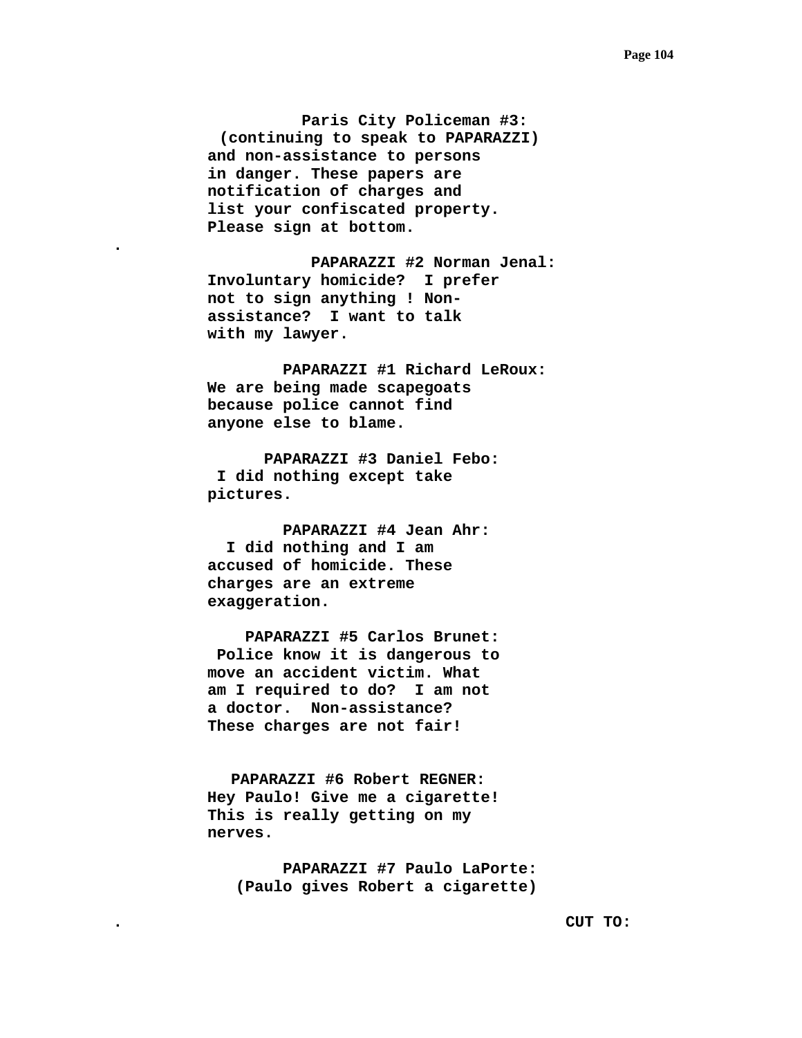**Paris City Policeman #3:**
**(continuing to speak to PAPARAZZI)**
**and non-assistance to persons in danger. These papers are notification of charges and list your confiscated property. Please sign at bottom.**

.

**PAPARAZZI #2 Norman Jenal:**
**Involuntary homicide? I prefer not to sign anything ! Non-assistance? I want to talk with my lawyer.**

**PAPARAZZI #1 Richard LeRoux:**
**We are being made scapegoats because police cannot find anyone else to blame.**

**PAPARAZZI #3 Daniel Febo:**
**I did nothing except take pictures.**

**PAPARAZZI #4 Jean Ahr:**
**I did nothing and I am accused of homicide. These charges are an extreme exaggeration.**

**PAPARAZZI #5 Carlos Brunet:**
**Police know it is dangerous to move an accident victim. What am I required to do? I am not a doctor. Non-assistance? These charges are not fair!**

**PAPARAZZI #6 Robert REGNER:**
**Hey Paulo! Give me a cigarette! This is really getting on my nerves.**

**PAPARAZZI #7 Paulo LaPorte:**
**(Paulo gives Robert a cigarette)**

. **CUT TO:**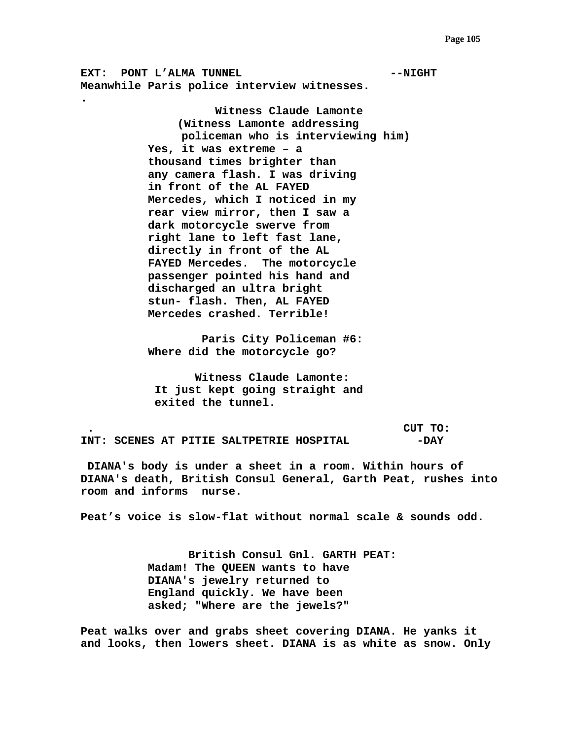**EXT: PONT L'ALMA TUNNEL --NIGHT**

**Meanwhile Paris police interview witnesses.**

**.**

**Witness Claude Lamonte**

**(Witness Lamonte addressing policeman who is interviewing him)**

**Yes, it was extreme – a thousand times brighter than any camera flash. I was driving in front of the AL FAYED Mercedes, which I noticed in my rear view mirror, then I saw a dark motorcycle swerve from right lane to left fast lane, directly in front of the AL FAYED Mercedes. The motorcycle passenger pointed his hand and discharged an ultra bright stun- flash. Then, AL FAYED Mercedes crashed. Terrible!**

**Paris City Policeman #6:**

**Where did the motorcycle go?**

**Witness Claude Lamonte:**

**It just kept going straight and exited the tunnel.**

**. CUT TO:**

**INT: SCENES AT PITIE SALTPETRIE HOSPITAL -DAY**

**DIANA's body is under a sheet in a room. Within hours of DIANA's death, British Consul General, Garth Peat, rushes into room and informs nurse.**

**Peat's voice is slow-flat without normal scale & sounds odd.**

**British Consul Gnl. GARTH PEAT:**

**Madam! The QUEEN wants to have DIANA's jewelry returned to England quickly. We have been asked; "Where are the jewels?"**

**Peat walks over and grabs sheet covering DIANA. He yanks it and looks, then lowers sheet. DIANA is as white as snow. Only**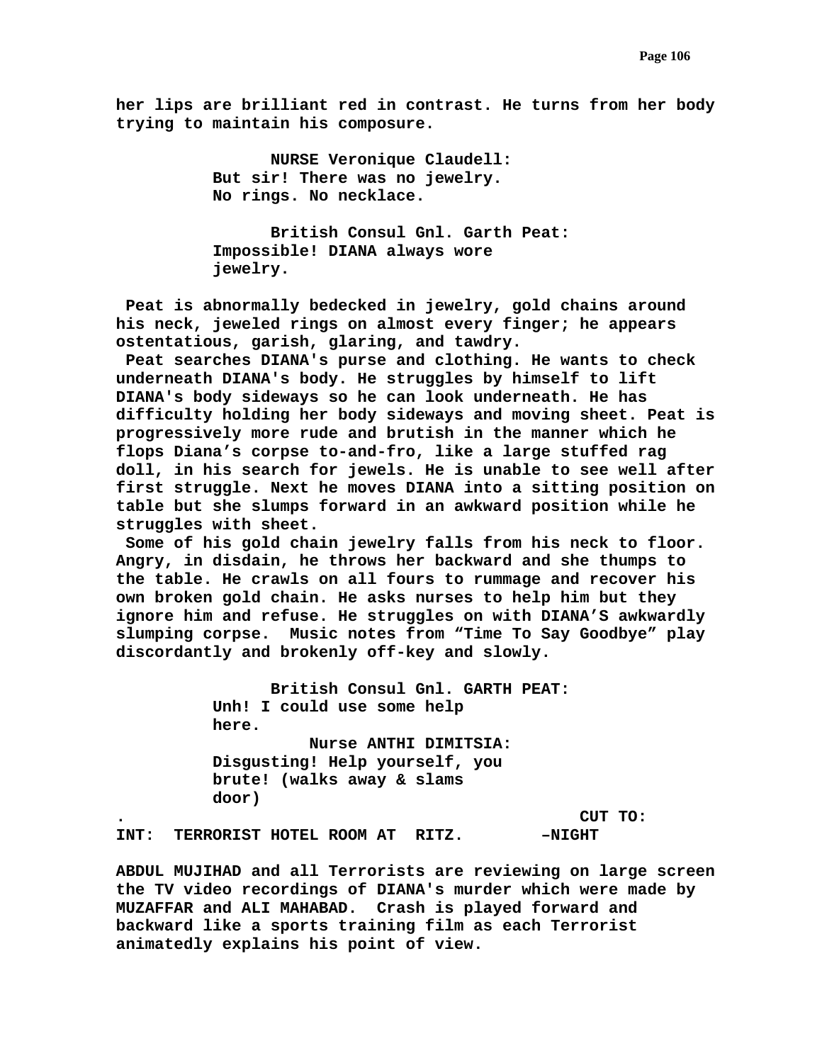**her lips are brilliant red in contrast. He turns from her body trying to maintain his composure.**

**NURSE Veronique Claudell:**
**But sir! There was no jewelry. No rings. No necklace.**

**British Consul Gnl. Garth Peat:**
**Impossible! DIANA always wore jewelry.**

**Peat is abnormally bedecked in jewelry, gold chains around his neck, jeweled rings on almost every finger; he appears ostentatious, garish, glaring, and tawdry.**

**Peat searches DIANA's purse and clothing. He wants to check underneath DIANA's body. He struggles by himself to lift DIANA's body sideways so he can look underneath. He has difficulty holding her body sideways and moving sheet. Peat is progressively more rude and brutish in the manner which he flops Diana's corpse to-and-fro, like a large stuffed rag doll, in his search for jewels. He is unable to see well after first struggle. Next he moves DIANA into a sitting position on table but she slumps forward in an awkward position while he struggles with sheet.**

**Some of his gold chain jewelry falls from his neck to floor. Angry, in disdain, he throws her backward and she thumps to the table. He crawls on all fours to rummage and recover his own broken gold chain. He asks nurses to help him but they ignore him and refuse. He struggles on with DIANA'S awkwardly slumping corpse. Music notes from "Time To Say Goodbye" play discordantly and brokenly off-key and slowly.**

**British Consul Gnl. GARTH PEAT:**
**Unh! I could use some help here.**

**Nurse ANTHI DIMITSIA:**
**Disgusting! Help yourself, you brute! (walks away & slams door)**

**. CUT TO:**

**INT: TERRORIST HOTEL ROOM AT RITZ. –NIGHT**

**ABDUL MUJIHAD and all Terrorists are reviewing on large screen the TV video recordings of DIANA's murder which were made by MUZAFFAR and ALI MAHABAD. Crash is played forward and backward like a sports training film as each Terrorist animatedly explains his point of view.**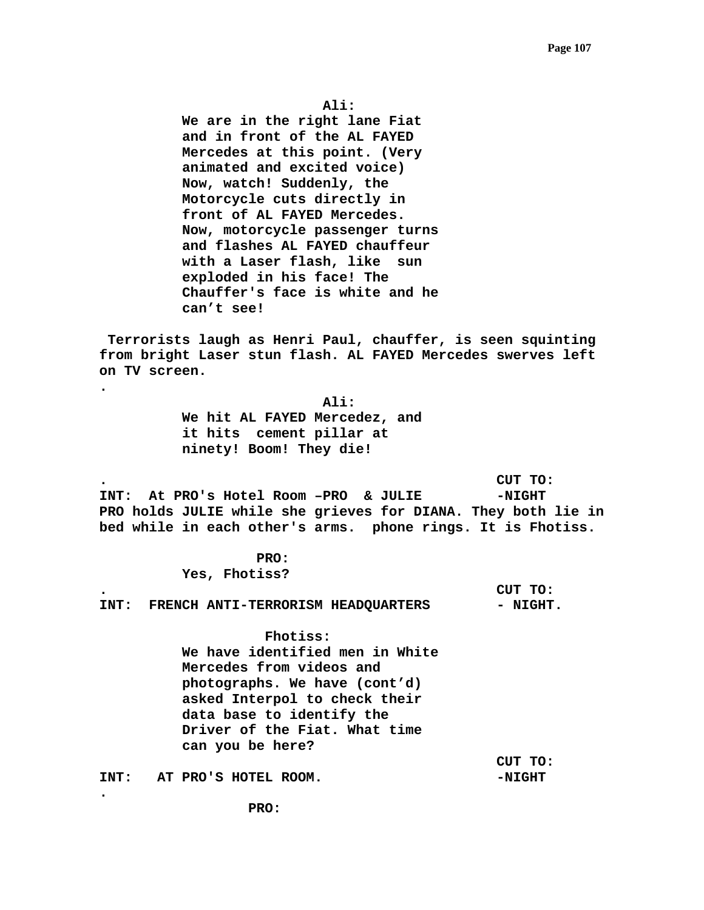**Ali:**

**We are in the right lane Fiat and in front of the AL FAYED Mercedes at this point. (Very animated and excited voice) Now, watch! Suddenly, the Motorcycle cuts directly in front of AL FAYED Mercedes. Now, motorcycle passenger turns and flashes AL FAYED chauffeur with a Laser flash, like sun exploded in his face! The Chauffer's face is white and he can't see!**

**Terrorists laugh as Henri Paul, chauffer, is seen squinting from bright Laser stun flash. AL FAYED Mercedes swerves left on TV screen.**

**.**

**Ali:**

**We hit AL FAYED Mercedez, and it hits cement pillar at ninety! Boom! They die!**

**. CUT TO:**

**INT: At PRO's Hotel Room –PRO & JULIE -NIGHT**

**PRO holds JULIE while she grieves for DIANA. They both lie in bed while in each other's arms. phone rings. It is Fhotiss.**

**PRO:**

**Yes, Fhotiss?**

**. CUT TO:**

**INT: FRENCH ANTI-TERRORISM HEADQUARTERS - NIGHT.**

**Fhotiss:**

**We have identified men in White Mercedes from videos and photographs. We have (cont'd) asked Interpol to check their data base to identify the Driver of the Fiat. What time can you be here?**

**CUT TO:**

**INT: AT PRO'S HOTEL ROOM. -NIGHT**

**.**

**PRO:**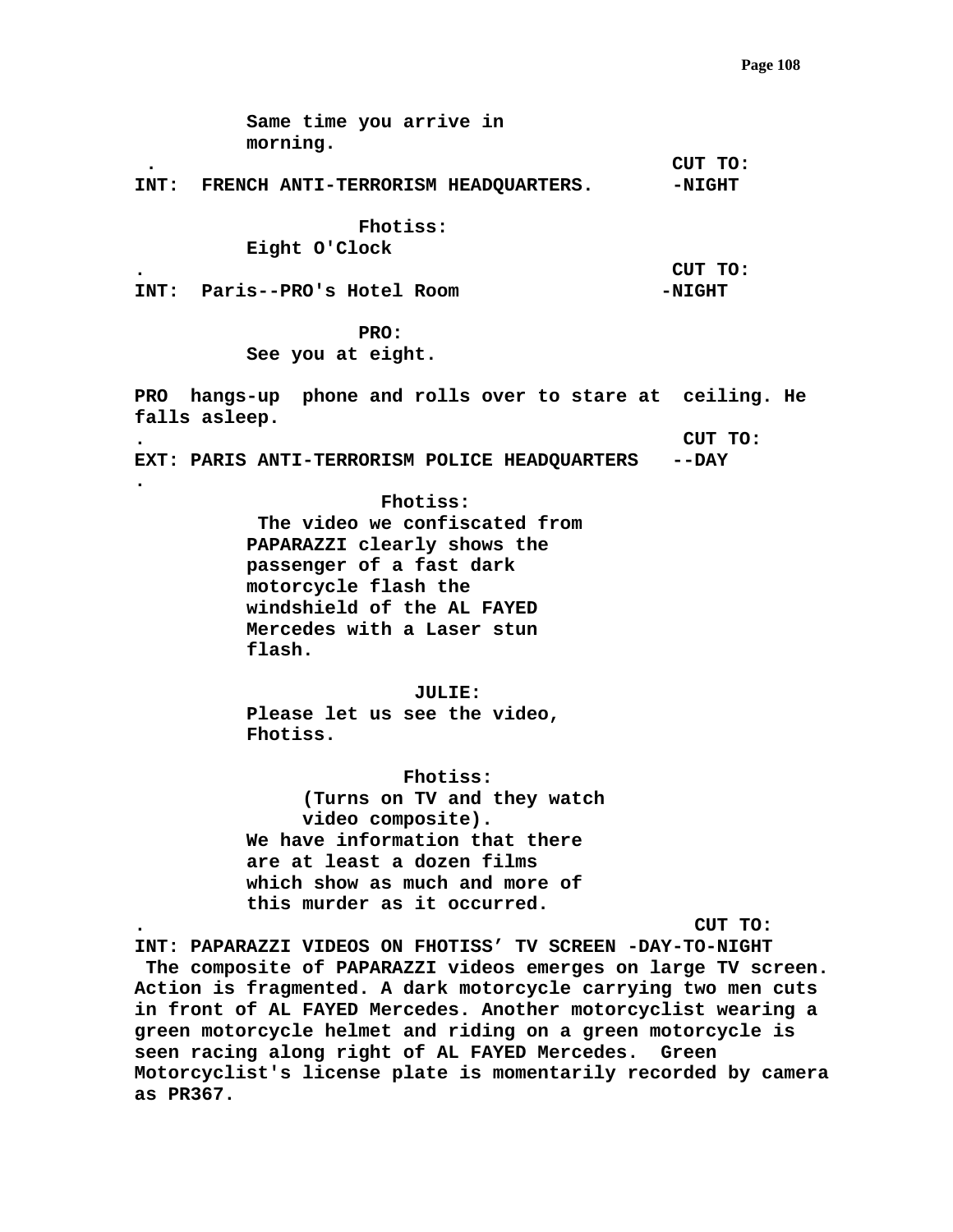Same time you arrive in
morning.

. CUT TO:

INT: FRENCH ANTI-TERRORISM HEADQUARTERS. -NIGHT

**Fhotiss:**
Eight O'Clock

. CUT TO:

INT: Paris--PRO's Hotel Room -NIGHT

**PRO:**
See you at eight.

PRO hangs-up phone and rolls over to stare at ceiling. He falls asleep.

. CUT TO:

EXT: PARIS ANTI-TERRORISM POLICE HEADQUARTERS --DAY

.

**Fhotiss:**
The video we confiscated from PAPARAZZI clearly shows the passenger of a fast dark motorcycle flash the windshield of the AL FAYED Mercedes with a Laser stun flash.

**JULIE:**
Please let us see the video, Fhotiss.

**Fhotiss:**
(Turns on TV and they watch video composite).
We have information that there are at least a dozen films which show as much and more of this murder as it occurred.

. CUT TO:

INT: PAPARAZZI VIDEOS ON FHOTISS' TV SCREEN -DAY-TO-NIGHT

The composite of PAPARAZZI videos emerges on large TV screen. Action is fragmented. A dark motorcycle carrying two men cuts in front of AL FAYED Mercedes. Another motorcyclist wearing a green motorcycle helmet and riding on a green motorcycle is seen racing along right of AL FAYED Mercedes. Green Motorcyclist's license plate is momentarily recorded by camera as PR367.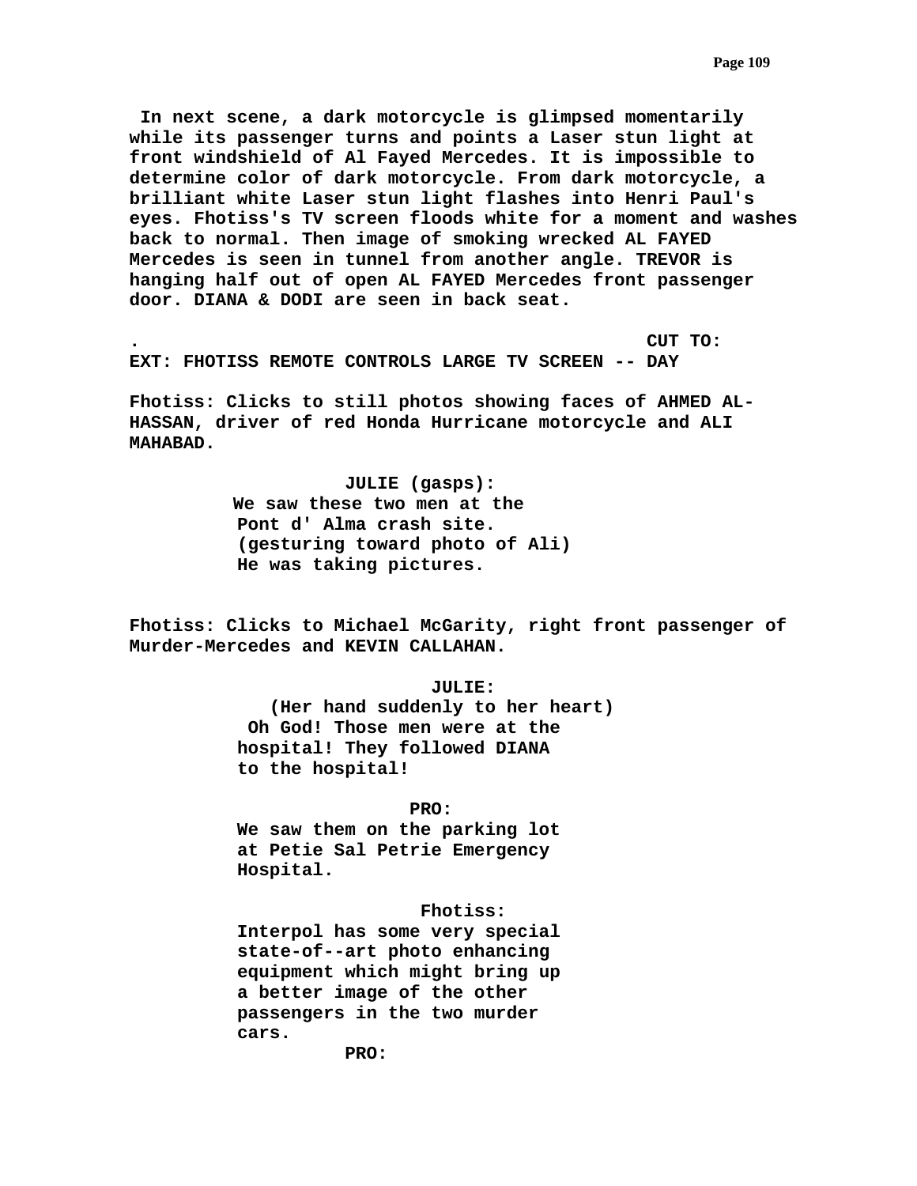**In next scene, a dark motorcycle is glimpsed momentarily while its passenger turns and points a Laser stun light at front windshield of Al Fayed Mercedes. It is impossible to determine color of dark motorcycle. From dark motorcycle, a brilliant white Laser stun light flashes into Henri Paul's eyes. Fhotiss's TV screen floods white for a moment and washes back to normal. Then image of smoking wrecked AL FAYED Mercedes is seen in tunnel from another angle. TREVOR is hanging half out of open AL FAYED Mercedes front passenger door. DIANA & DODI are seen in back seat.**

**. CUT TO:**

**EXT: FHOTISS REMOTE CONTROLS LARGE TV SCREEN -- DAY**

**Fhotiss: Clicks to still photos showing faces of AHMED AL-HASSAN, driver of red Honda Hurricane motorcycle and ALI MAHABAD.**

**JULIE (gasps):**
**We saw these two men at the Pont d' Alma crash site.**
**(gesturing toward photo of Ali)**
**He was taking pictures.**

**Fhotiss: Clicks to Michael McGarity, right front passenger of Murder-Mercedes and KEVIN CALLAHAN.**

**JULIE:**
**(Her hand suddenly to her heart)**
**Oh God! Those men were at the hospital! They followed DIANA to the hospital!**

**PRO:**
**We saw them on the parking lot at Petie Sal Petrie Emergency Hospital.**

**Fhotiss:**
**Interpol has some very special state-of--art photo enhancing equipment which might bring up a better image of the other passengers in the two murder cars.**

**PRO:**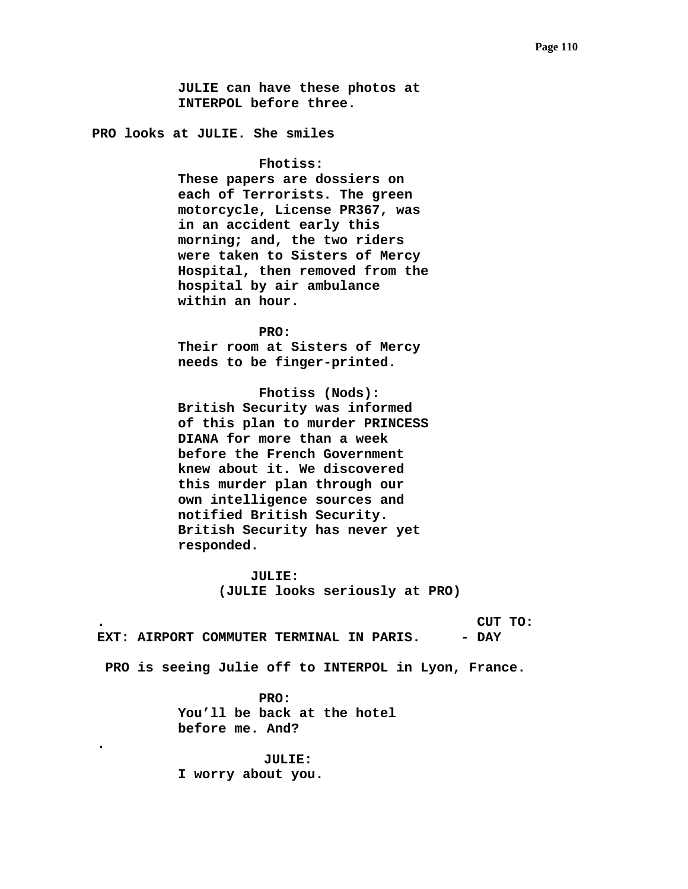JULIE can have these photos at INTERPOL before three.

PRO looks at JULIE. She smiles

Fhotiss:
These papers are dossiers on each of Terrorists. The green motorcycle, License PR367, was in an accident early this morning; and, the two riders were taken to Sisters of Mercy Hospital, then removed from the hospital by air ambulance within an hour.

PRO:
Their room at Sisters of Mercy needs to be finger-printed.

Fhotiss (Nods):
British Security was informed of this plan to murder PRINCESS DIANA for more than a week before the French Government knew about it. We discovered this murder plan through our own intelligence sources and notified British Security. British Security has never yet responded.

JULIE:
(JULIE looks seriously at PRO)

.
CUT TO:

EXT: AIRPORT COMMUTER TERMINAL IN PARIS. - DAY

PRO is seeing Julie off to INTERPOL in Lyon, France.

PRO:
You'll be back at the hotel before me. And?

.

JULIE:
I worry about you.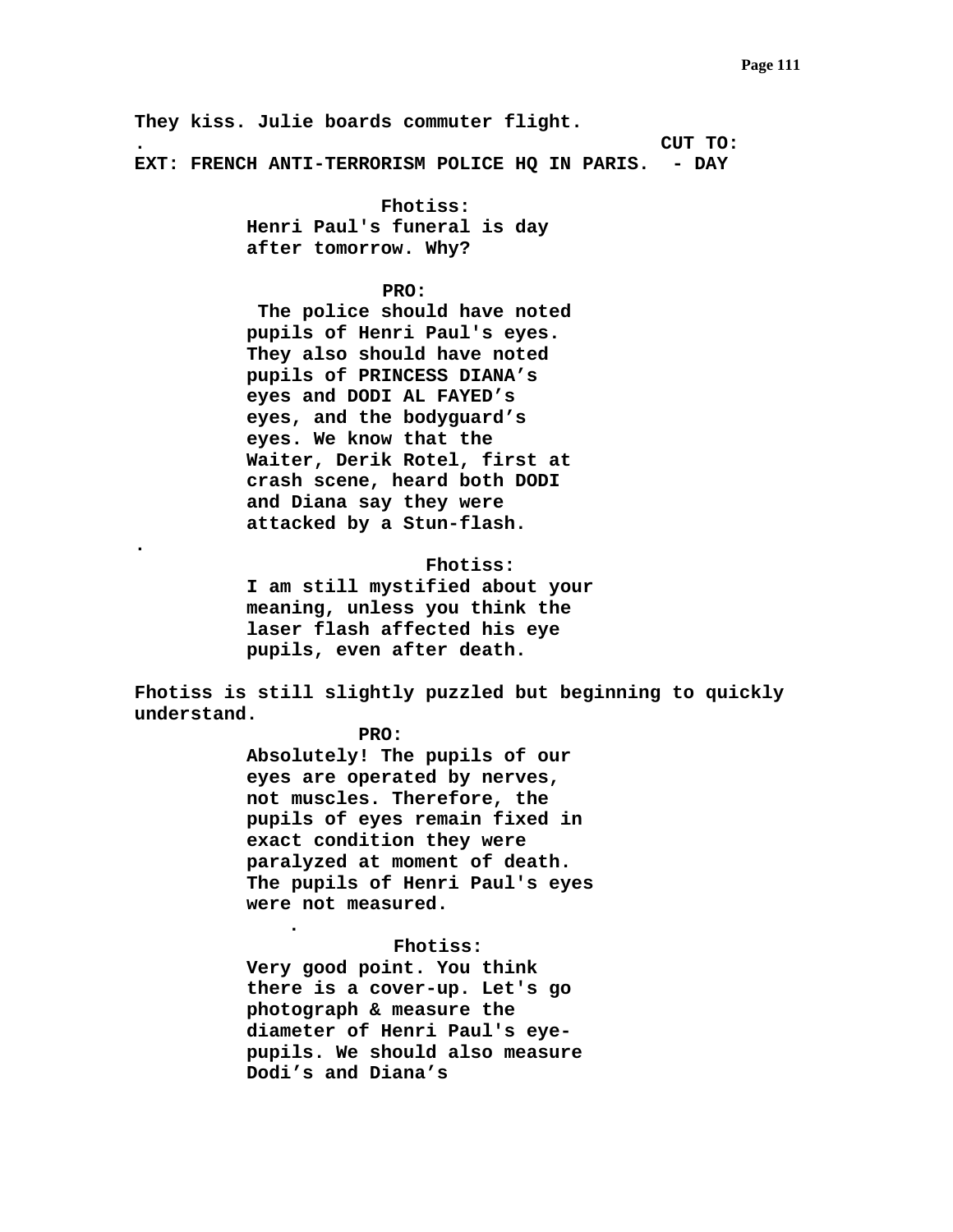**They kiss. Julie boards commuter flight.**

**. CUT TO:**

**EXT: FRENCH ANTI-TERRORISM POLICE HQ IN PARIS. - DAY**

**Fhotiss:**

**Henri Paul's funeral is day after tomorrow. Why?**

**PRO:**

**The police should have noted pupils of Henri Paul's eyes. They also should have noted pupils of PRINCESS DIANA’s eyes and DODI AL FAYED’s eyes, and the bodyguard’s eyes. We know that the Waiter, Derik Rotel, first at crash scene, heard both DODI and Diana say they were attacked by a Stun-flash.**

**.**

**Fhotiss:**

**I am still mystified about your meaning, unless you think the laser flash affected his eye pupils, even after death.**

**Fhotiss is still slightly puzzled but beginning to quickly understand.**

**PRO:**

**Absolutely! The pupils of our eyes are operated by nerves, not muscles. Therefore, the pupils of eyes remain fixed in exact condition they were paralyzed at moment of death. The pupils of Henri Paul's eyes were not measured.**

**.**

**Fhotiss:**

**Very good point. You think there is a cover-up. Let's go photograph & measure the diameter of Henri Paul's eye-pupils. We should also measure Dodi’s and Diana’s**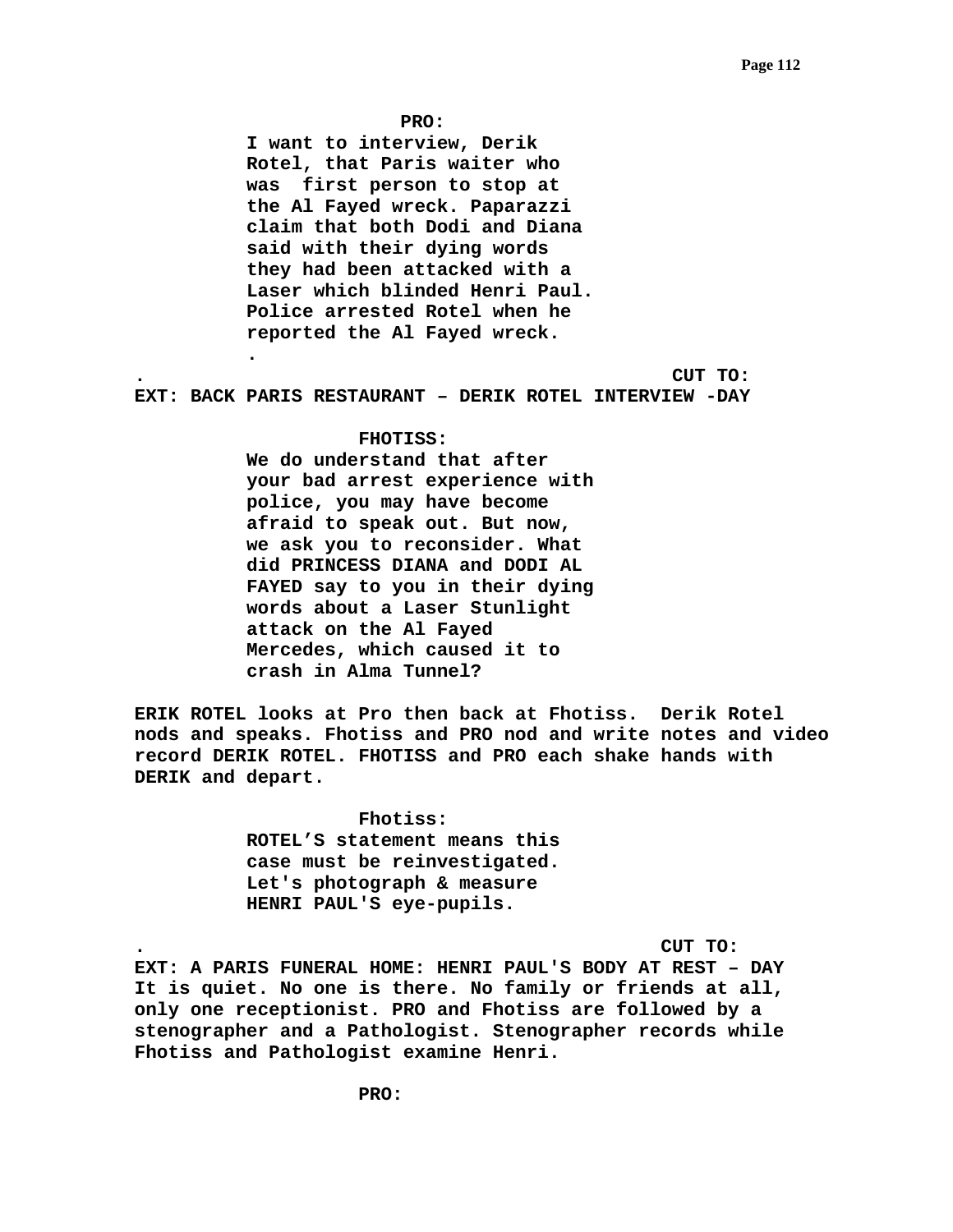**PRO:**

**I want to interview, Derik Rotel, that Paris waiter who was  first person to stop at the Al Fayed wreck. Paparazzi claim that both Dodi and Diana said with their dying words they had been attacked with a Laser which blinded Henri Paul. Police arrested Rotel when he reported the Al Fayed wreck.**

**.**

**. CUT TO:**

**EXT: BACK PARIS RESTAURANT – DERIK ROTEL INTERVIEW -DAY**

**FHOTISS:**

**We do understand that after your bad arrest experience with police, you may have become afraid to speak out. But now, we ask you to reconsider. What did PRINCESS DIANA and DODI AL FAYED say to you in their dying words about a Laser Stunlight attack on the Al Fayed Mercedes, which caused it to crash in Alma Tunnel?**

**ERIK ROTEL looks at Pro then back at Fhotiss.  Derik Rotel nods and speaks. Fhotiss and PRO nod and write notes and video record DERIK ROTEL. FHOTISS and PRO each shake hands with DERIK and depart.**

**Fhotiss:**

**ROTEL'S statement means this case must be reinvestigated. Let's photograph & measure HENRI PAUL'S eye-pupils.**

**. CUT TO:**

**EXT: A PARIS FUNERAL HOME: HENRI PAUL'S BODY AT REST – DAY**
**It is quiet. No one is there. No family or friends at all, only one receptionist. PRO and Fhotiss are followed by a stenographer and a Pathologist. Stenographer records while Fhotiss and Pathologist examine Henri.**

**PRO:**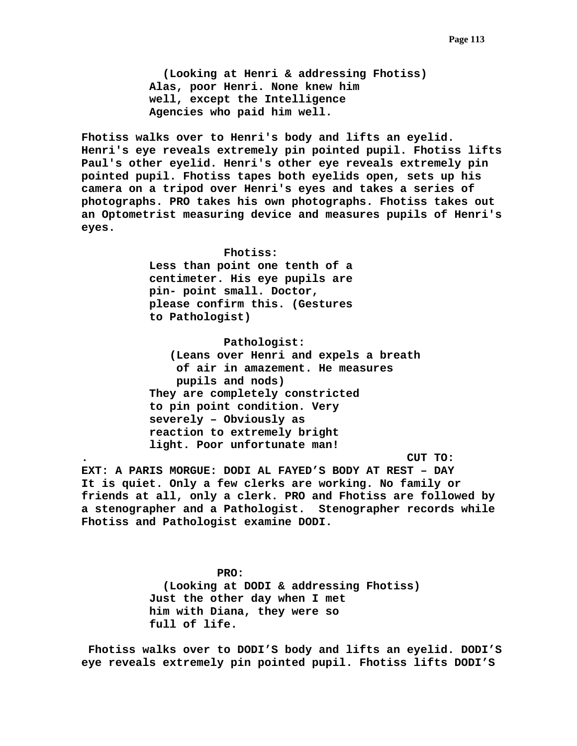**(Looking at Henri & addressing Fhotiss)**
**Alas, poor Henri. None knew him well, except the Intelligence Agencies who paid him well.**

**Fhotiss walks over to Henri's body and lifts an eyelid. Henri's eye reveals extremely pin pointed pupil. Fhotiss lifts Paul's other eyelid. Henri's other eye reveals extremely pin pointed pupil. Fhotiss tapes both eyelids open, sets up his camera on a tripod over Henri's eyes and takes a series of photographs. PRO takes his own photographs. Fhotiss takes out an Optometrist measuring device and measures pupils of Henri's eyes.**

**Fhotiss:**
**Less than point one tenth of a centimeter. His eye pupils are pin- point small. Doctor, please confirm this. (Gestures to Pathologist)**

**Pathologist:**
**(Leans over Henri and expels a breath of air in amazement. He measures pupils and nods)**
**They are completely constricted to pin point condition. Very severely – Obviously as reaction to extremely bright light. Poor unfortunate man!**

**. CUT TO:**

**EXT: A PARIS MORGUE: DODI AL FAYED'S BODY AT REST – DAY**
**It is quiet. Only a few clerks are working. No family or friends at all, only a clerk. PRO and Fhotiss are followed by a stenographer and a Pathologist. Stenographer records while Fhotiss and Pathologist examine DODI.**

**PRO:**
**(Looking at DODI & addressing Fhotiss)**
**Just the other day when I met him with Diana, they were so full of life.**

**Fhotiss walks over to DODI'S body and lifts an eyelid. DODI'S eye reveals extremely pin pointed pupil. Fhotiss lifts DODI'S**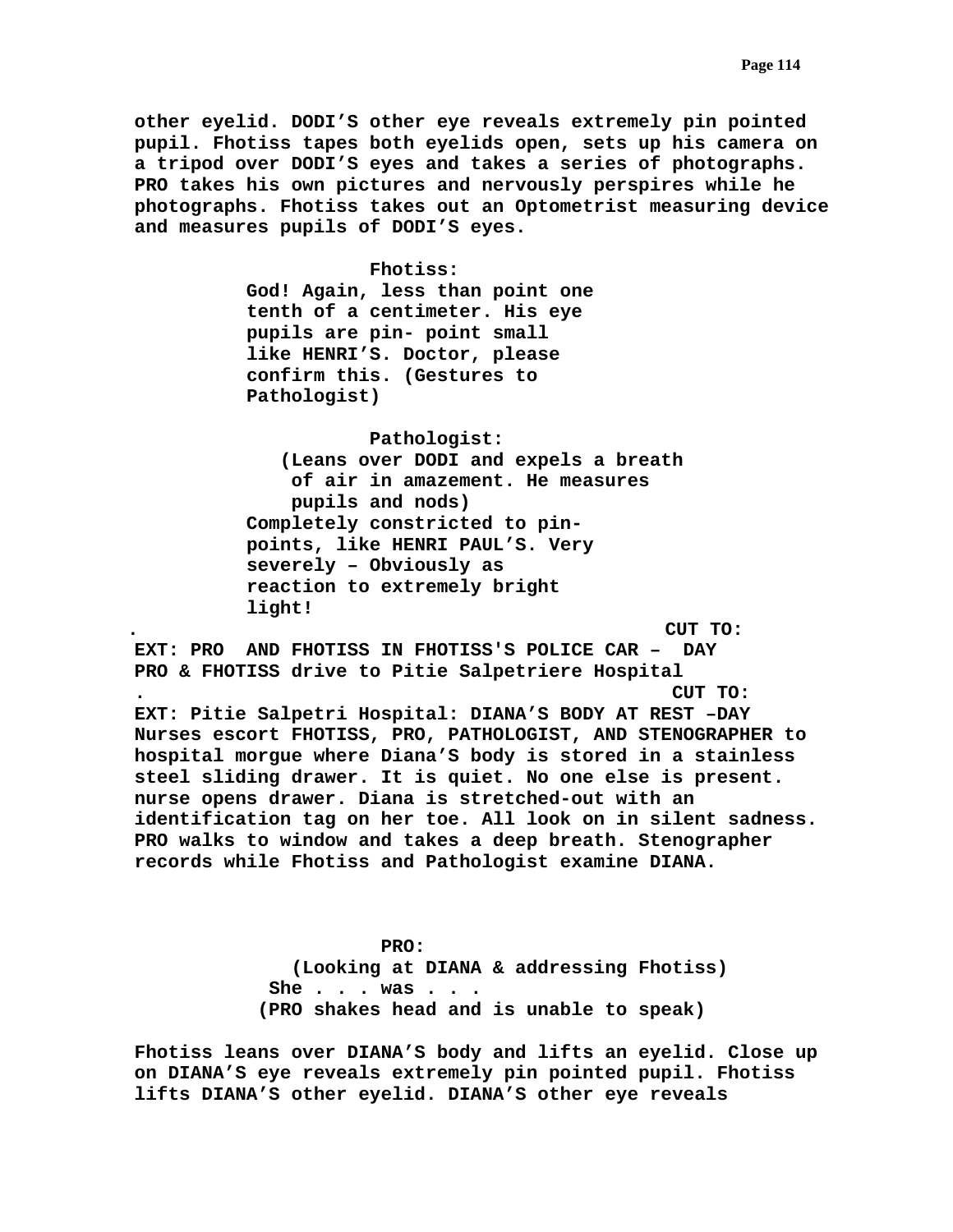**other eyelid. DODI'S other eye reveals extremely pin pointed pupil. Fhotiss tapes both eyelids open, sets up his camera on a tripod over DODI'S eyes and takes a series of photographs. PRO takes his own pictures and nervously perspires while he photographs. Fhotiss takes out an Optometrist measuring device and measures pupils of DODI'S eyes.**

**Fhotiss:**
**God! Again, less than point one tenth of a centimeter. His eye pupils are pin- point small like HENRI'S. Doctor, please confirm this. (Gestures to Pathologist)**

**Pathologist:**
**(Leans over DODI and expels a breath of air in amazement. He measures pupils and nods)**
**Completely constricted to pin-points, like HENRI PAUL'S. Very severely – Obviously as reaction to extremely bright light!**

**. CUT TO:**

**EXT: PRO AND FHOTISS IN FHOTISS'S POLICE CAR – DAY**
**PRO & FHOTISS drive to Pitie Salpetriere Hospital**

**. CUT TO:**

**EXT: Pitie Salpetri Hospital: DIANA'S BODY AT REST –DAY**
**Nurses escort FHOTISS, PRO, PATHOLOGIST, AND STENOGRAPHER to hospital morgue where Diana'S body is stored in a stainless steel sliding drawer. It is quiet. No one else is present. nurse opens drawer. Diana is stretched-out with an identification tag on her toe. All look on in silent sadness. PRO walks to window and takes a deep breath. Stenographer records while Fhotiss and Pathologist examine DIANA.**

**PRO:**
**(Looking at DIANA & addressing Fhotiss)**
**She . . . was . . .**
**(PRO shakes head and is unable to speak)**

**Fhotiss leans over DIANA'S body and lifts an eyelid. Close up on DIANA'S eye reveals extremely pin pointed pupil. Fhotiss lifts DIANA'S other eyelid. DIANA'S other eye reveals**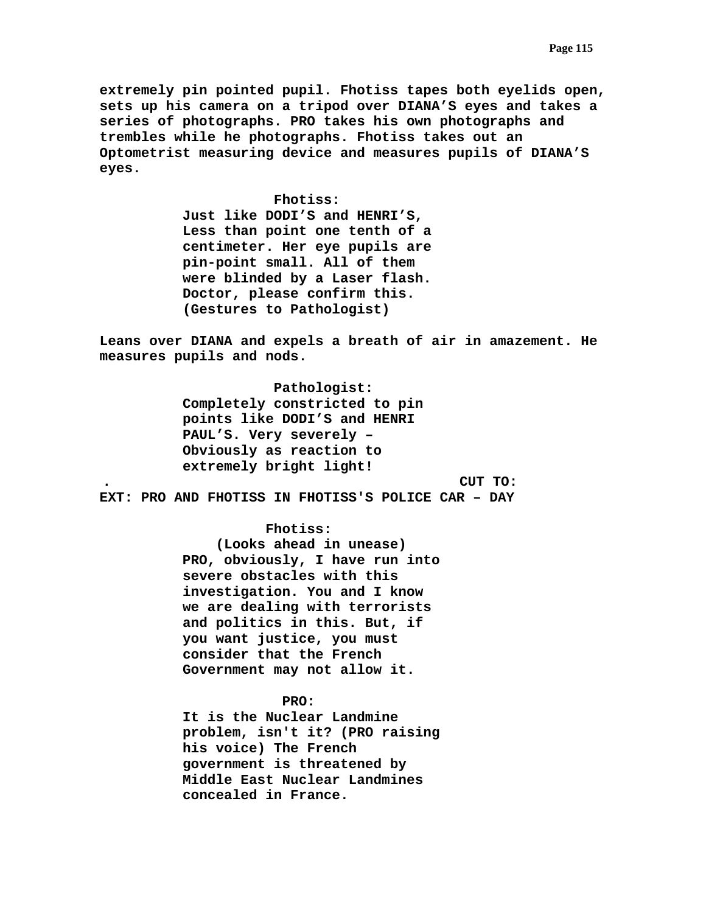**extremely pin pointed pupil. Fhotiss tapes both eyelids open, sets up his camera on a tripod over DIANA'S eyes and takes a series of photographs. PRO takes his own photographs and trembles while he photographs. Fhotiss takes out an Optometrist measuring device and measures pupils of DIANA'S eyes.**

**Fhotiss:**
**Just like DODI'S and HENRI'S, Less than point one tenth of a centimeter. Her eye pupils are pin-point small. All of them were blinded by a Laser flash. Doctor, please confirm this. (Gestures to Pathologist)**

**Leans over DIANA and expels a breath of air in amazement. He measures pupils and nods.**

**Pathologist:**
**Completely constricted to pin points like DODI'S and HENRI PAUL'S. Very severely – Obviously as reaction to extremely bright light!**

**. CUT TO:**

**EXT: PRO AND FHOTISS IN FHOTISS'S POLICE CAR – DAY**

**Fhotiss:**
**(Looks ahead in unease)**
**PRO, obviously, I have run into severe obstacles with this investigation. You and I know we are dealing with terrorists and politics in this. But, if you want justice, you must consider that the French Government may not allow it.**

**PRO:**
**It is the Nuclear Landmine problem, isn't it? (PRO raising his voice) The French government is threatened by Middle East Nuclear Landmines concealed in France.**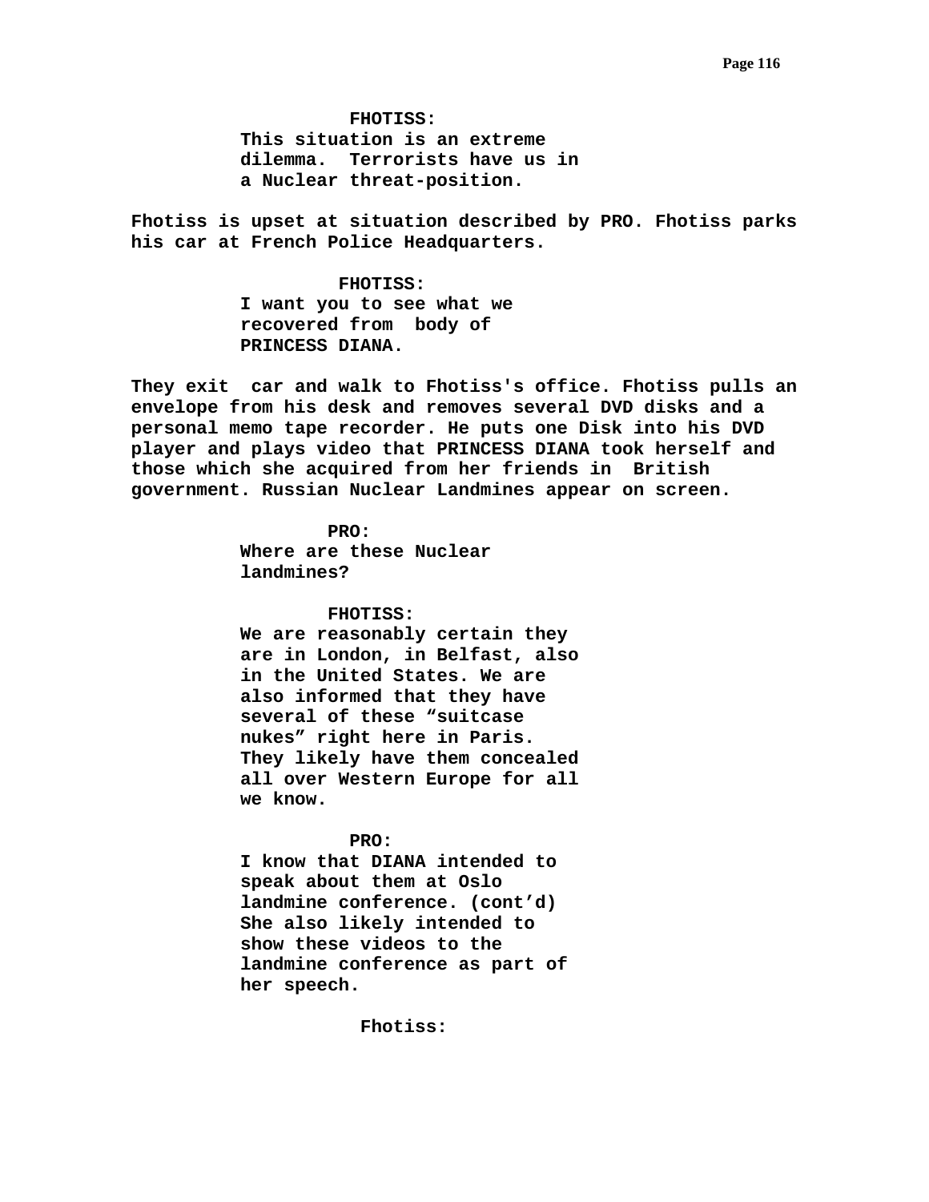**FHOTISS:**

**This situation is an extreme dilemma.  Terrorists have us in a Nuclear threat-position.**

**Fhotiss is upset at situation described by PRO. Fhotiss parks his car at French Police Headquarters.**

**FHOTISS:**

**I want you to see what we recovered from  body of PRINCESS DIANA.**

**They exit  car and walk to Fhotiss's office. Fhotiss pulls an envelope from his desk and removes several DVD disks and a personal memo tape recorder. He puts one Disk into his DVD player and plays video that PRINCESS DIANA took herself and those which she acquired from her friends in  British government. Russian Nuclear Landmines appear on screen.**

**PRO:**

**Where are these Nuclear landmines?**

**FHOTISS:**

**We are reasonably certain they are in London, in Belfast, also in the United States. We are also informed that they have several of these "suitcase nukes" right here in Paris. They likely have them concealed all over Western Europe for all we know.**

**PRO:**

**I know that DIANA intended to speak about them at Oslo landmine conference. (cont'd) She also likely intended to show these videos to the landmine conference as part of her speech.**

**Fhotiss:**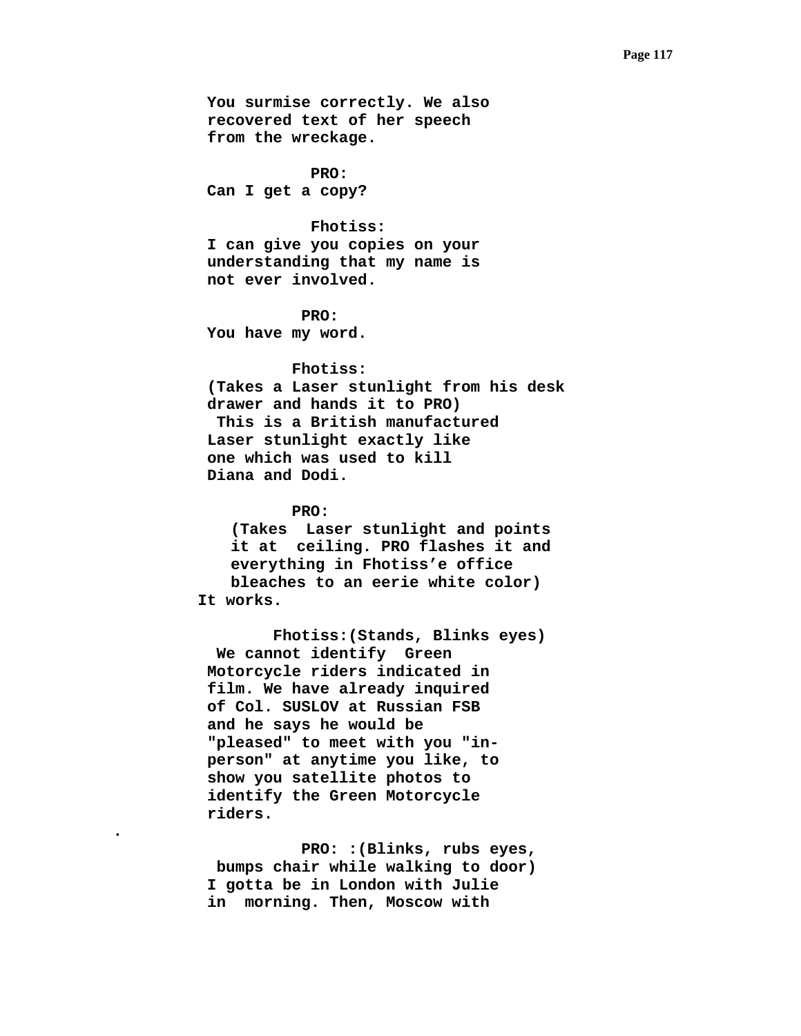You surmise correctly. We also
recovered text of her speech
from the wreckage.

PRO:
Can I get a copy?

Fhotiss:
I can give you copies on your
understanding that my name is
not ever involved.

PRO:
You have my word.

Fhotiss:
(Takes a Laser stunlight from his desk
drawer and hands it to PRO)
This is a British manufactured
Laser stunlight exactly like
one which was used to kill
Diana and Dodi.

PRO:
(Takes  Laser stunlight and points
it at  ceiling. PRO flashes it and
everything in Fhotiss'e office
bleaches to an eerie white color)
It works.

Fhotiss:(Stands, Blinks eyes)
We cannot identify  Green
Motorcycle riders indicated in
film. We have already inquired
of Col. SUSLOV at Russian FSB
and he says he would be
"pleased" to meet with you "in-
person" at anytime you like, to
show you satellite photos to
identify the Green Motorcycle
riders.

.

PRO: :(Blinks, rubs eyes,
bumps chair while walking to door)
I gotta be in London with Julie
in  morning. Then, Moscow with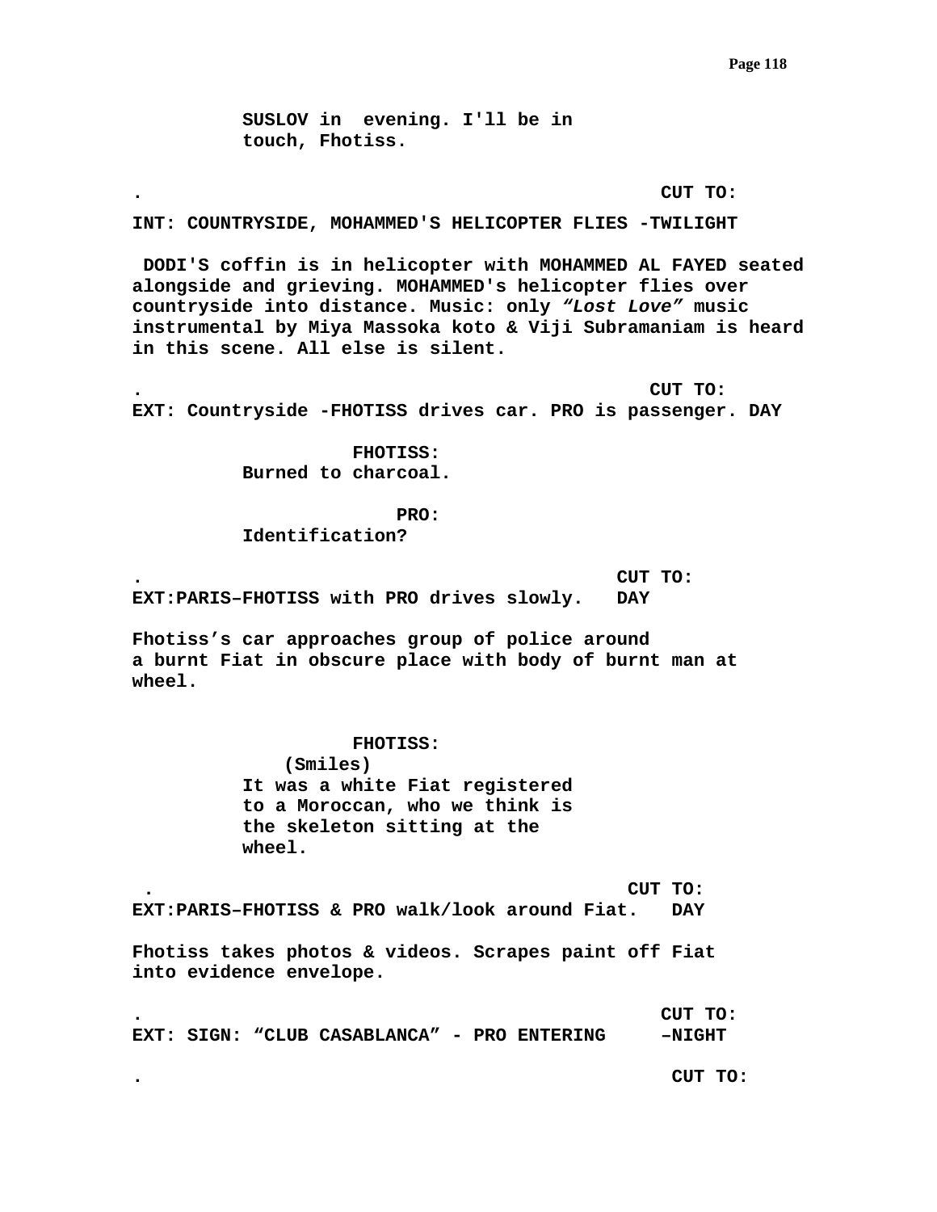**SUSLOV in  evening. I'll be in touch, Fhotiss.**

**.                                                CUT TO:**

**INT: COUNTRYSIDE, MOHAMMED'S HELICOPTER FLIES -TWILIGHT**

**DODI'S coffin is in helicopter with MOHAMMED AL FAYED seated alongside and grieving. MOHAMMED's helicopter flies over countryside into distance. Music: only *"Lost Love"* music instrumental by Miya Massoka koto & Viji Subramaniam is heard in this scene. All else is silent.**

**.                                                CUT TO:**

**EXT: Countryside -FHOTISS drives car. PRO is passenger. DAY**

**FHOTISS:**

**Burned to charcoal.**

**PRO:**

**Identification?**

**.                                                CUT TO:**

**EXT:PARIS–FHOTISS with PRO drives slowly.   DAY**

**Fhotiss's car approaches group of police around a burnt Fiat in obscure place with body of burnt man at wheel.**

**FHOTISS:**

**(Smiles)**

**It was a white Fiat registered to a Moroccan, who we think is the skeleton sitting at the wheel.**

**.                                                CUT TO:**

**EXT:PARIS–FHOTISS & PRO walk/look around Fiat.   DAY**

**Fhotiss takes photos & videos. Scrapes paint off Fiat into evidence envelope.**

**.                                                CUT TO:**

**EXT: SIGN: "CLUB CASABLANCA" - PRO ENTERING     –NIGHT**

**.                                                CUT TO:**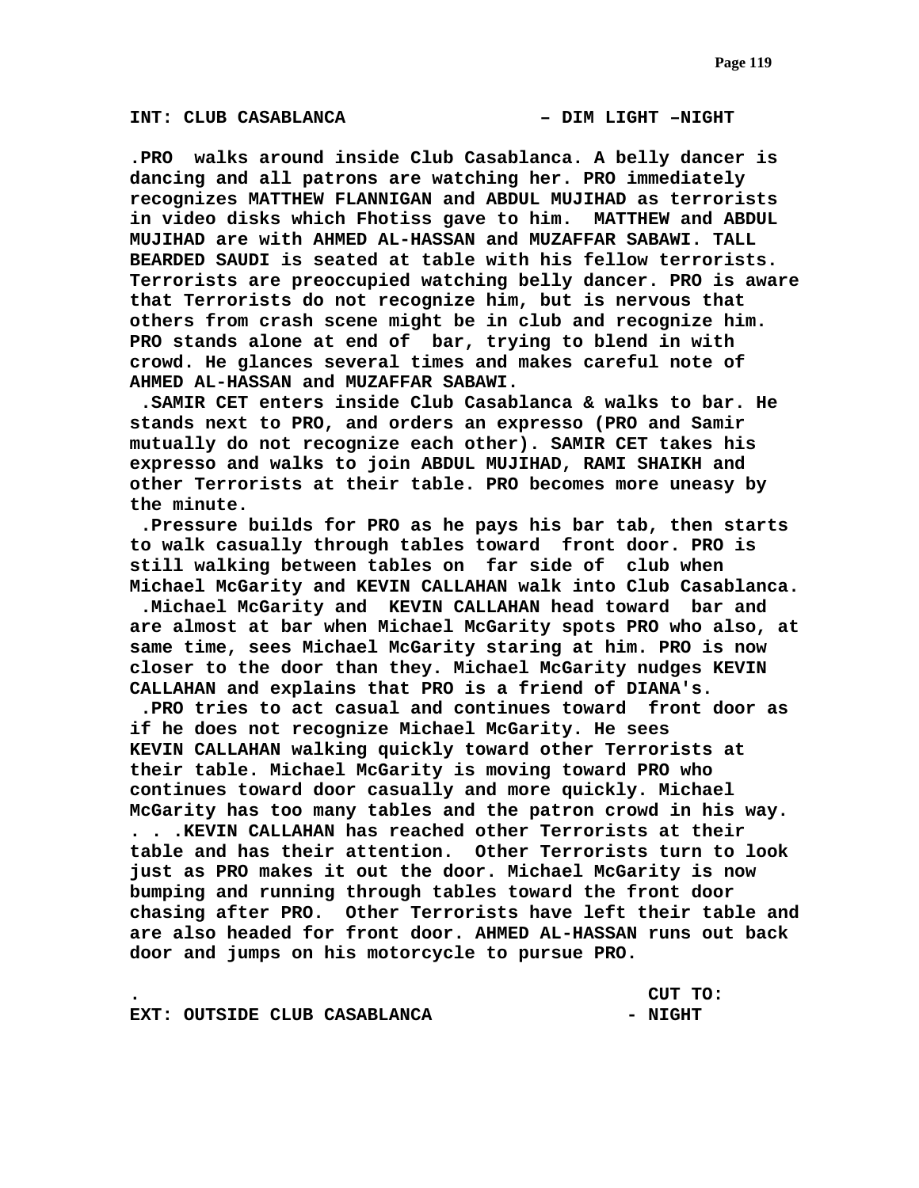**INT: CLUB CASABLANCA – DIM LIGHT –NIGHT**

**.PRO walks around inside Club Casablanca. A belly dancer is dancing and all patrons are watching her. PRO immediately recognizes MATTHEW FLANNIGAN and ABDUL MUJIHAD as terrorists in video disks which Fhotiss gave to him. MATTHEW and ABDUL MUJIHAD are with AHMED AL-HASSAN and MUZAFFAR SABAWI. TALL BEARDED SAUDI is seated at table with his fellow terrorists. Terrorists are preoccupied watching belly dancer. PRO is aware that Terrorists do not recognize him, but is nervous that others from crash scene might be in club and recognize him. PRO stands alone at end of bar, trying to blend in with crowd. He glances several times and makes careful note of AHMED AL-HASSAN and MUZAFFAR SABAWI.**

**.SAMIR CET enters inside Club Casablanca & walks to bar. He stands next to PRO, and orders an expresso (PRO and Samir mutually do not recognize each other). SAMIR CET takes his expresso and walks to join ABDUL MUJIHAD, RAMI SHAIKH and other Terrorists at their table. PRO becomes more uneasy by the minute.**

**.Pressure builds for PRO as he pays his bar tab, then starts to walk casually through tables toward front door. PRO is still walking between tables on far side of club when Michael McGarity and KEVIN CALLAHAN walk into Club Casablanca.**

**.Michael McGarity and KEVIN CALLAHAN head toward bar and are almost at bar when Michael McGarity spots PRO who also, at same time, sees Michael McGarity staring at him. PRO is now closer to the door than they. Michael McGarity nudges KEVIN CALLAHAN and explains that PRO is a friend of DIANA's.**

**.PRO tries to act casual and continues toward front door as if he does not recognize Michael McGarity. He sees KEVIN CALLAHAN walking quickly toward other Terrorists at their table. Michael McGarity is moving toward PRO who continues toward door casually and more quickly. Michael McGarity has too many tables and the patron crowd in his way.**

**. . .KEVIN CALLAHAN has reached other Terrorists at their table and has their attention. Other Terrorists turn to look just as PRO makes it out the door. Michael McGarity is now bumping and running through tables toward the front door chasing after PRO. Other Terrorists have left their table and are also headed for front door. AHMED AL-HASSAN runs out back door and jumps on his motorcycle to pursue PRO.**

**. CUT TO:**

**EXT: OUTSIDE CLUB CASABLANCA - NIGHT**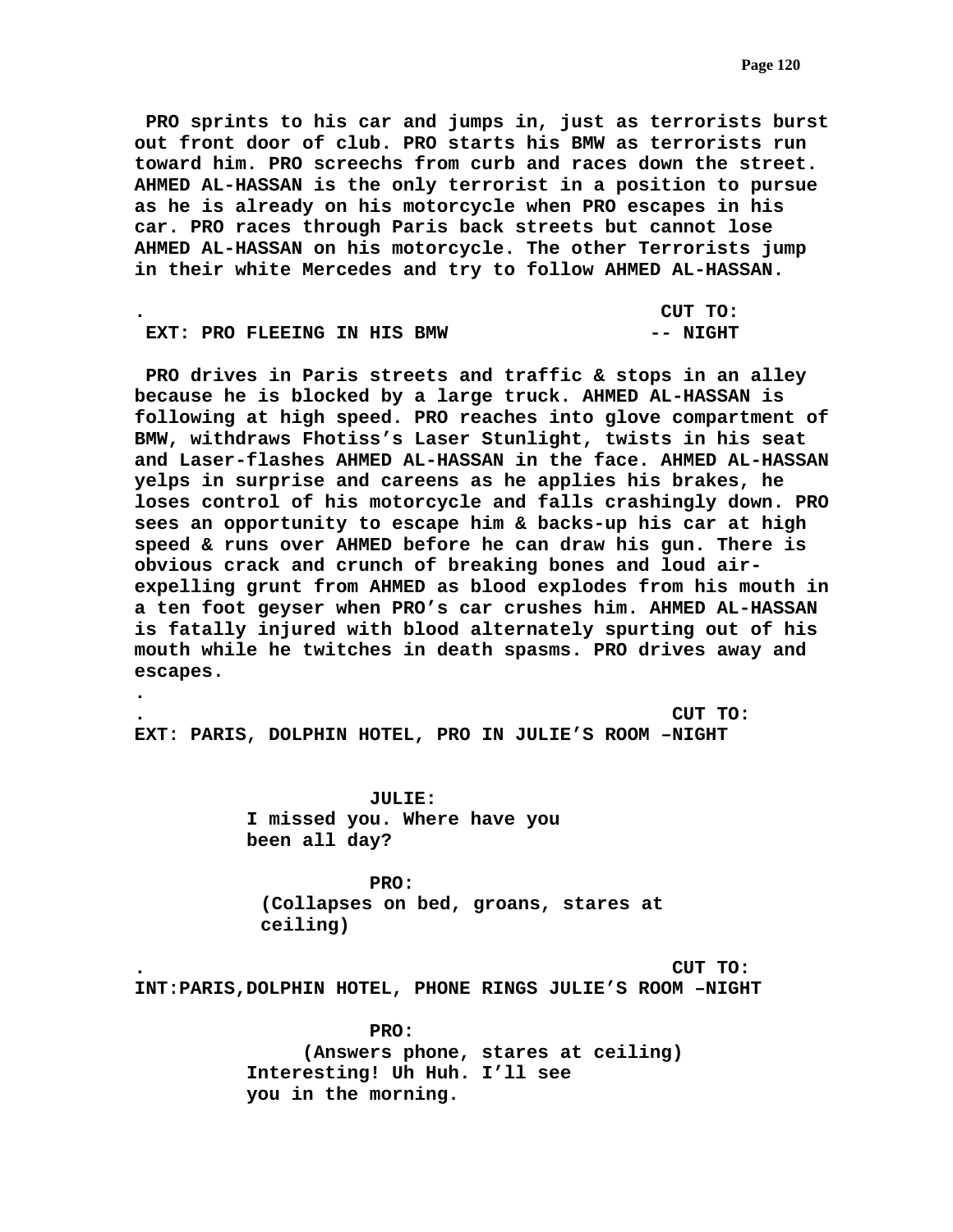**PRO sprints to his car and jumps in, just as terrorists burst out front door of club. PRO starts his BMW as terrorists run toward him. PRO screechs from curb and races down the street. AHMED AL-HASSAN is the only terrorist in a position to pursue as he is already on his motorcycle when PRO escapes in his car. PRO races through Paris back streets but cannot lose AHMED AL-HASSAN on his motorcycle. The other Terrorists jump in their white Mercedes and try to follow AHMED AL-HASSAN.**

**. CUT TO:**

**EXT: PRO FLEEING IN HIS BMW -- NIGHT**

**PRO drives in Paris streets and traffic & stops in an alley because he is blocked by a large truck. AHMED AL-HASSAN is following at high speed. PRO reaches into glove compartment of BMW, withdraws Fhotiss's Laser Stunlight, twists in his seat and Laser-flashes AHMED AL-HASSAN in the face. AHMED AL-HASSAN yelps in surprise and careens as he applies his brakes, he loses control of his motorcycle and falls crashingly down. PRO sees an opportunity to escape him & backs-up his car at high speed & runs over AHMED before he can draw his gun. There is obvious crack and crunch of breaking bones and loud air-expelling grunt from AHMED as blood explodes from his mouth in a ten foot geyser when PRO's car crushes him. AHMED AL-HASSAN is fatally injured with blood alternately spurting out of his mouth while he twitches in death spasms. PRO drives away and escapes.**

**.**

**. CUT TO:**

**EXT: PARIS, DOLPHIN HOTEL, PRO IN JULIE'S ROOM –NIGHT**

**JULIE:**

**I missed you. Where have you been all day?**

**PRO:**

**(Collapses on bed, groans, stares at ceiling)**

**. CUT TO:**

**INT:PARIS,DOLPHIN HOTEL, PHONE RINGS JULIE'S ROOM –NIGHT**

**PRO:**

**(Answers phone, stares at ceiling)**

**Interesting! Uh Huh. I'll see you in the morning.**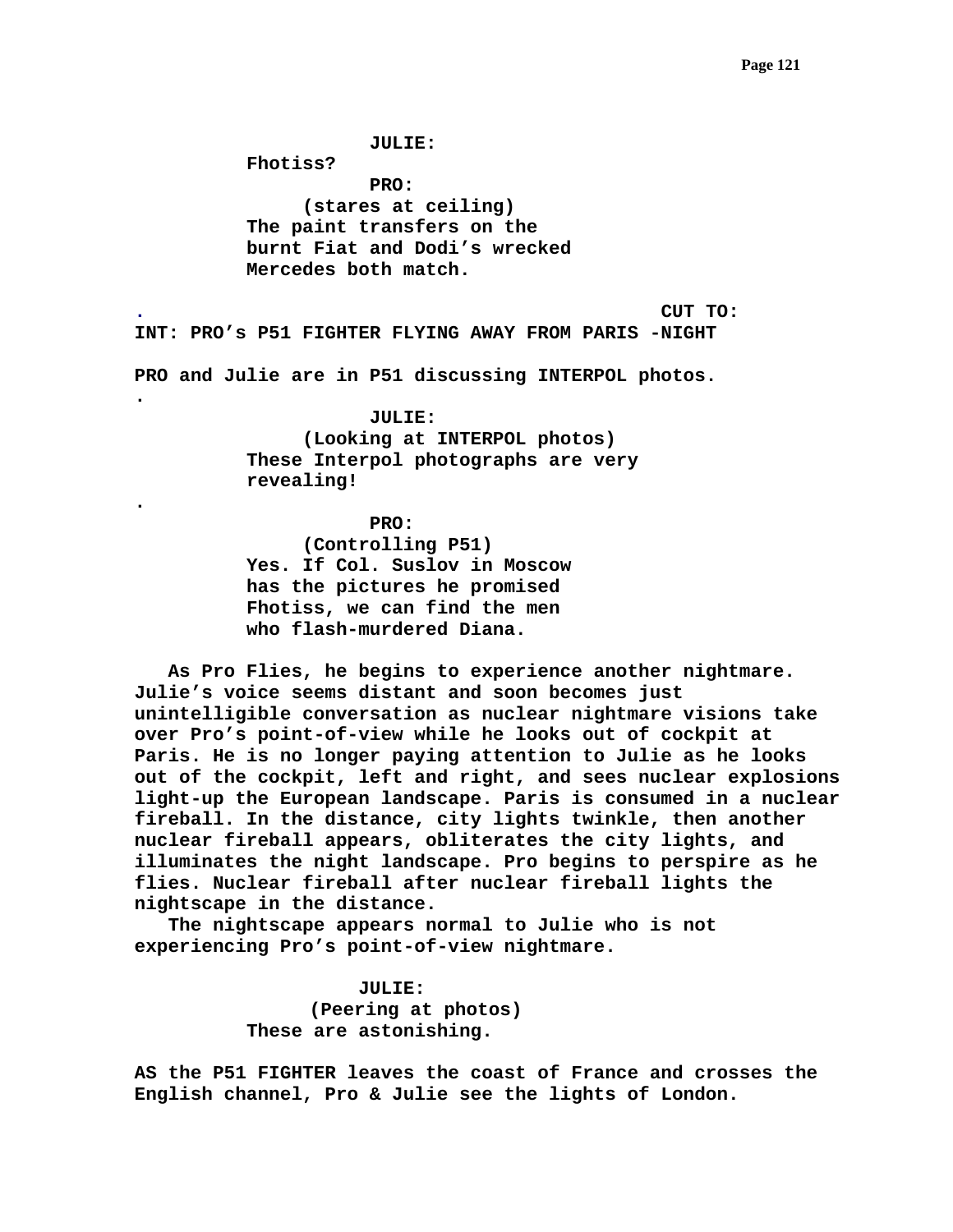**JULIE:**

**Fhotiss?**

**PRO:**

**(stares at ceiling)**

**The paint transfers on the burnt Fiat and Dodi's wrecked Mercedes both match.**

**.** **CUT TO:**

**INT: PRO's P51 FIGHTER FLYING AWAY FROM PARIS -NIGHT**

**PRO and Julie are in P51 discussing INTERPOL photos.**

**.**

**JULIE:**

**(Looking at INTERPOL photos)**

**These Interpol photographs are very revealing!**

**.**

**PRO:**

**(Controlling P51)**

**Yes. If Col. Suslov in Moscow has the pictures he promised Fhotiss, we can find the men who flash-murdered Diana.**

**As Pro Flies, he begins to experience another nightmare. Julie's voice seems distant and soon becomes just unintelligible conversation as nuclear nightmare visions take over Pro's point-of-view while he looks out of cockpit at Paris. He is no longer paying attention to Julie as he looks out of the cockpit, left and right, and sees nuclear explosions light-up the European landscape. Paris is consumed in a nuclear fireball. In the distance, city lights twinkle, then another nuclear fireball appears, obliterates the city lights, and illuminates the night landscape. Pro begins to perspire as he flies. Nuclear fireball after nuclear fireball lights the nightscape in the distance.**

**The nightscape appears normal to Julie who is not experiencing Pro's point-of-view nightmare.**

**JULIE:**

**(Peering at photos)**

**These are astonishing.**

**AS the P51 FIGHTER leaves the coast of France and crosses the English channel, Pro & Julie see the lights of London.**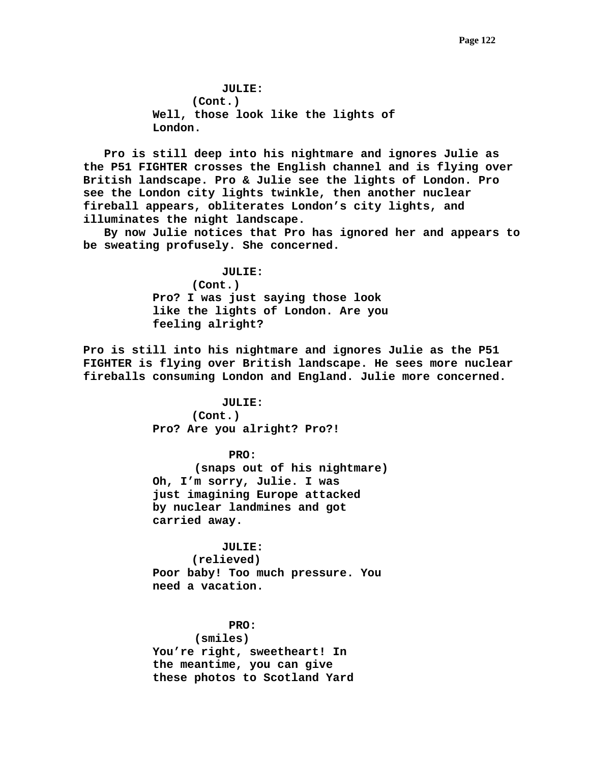**JULIE:**
**(Cont.)**
**Well, those look like the lights of London.**

**Pro is still deep into his nightmare and ignores Julie as the P51 FIGHTER crosses the English channel and is flying over British landscape. Pro & Julie see the lights of London. Pro see the London city lights twinkle, then another nuclear fireball appears, obliterates London's city lights, and illuminates the night landscape.**
**By now Julie notices that Pro has ignored her and appears to be sweating profusely. She concerned.**

**JULIE:**
**(Cont.)**
**Pro? I was just saying those look like the lights of London. Are you feeling alright?**

**Pro is still into his nightmare and ignores Julie as the P51 FIGHTER is flying over British landscape. He sees more nuclear fireballs consuming London and England. Julie more concerned.**

**JULIE:**
**(Cont.)**
**Pro? Are you alright? Pro?!**

**PRO:**
**(snaps out of his nightmare)**
**Oh, I'm sorry, Julie. I was just imagining Europe attacked by nuclear landmines and got carried away.**

**JULIE:**
**(relieved)**
**Poor baby! Too much pressure. You need a vacation.**

**PRO:**
**(smiles)**
**You're right, sweetheart! In the meantime, you can give these photos to Scotland Yard**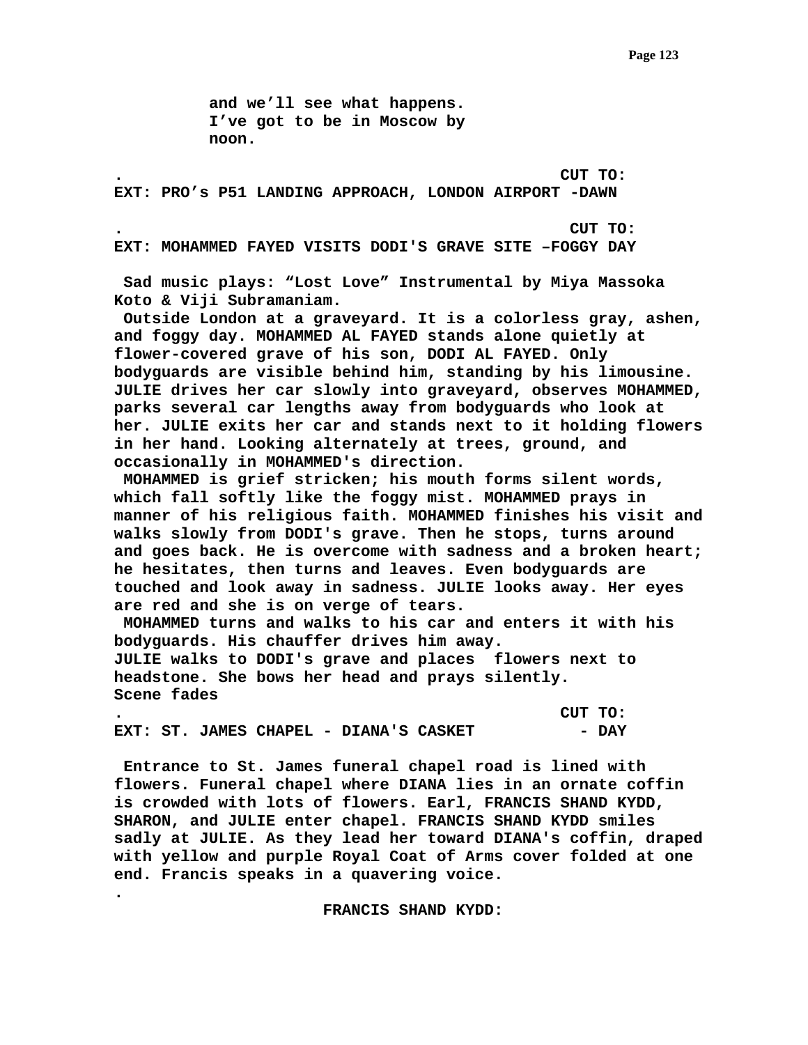and we'll see what happens.
I've got to be in Moscow by
noon.

. CUT TO:

**EXT: PRO's P51 LANDING APPROACH, LONDON AIRPORT -DAWN**

. CUT TO:

**EXT: MOHAMMED FAYED VISITS DODI'S GRAVE SITE –FOGGY DAY**

Sad music plays: "Lost Love" Instrumental by Miya Massoka Koto & Viji Subramaniam.

Outside London at a graveyard. It is a colorless gray, ashen, and foggy day. MOHAMMED AL FAYED stands alone quietly at flower-covered grave of his son, DODI AL FAYED. Only bodyguards are visible behind him, standing by his limousine. JULIE drives her car slowly into graveyard, observes MOHAMMED, parks several car lengths away from bodyguards who look at her. JULIE exits her car and stands next to it holding flowers in her hand. Looking alternately at trees, ground, and occasionally in MOHAMMED's direction.

MOHAMMED is grief stricken; his mouth forms silent words, which fall softly like the foggy mist. MOHAMMED prays in manner of his religious faith. MOHAMMED finishes his visit and walks slowly from DODI's grave. Then he stops, turns around and goes back. He is overcome with sadness and a broken heart; he hesitates, then turns and leaves. Even bodyguards are touched and look away in sadness. JULIE looks away. Her eyes are red and she is on verge of tears.

MOHAMMED turns and walks to his car and enters it with his bodyguards. His chauffer drives him away.

JULIE walks to DODI's grave and places flowers next to headstone. She bows her head and prays silently.

Scene fades

. CUT TO:

**EXT: ST. JAMES CHAPEL - DIANA'S CASKET - DAY**

Entrance to St. James funeral chapel road is lined with flowers. Funeral chapel where DIANA lies in an ornate coffin is crowded with lots of flowers. Earl, FRANCIS SHAND KYDD, SHARON, and JULIE enter chapel. FRANCIS SHAND KYDD smiles sadly at JULIE. As they lead her toward DIANA's coffin, draped with yellow and purple Royal Coat of Arms cover folded at one end. Francis speaks in a quavering voice.

.

FRANCIS SHAND KYDD: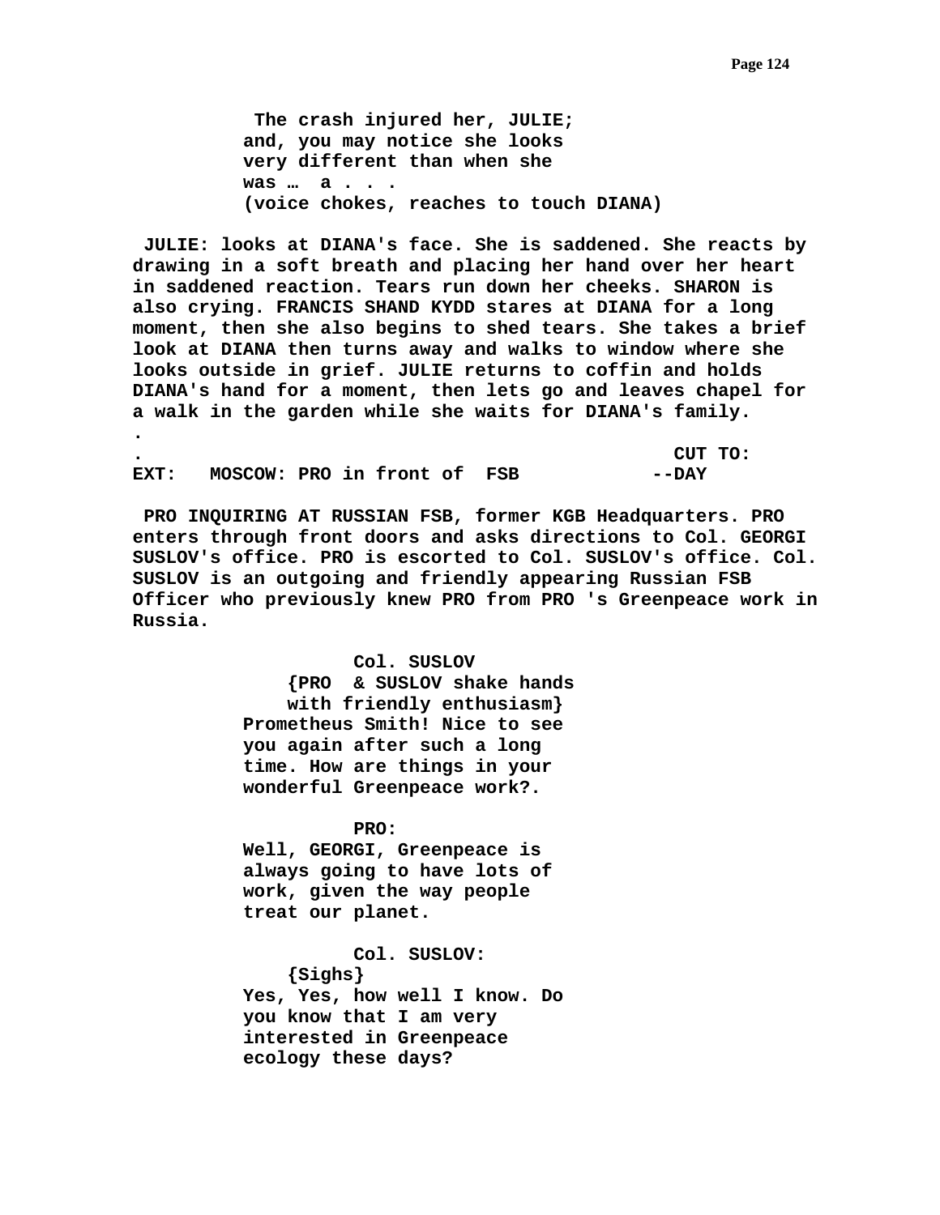The crash injured her, JULIE;
and, you may notice she looks
very different than when she
was … a . . .
(voice chokes, reaches to touch DIANA)

JULIE: looks at DIANA's face. She is saddened. She reacts by drawing in a soft breath and placing her hand over her heart in saddened reaction. Tears run down her cheeks. SHARON is also crying. FRANCIS SHAND KYDD stares at DIANA for a long moment, then she also begins to shed tears. She takes a brief look at DIANA then turns away and walks to window where she looks outside in grief. JULIE returns to coffin and holds DIANA's hand for a moment, then lets go and leaves chapel for a walk in the garden while she waits for DIANA's family.

.

. CUT TO:

EXT: MOSCOW: PRO in front of FSB --DAY

PRO INQUIRING AT RUSSIAN FSB, former KGB Headquarters. PRO enters through front doors and asks directions to Col. GEORGI SUSLOV's office. PRO is escorted to Col. SUSLOV's office. Col. SUSLOV is an outgoing and friendly appearing Russian FSB Officer who previously knew PRO from PRO 's Greenpeace work in Russia.

Col. SUSLOV
{PRO & SUSLOV shake hands
with friendly enthusiasm}
Prometheus Smith! Nice to see
you again after such a long
time. How are things in your
wonderful Greenpeace work?.

PRO:
Well, GEORGI, Greenpeace is
always going to have lots of
work, given the way people
treat our planet.

Col. SUSLOV:
{Sighs}
Yes, Yes, how well I know. Do
you know that I am very
interested in Greenpeace
ecology these days?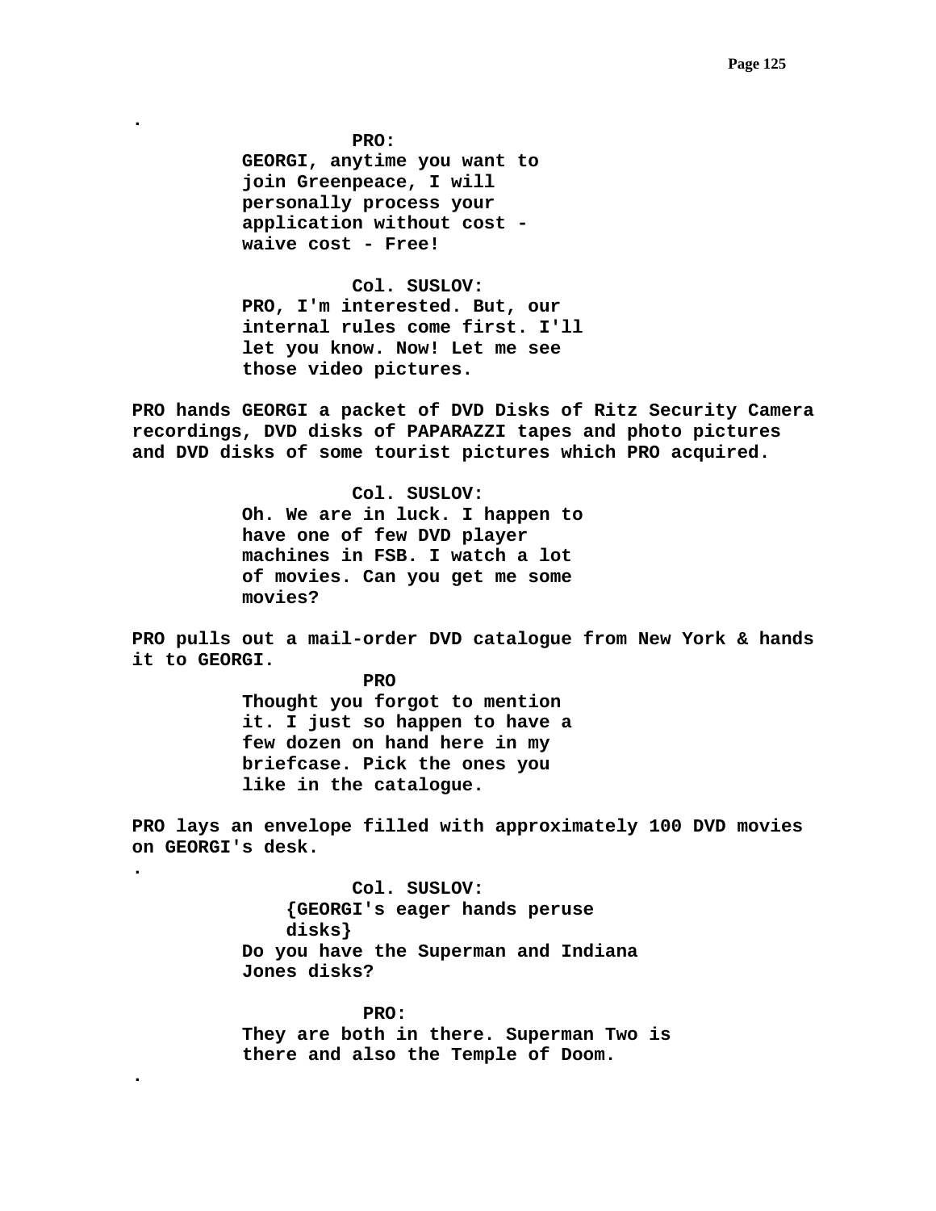.

**PRO:**

**GEORGI, anytime you want to join Greenpeace, I will personally process your application without cost - waive cost - Free!**

**Col. SUSLOV:**

**PRO, I'm interested. But, our internal rules come first. I'll let you know. Now! Let me see those video pictures.**

**PRO hands GEORGI a packet of DVD Disks of Ritz Security Camera recordings, DVD disks of PAPARAZZI tapes and photo pictures and DVD disks of some tourist pictures which PRO acquired.**

**Col. SUSLOV:**

**Oh. We are in luck. I happen to have one of few DVD player machines in FSB. I watch a lot of movies. Can you get me some movies?**

**PRO pulls out a mail-order DVD catalogue from New York & hands it to GEORGI.**

**PRO**

**Thought you forgot to mention it. I just so happen to have a few dozen on hand here in my briefcase. Pick the ones you like in the catalogue.**

**PRO lays an envelope filled with approximately 100 DVD movies on GEORGI's desk.**

.

**Col. SUSLOV:**

**{GEORGI's eager hands peruse disks}**

**Do you have the Superman and Indiana Jones disks?**

**PRO:**

**They are both in there. Superman Two is there and also the Temple of Doom.**

.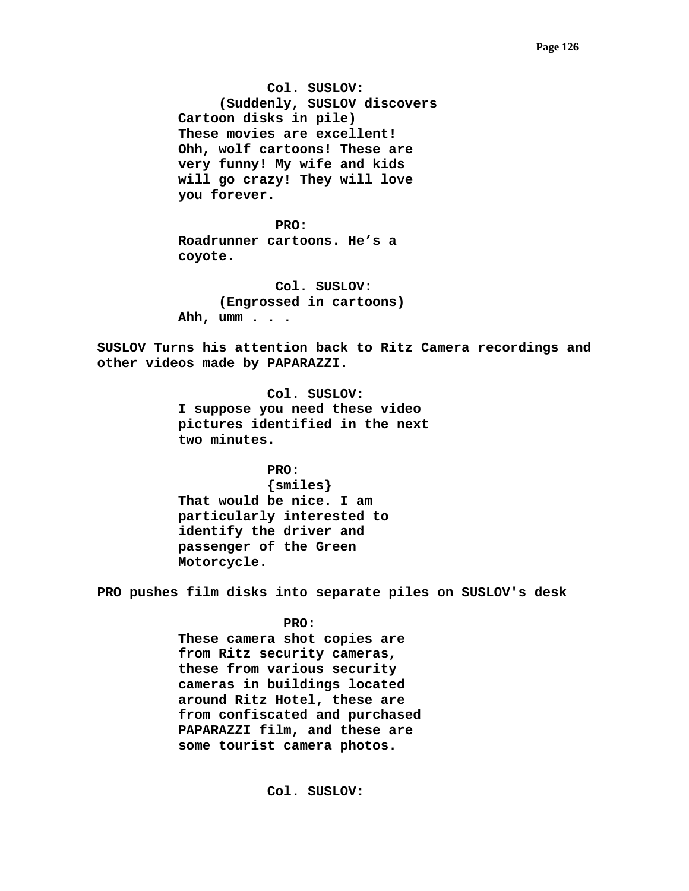**Col. SUSLOV:**
**(Suddenly, SUSLOV discovers Cartoon disks in pile)**
**These movies are excellent! Ohh, wolf cartoons! These are very funny! My wife and kids will go crazy! They will love you forever.**

**PRO:**
**Roadrunner cartoons. He's a coyote.**

**Col. SUSLOV:**
**(Engrossed in cartoons)**
**Ahh, umm . . .**

**SUSLOV Turns his attention back to Ritz Camera recordings and other videos made by PAPARAZZI.**

**Col. SUSLOV:**
**I suppose you need these video pictures identified in the next two minutes.**

**PRO:**
**{smiles}**
**That would be nice. I am particularly interested to identify the driver and passenger of the Green Motorcycle.**

**PRO pushes film disks into separate piles on SUSLOV's desk**

**PRO:**
**These camera shot copies are from Ritz security cameras, these from various security cameras in buildings located around Ritz Hotel, these are from confiscated and purchased PAPARAZZI film, and these are some tourist camera photos.**

**Col. SUSLOV:**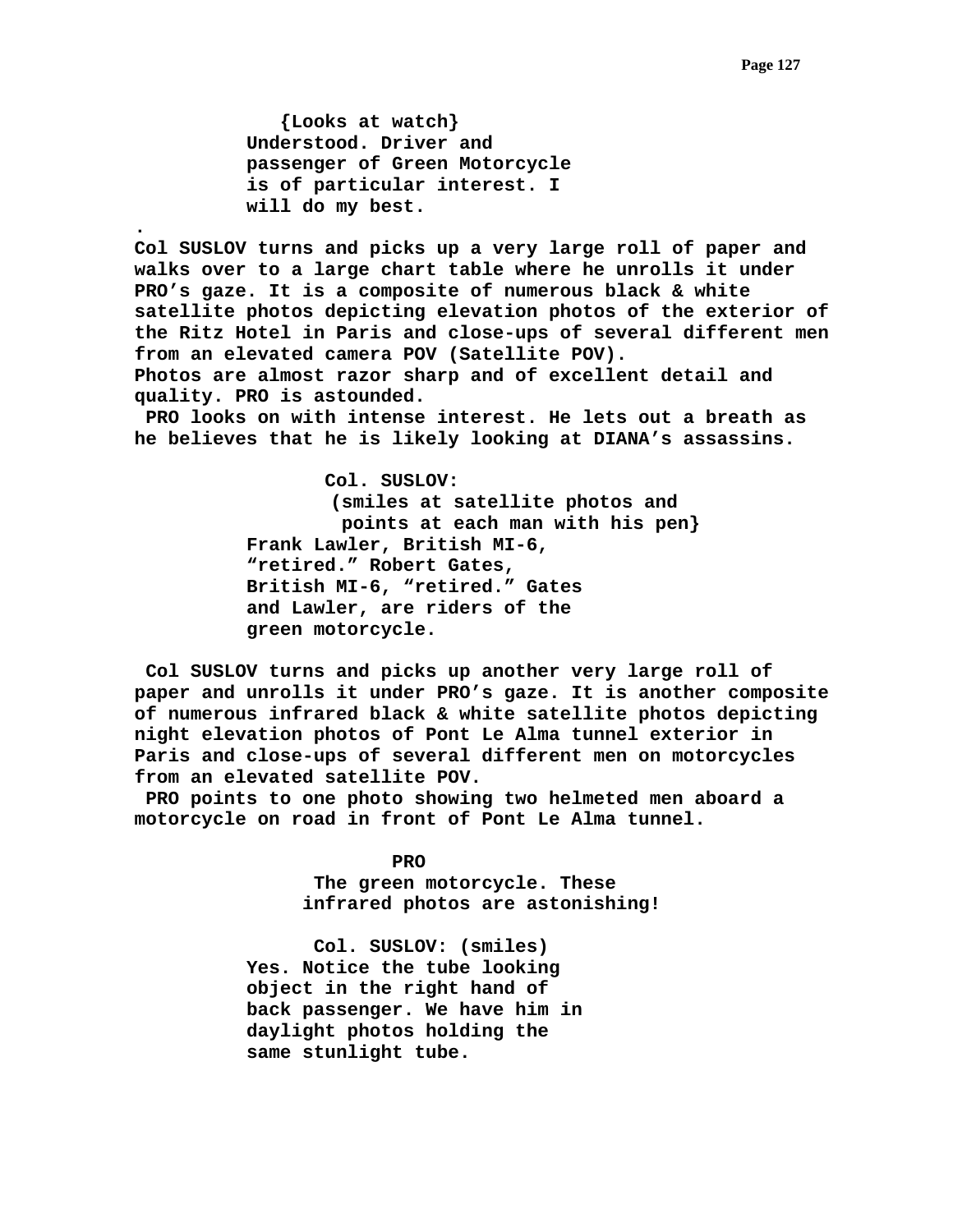**{Looks at watch}**
**Understood. Driver and passenger of Green Motorcycle is of particular interest. I will do my best.**

**.**

**Col SUSLOV turns and picks up a very large roll of paper and walks over to a large chart table where he unrolls it under PRO's gaze. It is a composite of numerous black & white satellite photos depicting elevation photos of the exterior of the Ritz Hotel in Paris and close-ups of several different men from an elevated camera POV (Satellite POV).**
**Photos are almost razor sharp and of excellent detail and quality. PRO is astounded.**
**PRO looks on with intense interest. He lets out a breath as he believes that he is likely looking at DIANA's assassins.**

**Col. SUSLOV:**
**(smiles at satellite photos and points at each man with his pen}**
**Frank Lawler, British MI-6, "retired." Robert Gates, British MI-6, "retired." Gates and Lawler, are riders of the green motorcycle.**

**Col SUSLOV turns and picks up another very large roll of paper and unrolls it under PRO's gaze. It is another composite of numerous infrared black & white satellite photos depicting night elevation photos of Pont Le Alma tunnel exterior in Paris and close-ups of several different men on motorcycles from an elevated satellite POV.**
**PRO points to one photo showing two helmeted men aboard a motorcycle on road in front of Pont Le Alma tunnel.**

**PRO**
**The green motorcycle. These infrared photos are astonishing!**

**Col. SUSLOV: (smiles)**
**Yes. Notice the tube looking object in the right hand of back passenger. We have him in daylight photos holding the same stunlight tube.**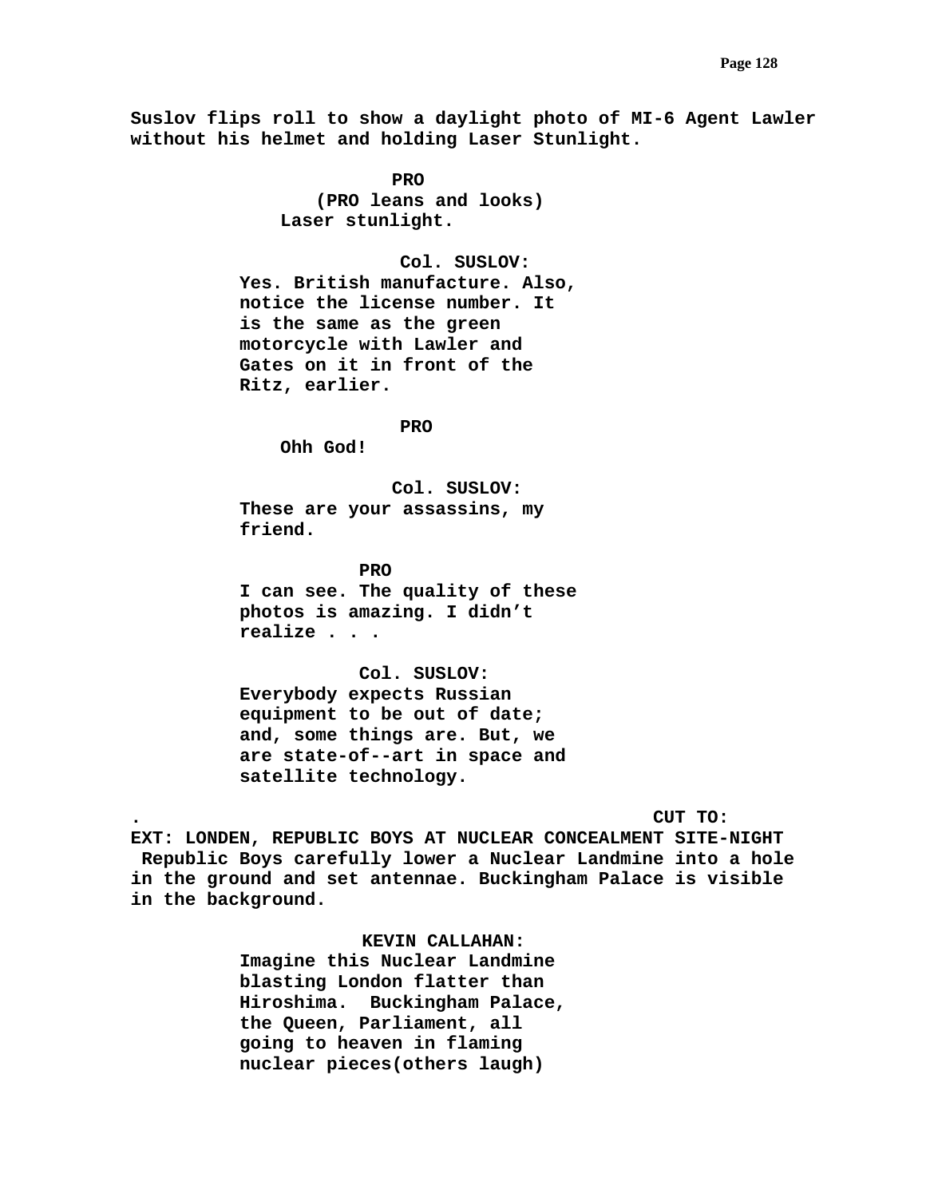**Suslov flips roll to show a daylight photo of MI-6 Agent Lawler without his helmet and holding Laser Stunlight.**

**PRO**
**(PRO leans and looks)**
**Laser stunlight.**

**Col. SUSLOV:**
**Yes. British manufacture. Also, notice the license number. It is the same as the green motorcycle with Lawler and Gates on it in front of the Ritz, earlier.**

**PRO**
**Ohh God!**

**Col. SUSLOV:**
**These are your assassins, my friend.**

**PRO**
**I can see. The quality of these photos is amazing. I didn't realize . . .**

**Col. SUSLOV:**
**Everybody expects Russian equipment to be out of date; and, some things are. But, we are state-of--art in space and satellite technology.**

**. CUT TO:**

**EXT: LONDEN, REPUBLIC BOYS AT NUCLEAR CONCEALMENT SITE-NIGHT**
**Republic Boys carefully lower a Nuclear Landmine into a hole in the ground and set antennae. Buckingham Palace is visible in the background.**

**KEVIN CALLAHAN:**
**Imagine this Nuclear Landmine blasting London flatter than Hiroshima. Buckingham Palace, the Queen, Parliament, all going to heaven in flaming nuclear pieces(others laugh)**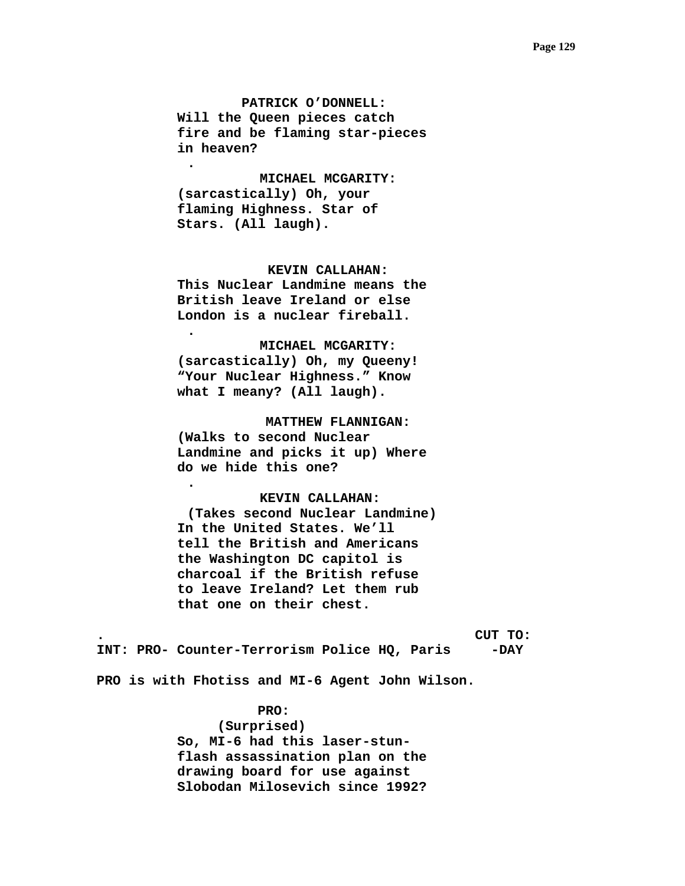**PATRICK O'DONNELL:**
**Will the Queen pieces catch fire and be flaming star-pieces in heaven?**
**.**

**MICHAEL MCGARITY:**
**(sarcastically) Oh, your flaming Highness. Star of Stars. (All laugh).**

**KEVIN CALLAHAN:**
**This Nuclear Landmine means the British leave Ireland or else London is a nuclear fireball.**
**.**

**MICHAEL MCGARITY:**
**(sarcastically) Oh, my Queeny! "Your Nuclear Highness." Know what I meany? (All laugh).**

**MATTHEW FLANNIGAN:**
**(Walks to second Nuclear Landmine and picks it up) Where do we hide this one?**
**.**

**KEVIN CALLAHAN:**
**(Takes second Nuclear Landmine)**
**In the United States. We'll tell the British and Americans the Washington DC capitol is charcoal if the British refuse to leave Ireland? Let them rub that one on their chest.**

**. CUT TO:**

**INT: PRO- Counter-Terrorism Police HQ, Paris -DAY**

**PRO is with Fhotiss and MI-6 Agent John Wilson.**

**PRO:**
**(Surprised)**
**So, MI-6 had this laser-stun-flash assassination plan on the drawing board for use against Slobodan Milosevich since 1992?**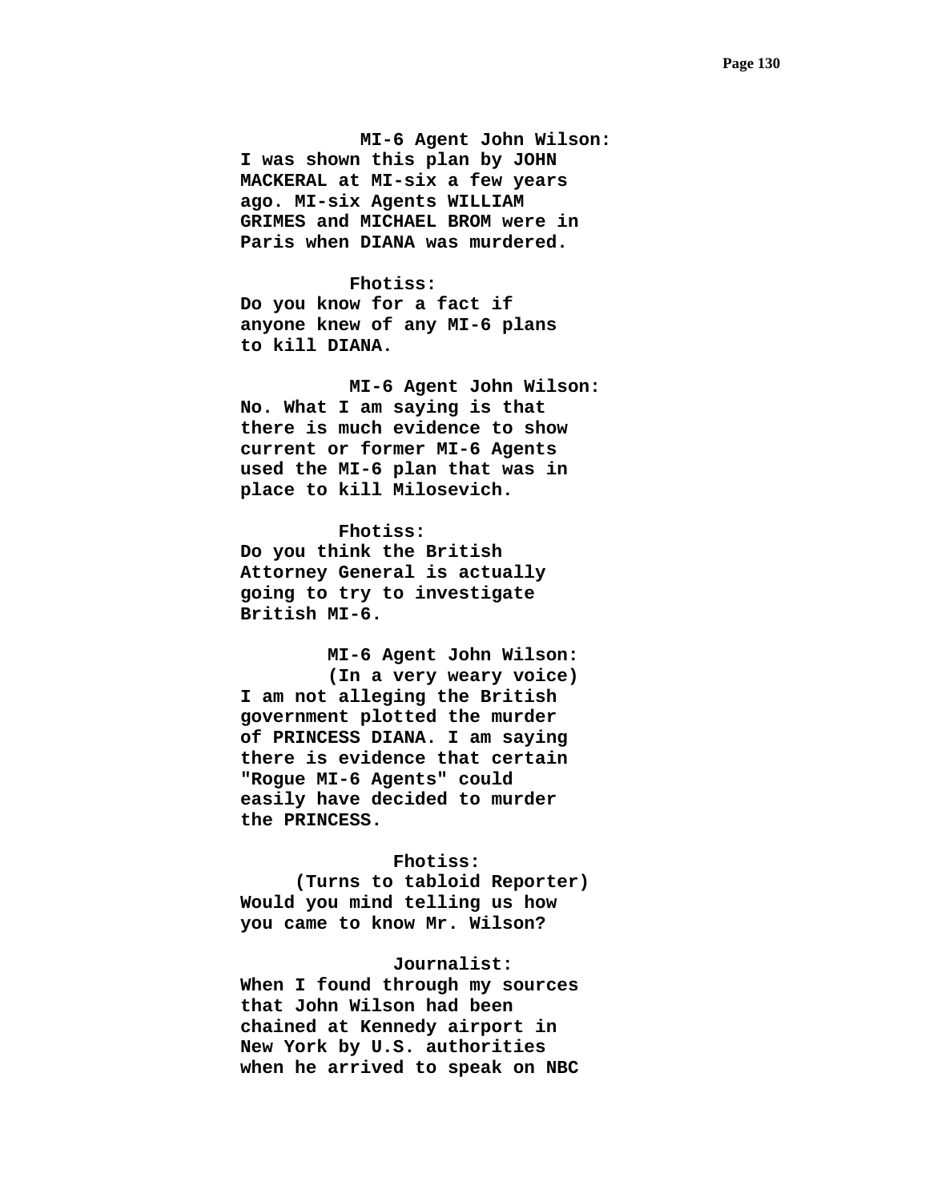**MI-6 Agent John Wilson:**
**I was shown this plan by JOHN MACKERAL at MI-six a few years ago. MI-six Agents WILLIAM GRIMES and MICHAEL BROM were in Paris when DIANA was murdered.**

**Fhotiss:**
**Do you know for a fact if anyone knew of any MI-6 plans to kill DIANA.**

**MI-6 Agent John Wilson:**
**No. What I am saying is that there is much evidence to show current or former MI-6 Agents used the MI-6 plan that was in place to kill Milosevich.**

**Fhotiss:**
**Do you think the British Attorney General is actually going to try to investigate British MI-6.**

**MI-6 Agent John Wilson:**
**(In a very weary voice)**
**I am not alleging the British government plotted the murder of PRINCESS DIANA. I am saying there is evidence that certain "Rogue MI-6 Agents" could easily have decided to murder the PRINCESS.**

**Fhotiss:**
**(Turns to tabloid Reporter)**
**Would you mind telling us how you came to know Mr. Wilson?**

**Journalist:**
**When I found through my sources that John Wilson had been chained at Kennedy airport in New York by U.S. authorities when he arrived to speak on NBC**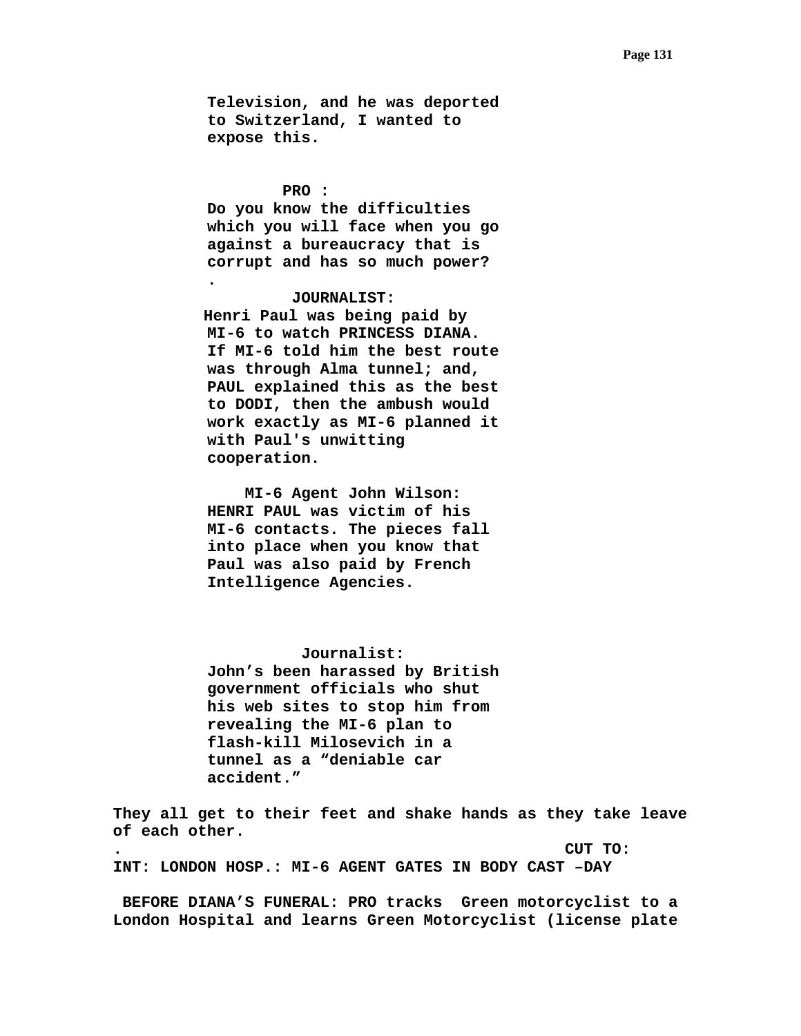**Television, and he was deported to Switzerland, I wanted to expose this.**

**PRO :**
**Do you know the difficulties which you will face when you go against a bureaucracy that is corrupt and has so much power?**
**.**

**JOURNALIST:**
**Henri Paul was being paid by MI-6 to watch PRINCESS DIANA. If MI-6 told him the best route was through Alma tunnel; and, PAUL explained this as the best to DODI, then the ambush would work exactly as MI-6 planned it with Paul's unwitting cooperation.**

**MI-6 Agent John Wilson:**
**HENRI PAUL was victim of his MI-6 contacts. The pieces fall into place when you know that Paul was also paid by French Intelligence Agencies.**

**Journalist:**
**John's been harassed by British government officials who shut his web sites to stop him from revealing the MI-6 plan to flash-kill Milosevich in a tunnel as a "deniable car accident."**

**They all get to their feet and shake hands as they take leave of each other.**
**. CUT TO:**
**INT: LONDON HOSP.: MI-6 AGENT GATES IN BODY CAST –DAY**

**BEFORE DIANA'S FUNERAL: PRO tracks Green motorcyclist to a London Hospital and learns Green Motorcyclist (license plate**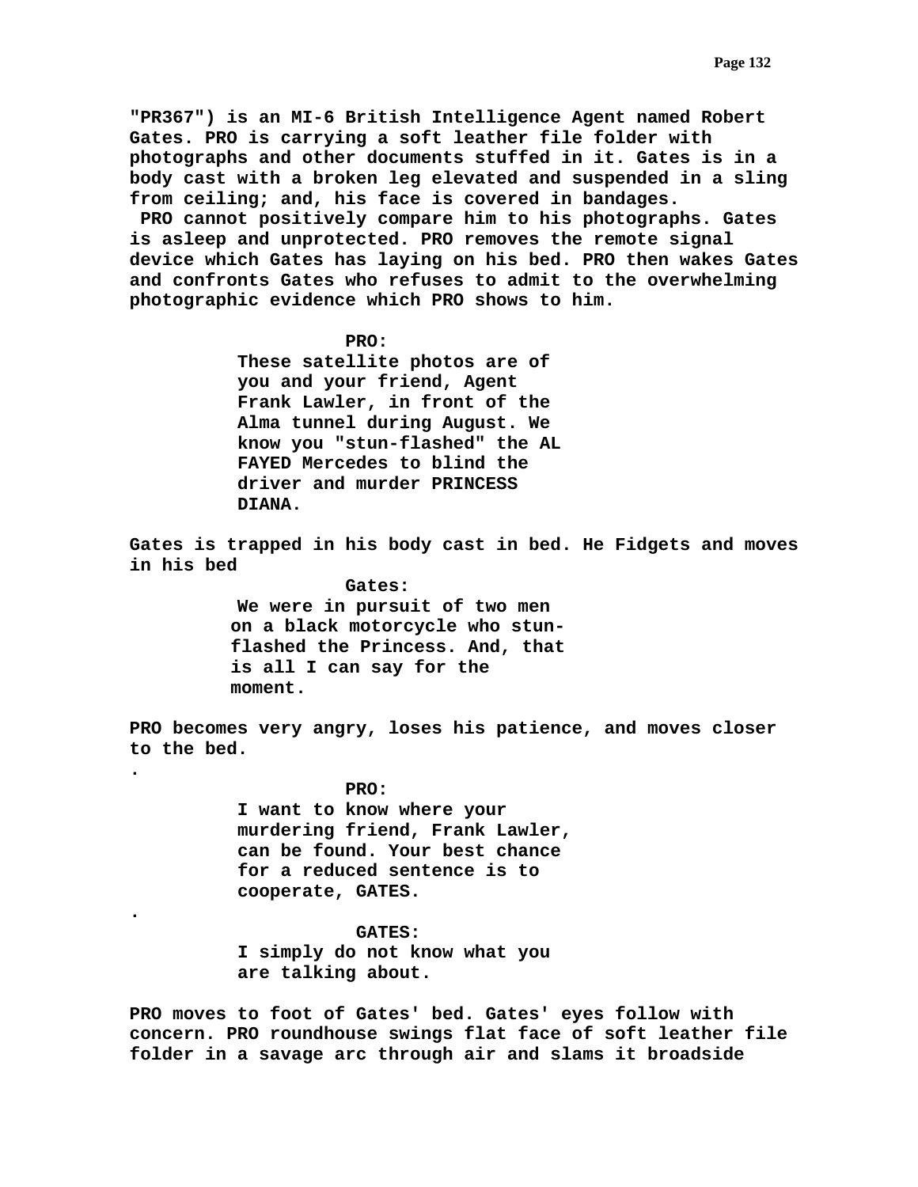"PR367") is an MI-6 British Intelligence Agent named Robert Gates. PRO is carrying a soft leather file folder with photographs and other documents stuffed in it. Gates is in a body cast with a broken leg elevated and suspended in a sling from ceiling; and, his face is covered in bandages.
PRO cannot positively compare him to his photographs. Gates is asleep and unprotected. PRO removes the remote signal device which Gates has laying on his bed. PRO then wakes Gates and confronts Gates who refuses to admit to the overwhelming photographic evidence which PRO shows to him.

PRO:
These satellite photos are of you and your friend, Agent Frank Lawler, in front of the Alma tunnel during August. We know you "stun-flashed" the AL FAYED Mercedes to blind the driver and murder PRINCESS DIANA.

Gates is trapped in his body cast in bed. He Fidgets and moves in his bed

Gates:
We were in pursuit of two men on a black motorcycle who stun-flashed the Princess. And, that is all I can say for the moment.

PRO becomes very angry, loses his patience, and moves closer to the bed.

.

PRO:
I want to know where your murdering friend, Frank Lawler, can be found. Your best chance for a reduced sentence is to cooperate, GATES.

.

GATES:
I simply do not know what you are talking about.

PRO moves to foot of Gates' bed. Gates' eyes follow with concern. PRO roundhouse swings flat face of soft leather file folder in a savage arc through air and slams it broadside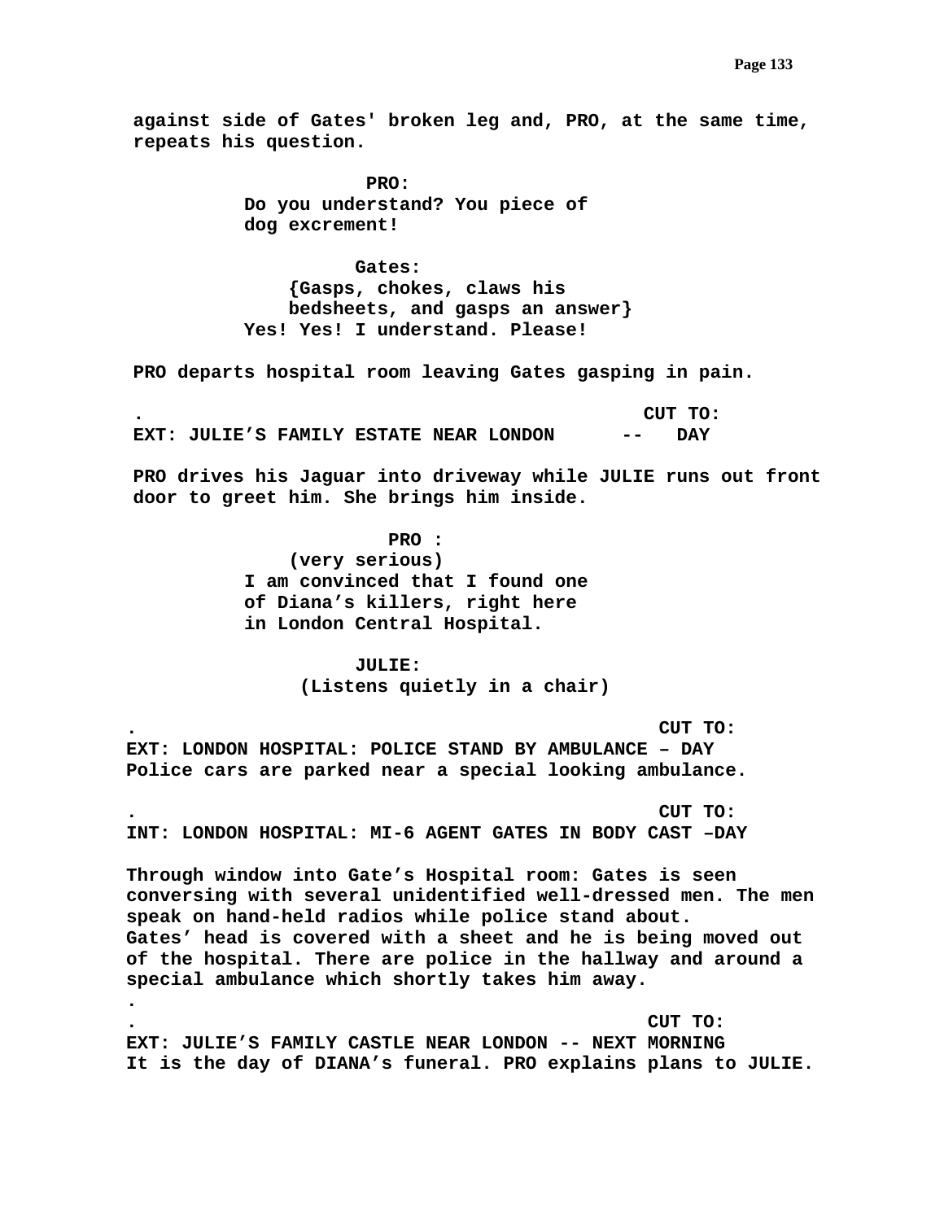**against side of Gates' broken leg and, PRO, at the same time, repeats his question.**

**PRO:**
**Do you understand? You piece of dog excrement!**

**Gates:**
**{Gasps, chokes, claws his bedsheets, and gasps an answer}**
**Yes! Yes! I understand. Please!**

**PRO departs hospital room leaving Gates gasping in pain.**

**. CUT TO:**
**EXT: JULIE'S FAMILY ESTATE NEAR LONDON -- DAY**

**PRO drives his Jaguar into driveway while JULIE runs out front door to greet him. She brings him inside.**

**PRO :**
**(very serious)**
**I am convinced that I found one of Diana's killers, right here in London Central Hospital.**

**JULIE:**
**(Listens quietly in a chair)**

**. CUT TO:**
**EXT: LONDON HOSPITAL: POLICE STAND BY AMBULANCE – DAY**
**Police cars are parked near a special looking ambulance.**

**. CUT TO:**
**INT: LONDON HOSPITAL: MI-6 AGENT GATES IN BODY CAST –DAY**

**Through window into Gate's Hospital room: Gates is seen conversing with several unidentified well-dressed men. The men speak on hand-held radios while police stand about.**
**Gates' head is covered with a sheet and he is being moved out of the hospital. There are police in the hallway and around a special ambulance which shortly takes him away.**
**.**
**. CUT TO:**
**EXT: JULIE'S FAMILY CASTLE NEAR LONDON -- NEXT MORNING**
**It is the day of DIANA's funeral. PRO explains plans to JULIE.**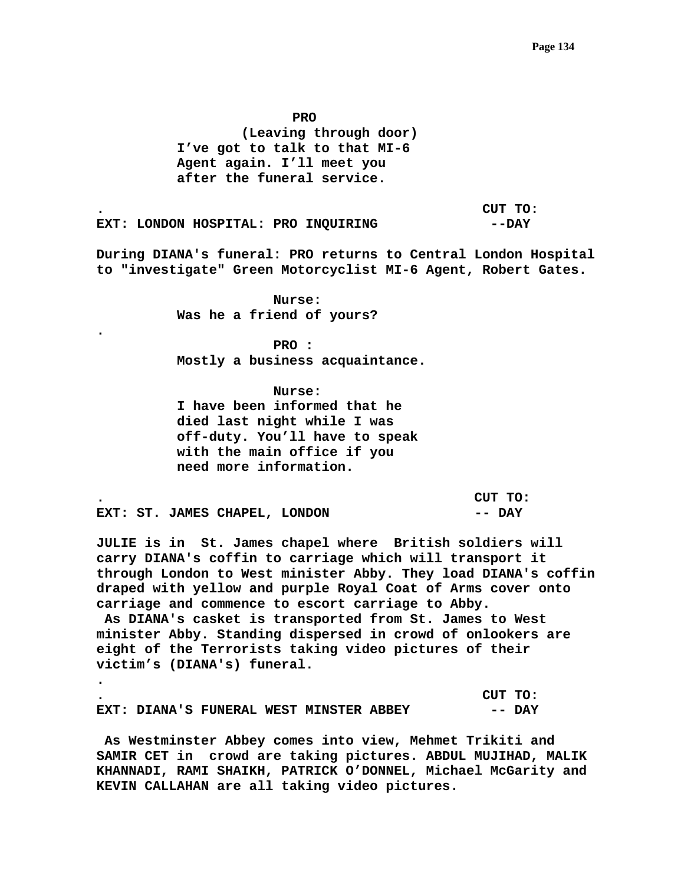**PRO**
**(Leaving through door)**
**I've got to talk to that MI-6 Agent again. I'll meet you after the funeral service.**

**.** **CUT TO:**

**EXT: LONDON HOSPITAL: PRO INQUIRING --DAY**

**During DIANA's funeral: PRO returns to Central London Hospital to "investigate" Green Motorcyclist MI-6 Agent, Robert Gates.**

**Nurse:**
**Was he a friend of yours?**

**.**

**PRO :**
**Mostly a business acquaintance.**

**Nurse:**
**I have been informed that he died last night while I was off-duty. You'll have to speak with the main office if you need more information.**

**.** **CUT TO:**

**EXT: ST. JAMES CHAPEL, LONDON -- DAY**

**JULIE is in St. James chapel where British soldiers will carry DIANA's coffin to carriage which will transport it through London to West minister Abby. They load DIANA's coffin draped with yellow and purple Royal Coat of Arms cover onto carriage and commence to escort carriage to Abby.**
**As DIANA's casket is transported from St. James to West minister Abby. Standing dispersed in crowd of onlookers are eight of the Terrorists taking video pictures of their victim's (DIANA's) funeral.**

**.**

**.** **CUT TO:**

**EXT: DIANA'S FUNERAL WEST MINSTER ABBEY -- DAY**

**As Westminster Abbey comes into view, Mehmet Trikiti and SAMIR CET in crowd are taking pictures. ABDUL MUJIHAD, MALIK KHANNADI, RAMI SHAIKH, PATRICK O'DONNEL, Michael McGarity and KEVIN CALLAHAN are all taking video pictures.**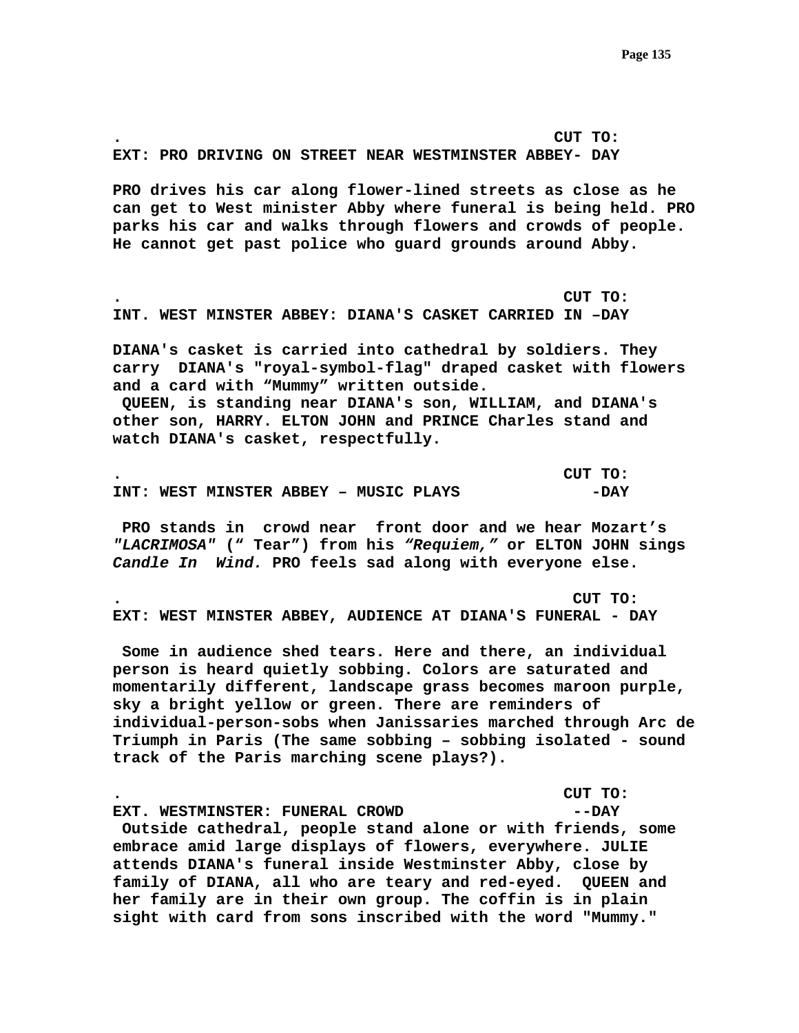**. CUT TO:**
**EXT: PRO DRIVING ON STREET NEAR WESTMINSTER ABBEY- DAY**

**PRO drives his car along flower-lined streets as close as he can get to West minister Abby where funeral is being held. PRO parks his car and walks through flowers and crowds of people. He cannot get past police who guard grounds around Abby.**

**. CUT TO:**
**INT. WEST MINSTER ABBEY: DIANA'S CASKET CARRIED IN –DAY**

**DIANA's casket is carried into cathedral by soldiers. They carry DIANA's "royal-symbol-flag" draped casket with flowers and a card with “Mummy” written outside.**
**QUEEN, is standing near DIANA's son, WILLIAM, and DIANA's other son, HARRY. ELTON JOHN and PRINCE Charles stand and watch DIANA's casket, respectfully.**

**. CUT TO:**
**INT: WEST MINSTER ABBEY – MUSIC PLAYS -DAY**

**PRO stands in crowd near front door and we hear Mozart’s *"LACRIMOSA"* (“ Tear”) from his *“Requiem,”* or ELTON JOHN sings *Candle In Wind.* PRO feels sad along with everyone else.**

**. CUT TO:**
**EXT: WEST MINSTER ABBEY, AUDIENCE AT DIANA'S FUNERAL - DAY**

**Some in audience shed tears. Here and there, an individual person is heard quietly sobbing. Colors are saturated and momentarily different, landscape grass becomes maroon purple, sky a bright yellow or green. There are reminders of individual-person-sobs when Janissaries marched through Arc de Triumph in Paris (The same sobbing – sobbing isolated - sound track of the Paris marching scene plays?).**

**. CUT TO:**
**EXT. WESTMINSTER: FUNERAL CROWD --DAY**
**Outside cathedral, people stand alone or with friends, some embrace amid large displays of flowers, everywhere. JULIE attends DIANA's funeral inside Westminster Abby, close by family of DIANA, all who are teary and red-eyed. QUEEN and her family are in their own group. The coffin is in plain sight with card from sons inscribed with the word "Mummy."**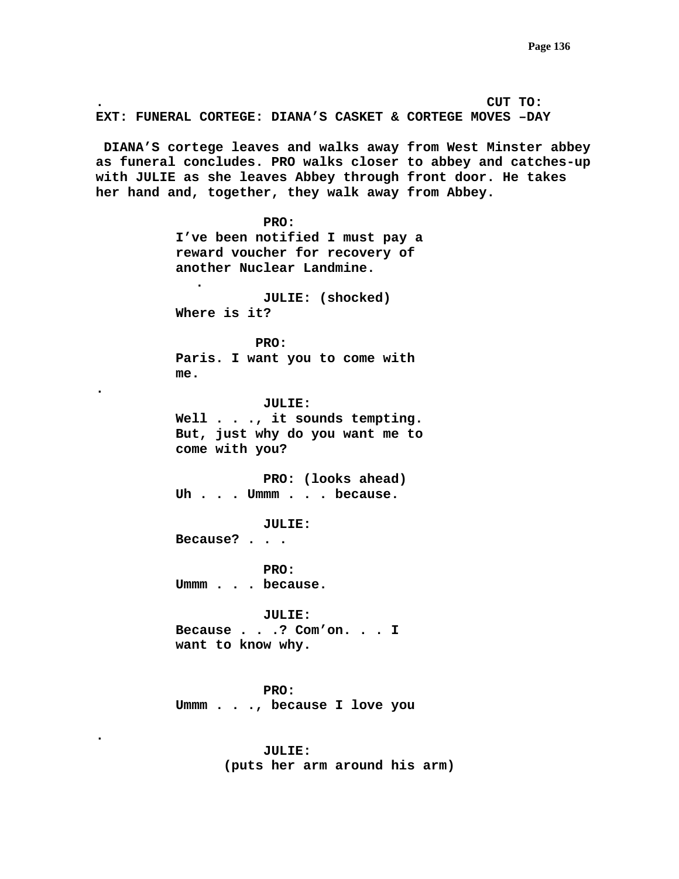.                                                    CUT TO:

**EXT: FUNERAL CORTEGE: DIANA'S CASKET & CORTEGE MOVES –DAY**

**DIANA'S cortege leaves and walks away from West Minster abbey as funeral concludes. PRO walks closer to abbey and catches-up with JULIE as she leaves Abbey through front door. He takes her hand and, together, they walk away from Abbey.**

**PRO:**
**I've been notified I must pay a reward voucher for recovery of another Nuclear Landmine.**
.

**JULIE: (shocked)**
**Where is it?**

**PRO:**
**Paris. I want you to come with me.**

.

**JULIE:**
**Well . . ., it sounds tempting. But, just why do you want me to come with you?**

**PRO: (looks ahead)**
**Uh . . . Ummm . . . because.**

**JULIE:**
**Because? . . .**

**PRO:**
**Ummm . . . because.**

**JULIE:**
**Because . . .? Com'on. . . I want to know why.**

**PRO:**
**Ummm . . ., because I love you**

.

**JULIE:**
**(puts her arm around his arm)**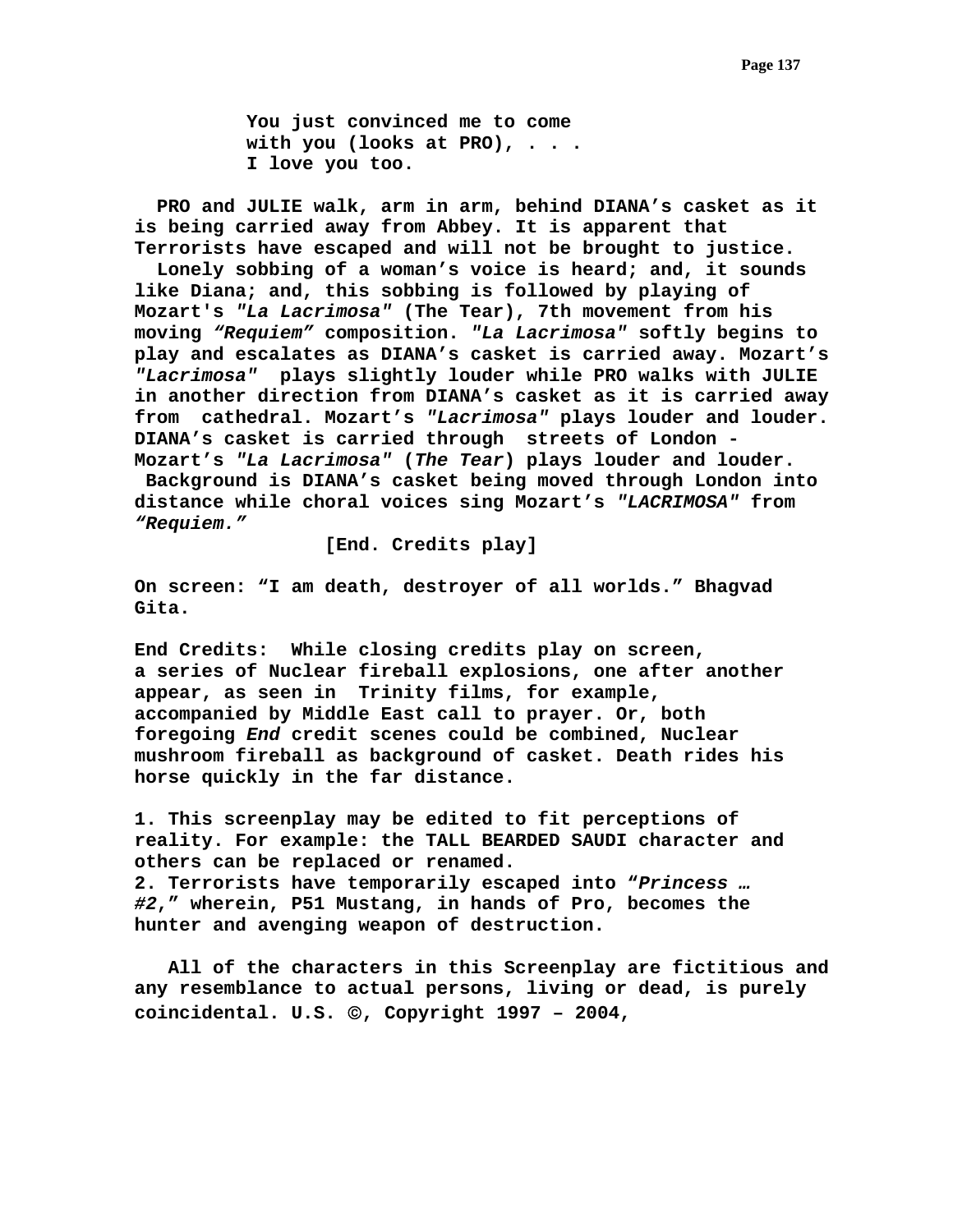**You just convinced me to come with you (looks at PRO), . . . I love you too.**

**PRO and JULIE walk, arm in arm, behind DIANA's casket as it is being carried away from Abbey. It is apparent that Terrorists have escaped and will not be brought to justice.**

**Lonely sobbing of a woman's voice is heard; and, it sounds like Diana; and, this sobbing is followed by playing of Mozart's *"La Lacrimosa"* (The Tear), 7th movement from his moving *"Requiem"* composition. *"La Lacrimosa"* softly begins to play and escalates as DIANA's casket is carried away. Mozart's *"Lacrimosa"* plays slightly louder while PRO walks with JULIE in another direction from DIANA's casket as it is carried away from cathedral. Mozart's *"Lacrimosa"* plays louder and louder. DIANA's casket is carried through streets of London - Mozart's *"La Lacrimosa"* (*The Tear*) plays louder and louder.**

**Background is DIANA's casket being moved through London into distance while choral voices sing Mozart's *"LACRIMOSA"* from *"Requiem."***

**[End. Credits play]**

**On screen: "I am death, destroyer of all worlds." Bhagvad Gita.**

**End Credits: While closing credits play on screen, a series of Nuclear fireball explosions, one after another appear, as seen in Trinity films, for example, accompanied by Middle East call to prayer. Or, both foregoing *End* credit scenes could be combined, Nuclear mushroom fireball as background of casket. Death rides his horse quickly in the far distance.**

**1. This screenplay may be edited to fit perceptions of reality. For example: the TALL BEARDED SAUDI character and others can be replaced or renamed.**
**2. Terrorists have temporarily escaped into "*Princess … #2*," wherein, P51 Mustang, in hands of Pro, becomes the hunter and avenging weapon of destruction.**

**All of the characters in this Screenplay are fictitious and any resemblance to actual persons, living or dead, is purely coincidental. U.S. ©, Copyright 1997 – 2004,**